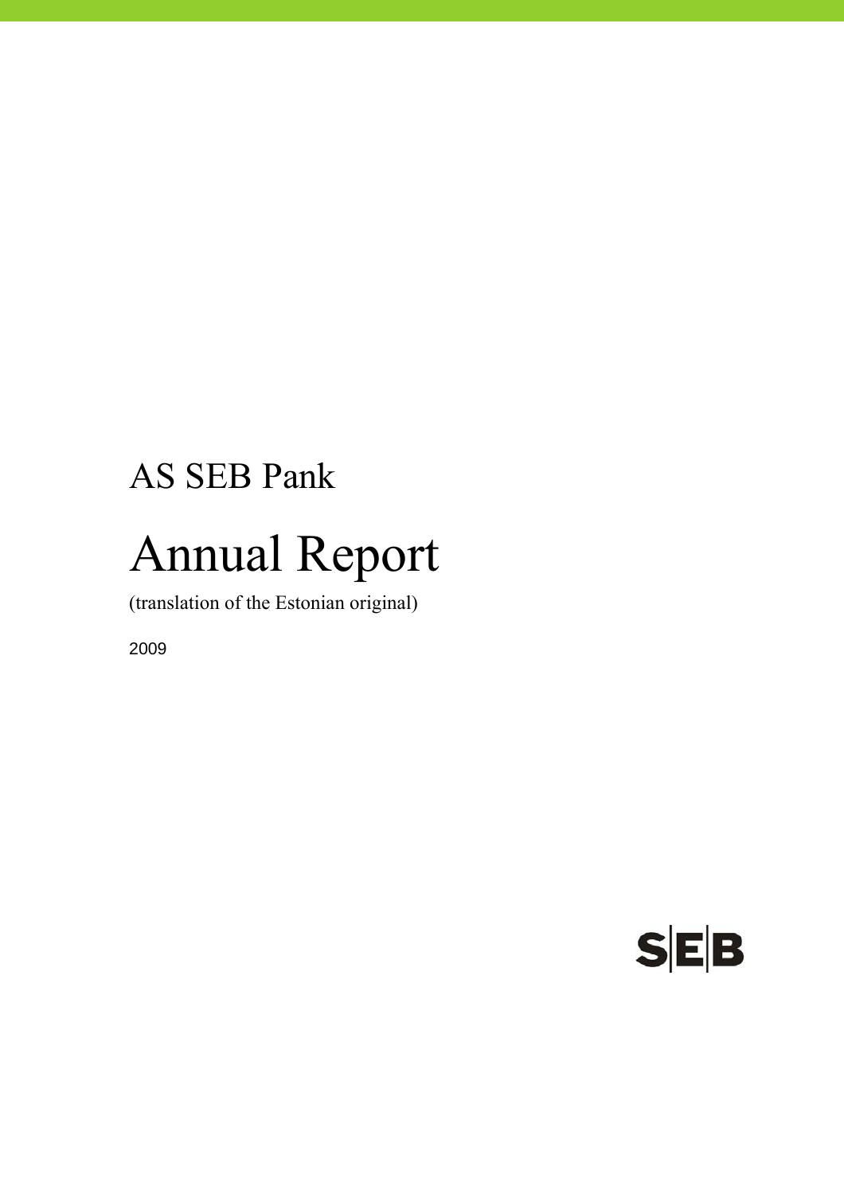AS SEB Pank

# Annual Report

(translation of the Estonian original)

2009

SEB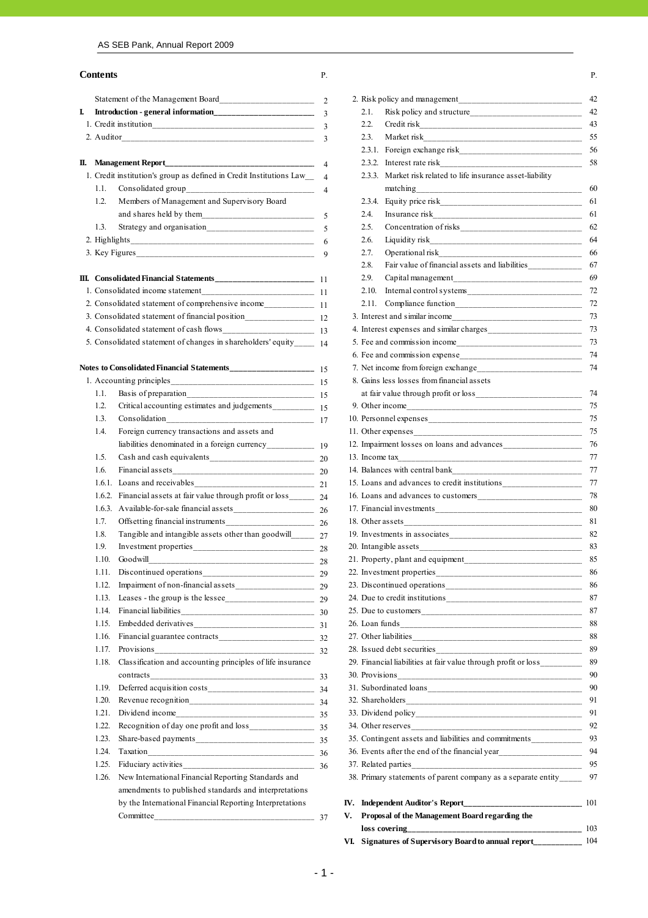## Contents

| | P. |
|---|---|
| Statement of the Management Board | 2 |
| **I. Introduction - general information** | 3 |
| 1. Credit institution | 3 |
| 2. Auditor | 3 |
| | |
| **II. Management Report** | 4 |
| 1. Credit institution's group as defined in Credit Institutions Law | 4 |
| 1.1. Consolidated group | 4 |
| 1.2. Members of Management and Supervisory Board and shares held by them | 5 |
| 1.3. Strategy and organisation | 5 |
| 2. Highlights | 6 |
| 3. Key Figures | 9 |
| | |
| **III. Consolidated Financial Statements** | 11 |
| 1. Consolidated income statement | 11 |
| 2. Consolidated statement of comprehensive income | 11 |
| 3. Consolidated statement of financial position | 12 |
| 4. Consolidated statement of cash flows | 13 |
| 5. Consolidated statement of changes in shareholders' equity | 14 |
| | |
| **Notes to Consolidated Financial Statements** | 15 |
| 1. Accounting principles | 15 |
| 1.1. Basis of preparation | 15 |
| 1.2. Critical accounting estimates and judgements | 15 |
| 1.3. Consolidation | 17 |
| 1.4. Foreign currency transactions and assets and liabilities denominated in a foreign currency | 19 |
| 1.5. Cash and cash equivalents | 20 |
| 1.6. Financial assets | 20 |
| 1.6.1. Loans and receivables | 21 |
| 1.6.2. Financial assets at fair value through profit or loss | 24 |
| 1.6.3. Available-for-sale financial assets | 26 |
| 1.7. Offsetting financial instruments | 26 |
| 1.8. Tangible and intangible assets other than goodwill | 27 |
| 1.9. Investment properties | 28 |
| 1.10. Goodwill | 28 |
| 1.11. Discontinued operations | 29 |
| 1.12. Impairment of non-financial assets | 29 |
| 1.13. Leases - the group is the lessee | 29 |
| 1.14. Financial liabilities | 30 |
| 1.15. Embedded derivatives | 31 |
| 1.16. Financial guarantee contracts | 32 |
| 1.17. Provisions | 32 |
| 1.18. Classification and accounting principles of life insurance contracts | 33 |
| 1.19. Deferred acquisition costs | 34 |
| 1.20. Revenue recognition | 34 |
| 1.21. Dividend income | 35 |
| 1.22. Recognition of day one profit and loss | 35 |
| 1.23. Share-based payments | 35 |
| 1.24. Taxation | 36 |
| 1.25. Fiduciary activities | 36 |
| 1.26. New International Financial Reporting Standards and amendments to published standards and interpretations by the International Financial Reporting Interpretations Committee | 37 |
| 2. Risk policy and management | 42 |
| 2.1. Risk policy and structure | 42 |
| 2.2. Credit risk | 43 |
| 2.3. Market risk | 55 |
| 2.3.1. Foreign exchange risk | 56 |
| 2.3.2. Interest rate risk | 58 |
| 2.3.3. Market risk related to life insurance asset-liability matching | 60 |
| 2.3.4. Equity price risk | 61 |
| 2.4. Insurance risk | 61 |
| 2.5. Concentration of risks | 62 |
| 2.6. Liquidity risk | 64 |
| 2.7. Operational risk | 66 |
| 2.8. Fair value of financial assets and liabilities | 67 |
| 2.9. Capital management | 69 |
| 2.10. Internal control systems | 72 |
| 2.11. Compliance function | 72 |
| 3. Interest and similar income | 73 |
| 4. Interest expenses and similar charges | 73 |
| 5. Fee and commission income | 73 |
| 6. Fee and commission expense | 74 |
| 7. Net income from foreign exchange | 74 |
| 8. Gains less losses from financial assets at fair value through profit or loss | 74 |
| 9. Other income | 75 |
| 10. Personnel expenses | 75 |
| 11. Other expenses | 75 |
| 12. Impairment losses on loans and advances | 76 |
| 13. Income tax | 77 |
| 14. Balances with central bank | 77 |
| 15. Loans and advances to credit institutions | 77 |
| 16. Loans and advances to customers | 78 |
| 17. Financial investments | 80 |
| 18. Other assets | 81 |
| 19. Investments in associates | 82 |
| 20. Intangible assets | 83 |
| 21. Property, plant and equipment | 85 |
| 22. Investment properties | 86 |
| 23. Discontinued operations | 86 |
| 24. Due to credit institutions | 87 |
| 25. Due to customers | 87 |
| 26. Loan funds | 88 |
| 27. Other liabilities | 88 |
| 28. Issued debt securities | 89 |
| 29. Financial liabilities at fair value through profit or loss | 89 |
| 30. Provisions | 90 |
| 31. Subordinated loans | 90 |
| 32. Shareholders | 91 |
| 33. Dividend policy | 91 |
| 34. Other reserves | 92 |
| 35. Contingent assets and liabilities and commitments | 93 |
| 36. Events after the end of the financial year | 94 |
| 37. Related parties | 95 |
| 38. Primary statements of parent company as a separate entity | 97 |
| | |
| **IV. Independent Auditor's Report** | 101 |
| **V. Proposal of the Management Board regarding the loss covering** | 103 |
| **VI. Signatures of Supervisory Board to annual report** | 104 |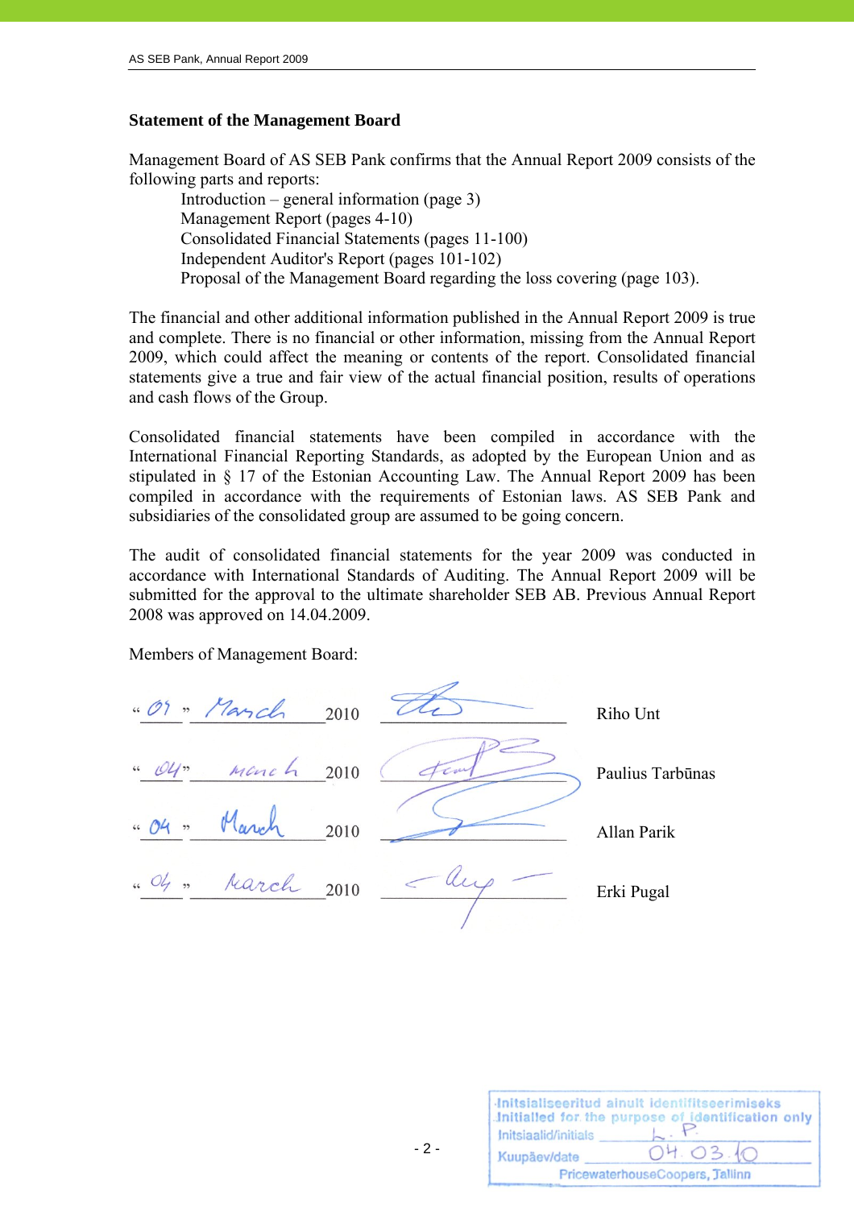## Statement of the Management Board

Management Board of AS SEB Pank confirms that the Annual Report 2009 consists of the following parts and reports:

- Introduction – general information (page 3)
- Management Report (pages 4-10)
- Consolidated Financial Statements (pages 11-100)
- Independent Auditor's Report (pages 101-102)
- Proposal of the Management Board regarding the loss covering (page 103).

The financial and other additional information published in the Annual Report 2009 is true and complete. There is no financial or other information, missing from the Annual Report 2009, which could affect the meaning or contents of the report. Consolidated financial statements give a true and fair view of the actual financial position, results of operations and cash flows of the Group.

Consolidated financial statements have been compiled in accordance with the International Financial Reporting Standards, as adopted by the European Union and as stipulated in § 17 of the Estonian Accounting Law. The Annual Report 2009 has been compiled in accordance with the requirements of Estonian laws. AS SEB Pank and subsidiaries of the consolidated group are assumed to be going concern.

The audit of consolidated financial statements for the year 2009 was conducted in accordance with International Standards of Auditing. The Annual Report 2009 will be submitted for the approval to the ultimate shareholder SEB AB. Previous Annual Report 2008 was approved on 14.04.2009.

Members of Management Board:

| Date | Signature | Name |
|---|---|---|
| "04" March 2010 | | Riho Unt |
| "04" March 2010 | | Paulius Tarbūnas |
| "04" March 2010 | | Allan Parik |
| "04" March 2010 | | Erki Pugal |

Initsialiseeritud ainult identifitseerimiseks
Initialled for the purpose of identification only
Initsiaalid/initials L.P.
Kuupäev/date 04.03.10
PricewaterhouseCoopers, Tallinn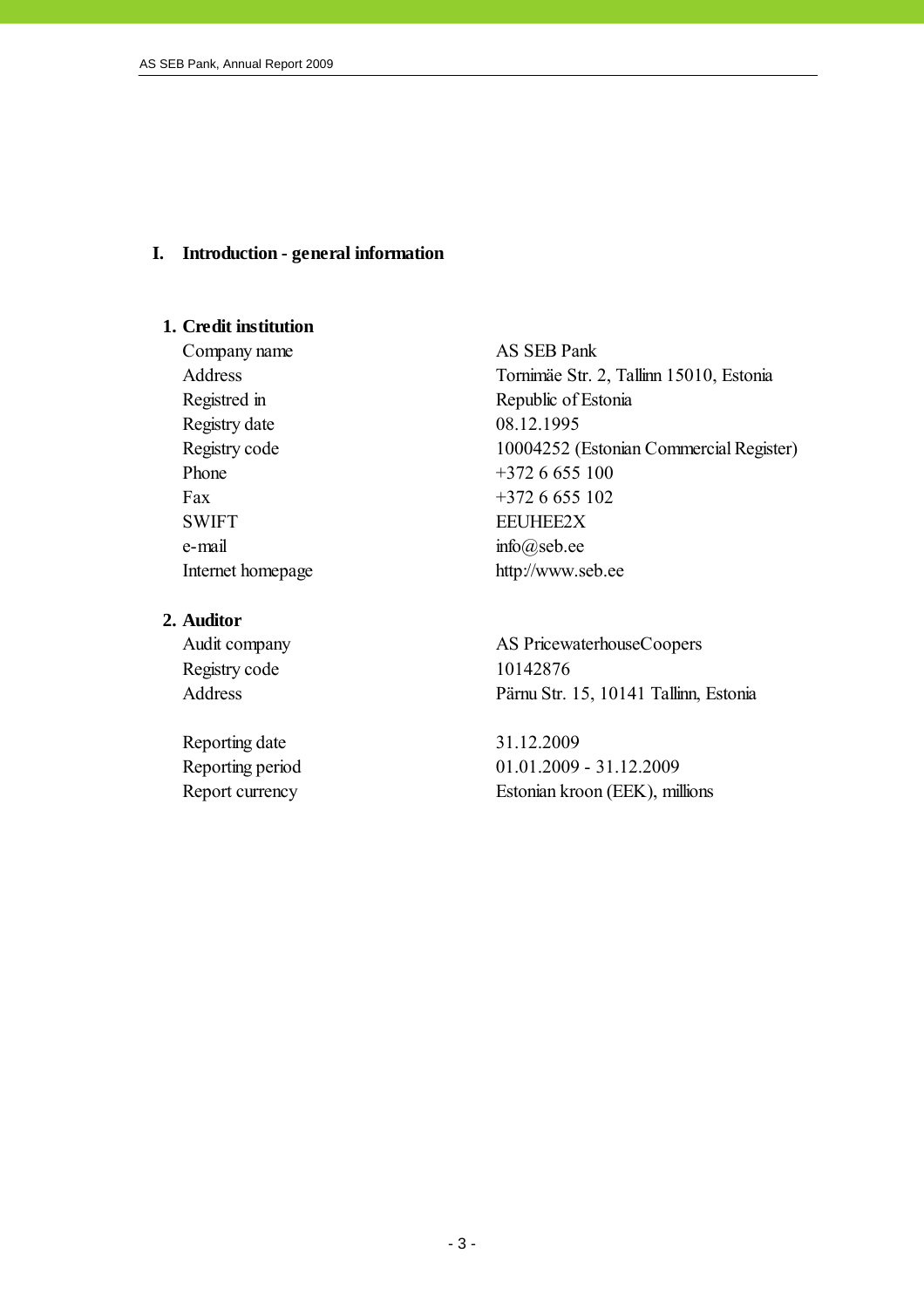# I. Introduction - general information

## 1. Credit institution

| | |
|---|---|
| Company name | AS SEB Pank |
| Address | Tornimäe Str. 2, Tallinn 15010, Estonia |
| Registred in | Republic of Estonia |
| Registry date | 08.12.1995 |
| Registry code | 10004252 (Estonian Commercial Register) |
| Phone | +372 6 655 100 |
| Fax | +372 6 655 102 |
| SWIFT | EEUHEE2X |
| e-mail | info@seb.ee |
| Internet homepage | http://www.seb.ee |

## 2. Auditor

| | |
|---|---|
| Audit company | AS PricewaterhouseCoopers |
| Registry code | 10142876 |
| Address | Pärnu Str. 15, 10141 Tallinn, Estonia |

| | |
|---|---|
| Reporting date | 31.12.2009 |
| Reporting period | 01.01.2009 - 31.12.2009 |
| Report currency | Estonian kroon (EEK), millions |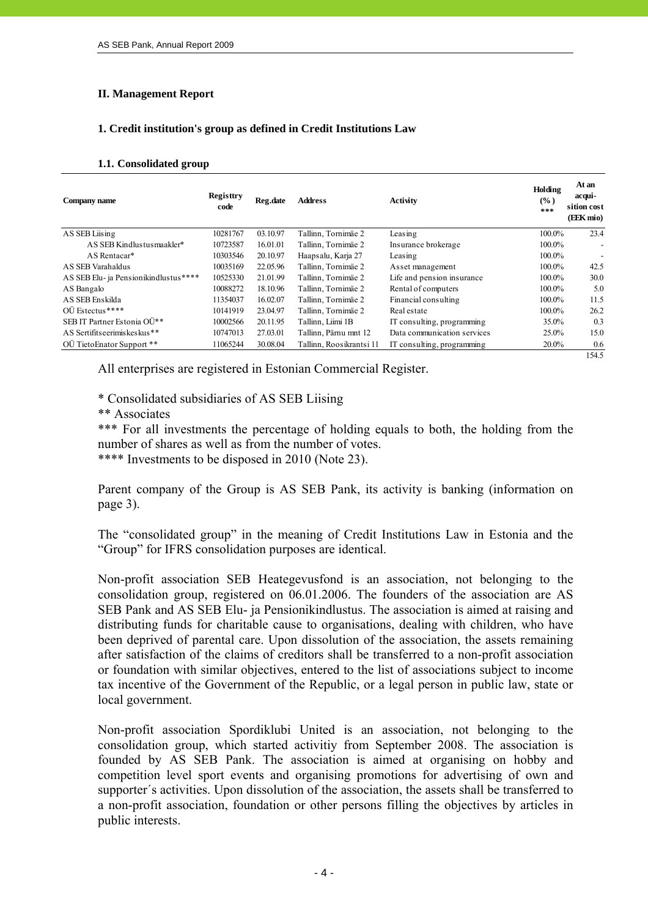## II. Management Report

### 1. Credit institution's group as defined in Credit Institutions Law

#### 1.1. Consolidated group

| Company name | Registtry code | Reg.date | Address | Activity | Holding (%) *** | At an acqui-sition cost (EEK mio) |
|---|---|---|---|---|---|---|
| AS SEB Liising | 10281767 | 03.10.97 | Tallinn, Tornimäe 2 | Leasing | 100.0% | 23.4 |
| AS SEB Kindlustusmaakler* | 10723587 | 16.01.01 | Tallinn, Tornimäe 2 | Insurance brokerage | 100.0% | - |
| AS Rentacar* | 10303546 | 20.10.97 | Haapsalu, Karja 27 | Leasing | 100.0% | - |
| AS SEB Varahaldus | 10035169 | 22.05.96 | Tallinn, Tornimäe 2 | Asset management | 100.0% | 42.5 |
| AS SEB Elu- ja Pensionikindlustus**** | 10525330 | 21.01.99 | Tallinn, Tornimäe 2 | Life and pension insurance | 100.0% | 30.0 |
| AS Bangalo | 10088272 | 18.10.96 | Tallinn, Tornimäe 2 | Rental of computers | 100.0% | 5.0 |
| AS SEB Enskilda | 11354037 | 16.02.07 | Tallinn, Tornimäe 2 | Financial consulting | 100.0% | 11.5 |
| OÜ Estectus**** | 10141919 | 23.04.97 | Tallinn, Tornimäe 2 | Real estate | 100.0% | 26.2 |
| SEB IT Partner Estonia OÜ** | 10002566 | 20.11.95 | Tallinn, Liimi 1B | IT consulting, programming | 35.0% | 0.3 |
| AS Sertifitseerimiskeskus** | 10747013 | 27.03.01 | Tallinn, Pärnu mnt 12 | Data communication services | 25.0% | 15.0 |
| OÜ TietoEnator Support ** | 11065244 | 30.08.04 | Tallinn, Roosikrantsi 11 | IT consulting, programming | 20.0% | 0.6 |
| | | | | | | 154.5 |

All enterprises are registered in Estonian Commercial Register.

\* Consolidated subsidiaries of AS SEB Liising

** Associates

*** For all investments the percentage of holding equals to both, the holding from the number of shares as well as from the number of votes.

**** Investments to be disposed in 2010 (Note 23).

Parent company of the Group is AS SEB Pank, its activity is banking (information on page 3).

The "consolidated group" in the meaning of Credit Institutions Law in Estonia and the "Group" for IFRS consolidation purposes are identical.

Non-profit association SEB Heategevusfond is an association, not belonging to the consolidation group, registered on 06.01.2006. The founders of the association are AS SEB Pank and AS SEB Elu- ja Pensionikindlustus. The association is aimed at raising and distributing funds for charitable cause to organisations, dealing with children, who have been deprived of parental care. Upon dissolution of the association, the assets remaining after satisfaction of the claims of creditors shall be transferred to a non-profit association or foundation with similar objectives, entered to the list of associations subject to income tax incentive of the Government of the Republic, or a legal person in public law, state or local government.

Non-profit association Spordiklubi United is an association, not belonging to the consolidation group, which started activitiy from September 2008. The association is founded by AS SEB Pank. The association is aimed at organising on hobby and competition level sport events and organising promotions for advertising of own and supporter´s activities. Upon dissolution of the association, the assets shall be transferred to a non-profit association, foundation or other persons filling the objectives by articles in public interests.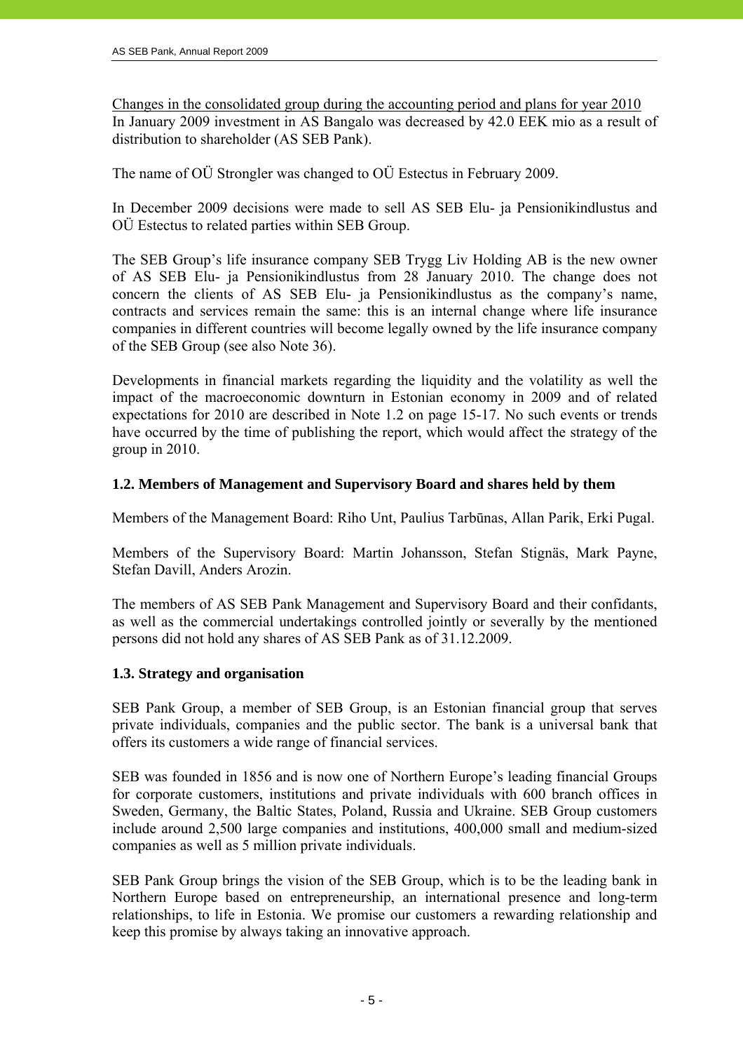Changes in the consolidated group during the accounting period and plans for year 2010

In January 2009 investment in AS Bangalo was decreased by 42.0 EEK mio as a result of distribution to shareholder (AS SEB Pank).

The name of OÜ Strongler was changed to OÜ Estectus in February 2009.

In December 2009 decisions were made to sell AS SEB Elu- ja Pensionikindlustus and OÜ Estectus to related parties within SEB Group.

The SEB Group's life insurance company SEB Trygg Liv Holding AB is the new owner of AS SEB Elu- ja Pensionikindlustus from 28 January 2010. The change does not concern the clients of AS SEB Elu- ja Pensionikindlustus as the company's name, contracts and services remain the same: this is an internal change where life insurance companies in different countries will become legally owned by the life insurance company of the SEB Group (see also Note 36).

Developments in financial markets regarding the liquidity and the volatility as well the impact of the macroeconomic downturn in Estonian economy in 2009 and of related expectations for 2010 are described in Note 1.2 on page 15-17. No such events or trends have occurred by the time of publishing the report, which would affect the strategy of the group in 2010.

### 1.2. Members of Management and Supervisory Board and shares held by them

Members of the Management Board: Riho Unt, Paulius Tarbūnas, Allan Parik, Erki Pugal.

Members of the Supervisory Board: Martin Johansson, Stefan Stignäs, Mark Payne, Stefan Davill, Anders Arozin.

The members of AS SEB Pank Management and Supervisory Board and their confidants, as well as the commercial undertakings controlled jointly or severally by the mentioned persons did not hold any shares of AS SEB Pank as of 31.12.2009.

### 1.3. Strategy and organisation

SEB Pank Group, a member of SEB Group, is an Estonian financial group that serves private individuals, companies and the public sector. The bank is a universal bank that offers its customers a wide range of financial services.

SEB was founded in 1856 and is now one of Northern Europe's leading financial Groups for corporate customers, institutions and private individuals with 600 branch offices in Sweden, Germany, the Baltic States, Poland, Russia and Ukraine. SEB Group customers include around 2,500 large companies and institutions, 400,000 small and medium-sized companies as well as 5 million private individuals.

SEB Pank Group brings the vision of the SEB Group, which is to be the leading bank in Northern Europe based on entrepreneurship, an international presence and long-term relationships, to life in Estonia. We promise our customers a rewarding relationship and keep this promise by always taking an innovative approach.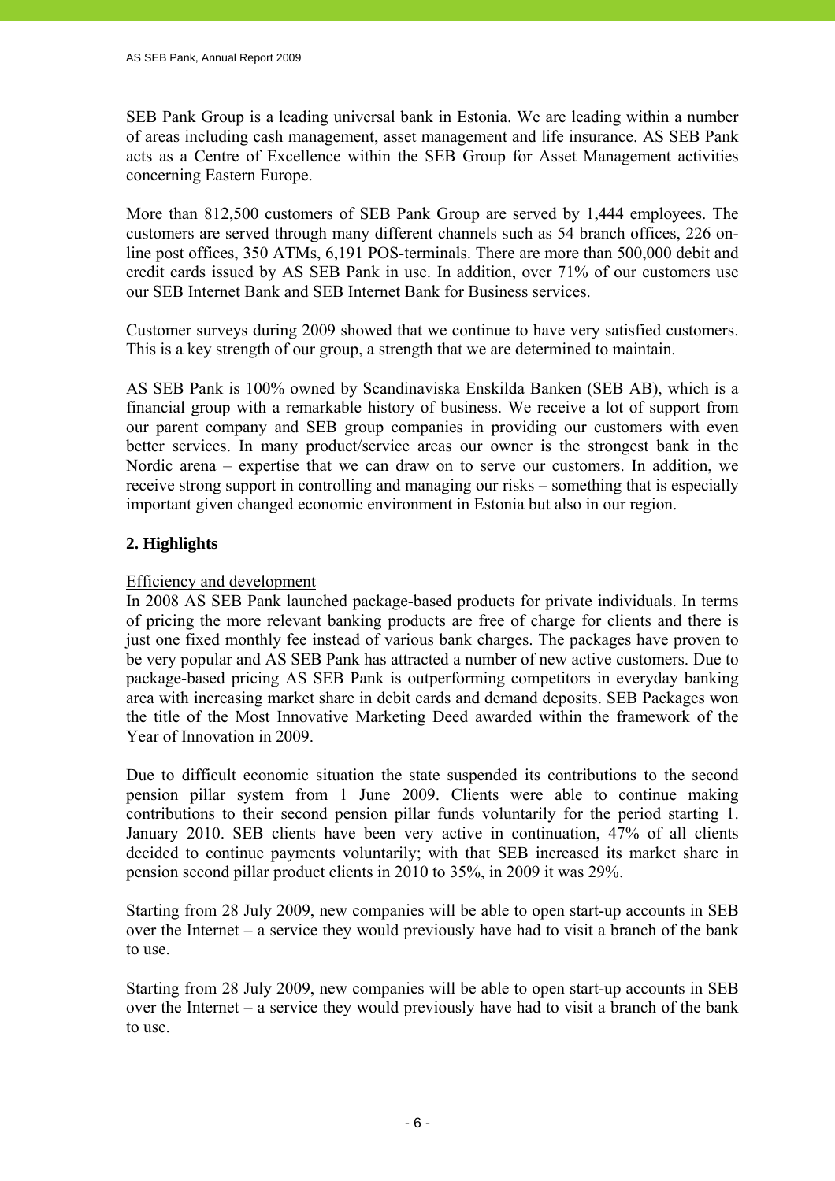SEB Pank Group is a leading universal bank in Estonia. We are leading within a number of areas including cash management, asset management and life insurance. AS SEB Pank acts as a Centre of Excellence within the SEB Group for Asset Management activities concerning Eastern Europe.

More than 812,500 customers of SEB Pank Group are served by 1,444 employees. The customers are served through many different channels such as 54 branch offices, 226 on-line post offices, 350 ATMs, 6,191 POS-terminals. There are more than 500,000 debit and credit cards issued by AS SEB Pank in use. In addition, over 71% of our customers use our SEB Internet Bank and SEB Internet Bank for Business services.

Customer surveys during 2009 showed that we continue to have very satisfied customers. This is a key strength of our group, a strength that we are determined to maintain.

AS SEB Pank is 100% owned by Scandinaviska Enskilda Banken (SEB AB), which is a financial group with a remarkable history of business. We receive a lot of support from our parent company and SEB group companies in providing our customers with even better services. In many product/service areas our owner is the strongest bank in the Nordic arena – expertise that we can draw on to serve our customers. In addition, we receive strong support in controlling and managing our risks – something that is especially important given changed economic environment in Estonia but also in our region.

## 2. Highlights

Efficiency and development

In 2008 AS SEB Pank launched package-based products for private individuals. In terms of pricing the more relevant banking products are free of charge for clients and there is just one fixed monthly fee instead of various bank charges. The packages have proven to be very popular and AS SEB Pank has attracted a number of new active customers. Due to package-based pricing AS SEB Pank is outperforming competitors in everyday banking area with increasing market share in debit cards and demand deposits. SEB Packages won the title of the Most Innovative Marketing Deed awarded within the framework of the Year of Innovation in 2009.

Due to difficult economic situation the state suspended its contributions to the second pension pillar system from 1 June 2009. Clients were able to continue making contributions to their second pension pillar funds voluntarily for the period starting 1. January 2010. SEB clients have been very active in continuation, 47% of all clients decided to continue payments voluntarily; with that SEB increased its market share in pension second pillar product clients in 2010 to 35%, in 2009 it was 29%.

Starting from 28 July 2009, new companies will be able to open start-up accounts in SEB over the Internet – a service they would previously have had to visit a branch of the bank to use.

Starting from 28 July 2009, new companies will be able to open start-up accounts in SEB over the Internet – a service they would previously have had to visit a branch of the bank to use.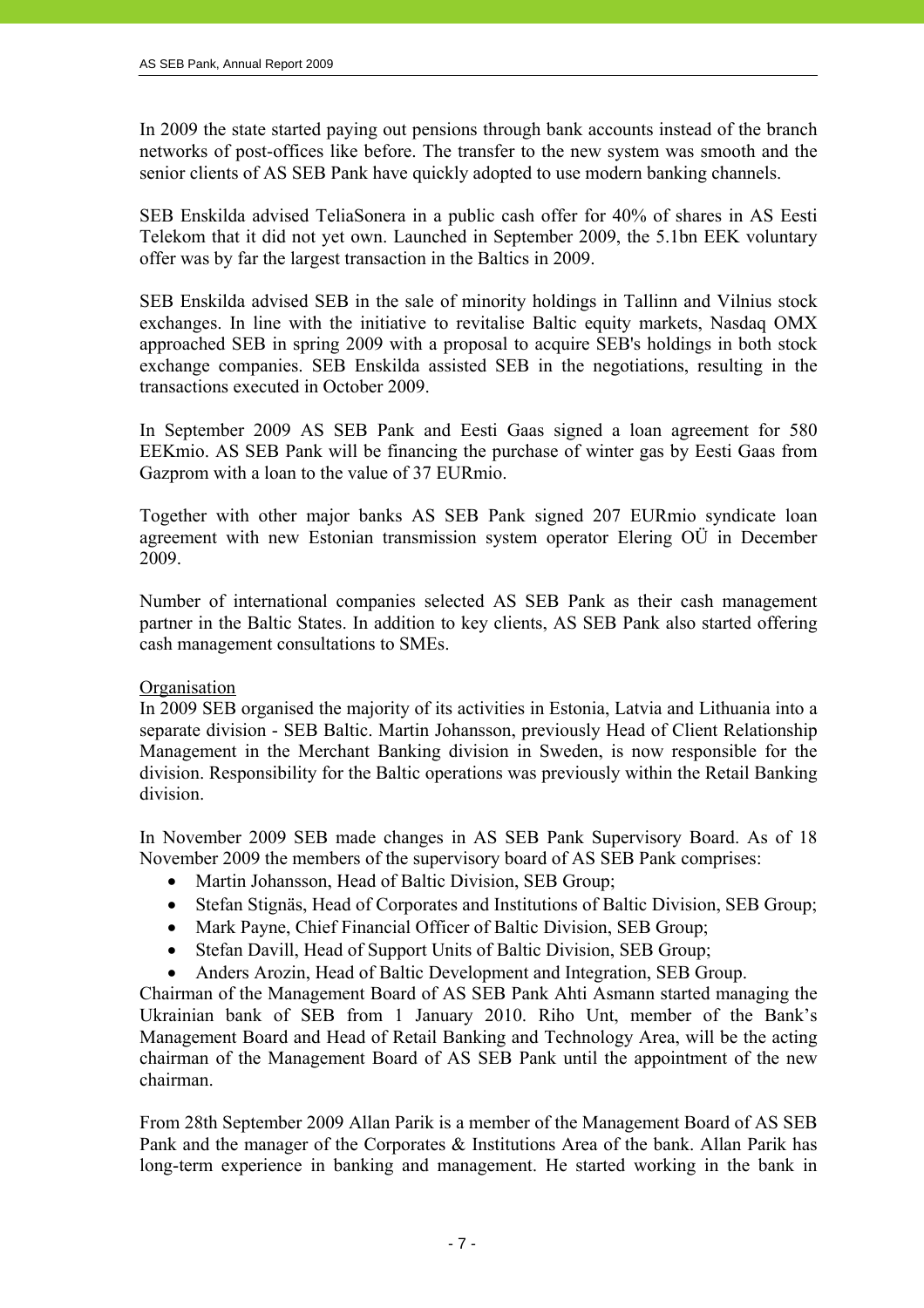In 2009 the state started paying out pensions through bank accounts instead of the branch networks of post-offices like before. The transfer to the new system was smooth and the senior clients of AS SEB Pank have quickly adopted to use modern banking channels.

SEB Enskilda advised TeliaSonera in a public cash offer for 40% of shares in AS Eesti Telekom that it did not yet own. Launched in September 2009, the 5.1bn EEK voluntary offer was by far the largest transaction in the Baltics in 2009.

SEB Enskilda advised SEB in the sale of minority holdings in Tallinn and Vilnius stock exchanges. In line with the initiative to revitalise Baltic equity markets, Nasdaq OMX approached SEB in spring 2009 with a proposal to acquire SEB's holdings in both stock exchange companies. SEB Enskilda assisted SEB in the negotiations, resulting in the transactions executed in October 2009.

In September 2009 AS SEB Pank and Eesti Gaas signed a loan agreement for 580 EEKmio. AS SEB Pank will be financing the purchase of winter gas by Eesti Gaas from Gazprom with a loan to the value of 37 EURmio.

Together with other major banks AS SEB Pank signed 207 EURmio syndicate loan agreement with new Estonian transmission system operator Elering OÜ in December 2009.

Number of international companies selected AS SEB Pank as their cash management partner in the Baltic States. In addition to key clients, AS SEB Pank also started offering cash management consultations to SMEs.

<u>Organisation</u>

In 2009 SEB organised the majority of its activities in Estonia, Latvia and Lithuania into a separate division - SEB Baltic. Martin Johansson, previously Head of Client Relationship Management in the Merchant Banking division in Sweden, is now responsible for the division. Responsibility for the Baltic operations was previously within the Retail Banking division.

In November 2009 SEB made changes in AS SEB Pank Supervisory Board. As of 18 November 2009 the members of the supervisory board of AS SEB Pank comprises:

- Martin Johansson, Head of Baltic Division, SEB Group;
- Stefan Stignäs, Head of Corporates and Institutions of Baltic Division, SEB Group;
- Mark Payne, Chief Financial Officer of Baltic Division, SEB Group;
- Stefan Davill, Head of Support Units of Baltic Division, SEB Group;
- Anders Arozin, Head of Baltic Development and Integration, SEB Group.

Chairman of the Management Board of AS SEB Pank Ahti Asmann started managing the Ukrainian bank of SEB from 1 January 2010. Riho Unt, member of the Bank's Management Board and Head of Retail Banking and Technology Area, will be the acting chairman of the Management Board of AS SEB Pank until the appointment of the new chairman.

From 28th September 2009 Allan Parik is a member of the Management Board of AS SEB Pank and the manager of the Corporates & Institutions Area of the bank. Allan Parik has long-term experience in banking and management. He started working in the bank in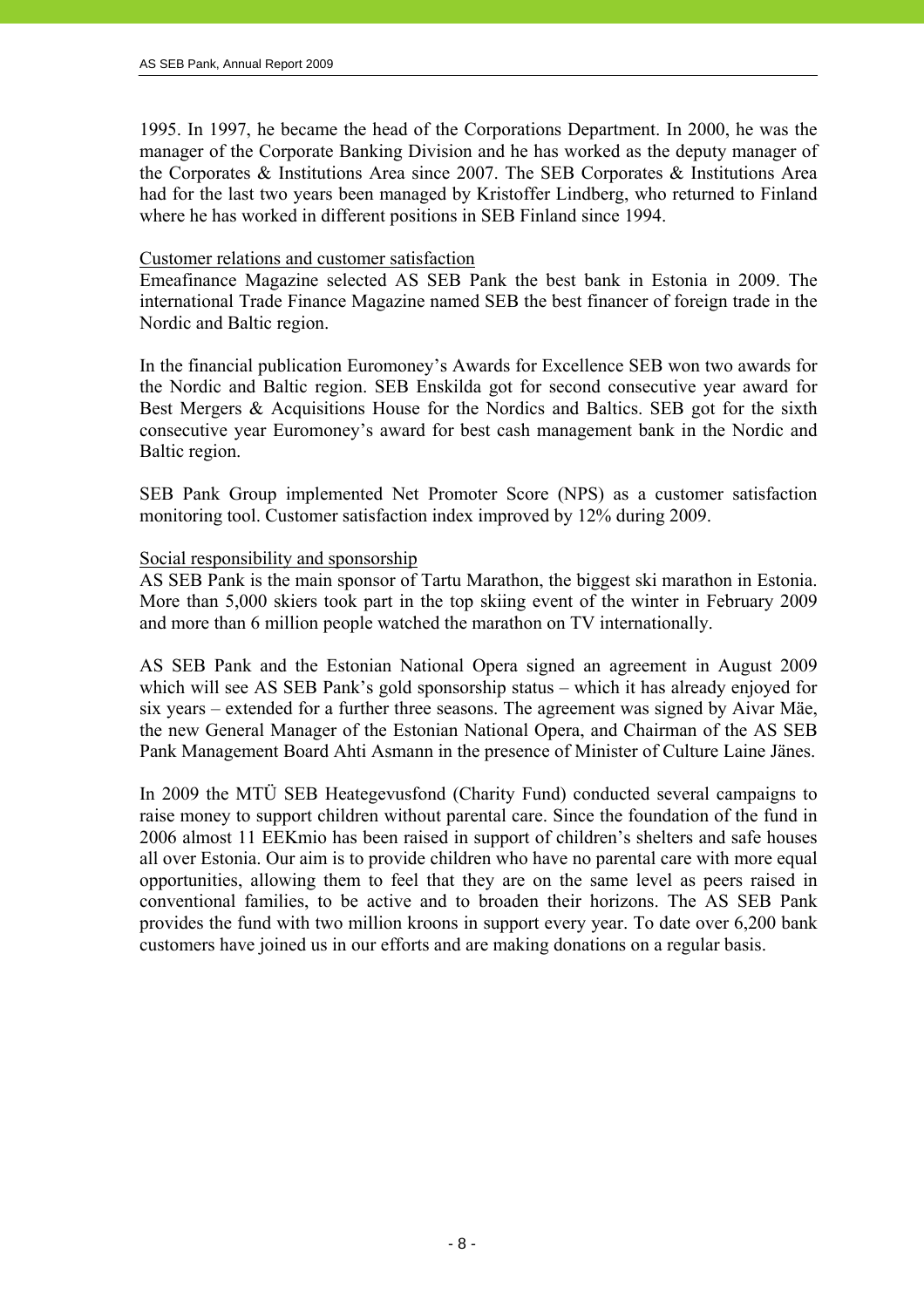1995. In 1997, he became the head of the Corporations Department. In 2000, he was the manager of the Corporate Banking Division and he has worked as the deputy manager of the Corporates & Institutions Area since 2007. The SEB Corporates & Institutions Area had for the last two years been managed by Kristoffer Lindberg, who returned to Finland where he has worked in different positions in SEB Finland since 1994.

Customer relations and customer satisfaction

Emeafinance Magazine selected AS SEB Pank the best bank in Estonia in 2009. The international Trade Finance Magazine named SEB the best financer of foreign trade in the Nordic and Baltic region.

In the financial publication Euromoney's Awards for Excellence SEB won two awards for the Nordic and Baltic region. SEB Enskilda got for second consecutive year award for Best Mergers & Acquisitions House for the Nordics and Baltics. SEB got for the sixth consecutive year Euromoney's award for best cash management bank in the Nordic and Baltic region.

SEB Pank Group implemented Net Promoter Score (NPS) as a customer satisfaction monitoring tool. Customer satisfaction index improved by 12% during 2009.

Social responsibility and sponsorship

AS SEB Pank is the main sponsor of Tartu Marathon, the biggest ski marathon in Estonia. More than 5,000 skiers took part in the top skiing event of the winter in February 2009 and more than 6 million people watched the marathon on TV internationally.

AS SEB Pank and the Estonian National Opera signed an agreement in August 2009 which will see AS SEB Pank's gold sponsorship status – which it has already enjoyed for six years – extended for a further three seasons. The agreement was signed by Aivar Mäe, the new General Manager of the Estonian National Opera, and Chairman of the AS SEB Pank Management Board Ahti Asmann in the presence of Minister of Culture Laine Jänes.

In 2009 the MTÜ SEB Heategevusfond (Charity Fund) conducted several campaigns to raise money to support children without parental care. Since the foundation of the fund in 2006 almost 11 EEKmio has been raised in support of children's shelters and safe houses all over Estonia. Our aim is to provide children who have no parental care with more equal opportunities, allowing them to feel that they are on the same level as peers raised in conventional families, to be active and to broaden their horizons. The AS SEB Pank provides the fund with two million kroons in support every year. To date over 6,200 bank customers have joined us in our efforts and are making donations on a regular basis.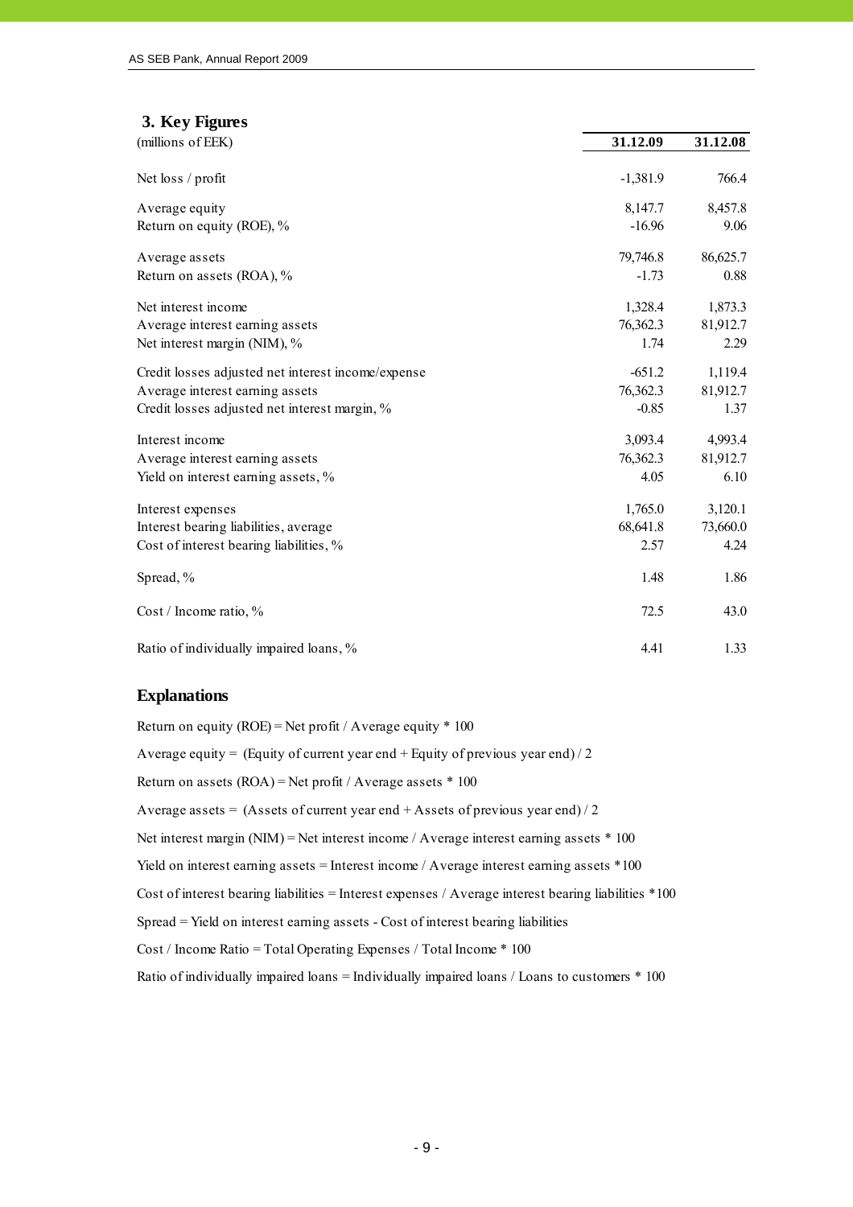## 3. Key Figures

| (millions of EEK) | 31.12.09 | 31.12.08 |
|---|---|---|
| Net loss / profit | -1,381.9 | 766.4 |
| Average equity | 8,147.7 | 8,457.8 |
| Return on equity (ROE), % | -16.96 | 9.06 |
| Average assets | 79,746.8 | 86,625.7 |
| Return on assets (ROA), % | -1.73 | 0.88 |
| Net interest income | 1,328.4 | 1,873.3 |
| Average interest earning assets | 76,362.3 | 81,912.7 |
| Net interest margin (NIM), % | 1.74 | 2.29 |
| Credit losses adjusted net interest income/expense | -651.2 | 1,119.4 |
| Average interest earning assets | 76,362.3 | 81,912.7 |
| Credit losses adjusted net interest margin, % | -0.85 | 1.37 |
| Interest income | 3,093.4 | 4,993.4 |
| Average interest earning assets | 76,362.3 | 81,912.7 |
| Yield on interest earning assets, % | 4.05 | 6.10 |
| Interest expenses | 1,765.0 | 3,120.1 |
| Interest bearing liabilities, average | 68,641.8 | 73,660.0 |
| Cost of interest bearing liabilities, % | 2.57 | 4.24 |
| Spread, % | 1.48 | 1.86 |
| Cost / Income ratio, % | 72.5 | 43.0 |
| Ratio of individually impaired loans, % | 4.41 | 1.33 |

### Explanations

Return on equity (ROE) = Net profit / Average equity * 100

Average equity = (Equity of current year end + Equity of previous year end) / 2

Return on assets (ROA) = Net profit / Average assets * 100

Average assets = (Assets of current year end + Assets of previous year end) / 2

Net interest margin (NIM) = Net interest income / Average interest earning assets * 100

Yield on interest earning assets = Interest income / Average interest earning assets *100

Cost of interest bearing liabilities = Interest expenses / Average interest bearing liabilities *100

Spread = Yield on interest earning assets - Cost of interest bearing liabilities

Cost / Income Ratio = Total Operating Expenses / Total Income * 100

Ratio of individually impaired loans = Individually impaired loans / Loans to customers * 100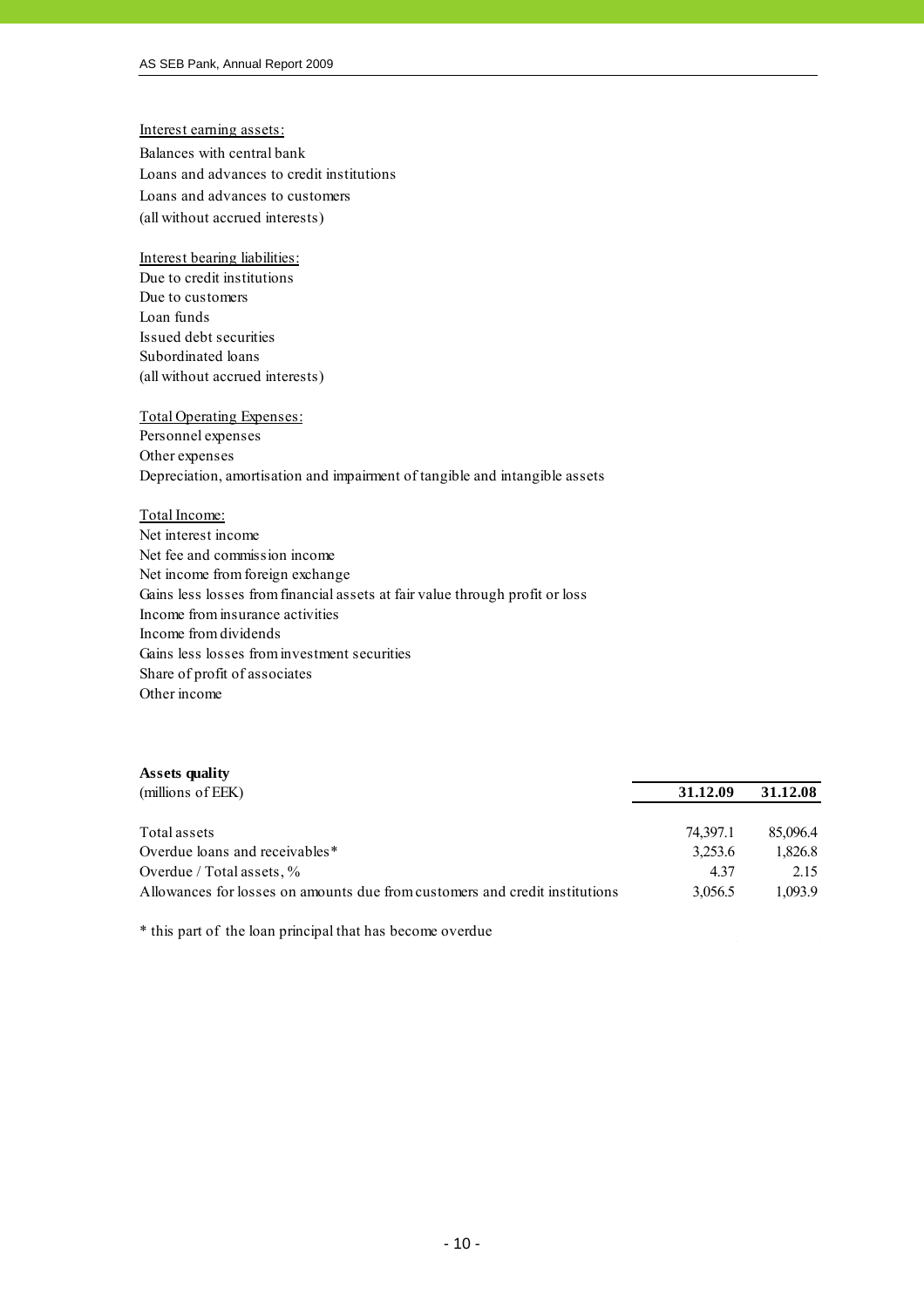Interest earning assets:

Balances with central bank
Loans and advances to credit institutions
Loans and advances to customers
(all without accrued interests)

Interest bearing liabilities:

Due to credit institutions
Due to customers
Loan funds
Issued debt securities
Subordinated loans
(all without accrued interests)

Total Operating Expenses:

Personnel expenses
Other expenses
Depreciation, amortisation and impairment of tangible and intangible assets

Total Income:

Net interest income
Net fee and commission income
Net income from foreign exchange
Gains less losses from financial assets at fair value through profit or loss
Income from insurance activities
Income from dividends
Gains less losses from investment securities
Share of profit of associates
Other income

**Assets quality**

| (millions of EEK) | **31.12.09** | **31.12.08** |
|---|---|---|
| Total assets | 74,397.1 | 85,096.4 |
| Overdue loans and receivables* | 3,253.6 | 1,826.8 |
| Overdue / Total assets, % | 4.37 | 2.15 |
| Allowances for losses on amounts due from customers and credit institutions | 3,056.5 | 1,093.9 |

* this part of the loan principal that has become overdue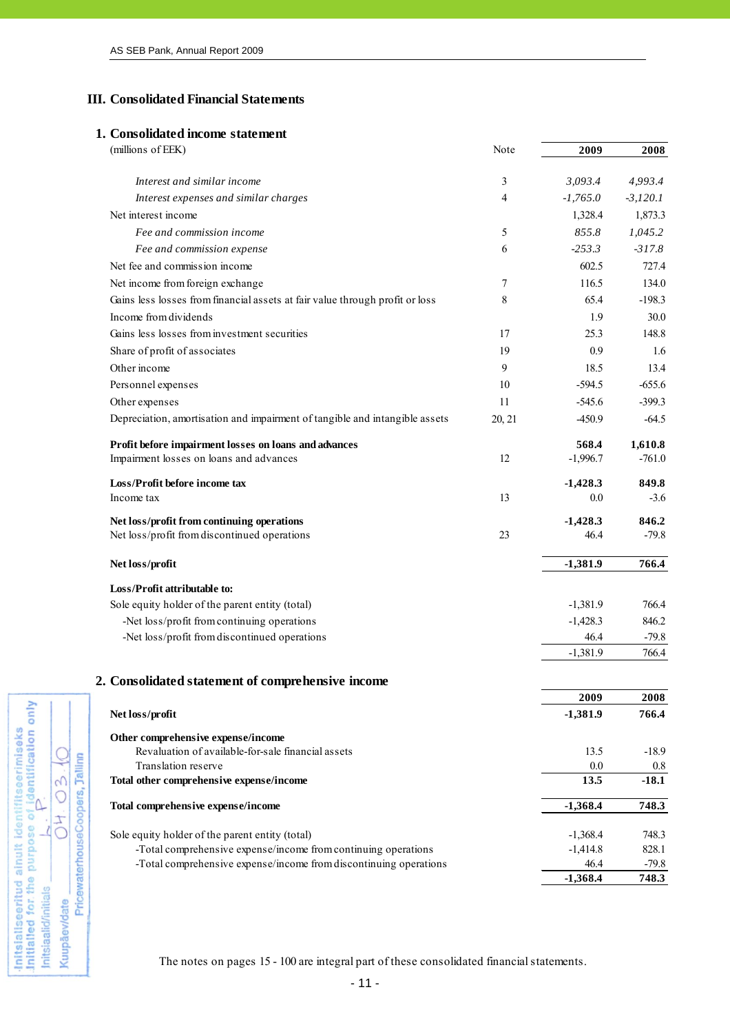# III. Consolidated Financial Statements

## 1. Consolidated income statement

| (millions of EEK) | Note | 2009 | 2008 |
|---|---|---|---|
| *Interest and similar income* | 3 | *3,093.4* | *4,993.4* |
| *Interest expenses and similar charges* | 4 | *-1,765.0* | *-3,120.1* |
| Net interest income | | 1,328.4 | 1,873.3 |
| *Fee and commission income* | 5 | *855.8* | *1,045.2* |
| *Fee and commission expense* | 6 | *-253.3* | *-317.8* |
| Net fee and commission income | | 602.5 | 727.4 |
| Net income from foreign exchange | 7 | 116.5 | 134.0 |
| Gains less losses from financial assets at fair value through profit or loss | 8 | 65.4 | -198.3 |
| Income from dividends | | 1.9 | 30.0 |
| Gains less losses from investment securities | 17 | 25.3 | 148.8 |
| Share of profit of associates | 19 | 0.9 | 1.6 |
| Other income | 9 | 18.5 | 13.4 |
| Personnel expenses | 10 | -594.5 | -655.6 |
| Other expenses | 11 | -545.6 | -399.3 |
| Depreciation, amortisation and impairment of tangible and intangible assets | 20, 21 | -450.9 | -64.5 |
| **Profit before impairment losses on loans and advances** | | **568.4** | **1,610.8** |
| Impairment losses on loans and advances | 12 | -1,996.7 | -761.0 |
| **Loss/Profit before income tax** | | **-1,428.3** | **849.8** |
| Income tax | 13 | 0.0 | -3.6 |
| **Net loss/profit from continuing operations** | | **-1,428.3** | **846.2** |
| Net loss/profit from discontinued operations | 23 | 46.4 | -79.8 |
| **Net loss/profit** | | **-1,381.9** | **766.4** |
| **Loss/Profit attributable to:** | | | |
| Sole equity holder of the parent entity (total) | | -1,381.9 | 766.4 |
| -Net loss/profit from continuing operations | | -1,428.3 | 846.2 |
| -Net loss/profit from discontinued operations | | 46.4 | -79.8 |
| | | -1,381.9 | 766.4 |

## 2. Consolidated statement of comprehensive income

| | 2009 | 2008 |
|---|---|---|
| **Net loss/profit** | **-1,381.9** | **766.4** |
| **Other comprehensive expense/income** | | |
| Revaluation of available-for-sale financial assets | 13.5 | -18.9 |
| Translation reserve | 0.0 | 0.8 |
| **Total other comprehensive expense/income** | **13.5** | **-18.1** |
| **Total comprehensive expense/income** | **-1,368.4** | **748.3** |
| Sole equity holder of the parent entity (total) | -1,368.4 | 748.3 |
| -Total comprehensive expense/income from continuing operations | -1,414.8 | 828.1 |
| -Total comprehensive expense/income from discontinuing operations | 46.4 | -79.8 |
| | **-1,368.4** | **748.3** |

The notes on pages 15 - 100 are integral part of these consolidated financial statements.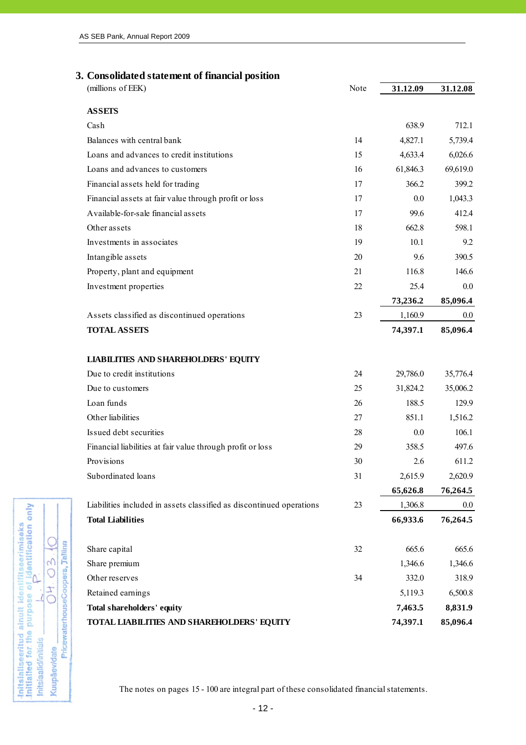## 3. Consolidated statement of financial position

| (millions of EEK) | Note | 31.12.09 | 31.12.08 |
|---|---|---|---|
| **ASSETS** | | | |
| Cash | | 638.9 | 712.1 |
| Balances with central bank | 14 | 4,827.1 | 5,739.4 |
| Loans and advances to credit institutions | 15 | 4,633.4 | 6,026.6 |
| Loans and advances to customers | 16 | 61,846.3 | 69,619.0 |
| Financial assets held for trading | 17 | 366.2 | 399.2 |
| Financial assets at fair value through profit or loss | 17 | 0.0 | 1,043.3 |
| Available-for-sale financial assets | 17 | 99.6 | 412.4 |
| Other assets | 18 | 662.8 | 598.1 |
| Investments in associates | 19 | 10.1 | 9.2 |
| Intangible assets | 20 | 9.6 | 390.5 |
| Property, plant and equipment | 21 | 116.8 | 146.6 |
| Investment properties | 22 | 25.4 | 0.0 |
| | | **73,236.2** | **85,096.4** |
| Assets classified as discontinued operations | 23 | 1,160.9 | 0.0 |
| **TOTAL ASSETS** | | **74,397.1** | **85,096.4** |
| | | | |
| **LIABILITIES AND SHAREHOLDERS' EQUITY** | | | |
| Due to credit institutions | 24 | 29,786.0 | 35,776.4 |
| Due to customers | 25 | 31,824.2 | 35,006.2 |
| Loan funds | 26 | 188.5 | 129.9 |
| Other liabilities | 27 | 851.1 | 1,516.2 |
| Issued debt securities | 28 | 0.0 | 106.1 |
| Financial liabilities at fair value through profit or loss | 29 | 358.5 | 497.6 |
| Provisions | 30 | 2.6 | 611.2 |
| Subordinated loans | 31 | 2,615.9 | 2,620.9 |
| | | **65,626.8** | **76,264.5** |
| Liabilities included in assets classified as discontinued operations | 23 | 1,306.8 | 0.0 |
| **Total Liabilities** | | **66,933.6** | **76,264.5** |
| | | | |
| Share capital | 32 | 665.6 | 665.6 |
| Share premium | | 1,346.6 | 1,346.6 |
| Other reserves | 34 | 332.0 | 318.9 |
| Retained earnings | | 5,119.3 | 6,500.8 |
| **Total shareholders' equity** | | **7,463.5** | **8,831.9** |
| **TOTAL LIABILITIES AND SHAREHOLDERS' EQUITY** | | **74,397.1** | **85,096.4** |

Initsialiseeritud ainult identifitseerimiseks / Initialled for the purpose of identification only
Initsiaalid/initials: L.P.
Kuupäev/date: 04.03.10
PricewaterhouseCoopers, Tallinn

The notes on pages 15 - 100 are integral part of these consolidated financial statements.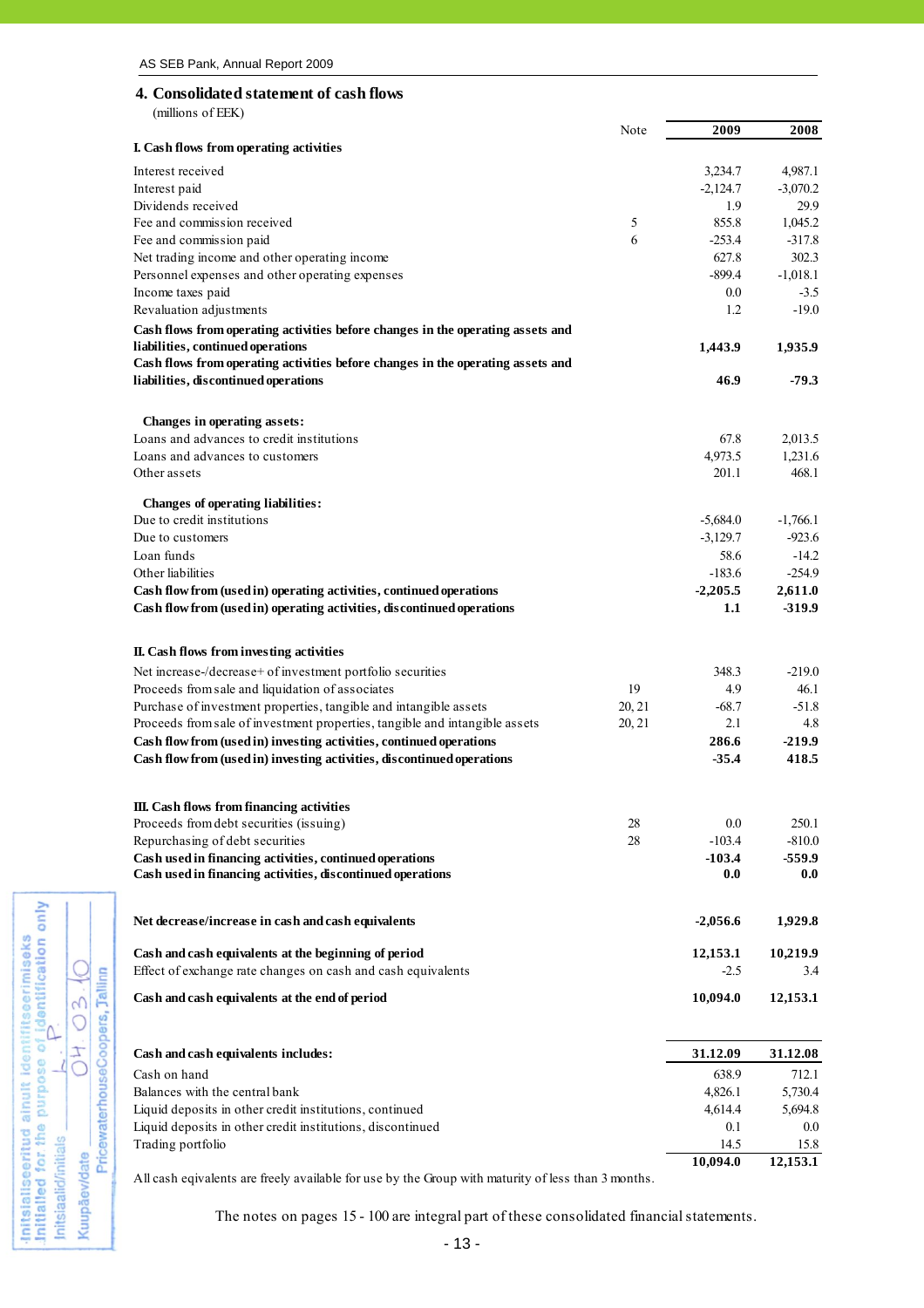## 4. Consolidated statement of cash flows

(millions of EEK)

| | Note | 2009 | 2008 |
|---|---|---|---|
| **I. Cash flows from operating activities** | | | |
| Interest received | | 3,234.7 | 4,987.1 |
| Interest paid | | -2,124.7 | -3,070.2 |
| Dividends received | | 1.9 | 29.9 |
| Fee and commission received | 5 | 855.8 | 1,045.2 |
| Fee and commission paid | 6 | -253.4 | -317.8 |
| Net trading income and other operating income | | 627.8 | 302.3 |
| Personnel expenses and other operating expenses | | -899.4 | -1,018.1 |
| Income taxes paid | | 0.0 | -3.5 |
| Revaluation adjustments | | 1.2 | -19.0 |
| **Cash flows from operating activities before changes in the operating assets and liabilities, continued operations** | | **1,443.9** | **1,935.9** |
| **Cash flows from operating activities before changes in the operating assets and liabilities, discontinued operations** | | **46.9** | **-79.3** |
| **Changes in operating assets:** | | | |
| Loans and advances to credit institutions | | 67.8 | 2,013.5 |
| Loans and advances to customers | | 4,973.5 | 1,231.6 |
| Other assets | | 201.1 | 468.1 |
| **Changes of operating liabilities:** | | | |
| Due to credit institutions | | -5,684.0 | -1,766.1 |
| Due to customers | | -3,129.7 | -923.6 |
| Loan funds | | 58.6 | -14.2 |
| Other liabilities | | -183.6 | -254.9 |
| **Cash flow from (used in) operating activities, continued operations** | | **-2,205.5** | **2,611.0** |
| **Cash flow from (used in) operating activities, discontinued operations** | | **1.1** | **-319.9** |
| **II. Cash flows from investing activities** | | | |
| Net increase-/decrease+ of investment portfolio securities | | 348.3 | -219.0 |
| Proceeds from sale and liquidation of associates | 19 | 4.9 | 46.1 |
| Purchase of investment properties, tangible and intangible assets | 20, 21 | -68.7 | -51.8 |
| Proceeds from sale of investment properties, tangible and intangible assets | 20, 21 | 2.1 | 4.8 |
| **Cash flow from (used in) investing activities, continued operations** | | **286.6** | **-219.9** |
| **Cash flow from (used in) investing activities, discontinued operations** | | **-35.4** | **418.5** |
| **III. Cash flows from financing activities** | | | |
| Proceeds from debt securities (issuing) | 28 | 0.0 | 250.1 |
| Repurchasing of debt securities | 28 | -103.4 | -810.0 |
| **Cash used in financing activities, continued operations** | | **-103.4** | **-559.9** |
| **Cash used in financing activities, discontinued operations** | | **0.0** | **0.0** |
| **Net decrease/increase in cash and cash equivalents** | | **-2,056.6** | **1,929.8** |
| **Cash and cash equivalents at the beginning of period** | | **12,153.1** | **10,219.9** |
| Effect of exchange rate changes on cash and cash equivalents | | -2.5 | 3.4 |
| **Cash and cash equivalents at the end of period** | | **10,094.0** | **12,153.1** |

| **Cash and cash equivalents includes:** | **31.12.09** | **31.12.08** |
|---|---|---|
| Cash on hand | 638.9 | 712.1 |
| Balances with the central bank | 4,826.1 | 5,730.4 |
| Liquid deposits in other credit institutions, continued | 4,614.4 | 5,694.8 |
| Liquid deposits in other credit institutions, discontinued | 0.1 | 0.0 |
| Trading portfolio | 14.5 | 15.8 |
| | **10,094.0** | **12,153.1** |

All cash eqivalents are freely available for use by the Group with maturity of less than 3 months.

The notes on pages 15 - 100 are integral part of these consolidated financial statements.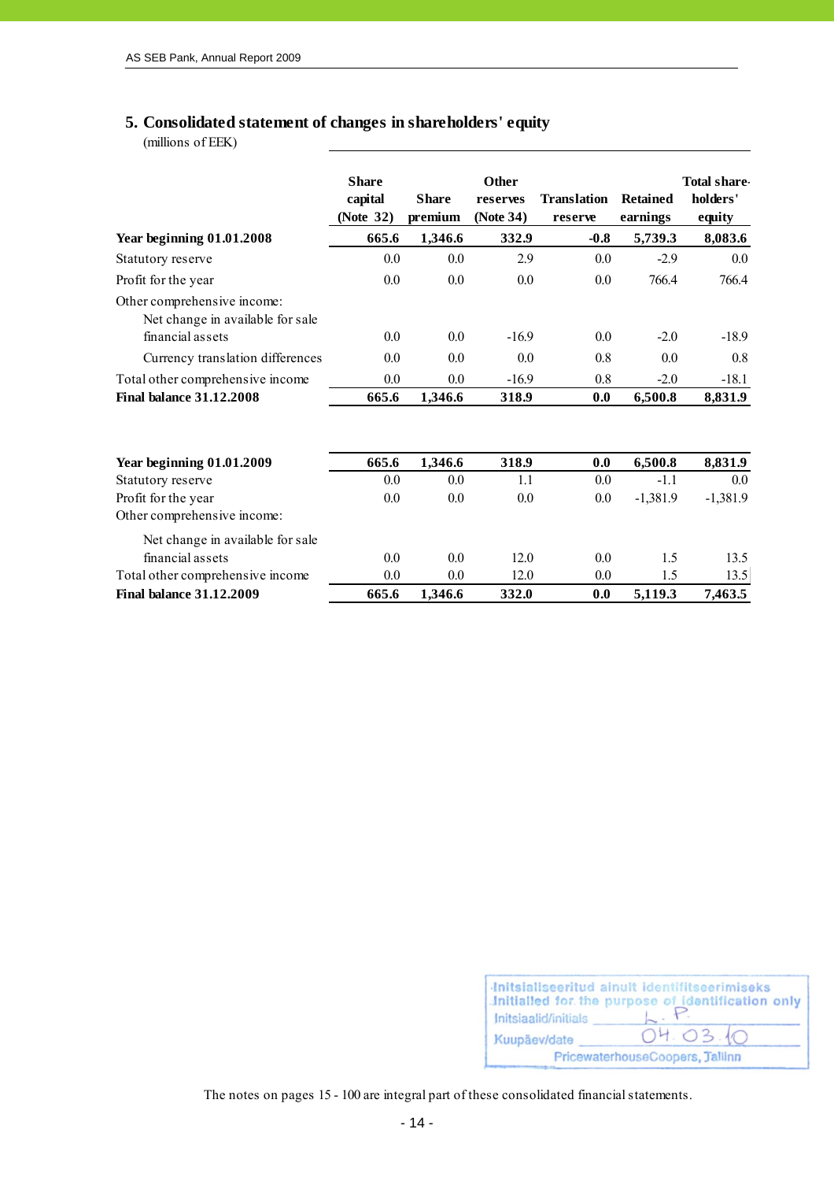## 5. Consolidated statement of changes in shareholders' equity

(millions of EEK)

| | Share capital (Note 32) | Share premium | Other reserves (Note 34) | Translation reserve | Retained earnings | Total share-holders' equity |
|---|---|---|---|---|---|---|
| **Year beginning 01.01.2008** | **665.6** | **1,346.6** | **332.9** | **-0.8** | **5,739.3** | **8,083.6** |
| Statutory reserve | 0.0 | 0.0 | 2.9 | 0.0 | -2.9 | 0.0 |
| Profit for the year | 0.0 | 0.0 | 0.0 | 0.0 | 766.4 | 766.4 |
| Other comprehensive income: | | | | | | |
| Net change in available for sale financial assets | 0.0 | 0.0 | -16.9 | 0.0 | -2.0 | -18.9 |
| Currency translation differences | 0.0 | 0.0 | 0.0 | 0.8 | 0.0 | 0.8 |
| Total other comprehensive income | 0.0 | 0.0 | -16.9 | 0.8 | -2.0 | -18.1 |
| **Final balance 31.12.2008** | **665.6** | **1,346.6** | **318.9** | **0.0** | **6,500.8** | **8,831.9** |
| | | | | | | |
| **Year beginning 01.01.2009** | **665.6** | **1,346.6** | **318.9** | **0.0** | **6,500.8** | **8,831.9** |
| Statutory reserve | 0.0 | 0.0 | 1.1 | 0.0 | -1.1 | 0.0 |
| Profit for the year | 0.0 | 0.0 | 0.0 | 0.0 | -1,381.9 | -1,381.9 |
| Other comprehensive income: | | | | | | |
| Net change in available for sale financial assets | 0.0 | 0.0 | 12.0 | 0.0 | 1.5 | 13.5 |
| Total other comprehensive income | 0.0 | 0.0 | 12.0 | 0.0 | 1.5 | 13.5 |
| **Final balance 31.12.2009** | **665.6** | **1,346.6** | **332.0** | **0.0** | **5,119.3** | **7,463.5** |

Initsialiseeritud ainult identifitseerimiseks
Initialled for the purpose of identification only
Initsiaalid/initials L. P.
Kuupäev/date 04.03.10
PricewaterhouseCoopers, Tallinn

The notes on pages 15 - 100 are integral part of these consolidated financial statements.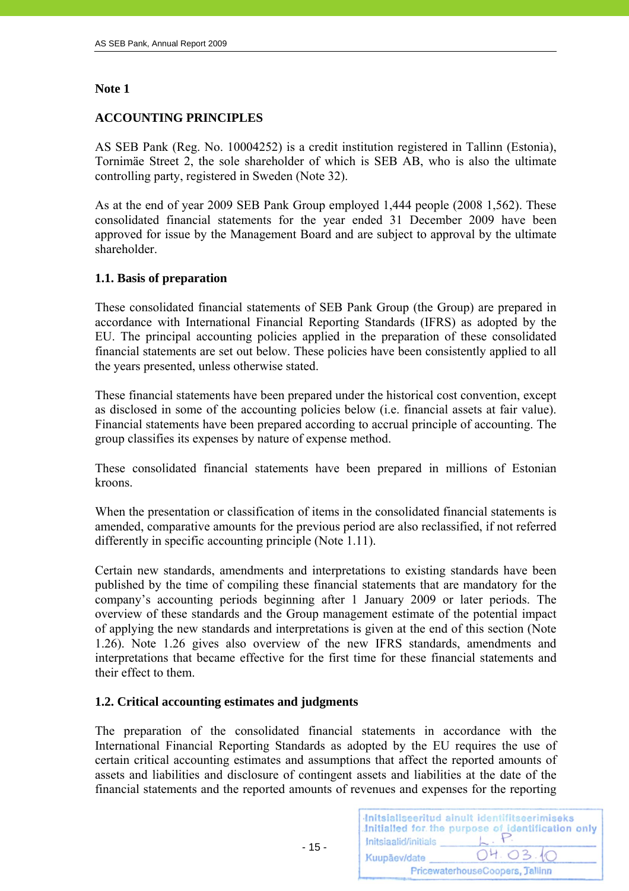# Note 1

## ACCOUNTING PRINCIPLES

AS SEB Pank (Reg. No. 10004252) is a credit institution registered in Tallinn (Estonia), Tornimäe Street 2, the sole shareholder of which is SEB AB, who is also the ultimate controlling party, registered in Sweden (Note 32).

As at the end of year 2009 SEB Pank Group employed 1,444 people (2008 1,562). These consolidated financial statements for the year ended 31 December 2009 have been approved for issue by the Management Board and are subject to approval by the ultimate shareholder.

### 1.1. Basis of preparation

These consolidated financial statements of SEB Pank Group (the Group) are prepared in accordance with International Financial Reporting Standards (IFRS) as adopted by the EU. The principal accounting policies applied in the preparation of these consolidated financial statements are set out below. These policies have been consistently applied to all the years presented, unless otherwise stated.

These financial statements have been prepared under the historical cost convention, except as disclosed in some of the accounting policies below (i.e. financial assets at fair value). Financial statements have been prepared according to accrual principle of accounting. The group classifies its expenses by nature of expense method.

These consolidated financial statements have been prepared in millions of Estonian kroons.

When the presentation or classification of items in the consolidated financial statements is amended, comparative amounts for the previous period are also reclassified, if not referred differently in specific accounting principle (Note 1.11).

Certain new standards, amendments and interpretations to existing standards have been published by the time of compiling these financial statements that are mandatory for the company's accounting periods beginning after 1 January 2009 or later periods. The overview of these standards and the Group management estimate of the potential impact of applying the new standards and interpretations is given at the end of this section (Note 1.26). Note 1.26 gives also overview of the new IFRS standards, amendments and interpretations that became effective for the first time for these financial statements and their effect to them.

### 1.2. Critical accounting estimates and judgments

The preparation of the consolidated financial statements in accordance with the International Financial Reporting Standards as adopted by the EU requires the use of certain critical accounting estimates and assumptions that affect the reported amounts of assets and liabilities and disclosure of contingent assets and liabilities at the date of the financial statements and the reported amounts of revenues and expenses for the reporting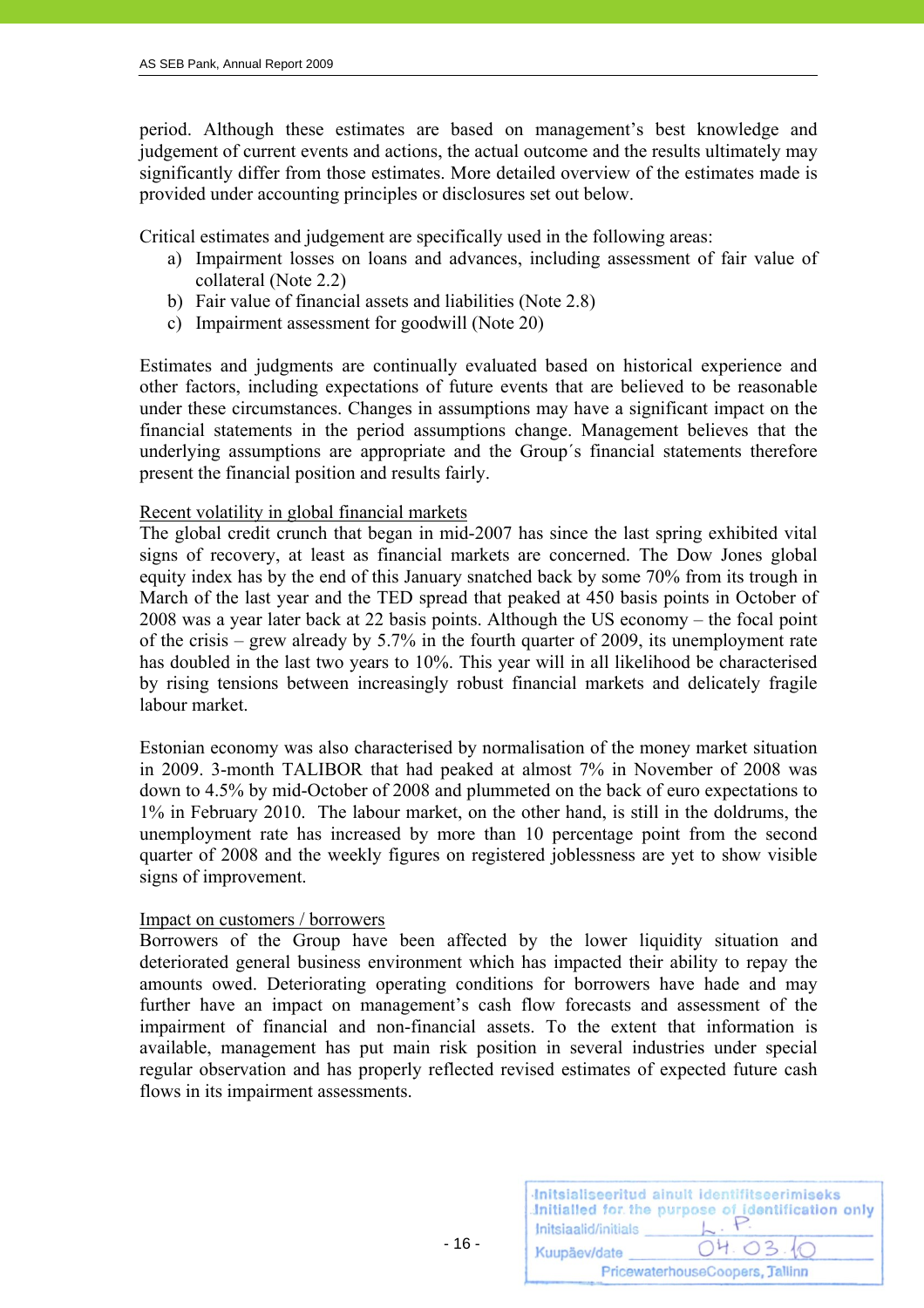period. Although these estimates are based on management's best knowledge and judgement of current events and actions, the actual outcome and the results ultimately may significantly differ from those estimates. More detailed overview of the estimates made is provided under accounting principles or disclosures set out below.

Critical estimates and judgement are specifically used in the following areas:

a) Impairment losses on loans and advances, including assessment of fair value of collateral (Note 2.2)
b) Fair value of financial assets and liabilities (Note 2.8)
c) Impairment assessment for goodwill (Note 20)

Estimates and judgments are continually evaluated based on historical experience and other factors, including expectations of future events that are believed to be reasonable under these circumstances. Changes in assumptions may have a significant impact on the financial statements in the period assumptions change. Management believes that the underlying assumptions are appropriate and the Group´s financial statements therefore present the financial position and results fairly.

Recent volatility in global financial markets

The global credit crunch that began in mid-2007 has since the last spring exhibited vital signs of recovery, at least as financial markets are concerned. The Dow Jones global equity index has by the end of this January snatched back by some 70% from its trough in March of the last year and the TED spread that peaked at 450 basis points in October of 2008 was a year later back at 22 basis points. Although the US economy – the focal point of the crisis – grew already by 5.7% in the fourth quarter of 2009, its unemployment rate has doubled in the last two years to 10%. This year will in all likelihood be characterised by rising tensions between increasingly robust financial markets and delicately fragile labour market.

Estonian economy was also characterised by normalisation of the money market situation in 2009. 3-month TALIBOR that had peaked at almost 7% in November of 2008 was down to 4.5% by mid-October of 2008 and plummeted on the back of euro expectations to 1% in February 2010. The labour market, on the other hand, is still in the doldrums, the unemployment rate has increased by more than 10 percentage point from the second quarter of 2008 and the weekly figures on registered joblessness are yet to show visible signs of improvement.

Impact on customers / borrowers

Borrowers of the Group have been affected by the lower liquidity situation and deteriorated general business environment which has impacted their ability to repay the amounts owed. Deteriorating operating conditions for borrowers have hade and may further have an impact on management's cash flow forecasts and assessment of the impairment of financial and non-financial assets. To the extent that information is available, management has put main risk position in several industries under special regular observation and has properly reflected revised estimates of expected future cash flows in its impairment assessments.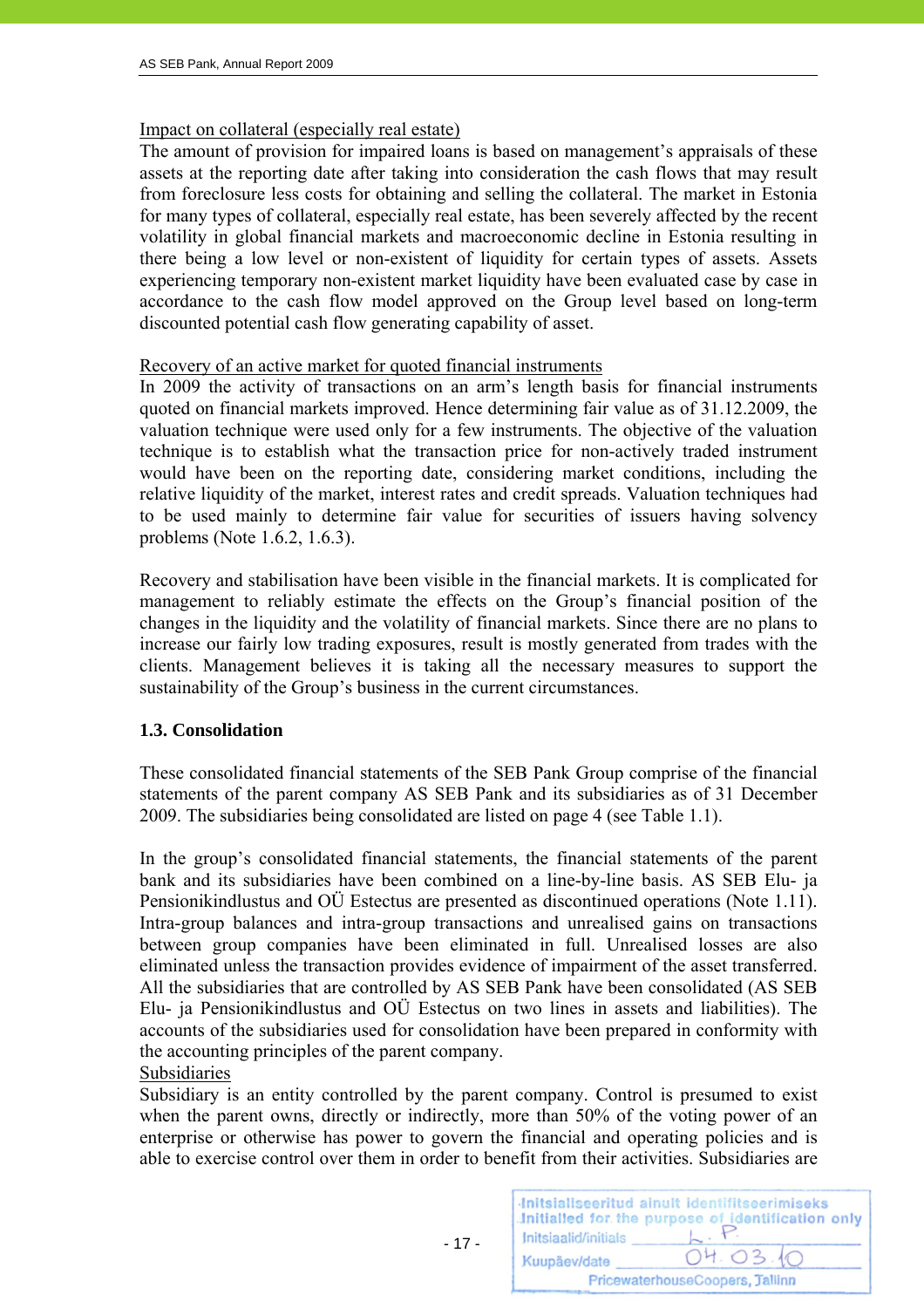Impact on collateral (especially real estate)

The amount of provision for impaired loans is based on management's appraisals of these assets at the reporting date after taking into consideration the cash flows that may result from foreclosure less costs for obtaining and selling the collateral. The market in Estonia for many types of collateral, especially real estate, has been severely affected by the recent volatility in global financial markets and macroeconomic decline in Estonia resulting in there being a low level or non-existent of liquidity for certain types of assets. Assets experiencing temporary non-existent market liquidity have been evaluated case by case in accordance to the cash flow model approved on the Group level based on long-term discounted potential cash flow generating capability of asset.

Recovery of an active market for quoted financial instruments

In 2009 the activity of transactions on an arm's length basis for financial instruments quoted on financial markets improved. Hence determining fair value as of 31.12.2009, the valuation technique were used only for a few instruments. The objective of the valuation technique is to establish what the transaction price for non-actively traded instrument would have been on the reporting date, considering market conditions, including the relative liquidity of the market, interest rates and credit spreads. Valuation techniques had to be used mainly to determine fair value for securities of issuers having solvency problems (Note 1.6.2, 1.6.3).

Recovery and stabilisation have been visible in the financial markets. It is complicated for management to reliably estimate the effects on the Group's financial position of the changes in the liquidity and the volatility of financial markets. Since there are no plans to increase our fairly low trading exposures, result is mostly generated from trades with the clients. Management believes it is taking all the necessary measures to support the sustainability of the Group's business in the current circumstances.

### 1.3. Consolidation

These consolidated financial statements of the SEB Pank Group comprise of the financial statements of the parent company AS SEB Pank and its subsidiaries as of 31 December 2009. The subsidiaries being consolidated are listed on page 4 (see Table 1.1).

In the group's consolidated financial statements, the financial statements of the parent bank and its subsidiaries have been combined on a line-by-line basis. AS SEB Elu- ja Pensionikindlustus and OÜ Estectus are presented as discontinued operations (Note 1.11). Intra-group balances and intra-group transactions and unrealised gains on transactions between group companies have been eliminated in full. Unrealised losses are also eliminated unless the transaction provides evidence of impairment of the asset transferred. All the subsidiaries that are controlled by AS SEB Pank have been consolidated (AS SEB Elu- ja Pensionikindlustus and OÜ Estectus on two lines in assets and liabilities). The accounts of the subsidiaries used for consolidation have been prepared in conformity with the accounting principles of the parent company.

Subsidiaries

Subsidiary is an entity controlled by the parent company. Control is presumed to exist when the parent owns, directly or indirectly, more than 50% of the voting power of an enterprise or otherwise has power to govern the financial and operating policies and is able to exercise control over them in order to benefit from their activities. Subsidiaries are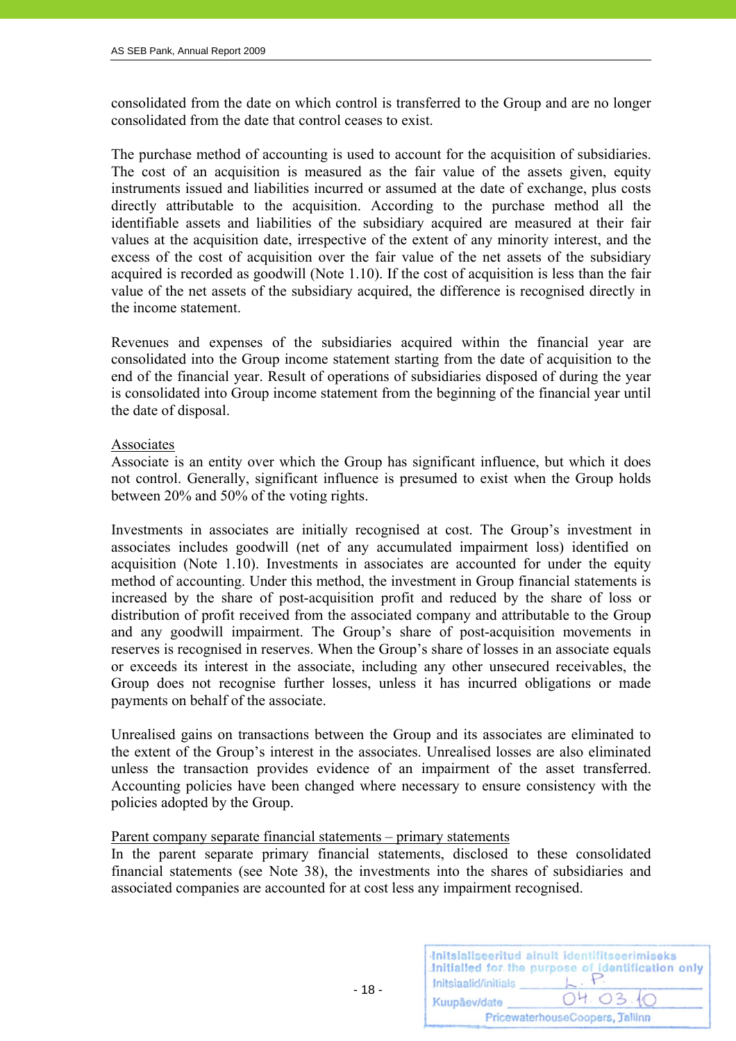consolidated from the date on which control is transferred to the Group and are no longer consolidated from the date that control ceases to exist.

The purchase method of accounting is used to account for the acquisition of subsidiaries. The cost of an acquisition is measured as the fair value of the assets given, equity instruments issued and liabilities incurred or assumed at the date of exchange, plus costs directly attributable to the acquisition. According to the purchase method all the identifiable assets and liabilities of the subsidiary acquired are measured at their fair values at the acquisition date, irrespective of the extent of any minority interest, and the excess of the cost of acquisition over the fair value of the net assets of the subsidiary acquired is recorded as goodwill (Note 1.10). If the cost of acquisition is less than the fair value of the net assets of the subsidiary acquired, the difference is recognised directly in the income statement.

Revenues and expenses of the subsidiaries acquired within the financial year are consolidated into the Group income statement starting from the date of acquisition to the end of the financial year. Result of operations of subsidiaries disposed of during the year is consolidated into Group income statement from the beginning of the financial year until the date of disposal.

Associates

Associate is an entity over which the Group has significant influence, but which it does not control. Generally, significant influence is presumed to exist when the Group holds between 20% and 50% of the voting rights.

Investments in associates are initially recognised at cost. The Group's investment in associates includes goodwill (net of any accumulated impairment loss) identified on acquisition (Note 1.10). Investments in associates are accounted for under the equity method of accounting. Under this method, the investment in Group financial statements is increased by the share of post-acquisition profit and reduced by the share of loss or distribution of profit received from the associated company and attributable to the Group and any goodwill impairment. The Group's share of post-acquisition movements in reserves is recognised in reserves. When the Group's share of losses in an associate equals or exceeds its interest in the associate, including any other unsecured receivables, the Group does not recognise further losses, unless it has incurred obligations or made payments on behalf of the associate.

Unrealised gains on transactions between the Group and its associates are eliminated to the extent of the Group's interest in the associates. Unrealised losses are also eliminated unless the transaction provides evidence of an impairment of the asset transferred. Accounting policies have been changed where necessary to ensure consistency with the policies adopted by the Group.

Parent company separate financial statements – primary statements

In the parent separate primary financial statements, disclosed to these consolidated financial statements (see Note 38), the investments into the shares of subsidiaries and associated companies are accounted for at cost less any impairment recognised.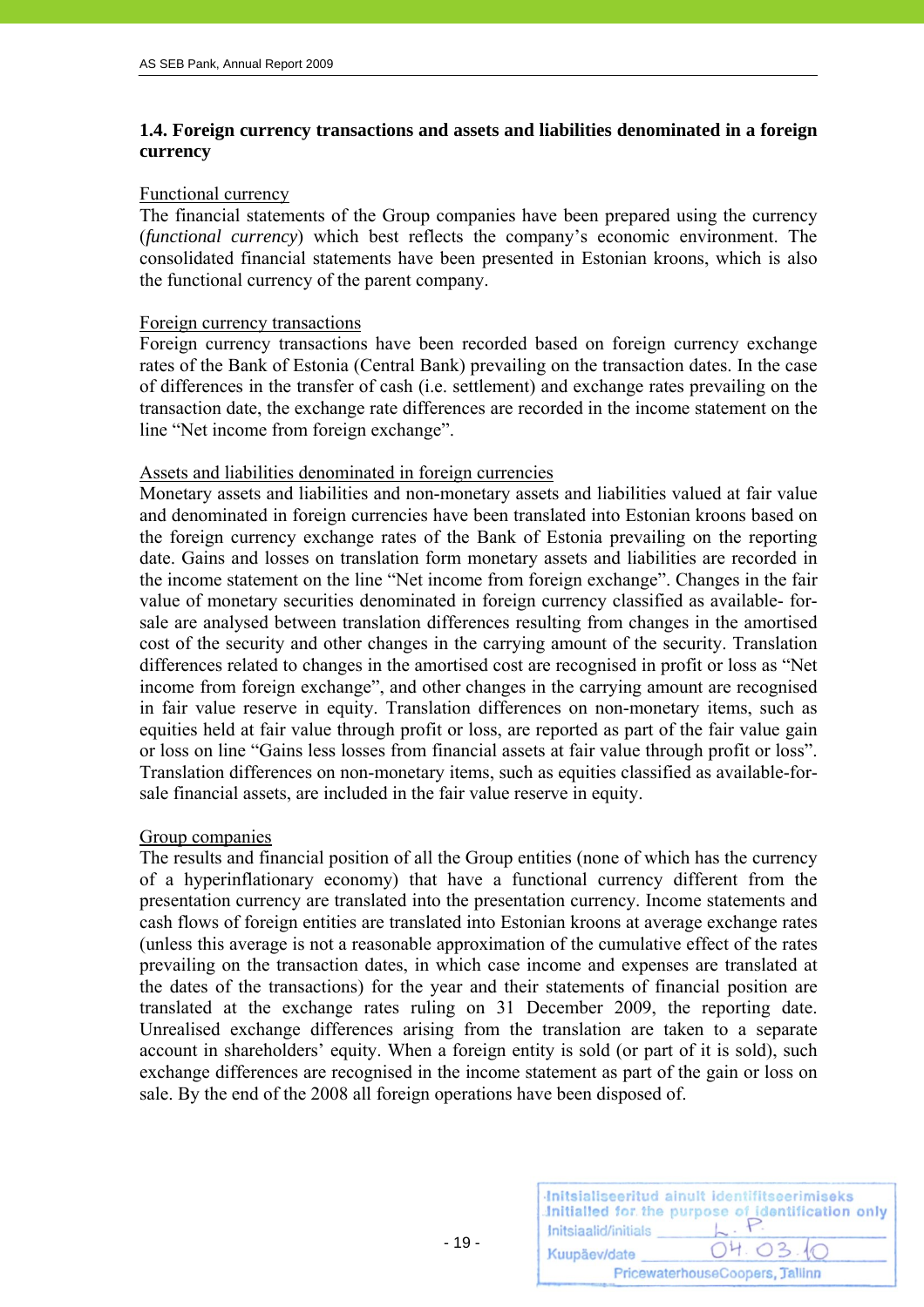### 1.4. Foreign currency transactions and assets and liabilities denominated in a foreign currency

Functional currency

The financial statements of the Group companies have been prepared using the currency (*functional currency*) which best reflects the company's economic environment. The consolidated financial statements have been presented in Estonian kroons, which is also the functional currency of the parent company.

Foreign currency transactions

Foreign currency transactions have been recorded based on foreign currency exchange rates of the Bank of Estonia (Central Bank) prevailing on the transaction dates. In the case of differences in the transfer of cash (i.e. settlement) and exchange rates prevailing on the transaction date, the exchange rate differences are recorded in the income statement on the line "Net income from foreign exchange".

Assets and liabilities denominated in foreign currencies

Monetary assets and liabilities and non-monetary assets and liabilities valued at fair value and denominated in foreign currencies have been translated into Estonian kroons based on the foreign currency exchange rates of the Bank of Estonia prevailing on the reporting date. Gains and losses on translation form monetary assets and liabilities are recorded in the income statement on the line "Net income from foreign exchange". Changes in the fair value of monetary securities denominated in foreign currency classified as available- for-sale are analysed between translation differences resulting from changes in the amortised cost of the security and other changes in the carrying amount of the security. Translation differences related to changes in the amortised cost are recognised in profit or loss as "Net income from foreign exchange", and other changes in the carrying amount are recognised in fair value reserve in equity. Translation differences on non-monetary items, such as equities held at fair value through profit or loss, are reported as part of the fair value gain or loss on line "Gains less losses from financial assets at fair value through profit or loss". Translation differences on non-monetary items, such as equities classified as available-for-sale financial assets, are included in the fair value reserve in equity.

Group companies

The results and financial position of all the Group entities (none of which has the currency of a hyperinflationary economy) that have a functional currency different from the presentation currency are translated into the presentation currency. Income statements and cash flows of foreign entities are translated into Estonian kroons at average exchange rates (unless this average is not a reasonable approximation of the cumulative effect of the rates prevailing on the transaction dates, in which case income and expenses are translated at the dates of the transactions) for the year and their statements of financial position are translated at the exchange rates ruling on 31 December 2009, the reporting date. Unrealised exchange differences arising from the translation are taken to a separate account in shareholders' equity. When a foreign entity is sold (or part of it is sold), such exchange differences are recognised in the income statement as part of the gain or loss on sale. By the end of the 2008 all foreign operations have been disposed of.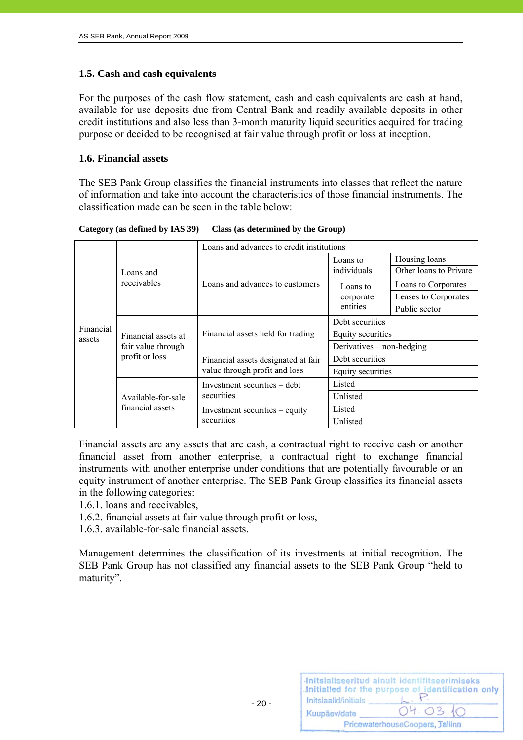### 1.5. Cash and cash equivalents

For the purposes of the cash flow statement, cash and cash equivalents are cash at hand, available for use deposits due from Central Bank and readily available deposits in other credit institutions and also less than 3-month maturity liquid securities acquired for trading purpose or decided to be recognised at fair value through profit or loss at inception.

### 1.6. Financial assets

The SEB Pank Group classifies the financial instruments into classes that reflect the nature of information and take into account the characteristics of those financial instruments. The classification made can be seen in the table below:

**Category (as defined by IAS 39)** **Class (as determined by the Group)**

| | | | | |
|---|---|---|---|---|
| Financial assets | Loans and receivables | Loans and advances to credit institutions | | |
| | | Loans and advances to customers | Loans to individuals | Housing loans |
| | | | | Other loans to Private |
| | | | Loans to corporate entities | Loans to Corporates |
| | | | | Leases to Corporates |
| | | | | Public sector |
| | Financial assets at fair value through profit or loss | Financial assets held for trading | Debt securities | |
| | | | Equity securities | |
| | | | Derivatives – non-hedging | |
| | | Financial assets designated at fair value through profit and loss | Debt securities | |
| | | | Equity securities | |
| | Available-for-sale financial assets | Investment securities – debt securities | Listed | |
| | | | Unlisted | |
| | | Investment securities – equity securities | Listed | |
| | | | Unlisted | |

Financial assets are any assets that are cash, a contractual right to receive cash or another financial asset from another enterprise, a contractual right to exchange financial instruments with another enterprise under conditions that are potentially favourable or an equity instrument of another enterprise. The SEB Pank Group classifies its financial assets in the following categories:
1.6.1. loans and receivables,
1.6.2. financial assets at fair value through profit or loss,
1.6.3. available-for-sale financial assets.

Management determines the classification of its investments at initial recognition. The SEB Pank Group has not classified any financial assets to the SEB Pank Group "held to maturity".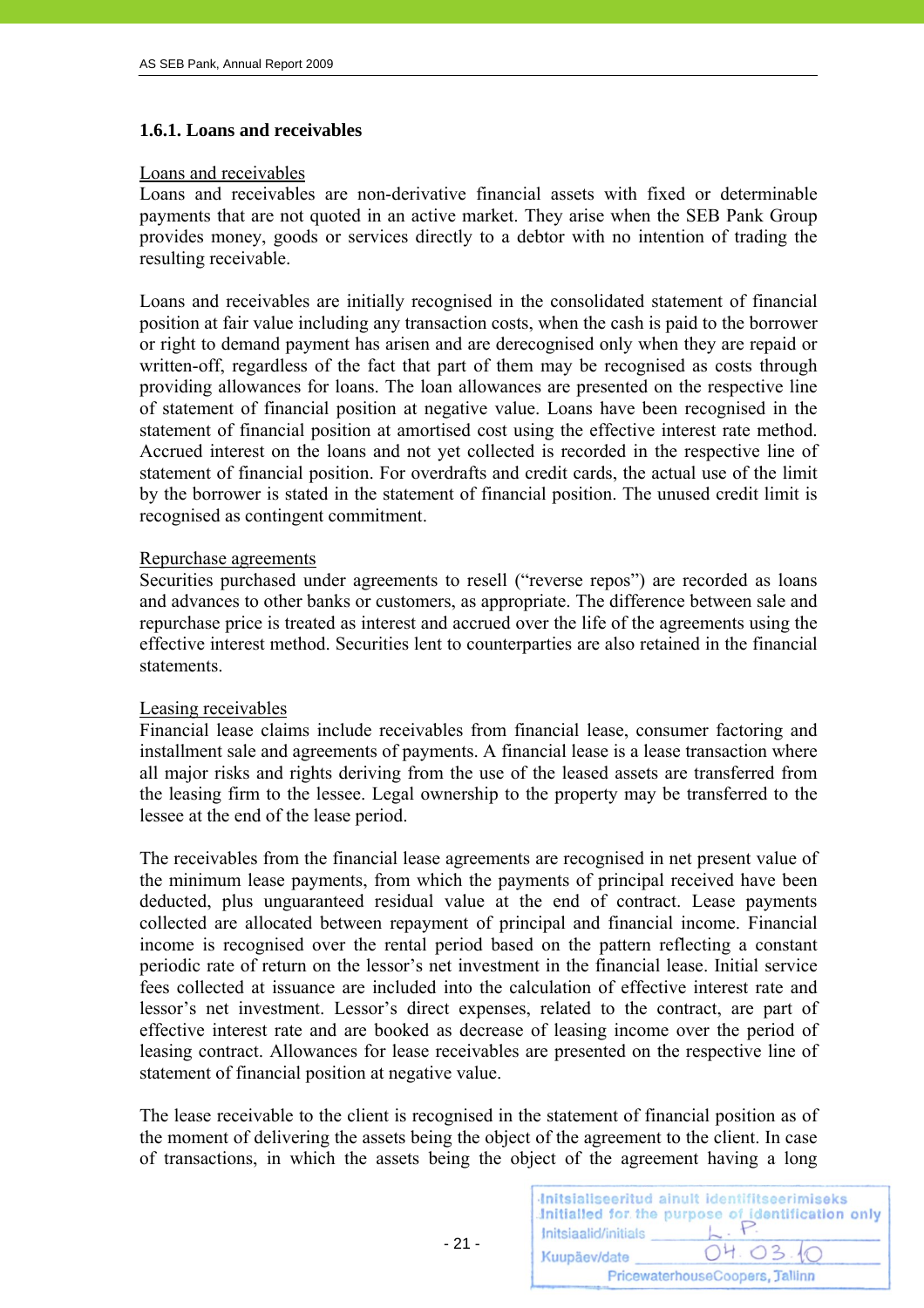### 1.6.1. Loans and receivables

Loans and receivables

Loans and receivables are non-derivative financial assets with fixed or determinable payments that are not quoted in an active market. They arise when the SEB Pank Group provides money, goods or services directly to a debtor with no intention of trading the resulting receivable.

Loans and receivables are initially recognised in the consolidated statement of financial position at fair value including any transaction costs, when the cash is paid to the borrower or right to demand payment has arisen and are derecognised only when they are repaid or written-off, regardless of the fact that part of them may be recognised as costs through providing allowances for loans. The loan allowances are presented on the respective line of statement of financial position at negative value. Loans have been recognised in the statement of financial position at amortised cost using the effective interest rate method. Accrued interest on the loans and not yet collected is recorded in the respective line of statement of financial position. For overdrafts and credit cards, the actual use of the limit by the borrower is stated in the statement of financial position. The unused credit limit is recognised as contingent commitment.

Repurchase agreements

Securities purchased under agreements to resell ("reverse repos") are recorded as loans and advances to other banks or customers, as appropriate. The difference between sale and repurchase price is treated as interest and accrued over the life of the agreements using the effective interest method. Securities lent to counterparties are also retained in the financial statements.

Leasing receivables

Financial lease claims include receivables from financial lease, consumer factoring and installment sale and agreements of payments. A financial lease is a lease transaction where all major risks and rights deriving from the use of the leased assets are transferred from the leasing firm to the lessee. Legal ownership to the property may be transferred to the lessee at the end of the lease period.

The receivables from the financial lease agreements are recognised in net present value of the minimum lease payments, from which the payments of principal received have been deducted, plus unguaranteed residual value at the end of contract. Lease payments collected are allocated between repayment of principal and financial income. Financial income is recognised over the rental period based on the pattern reflecting a constant periodic rate of return on the lessor's net investment in the financial lease. Initial service fees collected at issuance are included into the calculation of effective interest rate and lessor's net investment. Lessor's direct expenses, related to the contract, are part of effective interest rate and are booked as decrease of leasing income over the period of leasing contract. Allowances for lease receivables are presented on the respective line of statement of financial position at negative value.

The lease receivable to the client is recognised in the statement of financial position as of the moment of delivering the assets being the object of the agreement to the client. In case of transactions, in which the assets being the object of the agreement having a long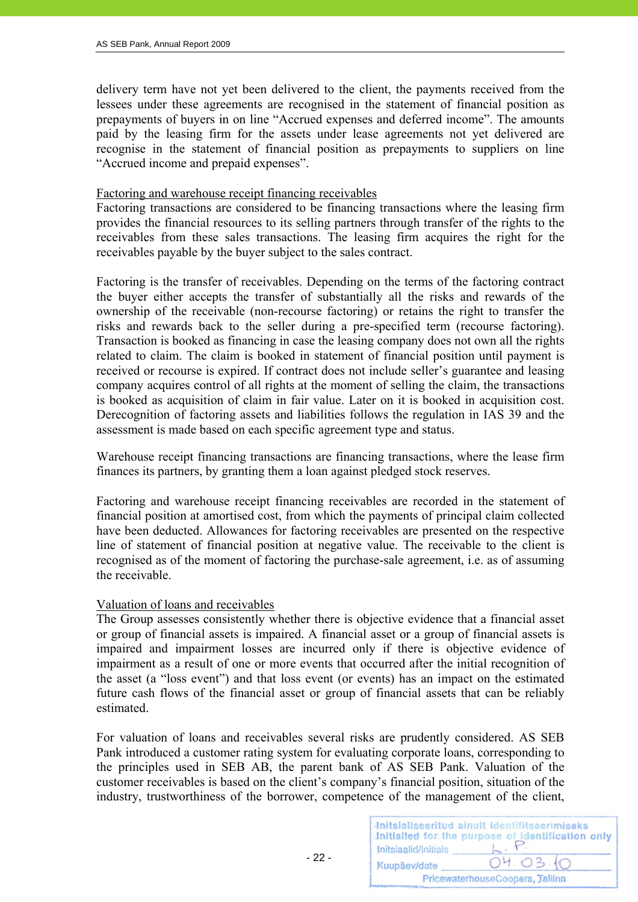delivery term have not yet been delivered to the client, the payments received from the lessees under these agreements are recognised in the statement of financial position as prepayments of buyers in on line "Accrued expenses and deferred income". The amounts paid by the leasing firm for the assets under lease agreements not yet delivered are recognise in the statement of financial position as prepayments to suppliers on line "Accrued income and prepaid expenses".

Factoring and warehouse receipt financing receivables

Factoring transactions are considered to be financing transactions where the leasing firm provides the financial resources to its selling partners through transfer of the rights to the receivables from these sales transactions. The leasing firm acquires the right for the receivables payable by the buyer subject to the sales contract.

Factoring is the transfer of receivables. Depending on the terms of the factoring contract the buyer either accepts the transfer of substantially all the risks and rewards of the ownership of the receivable (non-recourse factoring) or retains the right to transfer the risks and rewards back to the seller during a pre-specified term (recourse factoring). Transaction is booked as financing in case the leasing company does not own all the rights related to claim. The claim is booked in statement of financial position until payment is received or recourse is expired. If contract does not include seller's guarantee and leasing company acquires control of all rights at the moment of selling the claim, the transactions is booked as acquisition of claim in fair value. Later on it is booked in acquisition cost. Derecognition of factoring assets and liabilities follows the regulation in IAS 39 and the assessment is made based on each specific agreement type and status.

Warehouse receipt financing transactions are financing transactions, where the lease firm finances its partners, by granting them a loan against pledged stock reserves.

Factoring and warehouse receipt financing receivables are recorded in the statement of financial position at amortised cost, from which the payments of principal claim collected have been deducted. Allowances for factoring receivables are presented on the respective line of statement of financial position at negative value. The receivable to the client is recognised as of the moment of factoring the purchase-sale agreement, i.e. as of assuming the receivable.

Valuation of loans and receivables

The Group assesses consistently whether there is objective evidence that a financial asset or group of financial assets is impaired. A financial asset or a group of financial assets is impaired and impairment losses are incurred only if there is objective evidence of impairment as a result of one or more events that occurred after the initial recognition of the asset (a "loss event") and that loss event (or events) has an impact on the estimated future cash flows of the financial asset or group of financial assets that can be reliably estimated.

For valuation of loans and receivables several risks are prudently considered. AS SEB Pank introduced a customer rating system for evaluating corporate loans, corresponding to the principles used in SEB AB, the parent bank of AS SEB Pank. Valuation of the customer receivables is based on the client's company's financial position, situation of the industry, trustworthiness of the borrower, competence of the management of the client,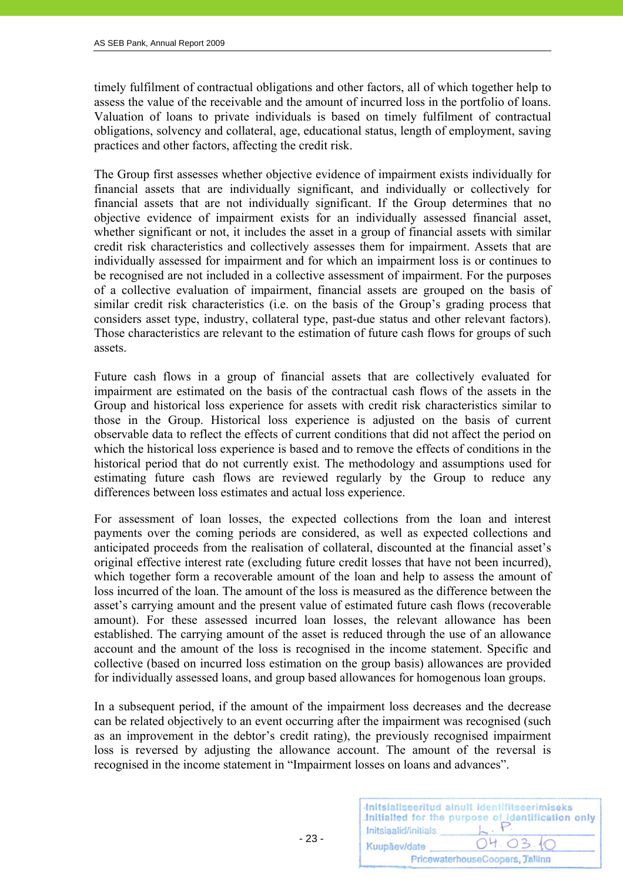timely fulfilment of contractual obligations and other factors, all of which together help to assess the value of the receivable and the amount of incurred loss in the portfolio of loans. Valuation of loans to private individuals is based on timely fulfilment of contractual obligations, solvency and collateral, age, educational status, length of employment, saving practices and other factors, affecting the credit risk.

The Group first assesses whether objective evidence of impairment exists individually for financial assets that are individually significant, and individually or collectively for financial assets that are not individually significant. If the Group determines that no objective evidence of impairment exists for an individually assessed financial asset, whether significant or not, it includes the asset in a group of financial assets with similar credit risk characteristics and collectively assesses them for impairment. Assets that are individually assessed for impairment and for which an impairment loss is or continues to be recognised are not included in a collective assessment of impairment. For the purposes of a collective evaluation of impairment, financial assets are grouped on the basis of similar credit risk characteristics (i.e. on the basis of the Group's grading process that considers asset type, industry, collateral type, past-due status and other relevant factors). Those characteristics are relevant to the estimation of future cash flows for groups of such assets.

Future cash flows in a group of financial assets that are collectively evaluated for impairment are estimated on the basis of the contractual cash flows of the assets in the Group and historical loss experience for assets with credit risk characteristics similar to those in the Group. Historical loss experience is adjusted on the basis of current observable data to reflect the effects of current conditions that did not affect the period on which the historical loss experience is based and to remove the effects of conditions in the historical period that do not currently exist. The methodology and assumptions used for estimating future cash flows are reviewed regularly by the Group to reduce any differences between loss estimates and actual loss experience.

For assessment of loan losses, the expected collections from the loan and interest payments over the coming periods are considered, as well as expected collections and anticipated proceeds from the realisation of collateral, discounted at the financial asset's original effective interest rate (excluding future credit losses that have not been incurred), which together form a recoverable amount of the loan and help to assess the amount of loss incurred of the loan. The amount of the loss is measured as the difference between the asset's carrying amount and the present value of estimated future cash flows (recoverable amount). For these assessed incurred loan losses, the relevant allowance has been established. The carrying amount of the asset is reduced through the use of an allowance account and the amount of the loss is recognised in the income statement. Specific and collective (based on incurred loss estimation on the group basis) allowances are provided for individually assessed loans, and group based allowances for homogenous loan groups.

In a subsequent period, if the amount of the impairment loss decreases and the decrease can be related objectively to an event occurring after the impairment was recognised (such as an improvement in the debtor's credit rating), the previously recognised impairment loss is reversed by adjusting the allowance account. The amount of the reversal is recognised in the income statement in "Impairment losses on loans and advances".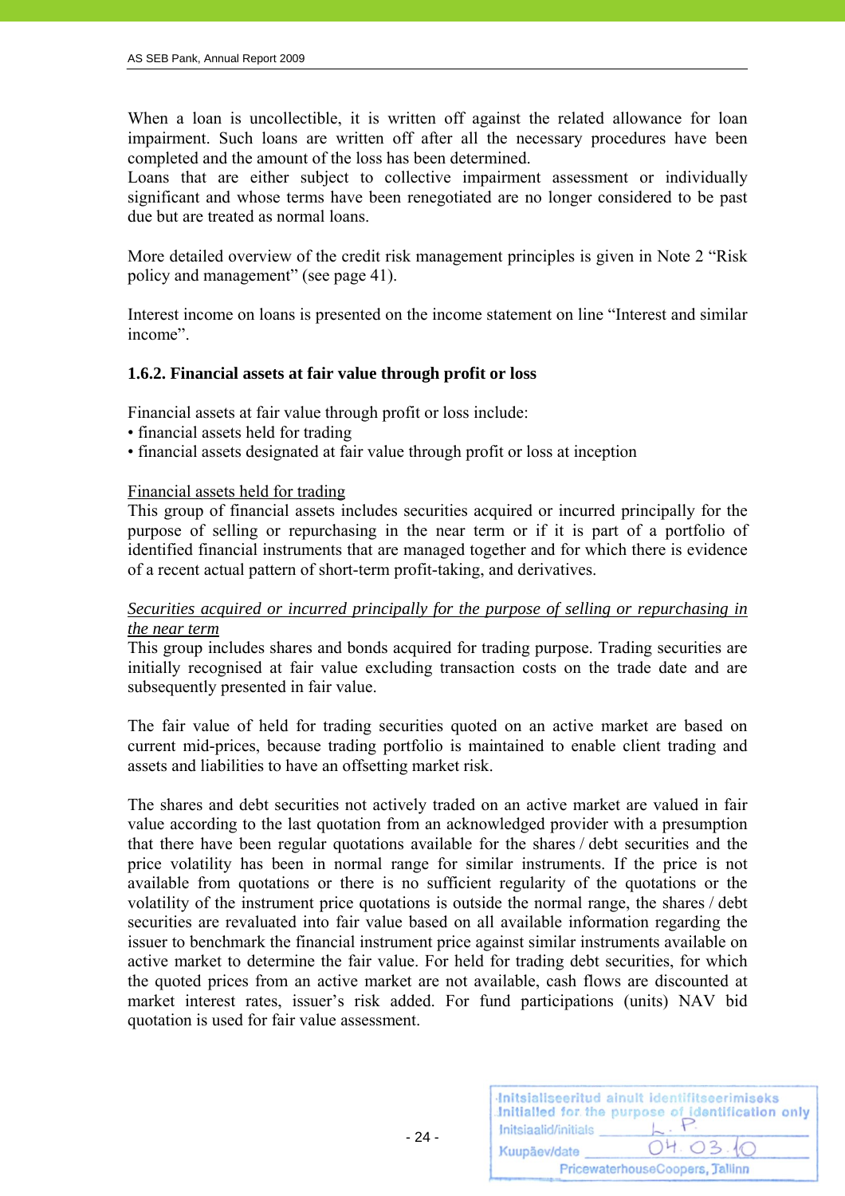When a loan is uncollectible, it is written off against the related allowance for loan impairment. Such loans are written off after all the necessary procedures have been completed and the amount of the loss has been determined.
Loans that are either subject to collective impairment assessment or individually significant and whose terms have been renegotiated are no longer considered to be past due but are treated as normal loans.

More detailed overview of the credit risk management principles is given in Note 2 "Risk policy and management" (see page 41).

Interest income on loans is presented on the income statement on line "Interest and similar income".

### 1.6.2. Financial assets at fair value through profit or loss

Financial assets at fair value through profit or loss include:
• financial assets held for trading
• financial assets designated at fair value through profit or loss at inception

Financial assets held for trading
This group of financial assets includes securities acquired or incurred principally for the purpose of selling or repurchasing in the near term or if it is part of a portfolio of identified financial instruments that are managed together and for which there is evidence of a recent actual pattern of short-term profit-taking, and derivatives.

*Securities acquired or incurred principally for the purpose of selling or repurchasing in the near term*
This group includes shares and bonds acquired for trading purpose. Trading securities are initially recognised at fair value excluding transaction costs on the trade date and are subsequently presented in fair value.

The fair value of held for trading securities quoted on an active market are based on current mid-prices, because trading portfolio is maintained to enable client trading and assets and liabilities to have an offsetting market risk.

The shares and debt securities not actively traded on an active market are valued in fair value according to the last quotation from an acknowledged provider with a presumption that there have been regular quotations available for the shares / debt securities and the price volatility has been in normal range for similar instruments. If the price is not available from quotations or there is no sufficient regularity of the quotations or the volatility of the instrument price quotations is outside the normal range, the shares / debt securities are revaluated into fair value based on all available information regarding the issuer to benchmark the financial instrument price against similar instruments available on active market to determine the fair value. For held for trading debt securities, for which the quoted prices from an active market are not available, cash flows are discounted at market interest rates, issuer's risk added. For fund participations (units) NAV bid quotation is used for fair value assessment.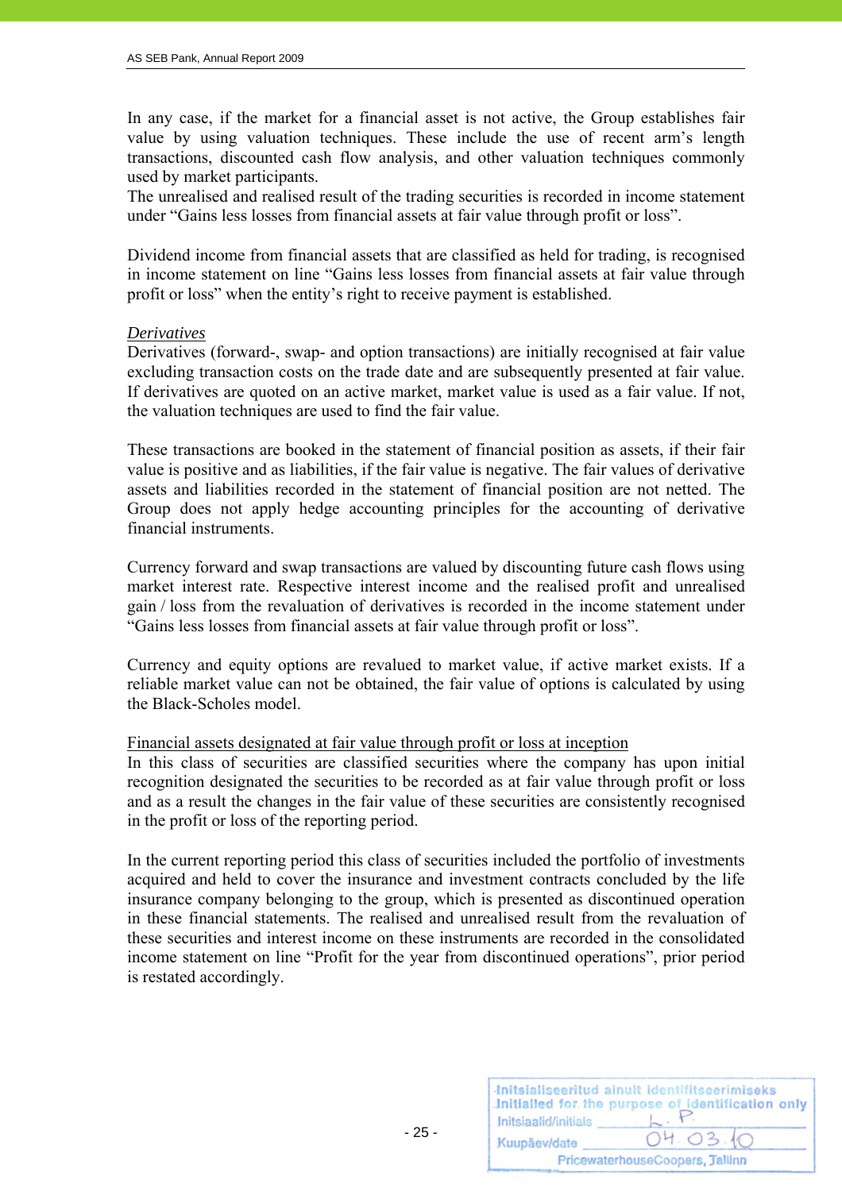In any case, if the market for a financial asset is not active, the Group establishes fair value by using valuation techniques. These include the use of recent arm's length transactions, discounted cash flow analysis, and other valuation techniques commonly used by market participants.
The unrealised and realised result of the trading securities is recorded in income statement under "Gains less losses from financial assets at fair value through profit or loss".

Dividend income from financial assets that are classified as held for trading, is recognised in income statement on line "Gains less losses from financial assets at fair value through profit or loss" when the entity's right to receive payment is established.

*Derivatives*
Derivatives (forward-, swap- and option transactions) are initially recognised at fair value excluding transaction costs on the trade date and are subsequently presented at fair value. If derivatives are quoted on an active market, market value is used as a fair value. If not, the valuation techniques are used to find the fair value.

These transactions are booked in the statement of financial position as assets, if their fair value is positive and as liabilities, if the fair value is negative. The fair values of derivative assets and liabilities recorded in the statement of financial position are not netted. The Group does not apply hedge accounting principles for the accounting of derivative financial instruments.

Currency forward and swap transactions are valued by discounting future cash flows using market interest rate. Respective interest income and the realised profit and unrealised gain / loss from the revaluation of derivatives is recorded in the income statement under "Gains less losses from financial assets at fair value through profit or loss".

Currency and equity options are revalued to market value, if active market exists. If a reliable market value can not be obtained, the fair value of options is calculated by using the Black-Scholes model.

Financial assets designated at fair value through profit or loss at inception
In this class of securities are classified securities where the company has upon initial recognition designated the securities to be recorded as at fair value through profit or loss and as a result the changes in the fair value of these securities are consistently recognised in the profit or loss of the reporting period.

In the current reporting period this class of securities included the portfolio of investments acquired and held to cover the insurance and investment contracts concluded by the life insurance company belonging to the group, which is presented as discontinued operation in these financial statements. The realised and unrealised result from the revaluation of these securities and interest income on these instruments are recorded in the consolidated income statement on line "Profit for the year from discontinued operations", prior period is restated accordingly.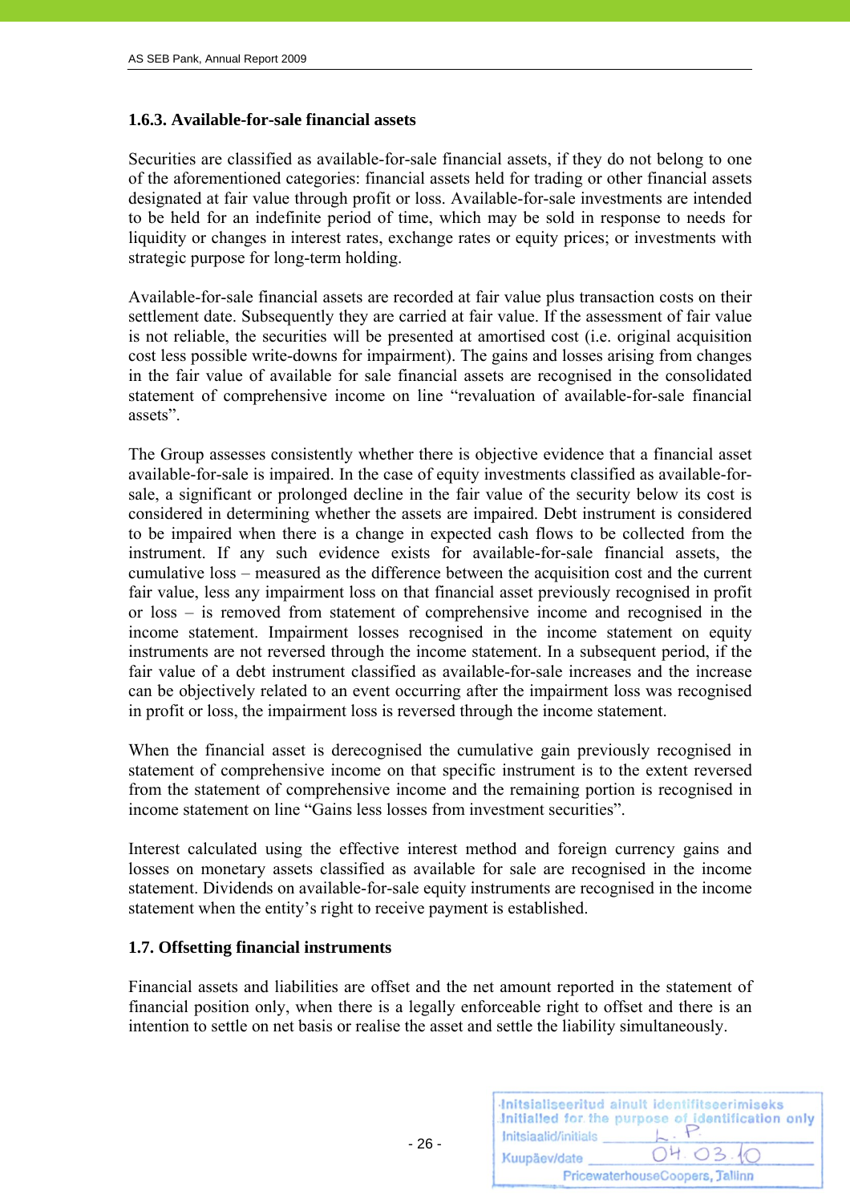### 1.6.3. Available-for-sale financial assets

Securities are classified as available-for-sale financial assets, if they do not belong to one of the aforementioned categories: financial assets held for trading or other financial assets designated at fair value through profit or loss. Available-for-sale investments are intended to be held for an indefinite period of time, which may be sold in response to needs for liquidity or changes in interest rates, exchange rates or equity prices; or investments with strategic purpose for long-term holding.

Available-for-sale financial assets are recorded at fair value plus transaction costs on their settlement date. Subsequently they are carried at fair value. If the assessment of fair value is not reliable, the securities will be presented at amortised cost (i.e. original acquisition cost less possible write-downs for impairment). The gains and losses arising from changes in the fair value of available for sale financial assets are recognised in the consolidated statement of comprehensive income on line "revaluation of available-for-sale financial assets".

The Group assesses consistently whether there is objective evidence that a financial asset available-for-sale is impaired. In the case of equity investments classified as available-for-sale, a significant or prolonged decline in the fair value of the security below its cost is considered in determining whether the assets are impaired. Debt instrument is considered to be impaired when there is a change in expected cash flows to be collected from the instrument. If any such evidence exists for available-for-sale financial assets, the cumulative loss – measured as the difference between the acquisition cost and the current fair value, less any impairment loss on that financial asset previously recognised in profit or loss – is removed from statement of comprehensive income and recognised in the income statement. Impairment losses recognised in the income statement on equity instruments are not reversed through the income statement. In a subsequent period, if the fair value of a debt instrument classified as available-for-sale increases and the increase can be objectively related to an event occurring after the impairment loss was recognised in profit or loss, the impairment loss is reversed through the income statement.

When the financial asset is derecognised the cumulative gain previously recognised in statement of comprehensive income on that specific instrument is to the extent reversed from the statement of comprehensive income and the remaining portion is recognised in income statement on line "Gains less losses from investment securities".

Interest calculated using the effective interest method and foreign currency gains and losses on monetary assets classified as available for sale are recognised in the income statement. Dividends on available-for-sale equity instruments are recognised in the income statement when the entity's right to receive payment is established.

## 1.7. Offsetting financial instruments

Financial assets and liabilities are offset and the net amount reported in the statement of financial position only, when there is a legally enforceable right to offset and there is an intention to settle on net basis or realise the asset and settle the liability simultaneously.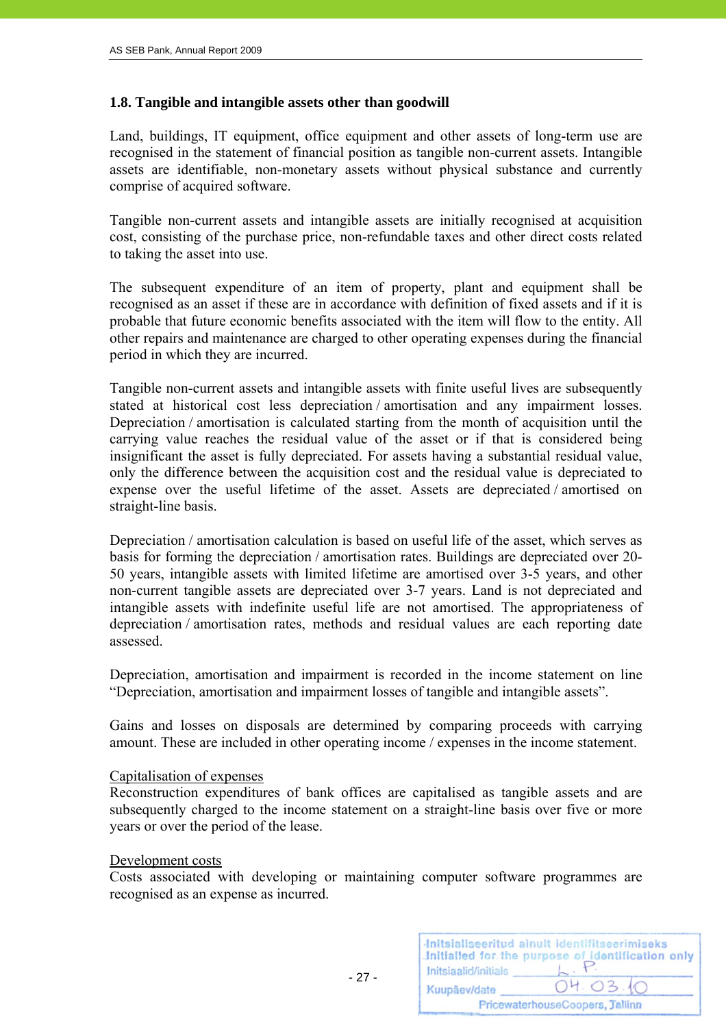### 1.8. Tangible and intangible assets other than goodwill

Land, buildings, IT equipment, office equipment and other assets of long-term use are recognised in the statement of financial position as tangible non-current assets. Intangible assets are identifiable, non-monetary assets without physical substance and currently comprise of acquired software.

Tangible non-current assets and intangible assets are initially recognised at acquisition cost, consisting of the purchase price, non-refundable taxes and other direct costs related to taking the asset into use.

The subsequent expenditure of an item of property, plant and equipment shall be recognised as an asset if these are in accordance with definition of fixed assets and if it is probable that future economic benefits associated with the item will flow to the entity. All other repairs and maintenance are charged to other operating expenses during the financial period in which they are incurred.

Tangible non-current assets and intangible assets with finite useful lives are subsequently stated at historical cost less depreciation / amortisation and any impairment losses. Depreciation / amortisation is calculated starting from the month of acquisition until the carrying value reaches the residual value of the asset or if that is considered being insignificant the asset is fully depreciated. For assets having a substantial residual value, only the difference between the acquisition cost and the residual value is depreciated to expense over the useful lifetime of the asset. Assets are depreciated / amortised on straight-line basis.

Depreciation / amortisation calculation is based on useful life of the asset, which serves as basis for forming the depreciation / amortisation rates. Buildings are depreciated over 20-50 years, intangible assets with limited lifetime are amortised over 3-5 years, and other non-current tangible assets are depreciated over 3-7 years. Land is not depreciated and intangible assets with indefinite useful life are not amortised. The appropriateness of depreciation / amortisation rates, methods and residual values are each reporting date assessed.

Depreciation, amortisation and impairment is recorded in the income statement on line "Depreciation, amortisation and impairment losses of tangible and intangible assets".

Gains and losses on disposals are determined by comparing proceeds with carrying amount. These are included in other operating income / expenses in the income statement.

Capitalisation of expenses

Reconstruction expenditures of bank offices are capitalised as tangible assets and are subsequently charged to the income statement on a straight-line basis over five or more years or over the period of the lease.

Development costs

Costs associated with developing or maintaining computer software programmes are recognised as an expense as incurred.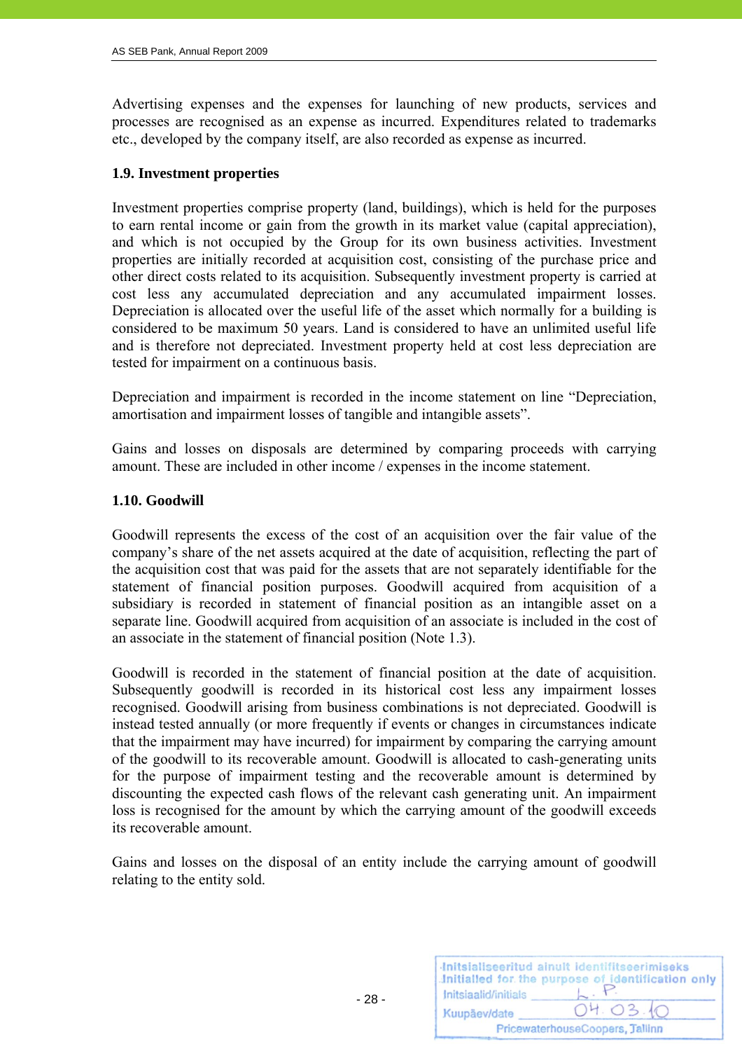Advertising expenses and the expenses for launching of new products, services and processes are recognised as an expense as incurred. Expenditures related to trademarks etc., developed by the company itself, are also recorded as expense as incurred.

### 1.9. Investment properties

Investment properties comprise property (land, buildings), which is held for the purposes to earn rental income or gain from the growth in its market value (capital appreciation), and which is not occupied by the Group for its own business activities. Investment properties are initially recorded at acquisition cost, consisting of the purchase price and other direct costs related to its acquisition. Subsequently investment property is carried at cost less any accumulated depreciation and any accumulated impairment losses. Depreciation is allocated over the useful life of the asset which normally for a building is considered to be maximum 50 years. Land is considered to have an unlimited useful life and is therefore not depreciated. Investment property held at cost less depreciation are tested for impairment on a continuous basis.

Depreciation and impairment is recorded in the income statement on line "Depreciation, amortisation and impairment losses of tangible and intangible assets".

Gains and losses on disposals are determined by comparing proceeds with carrying amount. These are included in other income / expenses in the income statement.

### 1.10. Goodwill

Goodwill represents the excess of the cost of an acquisition over the fair value of the company's share of the net assets acquired at the date of acquisition, reflecting the part of the acquisition cost that was paid for the assets that are not separately identifiable for the statement of financial position purposes. Goodwill acquired from acquisition of a subsidiary is recorded in statement of financial position as an intangible asset on a separate line. Goodwill acquired from acquisition of an associate is included in the cost of an associate in the statement of financial position (Note 1.3).

Goodwill is recorded in the statement of financial position at the date of acquisition. Subsequently goodwill is recorded in its historical cost less any impairment losses recognised. Goodwill arising from business combinations is not depreciated. Goodwill is instead tested annually (or more frequently if events or changes in circumstances indicate that the impairment may have incurred) for impairment by comparing the carrying amount of the goodwill to its recoverable amount. Goodwill is allocated to cash-generating units for the purpose of impairment testing and the recoverable amount is determined by discounting the expected cash flows of the relevant cash generating unit. An impairment loss is recognised for the amount by which the carrying amount of the goodwill exceeds its recoverable amount.

Gains and losses on the disposal of an entity include the carrying amount of goodwill relating to the entity sold.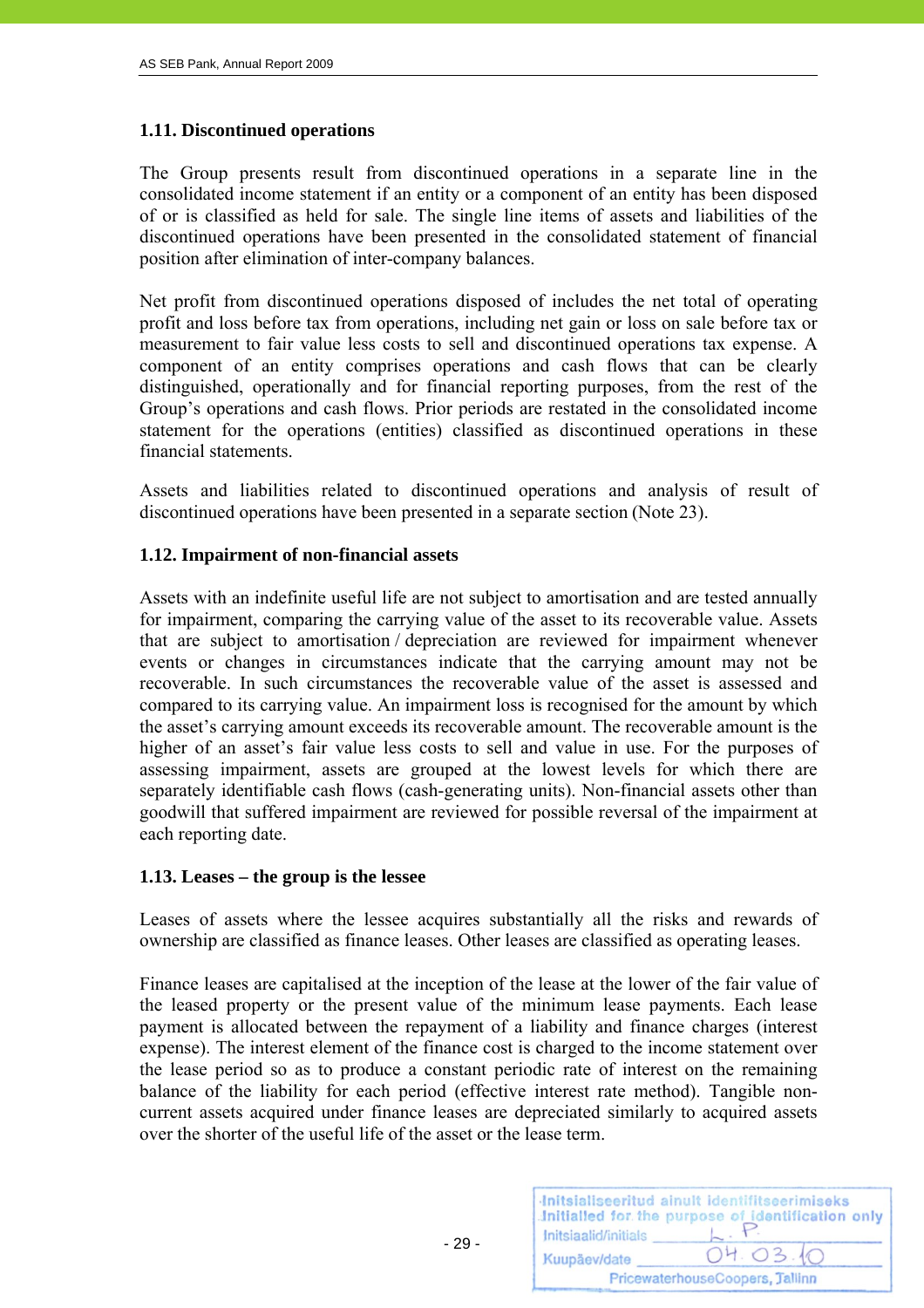### 1.11. Discontinued operations

The Group presents result from discontinued operations in a separate line in the consolidated income statement if an entity or a component of an entity has been disposed of or is classified as held for sale. The single line items of assets and liabilities of the discontinued operations have been presented in the consolidated statement of financial position after elimination of inter-company balances.

Net profit from discontinued operations disposed of includes the net total of operating profit and loss before tax from operations, including net gain or loss on sale before tax or measurement to fair value less costs to sell and discontinued operations tax expense. A component of an entity comprises operations and cash flows that can be clearly distinguished, operationally and for financial reporting purposes, from the rest of the Group's operations and cash flows. Prior periods are restated in the consolidated income statement for the operations (entities) classified as discontinued operations in these financial statements.

Assets and liabilities related to discontinued operations and analysis of result of discontinued operations have been presented in a separate section (Note 23).

### 1.12. Impairment of non-financial assets

Assets with an indefinite useful life are not subject to amortisation and are tested annually for impairment, comparing the carrying value of the asset to its recoverable value. Assets that are subject to amortisation / depreciation are reviewed for impairment whenever events or changes in circumstances indicate that the carrying amount may not be recoverable. In such circumstances the recoverable value of the asset is assessed and compared to its carrying value. An impairment loss is recognised for the amount by which the asset's carrying amount exceeds its recoverable amount. The recoverable amount is the higher of an asset's fair value less costs to sell and value in use. For the purposes of assessing impairment, assets are grouped at the lowest levels for which there are separately identifiable cash flows (cash-generating units). Non-financial assets other than goodwill that suffered impairment are reviewed for possible reversal of the impairment at each reporting date.

### 1.13. Leases – the group is the lessee

Leases of assets where the lessee acquires substantially all the risks and rewards of ownership are classified as finance leases. Other leases are classified as operating leases.

Finance leases are capitalised at the inception of the lease at the lower of the fair value of the leased property or the present value of the minimum lease payments. Each lease payment is allocated between the repayment of a liability and finance charges (interest expense). The interest element of the finance cost is charged to the income statement over the lease period so as to produce a constant periodic rate of interest on the remaining balance of the liability for each period (effective interest rate method). Tangible non-current assets acquired under finance leases are depreciated similarly to acquired assets over the shorter of the useful life of the asset or the lease term.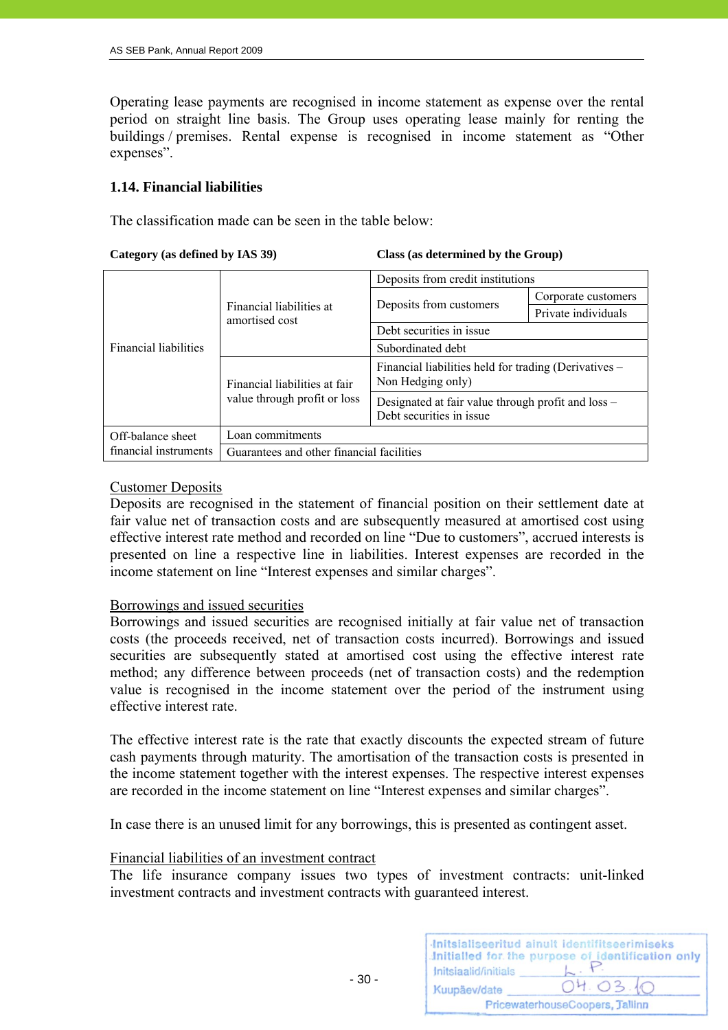Operating lease payments are recognised in income statement as expense over the rental period on straight line basis. The Group uses operating lease mainly for renting the buildings / premises. Rental expense is recognised in income statement as "Other expenses".

### 1.14. Financial liabilities

The classification made can be seen in the table below:

| Category (as defined by IAS 39) | | Class (as determined by the Group) | |
|---|---|---|---|
| Financial liabilities | Financial liabilities at amortised cost | Deposits from credit institutions | |
| | | Deposits from customers | Corporate customers |
| | | | Private individuals |
| | | Debt securities in issue | |
| | | Subordinated debt | |
| | Financial liabilities at fair value through profit or loss | Financial liabilities held for trading (Derivatives – Non Hedging only) | |
| | | Designated at fair value through profit and loss – Debt securities in issue | |
| Off-balance sheet financial instruments | Loan commitments | | |
| | Guarantees and other financial facilities | | |

<u>Customer Deposits</u>
Deposits are recognised in the statement of financial position on their settlement date at fair value net of transaction costs and are subsequently measured at amortised cost using effective interest rate method and recorded on line "Due to customers", accrued interests is presented on line a respective line in liabilities. Interest expenses are recorded in the income statement on line "Interest expenses and similar charges".

<u>Borrowings and issued securities</u>
Borrowings and issued securities are recognised initially at fair value net of transaction costs (the proceeds received, net of transaction costs incurred). Borrowings and issued securities are subsequently stated at amortised cost using the effective interest rate method; any difference between proceeds (net of transaction costs) and the redemption value is recognised in the income statement over the period of the instrument using effective interest rate.

The effective interest rate is the rate that exactly discounts the expected stream of future cash payments through maturity. The amortisation of the transaction costs is presented in the income statement together with the interest expenses. The respective interest expenses are recorded in the income statement on line "Interest expenses and similar charges".

In case there is an unused limit for any borrowings, this is presented as contingent asset.

<u>Financial liabilities of an investment contract</u>
The life insurance company issues two types of investment contracts: unit-linked investment contracts and investment contracts with guaranteed interest.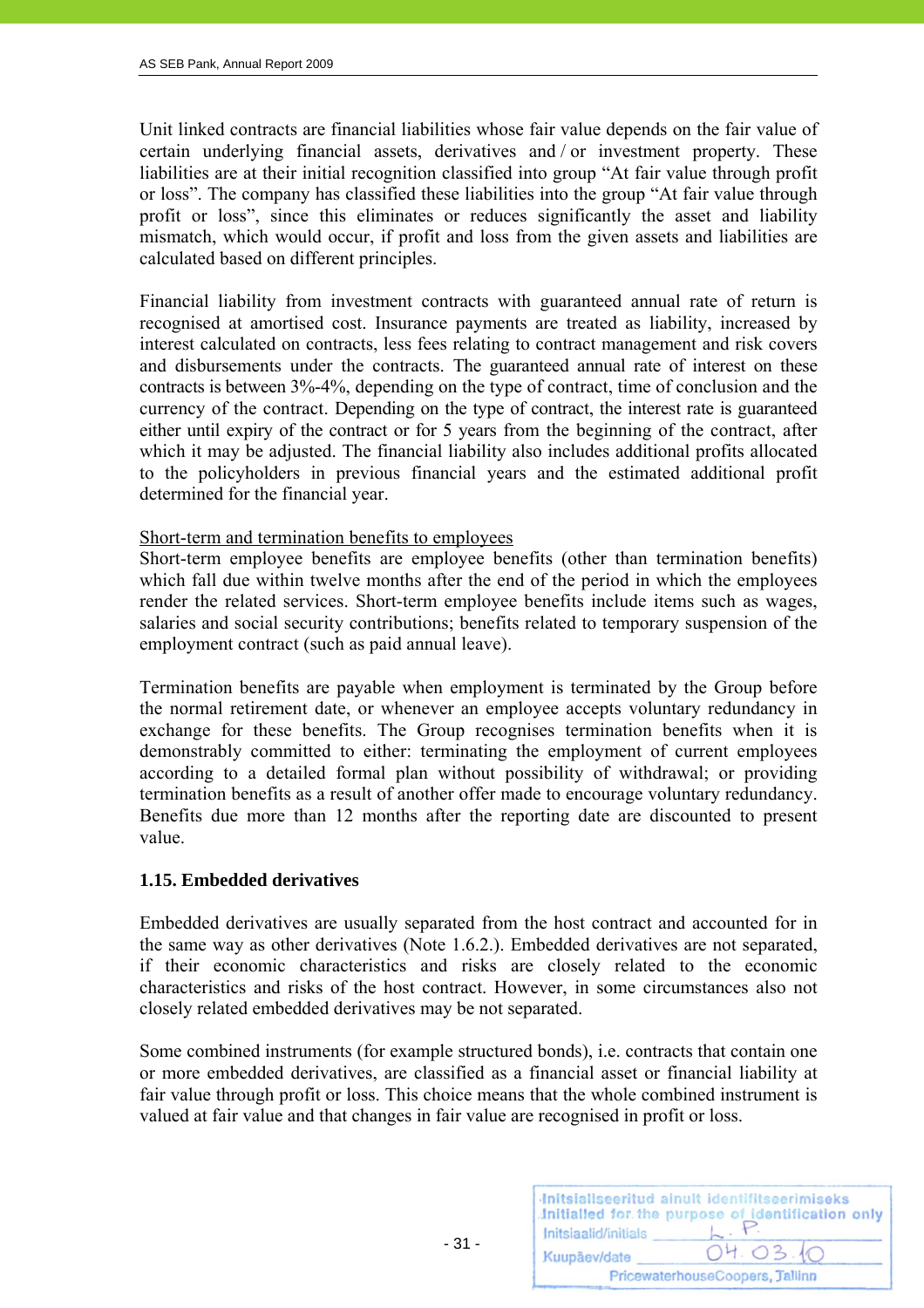Unit linked contracts are financial liabilities whose fair value depends on the fair value of certain underlying financial assets, derivatives and / or investment property. These liabilities are at their initial recognition classified into group "At fair value through profit or loss". The company has classified these liabilities into the group "At fair value through profit or loss", since this eliminates or reduces significantly the asset and liability mismatch, which would occur, if profit and loss from the given assets and liabilities are calculated based on different principles.

Financial liability from investment contracts with guaranteed annual rate of return is recognised at amortised cost. Insurance payments are treated as liability, increased by interest calculated on contracts, less fees relating to contract management and risk covers and disbursements under the contracts. The guaranteed annual rate of interest on these contracts is between 3%-4%, depending on the type of contract, time of conclusion and the currency of the contract. Depending on the type of contract, the interest rate is guaranteed either until expiry of the contract or for 5 years from the beginning of the contract, after which it may be adjusted. The financial liability also includes additional profits allocated to the policyholders in previous financial years and the estimated additional profit determined for the financial year.

Short-term and termination benefits to employees

Short-term employee benefits are employee benefits (other than termination benefits) which fall due within twelve months after the end of the period in which the employees render the related services. Short-term employee benefits include items such as wages, salaries and social security contributions; benefits related to temporary suspension of the employment contract (such as paid annual leave).

Termination benefits are payable when employment is terminated by the Group before the normal retirement date, or whenever an employee accepts voluntary redundancy in exchange for these benefits. The Group recognises termination benefits when it is demonstrably committed to either: terminating the employment of current employees according to a detailed formal plan without possibility of withdrawal; or providing termination benefits as a result of another offer made to encourage voluntary redundancy. Benefits due more than 12 months after the reporting date are discounted to present value.

### 1.15. Embedded derivatives

Embedded derivatives are usually separated from the host contract and accounted for in the same way as other derivatives (Note 1.6.2.). Embedded derivatives are not separated, if their economic characteristics and risks are closely related to the economic characteristics and risks of the host contract. However, in some circumstances also not closely related embedded derivatives may be not separated.

Some combined instruments (for example structured bonds), i.e. contracts that contain one or more embedded derivatives, are classified as a financial asset or financial liability at fair value through profit or loss. This choice means that the whole combined instrument is valued at fair value and that changes in fair value are recognised in profit or loss.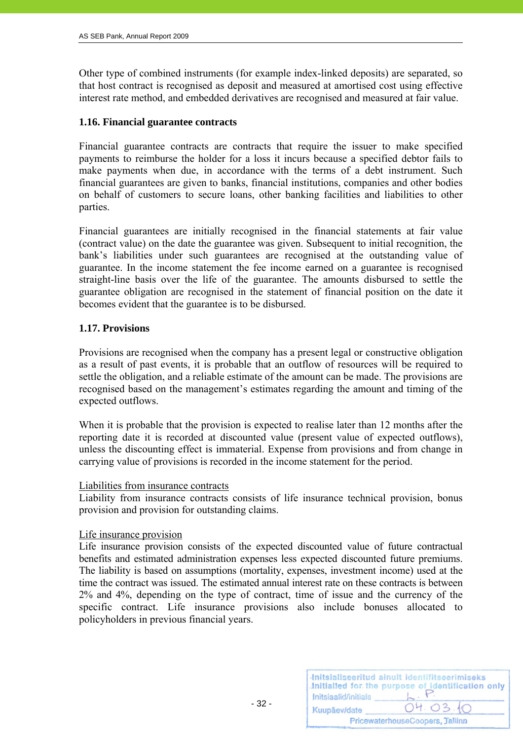Other type of combined instruments (for example index-linked deposits) are separated, so that host contract is recognised as deposit and measured at amortised cost using effective interest rate method, and embedded derivatives are recognised and measured at fair value.

### 1.16. Financial guarantee contracts

Financial guarantee contracts are contracts that require the issuer to make specified payments to reimburse the holder for a loss it incurs because a specified debtor fails to make payments when due, in accordance with the terms of a debt instrument. Such financial guarantees are given to banks, financial institutions, companies and other bodies on behalf of customers to secure loans, other banking facilities and liabilities to other parties.

Financial guarantees are initially recognised in the financial statements at fair value (contract value) on the date the guarantee was given. Subsequent to initial recognition, the bank's liabilities under such guarantees are recognised at the outstanding value of guarantee. In the income statement the fee income earned on a guarantee is recognised straight-line basis over the life of the guarantee. The amounts disbursed to settle the guarantee obligation are recognised in the statement of financial position on the date it becomes evident that the guarantee is to be disbursed.

### 1.17. Provisions

Provisions are recognised when the company has a present legal or constructive obligation as a result of past events, it is probable that an outflow of resources will be required to settle the obligation, and a reliable estimate of the amount can be made. The provisions are recognised based on the management's estimates regarding the amount and timing of the expected outflows.

When it is probable that the provision is expected to realise later than 12 months after the reporting date it is recorded at discounted value (present value of expected outflows), unless the discounting effect is immaterial. Expense from provisions and from change in carrying value of provisions is recorded in the income statement for the period.

Liabilities from insurance contracts

Liability from insurance contracts consists of life insurance technical provision, bonus provision and provision for outstanding claims.

Life insurance provision

Life insurance provision consists of the expected discounted value of future contractual benefits and estimated administration expenses less expected discounted future premiums. The liability is based on assumptions (mortality, expenses, investment income) used at the time the contract was issued. The estimated annual interest rate on these contracts is between 2% and 4%, depending on the type of contract, time of issue and the currency of the specific contract. Life insurance provisions also include bonuses allocated to policyholders in previous financial years.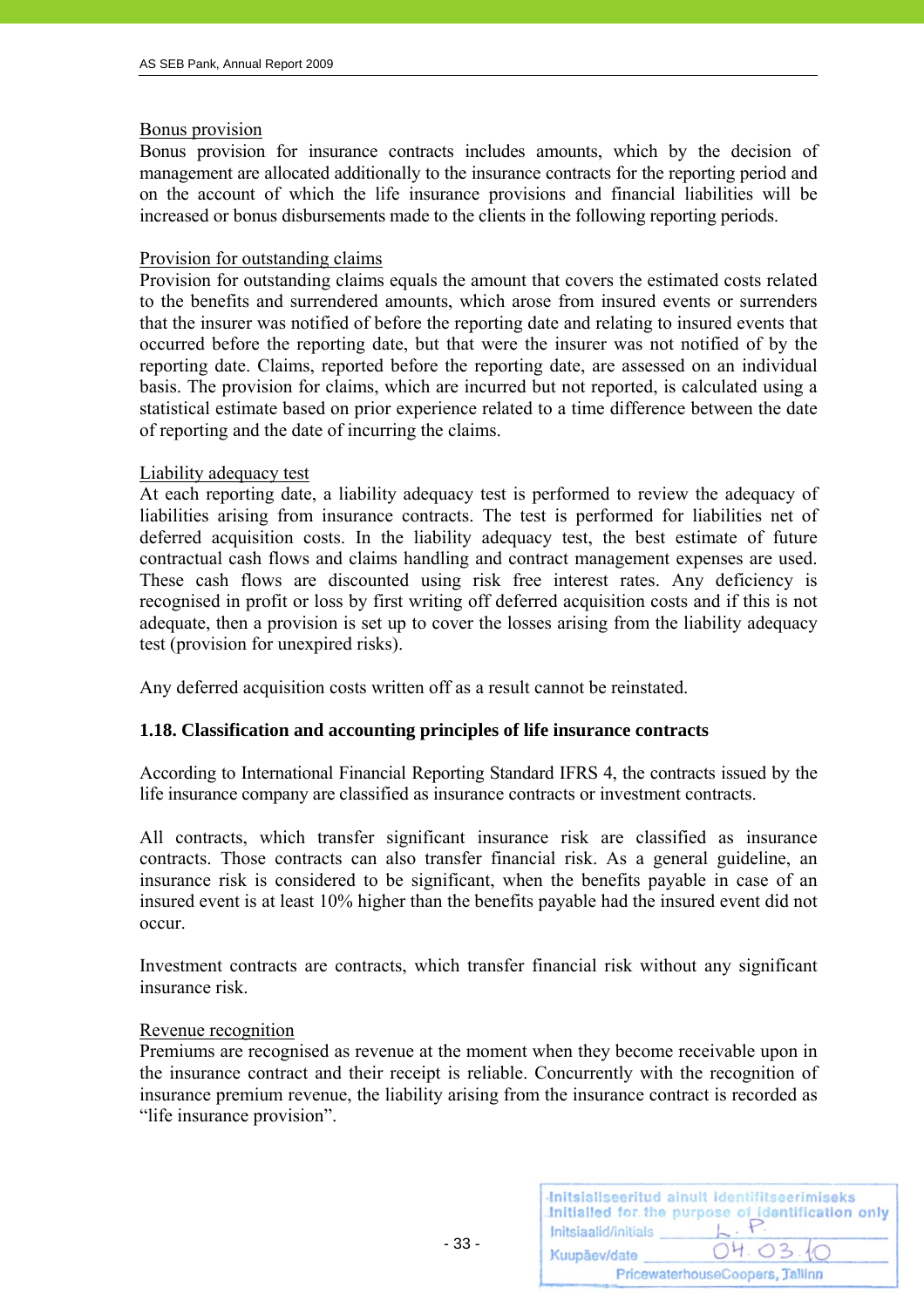Bonus provision

Bonus provision for insurance contracts includes amounts, which by the decision of management are allocated additionally to the insurance contracts for the reporting period and on the account of which the life insurance provisions and financial liabilities will be increased or bonus disbursements made to the clients in the following reporting periods.

Provision for outstanding claims

Provision for outstanding claims equals the amount that covers the estimated costs related to the benefits and surrendered amounts, which arose from insured events or surrenders that the insurer was notified of before the reporting date and relating to insured events that occurred before the reporting date, but that were the insurer was not notified of by the reporting date. Claims, reported before the reporting date, are assessed on an individual basis. The provision for claims, which are incurred but not reported, is calculated using a statistical estimate based on prior experience related to a time difference between the date of reporting and the date of incurring the claims.

Liability adequacy test

At each reporting date, a liability adequacy test is performed to review the adequacy of liabilities arising from insurance contracts. The test is performed for liabilities net of deferred acquisition costs. In the liability adequacy test, the best estimate of future contractual cash flows and claims handling and contract management expenses are used. These cash flows are discounted using risk free interest rates. Any deficiency is recognised in profit or loss by first writing off deferred acquisition costs and if this is not adequate, then a provision is set up to cover the losses arising from the liability adequacy test (provision for unexpired risks).

Any deferred acquisition costs written off as a result cannot be reinstated.

### 1.18. Classification and accounting principles of life insurance contracts

According to International Financial Reporting Standard IFRS 4, the contracts issued by the life insurance company are classified as insurance contracts or investment contracts.

All contracts, which transfer significant insurance risk are classified as insurance contracts. Those contracts can also transfer financial risk. As a general guideline, an insurance risk is considered to be significant, when the benefits payable in case of an insured event is at least 10% higher than the benefits payable had the insured event did not occur.

Investment contracts are contracts, which transfer financial risk without any significant insurance risk.

Revenue recognition

Premiums are recognised as revenue at the moment when they become receivable upon in the insurance contract and their receipt is reliable. Concurrently with the recognition of insurance premium revenue, the liability arising from the insurance contract is recorded as "life insurance provision".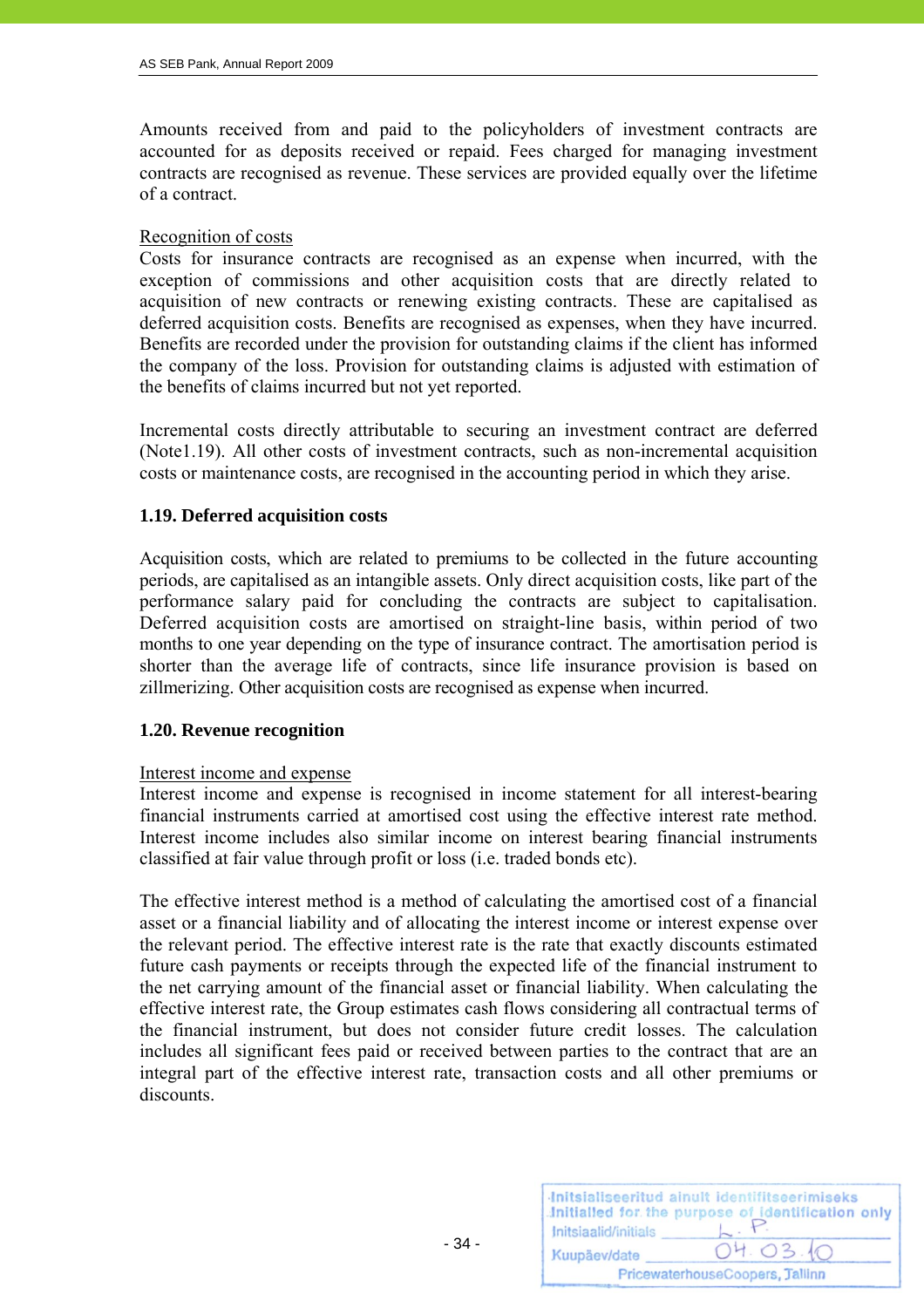Amounts received from and paid to the policyholders of investment contracts are accounted for as deposits received or repaid. Fees charged for managing investment contracts are recognised as revenue. These services are provided equally over the lifetime of a contract.

Recognition of costs

Costs for insurance contracts are recognised as an expense when incurred, with the exception of commissions and other acquisition costs that are directly related to acquisition of new contracts or renewing existing contracts. These are capitalised as deferred acquisition costs. Benefits are recognised as expenses, when they have incurred. Benefits are recorded under the provision for outstanding claims if the client has informed the company of the loss. Provision for outstanding claims is adjusted with estimation of the benefits of claims incurred but not yet reported.

Incremental costs directly attributable to securing an investment contract are deferred (Note1.19). All other costs of investment contracts, such as non-incremental acquisition costs or maintenance costs, are recognised in the accounting period in which they arise.

### 1.19. Deferred acquisition costs

Acquisition costs, which are related to premiums to be collected in the future accounting periods, are capitalised as an intangible assets. Only direct acquisition costs, like part of the performance salary paid for concluding the contracts are subject to capitalisation. Deferred acquisition costs are amortised on straight-line basis, within period of two months to one year depending on the type of insurance contract. The amortisation period is shorter than the average life of contracts, since life insurance provision is based on zillmerizing. Other acquisition costs are recognised as expense when incurred.

### 1.20. Revenue recognition

Interest income and expense

Interest income and expense is recognised in income statement for all interest-bearing financial instruments carried at amortised cost using the effective interest rate method. Interest income includes also similar income on interest bearing financial instruments classified at fair value through profit or loss (i.e. traded bonds etc).

The effective interest method is a method of calculating the amortised cost of a financial asset or a financial liability and of allocating the interest income or interest expense over the relevant period. The effective interest rate is the rate that exactly discounts estimated future cash payments or receipts through the expected life of the financial instrument to the net carrying amount of the financial asset or financial liability. When calculating the effective interest rate, the Group estimates cash flows considering all contractual terms of the financial instrument, but does not consider future credit losses. The calculation includes all significant fees paid or received between parties to the contract that are an integral part of the effective interest rate, transaction costs and all other premiums or discounts.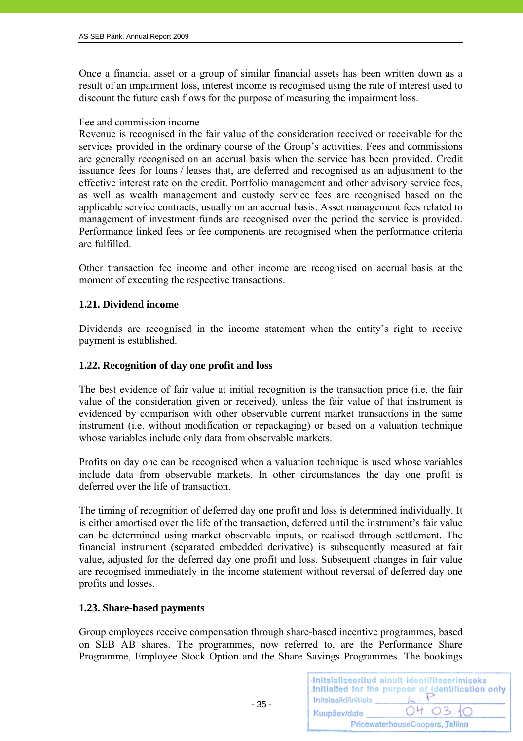Once a financial asset or a group of similar financial assets has been written down as a result of an impairment loss, interest income is recognised using the rate of interest used to discount the future cash flows for the purpose of measuring the impairment loss.

Fee and commission income

Revenue is recognised in the fair value of the consideration received or receivable for the services provided in the ordinary course of the Group's activities. Fees and commissions are generally recognised on an accrual basis when the service has been provided. Credit issuance fees for loans / leases that, are deferred and recognised as an adjustment to the effective interest rate on the credit. Portfolio management and other advisory service fees, as well as wealth management and custody service fees are recognised based on the applicable service contracts, usually on an accrual basis. Asset management fees related to management of investment funds are recognised over the period the service is provided. Performance linked fees or fee components are recognised when the performance criteria are fulfilled.

Other transaction fee income and other income are recognised on accrual basis at the moment of executing the respective transactions.

### 1.21. Dividend income

Dividends are recognised in the income statement when the entity's right to receive payment is established.

### 1.22. Recognition of day one profit and loss

The best evidence of fair value at initial recognition is the transaction price (i.e. the fair value of the consideration given or received), unless the fair value of that instrument is evidenced by comparison with other observable current market transactions in the same instrument (i.e. without modification or repackaging) or based on a valuation technique whose variables include only data from observable markets.

Profits on day one can be recognised when a valuation technique is used whose variables include data from observable markets. In other circumstances the day one profit is deferred over the life of transaction.

The timing of recognition of deferred day one profit and loss is determined individually. It is either amortised over the life of the transaction, deferred until the instrument's fair value can be determined using market observable inputs, or realised through settlement. The financial instrument (separated embedded derivative) is subsequently measured at fair value, adjusted for the deferred day one profit and loss. Subsequent changes in fair value are recognised immediately in the income statement without reversal of deferred day one profits and losses.

### 1.23. Share-based payments

Group employees receive compensation through share-based incentive programmes, based on SEB AB shares. The programmes, now referred to, are the Performance Share Programme, Employee Stock Option and the Share Savings Programmes. The bookings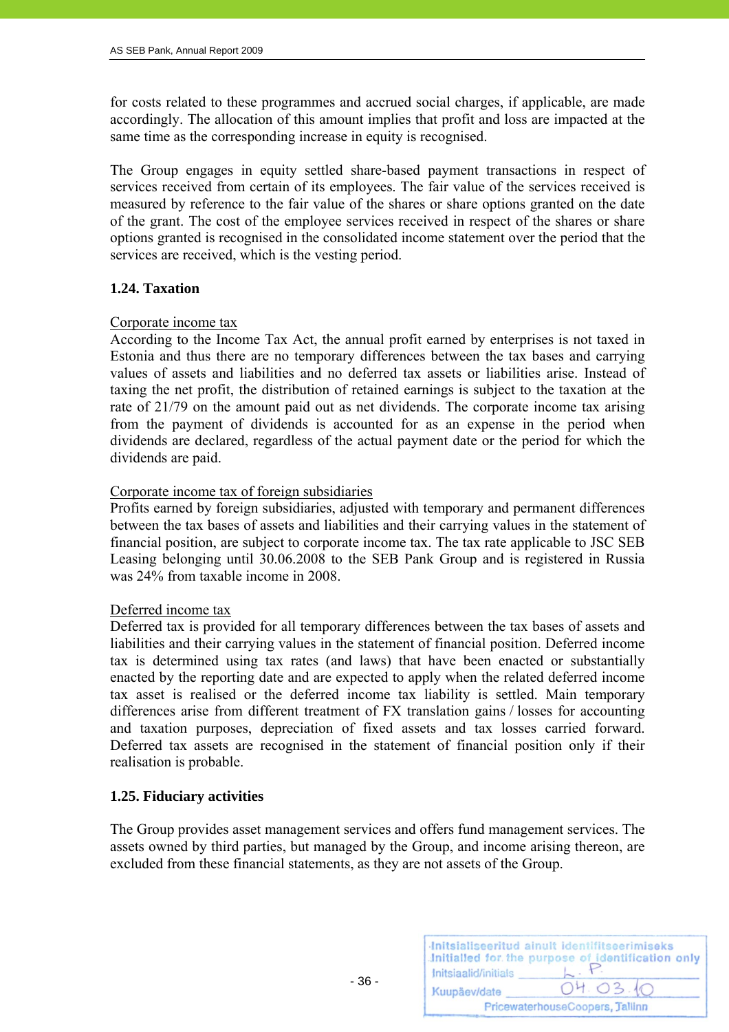for costs related to these programmes and accrued social charges, if applicable, are made accordingly. The allocation of this amount implies that profit and loss are impacted at the same time as the corresponding increase in equity is recognised.

The Group engages in equity settled share-based payment transactions in respect of services received from certain of its employees. The fair value of the services received is measured by reference to the fair value of the shares or share options granted on the date of the grant. The cost of the employee services received in respect of the shares or share options granted is recognised in the consolidated income statement over the period that the services are received, which is the vesting period.

### 1.24. Taxation

Corporate income tax

According to the Income Tax Act, the annual profit earned by enterprises is not taxed in Estonia and thus there are no temporary differences between the tax bases and carrying values of assets and liabilities and no deferred tax assets or liabilities arise. Instead of taxing the net profit, the distribution of retained earnings is subject to the taxation at the rate of 21/79 on the amount paid out as net dividends. The corporate income tax arising from the payment of dividends is accounted for as an expense in the period when dividends are declared, regardless of the actual payment date or the period for which the dividends are paid.

Corporate income tax of foreign subsidiaries

Profits earned by foreign subsidiaries, adjusted with temporary and permanent differences between the tax bases of assets and liabilities and their carrying values in the statement of financial position, are subject to corporate income tax. The tax rate applicable to JSC SEB Leasing belonging until 30.06.2008 to the SEB Pank Group and is registered in Russia was 24% from taxable income in 2008.

Deferred income tax

Deferred tax is provided for all temporary differences between the tax bases of assets and liabilities and their carrying values in the statement of financial position. Deferred income tax is determined using tax rates (and laws) that have been enacted or substantially enacted by the reporting date and are expected to apply when the related deferred income tax asset is realised or the deferred income tax liability is settled. Main temporary differences arise from different treatment of FX translation gains / losses for accounting and taxation purposes, depreciation of fixed assets and tax losses carried forward. Deferred tax assets are recognised in the statement of financial position only if their realisation is probable.

### 1.25. Fiduciary activities

The Group provides asset management services and offers fund management services. The assets owned by third parties, but managed by the Group, and income arising thereon, are excluded from these financial statements, as they are not assets of the Group.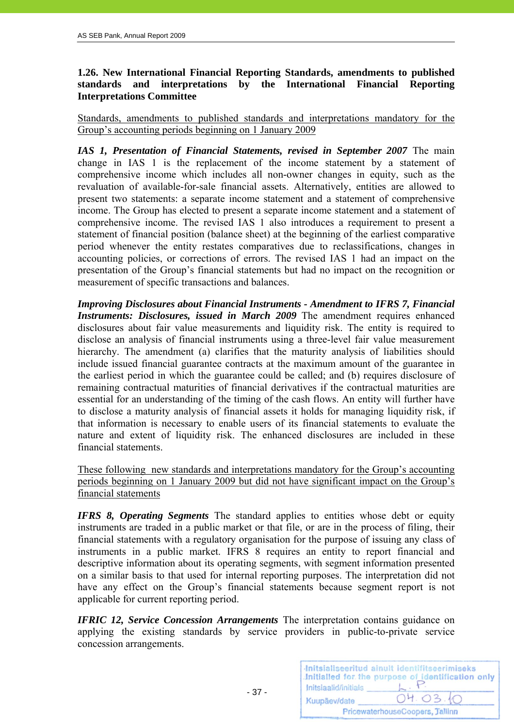### 1.26. New International Financial Reporting Standards, amendments to published standards and interpretations by the International Financial Reporting Interpretations Committee

Standards, amendments to published standards and interpretations mandatory for the Group's accounting periods beginning on 1 January 2009

***IAS 1, Presentation of Financial Statements, revised in September 2007*** The main change in IAS 1 is the replacement of the income statement by a statement of comprehensive income which includes all non-owner changes in equity, such as the revaluation of available-for-sale financial assets. Alternatively, entities are allowed to present two statements: a separate income statement and a statement of comprehensive income. The Group has elected to present a separate income statement and a statement of comprehensive income. The revised IAS 1 also introduces a requirement to present a statement of financial position (balance sheet) at the beginning of the earliest comparative period whenever the entity restates comparatives due to reclassifications, changes in accounting policies, or corrections of errors. The revised IAS 1 had an impact on the presentation of the Group's financial statements but had no impact on the recognition or measurement of specific transactions and balances.

***Improving Disclosures about Financial Instruments - Amendment to IFRS 7, Financial Instruments: Disclosures, issued in March 2009*** The amendment requires enhanced disclosures about fair value measurements and liquidity risk. The entity is required to disclose an analysis of financial instruments using a three-level fair value measurement hierarchy. The amendment (a) clarifies that the maturity analysis of liabilities should include issued financial guarantee contracts at the maximum amount of the guarantee in the earliest period in which the guarantee could be called; and (b) requires disclosure of remaining contractual maturities of financial derivatives if the contractual maturities are essential for an understanding of the timing of the cash flows. An entity will further have to disclose a maturity analysis of financial assets it holds for managing liquidity risk, if that information is necessary to enable users of its financial statements to evaluate the nature and extent of liquidity risk. The enhanced disclosures are included in these financial statements.

These following new standards and interpretations mandatory for the Group's accounting periods beginning on 1 January 2009 but did not have significant impact on the Group's financial statements

***IFRS 8, Operating Segments*** The standard applies to entities whose debt or equity instruments are traded in a public market or that file, or are in the process of filing, their financial statements with a regulatory organisation for the purpose of issuing any class of instruments in a public market. IFRS 8 requires an entity to report financial and descriptive information about its operating segments, with segment information presented on a similar basis to that used for internal reporting purposes. The interpretation did not have any effect on the Group's financial statements because segment report is not applicable for current reporting period.

***IFRIC 12, Service Concession Arrangements*** The interpretation contains guidance on applying the existing standards by service providers in public-to-private service concession arrangements.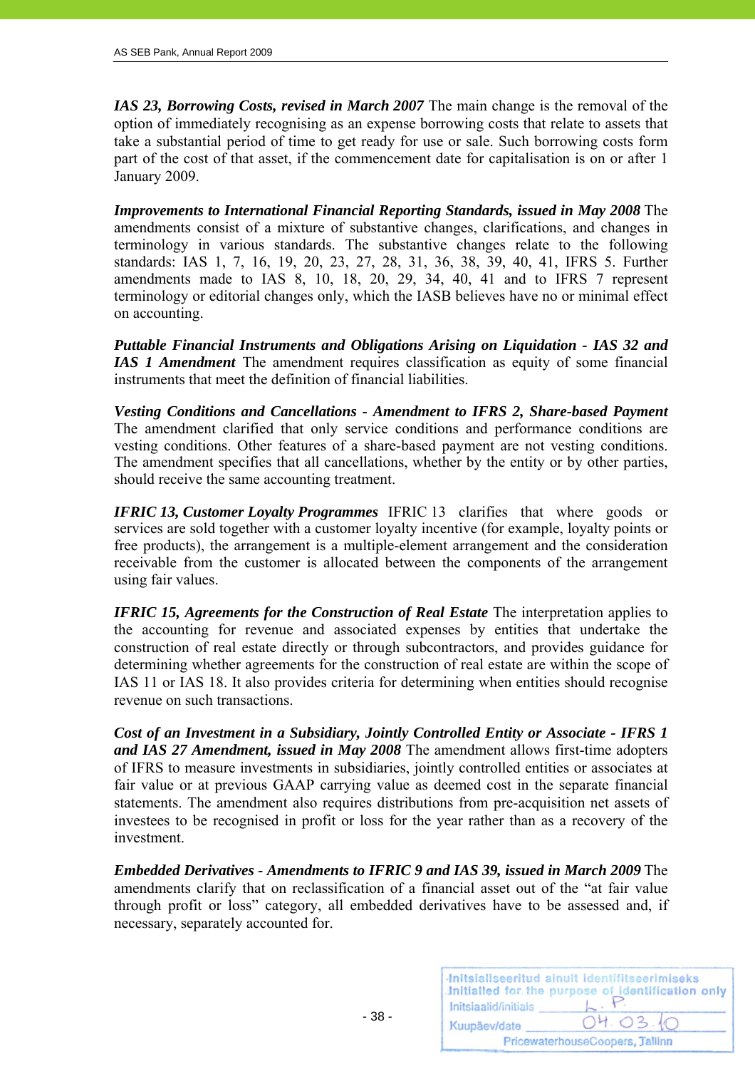***IAS 23, Borrowing Costs, revised in March 2007*** The main change is the removal of the option of immediately recognising as an expense borrowing costs that relate to assets that take a substantial period of time to get ready for use or sale. Such borrowing costs form part of the cost of that asset, if the commencement date for capitalisation is on or after 1 January 2009.

***Improvements to International Financial Reporting Standards, issued in May 2008*** The amendments consist of a mixture of substantive changes, clarifications, and changes in terminology in various standards. The substantive changes relate to the following standards: IAS 1, 7, 16, 19, 20, 23, 27, 28, 31, 36, 38, 39, 40, 41, IFRS 5. Further amendments made to IAS 8, 10, 18, 20, 29, 34, 40, 41 and to IFRS 7 represent terminology or editorial changes only, which the IASB believes have no or minimal effect on accounting.

***Puttable Financial Instruments and Obligations Arising on Liquidation - IAS 32 and IAS 1 Amendment*** The amendment requires classification as equity of some financial instruments that meet the definition of financial liabilities.

***Vesting Conditions and Cancellations - Amendment to IFRS 2, Share-based Payment*** The amendment clarified that only service conditions and performance conditions are vesting conditions. Other features of a share-based payment are not vesting conditions. The amendment specifies that all cancellations, whether by the entity or by other parties, should receive the same accounting treatment.

***IFRIC 13, Customer Loyalty Programmes*** IFRIC 13 clarifies that where goods or services are sold together with a customer loyalty incentive (for example, loyalty points or free products), the arrangement is a multiple-element arrangement and the consideration receivable from the customer is allocated between the components of the arrangement using fair values.

***IFRIC 15, Agreements for the Construction of Real Estate*** The interpretation applies to the accounting for revenue and associated expenses by entities that undertake the construction of real estate directly or through subcontractors, and provides guidance for determining whether agreements for the construction of real estate are within the scope of IAS 11 or IAS 18. It also provides criteria for determining when entities should recognise revenue on such transactions.

***Cost of an Investment in a Subsidiary, Jointly Controlled Entity or Associate - IFRS 1 and IAS 27 Amendment, issued in May 2008*** The amendment allows first-time adopters of IFRS to measure investments in subsidiaries, jointly controlled entities or associates at fair value or at previous GAAP carrying value as deemed cost in the separate financial statements. The amendment also requires distributions from pre-acquisition net assets of investees to be recognised in profit or loss for the year rather than as a recovery of the investment.

***Embedded Derivatives - Amendments to IFRIC 9 and IAS 39, issued in March 2009*** The amendments clarify that on reclassification of a financial asset out of the "at fair value through profit or loss" category, all embedded derivatives have to be assessed and, if necessary, separately accounted for.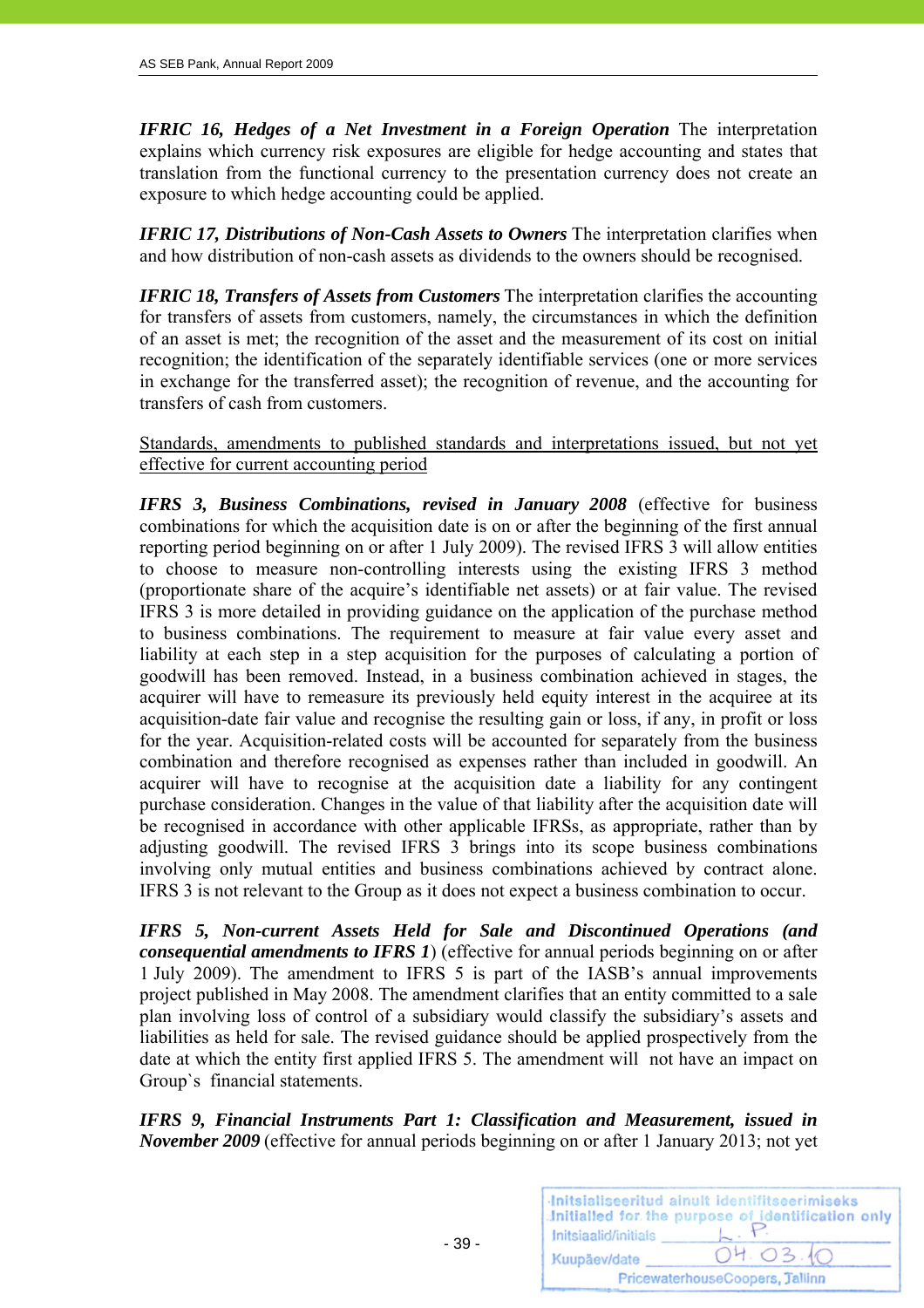***IFRIC 16, Hedges of a Net Investment in a Foreign Operation*** The interpretation explains which currency risk exposures are eligible for hedge accounting and states that translation from the functional currency to the presentation currency does not create an exposure to which hedge accounting could be applied.

***IFRIC 17, Distributions of Non-Cash Assets to Owners*** The interpretation clarifies when and how distribution of non-cash assets as dividends to the owners should be recognised.

***IFRIC 18, Transfers of Assets from Customers*** The interpretation clarifies the accounting for transfers of assets from customers, namely, the circumstances in which the definition of an asset is met; the recognition of the asset and the measurement of its cost on initial recognition; the identification of the separately identifiable services (one or more services in exchange for the transferred asset); the recognition of revenue, and the accounting for transfers of cash from customers.

<u>Standards, amendments to published standards and interpretations issued, but not yet effective for current accounting period</u>

***IFRS 3, Business Combinations, revised in January 2008*** (effective for business combinations for which the acquisition date is on or after the beginning of the first annual reporting period beginning on or after 1 July 2009). The revised IFRS 3 will allow entities to choose to measure non-controlling interests using the existing IFRS 3 method (proportionate share of the acquire's identifiable net assets) or at fair value. The revised IFRS 3 is more detailed in providing guidance on the application of the purchase method to business combinations. The requirement to measure at fair value every asset and liability at each step in a step acquisition for the purposes of calculating a portion of goodwill has been removed. Instead, in a business combination achieved in stages, the acquirer will have to remeasure its previously held equity interest in the acquiree at its acquisition-date fair value and recognise the resulting gain or loss, if any, in profit or loss for the year. Acquisition-related costs will be accounted for separately from the business combination and therefore recognised as expenses rather than included in goodwill. An acquirer will have to recognise at the acquisition date a liability for any contingent purchase consideration. Changes in the value of that liability after the acquisition date will be recognised in accordance with other applicable IFRSs, as appropriate, rather than by adjusting goodwill. The revised IFRS 3 brings into its scope business combinations involving only mutual entities and business combinations achieved by contract alone. IFRS 3 is not relevant to the Group as it does not expect a business combination to occur.

***IFRS 5, Non-current Assets Held for Sale and Discontinued Operations (and consequential amendments to IFRS 1***) (effective for annual periods beginning on or after 1 July 2009). The amendment to IFRS 5 is part of the IASB's annual improvements project published in May 2008. The amendment clarifies that an entity committed to a sale plan involving loss of control of a subsidiary would classify the subsidiary's assets and liabilities as held for sale. The revised guidance should be applied prospectively from the date at which the entity first applied IFRS 5. The amendment will not have an impact on Group`s financial statements.

***IFRS 9, Financial Instruments Part 1: Classification and Measurement, issued in November 2009*** (effective for annual periods beginning on or after 1 January 2013; not yet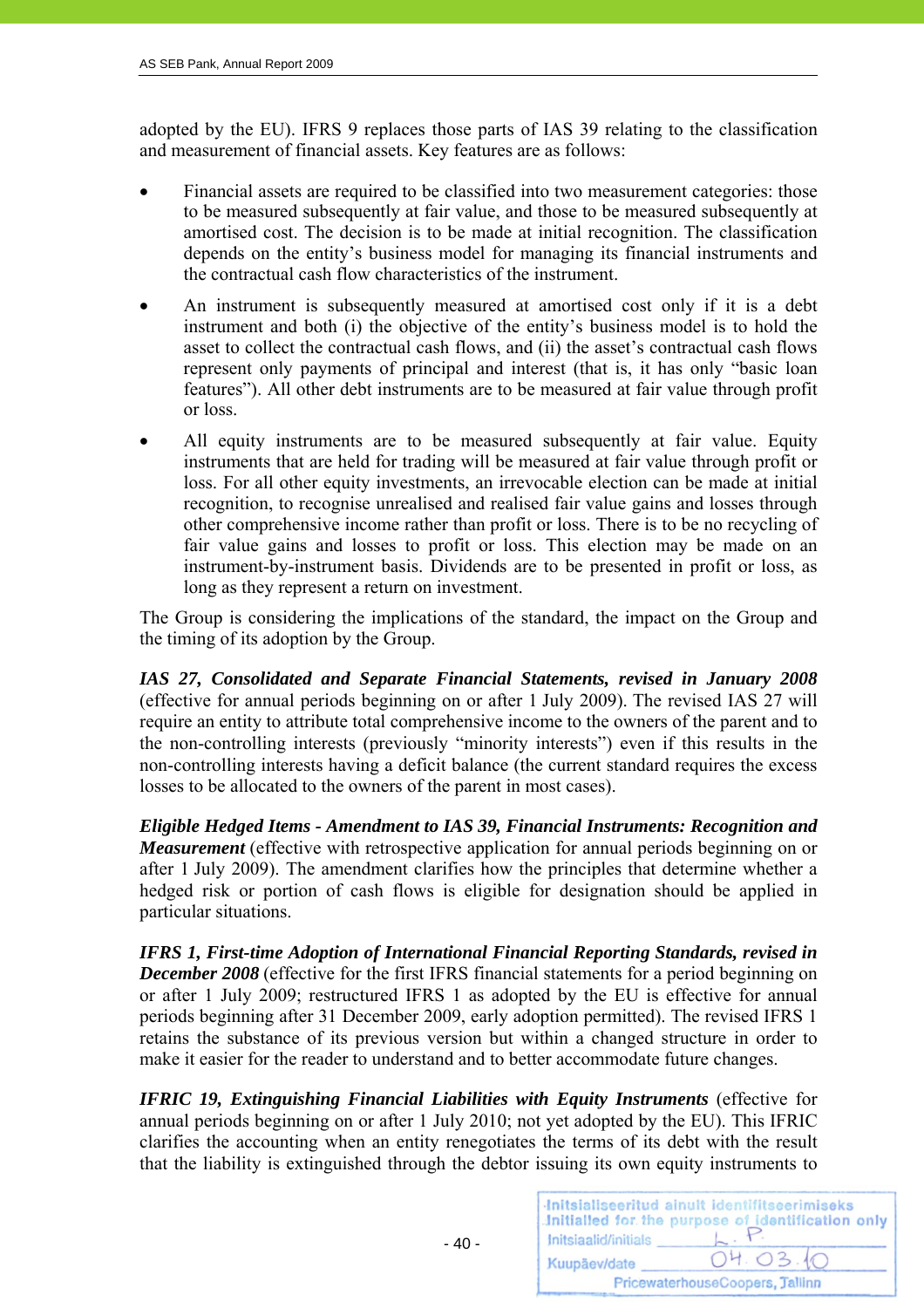adopted by the EU). IFRS 9 replaces those parts of IAS 39 relating to the classification and measurement of financial assets. Key features are as follows:

- Financial assets are required to be classified into two measurement categories: those to be measured subsequently at fair value, and those to be measured subsequently at amortised cost. The decision is to be made at initial recognition. The classification depends on the entity's business model for managing its financial instruments and the contractual cash flow characteristics of the instrument.
- An instrument is subsequently measured at amortised cost only if it is a debt instrument and both (i) the objective of the entity's business model is to hold the asset to collect the contractual cash flows, and (ii) the asset's contractual cash flows represent only payments of principal and interest (that is, it has only "basic loan features"). All other debt instruments are to be measured at fair value through profit or loss.
- All equity instruments are to be measured subsequently at fair value. Equity instruments that are held for trading will be measured at fair value through profit or loss. For all other equity investments, an irrevocable election can be made at initial recognition, to recognise unrealised and realised fair value gains and losses through other comprehensive income rather than profit or loss. There is to be no recycling of fair value gains and losses to profit or loss. This election may be made on an instrument-by-instrument basis. Dividends are to be presented in profit or loss, as long as they represent a return on investment.

The Group is considering the implications of the standard, the impact on the Group and the timing of its adoption by the Group.

***IAS 27, Consolidated and Separate Financial Statements, revised in January 2008*** (effective for annual periods beginning on or after 1 July 2009). The revised IAS 27 will require an entity to attribute total comprehensive income to the owners of the parent and to the non-controlling interests (previously "minority interests") even if this results in the non-controlling interests having a deficit balance (the current standard requires the excess losses to be allocated to the owners of the parent in most cases).

***Eligible Hedged Items - Amendment to IAS 39, Financial Instruments: Recognition and Measurement*** (effective with retrospective application for annual periods beginning on or after 1 July 2009). The amendment clarifies how the principles that determine whether a hedged risk or portion of cash flows is eligible for designation should be applied in particular situations.

***IFRS 1, First-time Adoption of International Financial Reporting Standards, revised in December 2008*** (effective for the first IFRS financial statements for a period beginning on or after 1 July 2009; restructured IFRS 1 as adopted by the EU is effective for annual periods beginning after 31 December 2009, early adoption permitted). The revised IFRS 1 retains the substance of its previous version but within a changed structure in order to make it easier for the reader to understand and to better accommodate future changes.

***IFRIC 19, Extinguishing Financial Liabilities with Equity Instruments*** (effective for annual periods beginning on or after 1 July 2010; not yet adopted by the EU). This IFRIC clarifies the accounting when an entity renegotiates the terms of its debt with the result that the liability is extinguished through the debtor issuing its own equity instruments to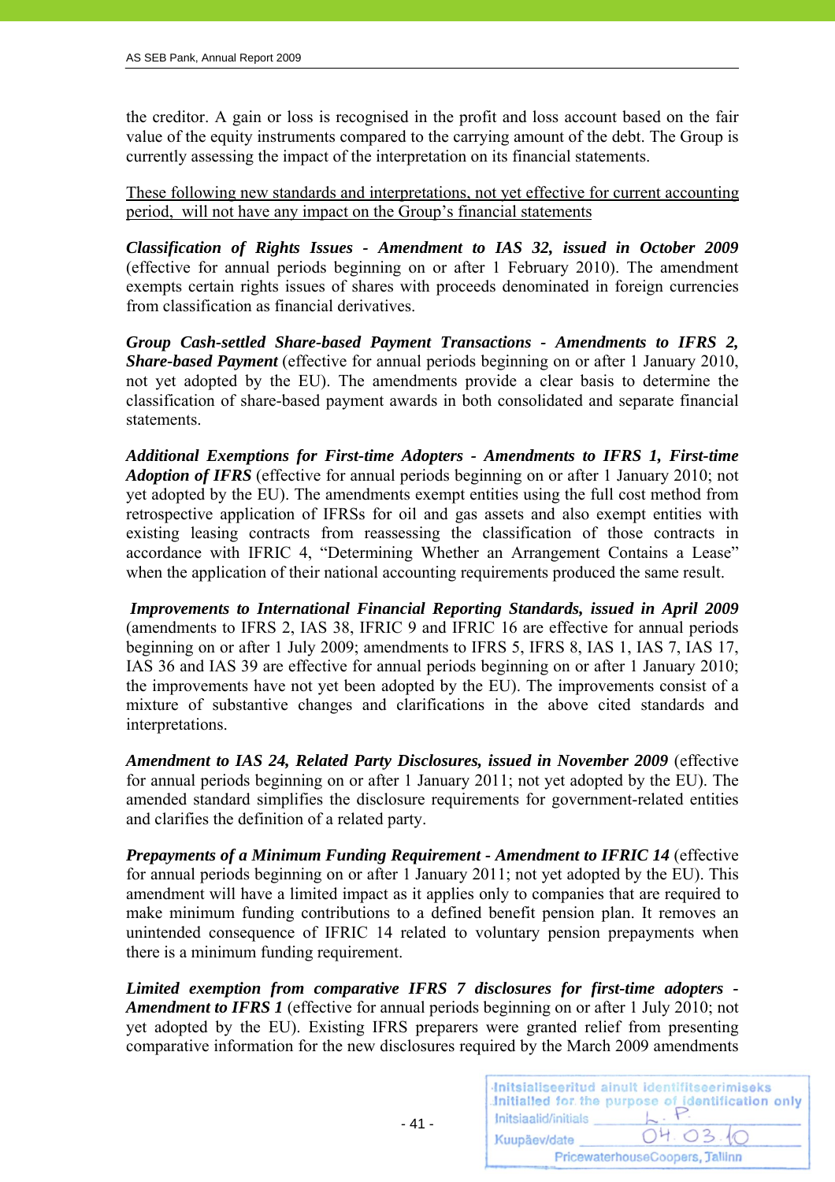the creditor. A gain or loss is recognised in the profit and loss account based on the fair value of the equity instruments compared to the carrying amount of the debt. The Group is currently assessing the impact of the interpretation on its financial statements.

These following new standards and interpretations, not yet effective for current accounting period, will not have any impact on the Group's financial statements

***Classification of Rights Issues - Amendment to IAS 32, issued in October 2009*** (effective for annual periods beginning on or after 1 February 2010). The amendment exempts certain rights issues of shares with proceeds denominated in foreign currencies from classification as financial derivatives.

***Group Cash-settled Share-based Payment Transactions - Amendments to IFRS 2, Share-based Payment*** (effective for annual periods beginning on or after 1 January 2010, not yet adopted by the EU). The amendments provide a clear basis to determine the classification of share-based payment awards in both consolidated and separate financial statements.

***Additional Exemptions for First-time Adopters - Amendments to IFRS 1, First-time Adoption of IFRS*** (effective for annual periods beginning on or after 1 January 2010; not yet adopted by the EU). The amendments exempt entities using the full cost method from retrospective application of IFRSs for oil and gas assets and also exempt entities with existing leasing contracts from reassessing the classification of those contracts in accordance with IFRIC 4, "Determining Whether an Arrangement Contains a Lease" when the application of their national accounting requirements produced the same result.

***Improvements to International Financial Reporting Standards, issued in April 2009*** (amendments to IFRS 2, IAS 38, IFRIC 9 and IFRIC 16 are effective for annual periods beginning on or after 1 July 2009; amendments to IFRS 5, IFRS 8, IAS 1, IAS 7, IAS 17, IAS 36 and IAS 39 are effective for annual periods beginning on or after 1 January 2010; the improvements have not yet been adopted by the EU). The improvements consist of a mixture of substantive changes and clarifications in the above cited standards and interpretations.

***Amendment to IAS 24, Related Party Disclosures, issued in November 2009*** (effective for annual periods beginning on or after 1 January 2011; not yet adopted by the EU). The amended standard simplifies the disclosure requirements for government-related entities and clarifies the definition of a related party.

***Prepayments of a Minimum Funding Requirement - Amendment to IFRIC 14*** (effective for annual periods beginning on or after 1 January 2011; not yet adopted by the EU). This amendment will have a limited impact as it applies only to companies that are required to make minimum funding contributions to a defined benefit pension plan. It removes an unintended consequence of IFRIC 14 related to voluntary pension prepayments when there is a minimum funding requirement.

***Limited exemption from comparative IFRS 7 disclosures for first-time adopters - Amendment to IFRS 1*** (effective for annual periods beginning on or after 1 July 2010; not yet adopted by the EU). Existing IFRS preparers were granted relief from presenting comparative information for the new disclosures required by the March 2009 amendments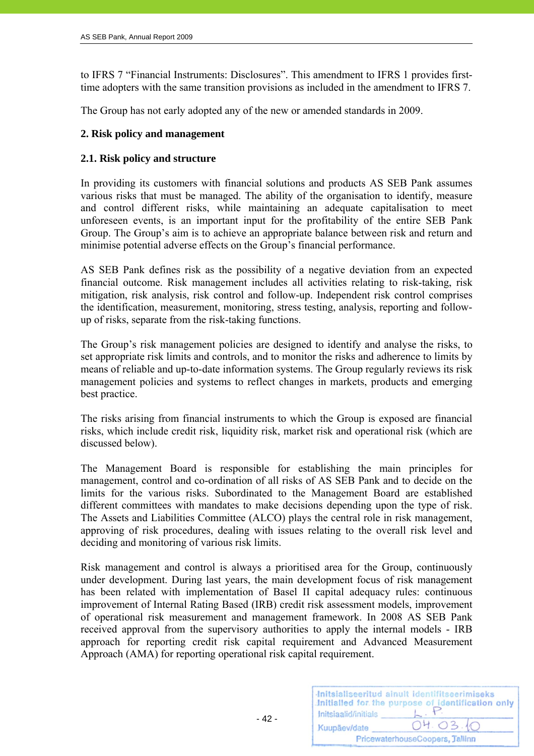to IFRS 7 “Financial Instruments: Disclosures”. This amendment to IFRS 1 provides first-time adopters with the same transition provisions as included in the amendment to IFRS 7.

The Group has not early adopted any of the new or amended standards in 2009.

## 2. Risk policy and management

### 2.1. Risk policy and structure

In providing its customers with financial solutions and products AS SEB Pank assumes various risks that must be managed. The ability of the organisation to identify, measure and control different risks, while maintaining an adequate capitalisation to meet unforeseen events, is an important input for the profitability of the entire SEB Pank Group. The Group’s aim is to achieve an appropriate balance between risk and return and minimise potential adverse effects on the Group’s financial performance.

AS SEB Pank defines risk as the possibility of a negative deviation from an expected financial outcome. Risk management includes all activities relating to risk-taking, risk mitigation, risk analysis, risk control and follow-up. Independent risk control comprises the identification, measurement, monitoring, stress testing, analysis, reporting and follow-up of risks, separate from the risk-taking functions.

The Group’s risk management policies are designed to identify and analyse the risks, to set appropriate risk limits and controls, and to monitor the risks and adherence to limits by means of reliable and up-to-date information systems. The Group regularly reviews its risk management policies and systems to reflect changes in markets, products and emerging best practice.

The risks arising from financial instruments to which the Group is exposed are financial risks, which include credit risk, liquidity risk, market risk and operational risk (which are discussed below).

The Management Board is responsible for establishing the main principles for management, control and co-ordination of all risks of AS SEB Pank and to decide on the limits for the various risks. Subordinated to the Management Board are established different committees with mandates to make decisions depending upon the type of risk. The Assets and Liabilities Committee (ALCO) plays the central role in risk management, approving of risk procedures, dealing with issues relating to the overall risk level and deciding and monitoring of various risk limits.

Risk management and control is always a prioritised area for the Group, continuously under development. During last years, the main development focus of risk management has been related with implementation of Basel II capital adequacy rules: continuous improvement of Internal Rating Based (IRB) credit risk assessment models, improvement of operational risk measurement and management framework. In 2008 AS SEB Pank received approval from the supervisory authorities to apply the internal models - IRB approach for reporting credit risk capital requirement and Advanced Measurement Approach (AMA) for reporting operational risk capital requirement.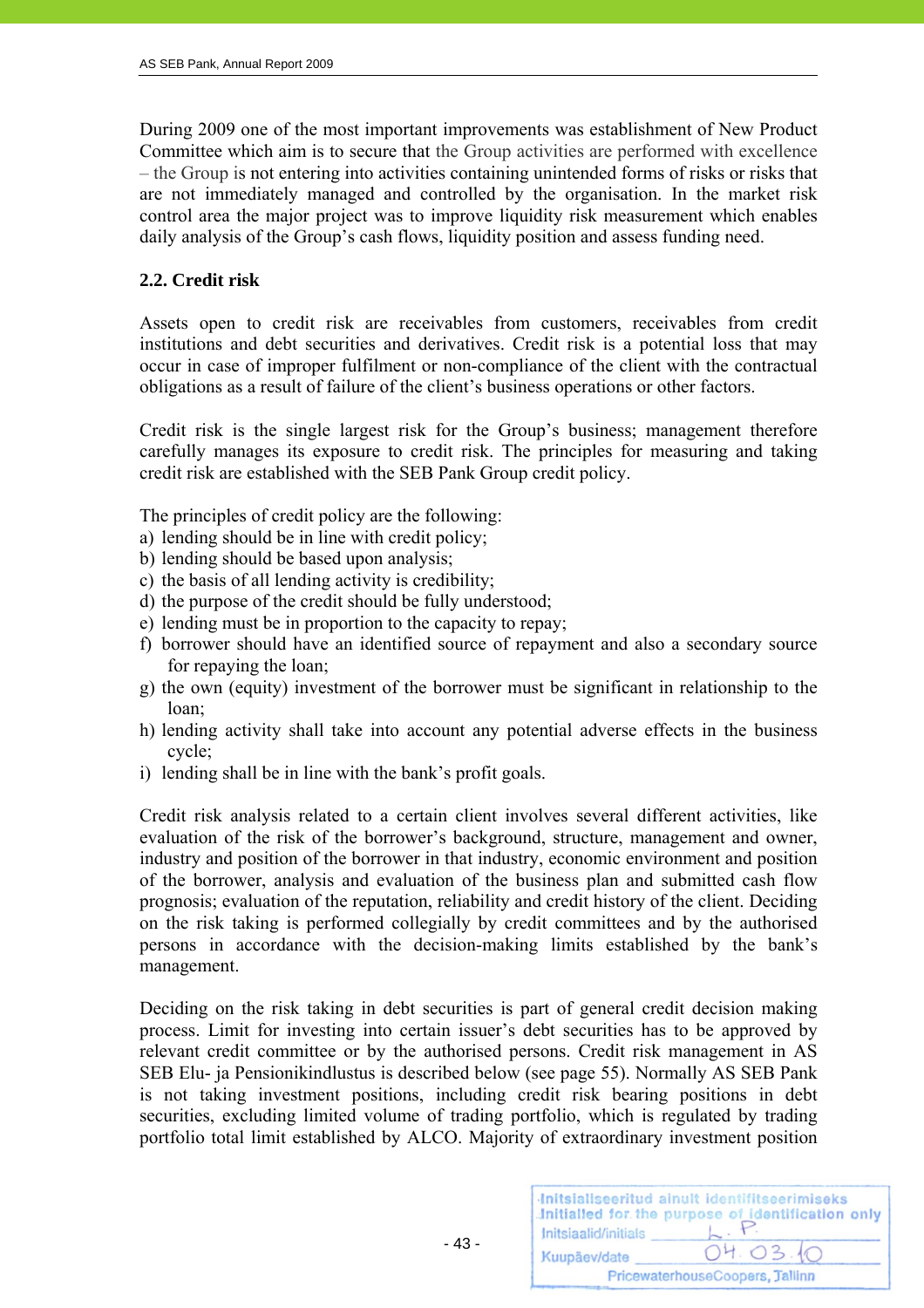During 2009 one of the most important improvements was establishment of New Product Committee which aim is to secure that the Group activities are performed with excellence – the Group is not entering into activities containing unintended forms of risks or risks that are not immediately managed and controlled by the organisation. In the market risk control area the major project was to improve liquidity risk measurement which enables daily analysis of the Group's cash flows, liquidity position and assess funding need.

### 2.2. Credit risk

Assets open to credit risk are receivables from customers, receivables from credit institutions and debt securities and derivatives. Credit risk is a potential loss that may occur in case of improper fulfilment or non-compliance of the client with the contractual obligations as a result of failure of the client's business operations or other factors.

Credit risk is the single largest risk for the Group's business; management therefore carefully manages its exposure to credit risk. The principles for measuring and taking credit risk are established with the SEB Pank Group credit policy.

The principles of credit policy are the following:

a) lending should be in line with credit policy;
b) lending should be based upon analysis;
c) the basis of all lending activity is credibility;
d) the purpose of the credit should be fully understood;
e) lending must be in proportion to the capacity to repay;
f) borrower should have an identified source of repayment and also a secondary source for repaying the loan;
g) the own (equity) investment of the borrower must be significant in relationship to the loan;
h) lending activity shall take into account any potential adverse effects in the business cycle;
i) lending shall be in line with the bank's profit goals.

Credit risk analysis related to a certain client involves several different activities, like evaluation of the risk of the borrower's background, structure, management and owner, industry and position of the borrower in that industry, economic environment and position of the borrower, analysis and evaluation of the business plan and submitted cash flow prognosis; evaluation of the reputation, reliability and credit history of the client. Deciding on the risk taking is performed collegially by credit committees and by the authorised persons in accordance with the decision-making limits established by the bank's management.

Deciding on the risk taking in debt securities is part of general credit decision making process. Limit for investing into certain issuer's debt securities has to be approved by relevant credit committee or by the authorised persons. Credit risk management in AS SEB Elu- ja Pensionikindlustus is described below (see page 55). Normally AS SEB Pank is not taking investment positions, including credit risk bearing positions in debt securities, excluding limited volume of trading portfolio, which is regulated by trading portfolio total limit established by ALCO. Majority of extraordinary investment position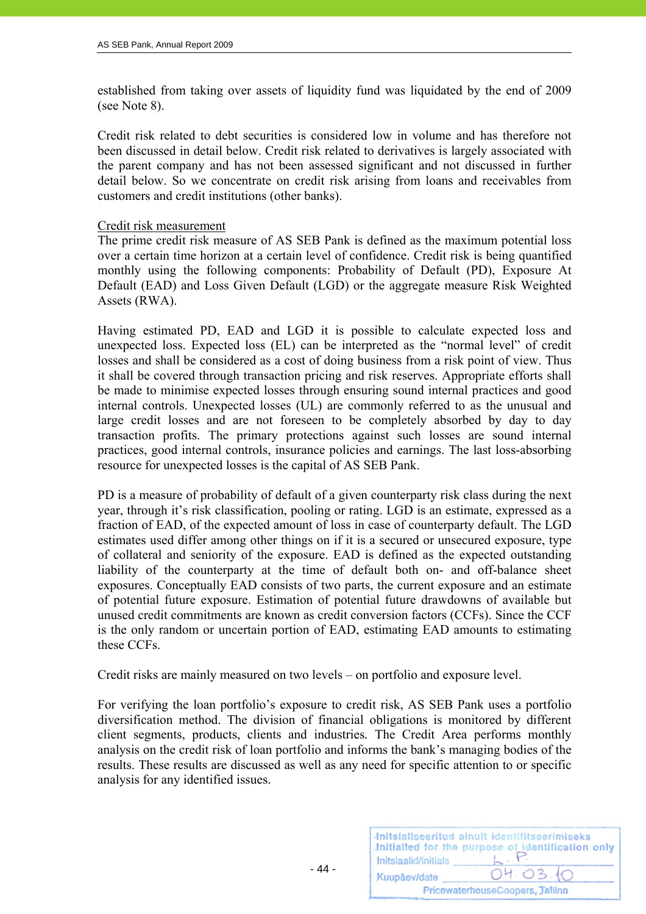established from taking over assets of liquidity fund was liquidated by the end of 2009 (see Note 8).

Credit risk related to debt securities is considered low in volume and has therefore not been discussed in detail below. Credit risk related to derivatives is largely associated with the parent company and has not been assessed significant and not discussed in further detail below. So we concentrate on credit risk arising from loans and receivables from customers and credit institutions (other banks).

Credit risk measurement

The prime credit risk measure of AS SEB Pank is defined as the maximum potential loss over a certain time horizon at a certain level of confidence. Credit risk is being quantified monthly using the following components: Probability of Default (PD), Exposure At Default (EAD) and Loss Given Default (LGD) or the aggregate measure Risk Weighted Assets (RWA).

Having estimated PD, EAD and LGD it is possible to calculate expected loss and unexpected loss. Expected loss (EL) can be interpreted as the "normal level" of credit losses and shall be considered as a cost of doing business from a risk point of view. Thus it shall be covered through transaction pricing and risk reserves. Appropriate efforts shall be made to minimise expected losses through ensuring sound internal practices and good internal controls. Unexpected losses (UL) are commonly referred to as the unusual and large credit losses and are not foreseen to be completely absorbed by day to day transaction profits. The primary protections against such losses are sound internal practices, good internal controls, insurance policies and earnings. The last loss-absorbing resource for unexpected losses is the capital of AS SEB Pank.

PD is a measure of probability of default of a given counterparty risk class during the next year, through it's risk classification, pooling or rating. LGD is an estimate, expressed as a fraction of EAD, of the expected amount of loss in case of counterparty default. The LGD estimates used differ among other things on if it is a secured or unsecured exposure, type of collateral and seniority of the exposure. EAD is defined as the expected outstanding liability of the counterparty at the time of default both on- and off-balance sheet exposures. Conceptually EAD consists of two parts, the current exposure and an estimate of potential future exposure. Estimation of potential future drawdowns of available but unused credit commitments are known as credit conversion factors (CCFs). Since the CCF is the only random or uncertain portion of EAD, estimating EAD amounts to estimating these CCFs.

Credit risks are mainly measured on two levels – on portfolio and exposure level.

For verifying the loan portfolio's exposure to credit risk, AS SEB Pank uses a portfolio diversification method. The division of financial obligations is monitored by different client segments, products, clients and industries. The Credit Area performs monthly analysis on the credit risk of loan portfolio and informs the bank's managing bodies of the results. These results are discussed as well as any need for specific attention to or specific analysis for any identified issues.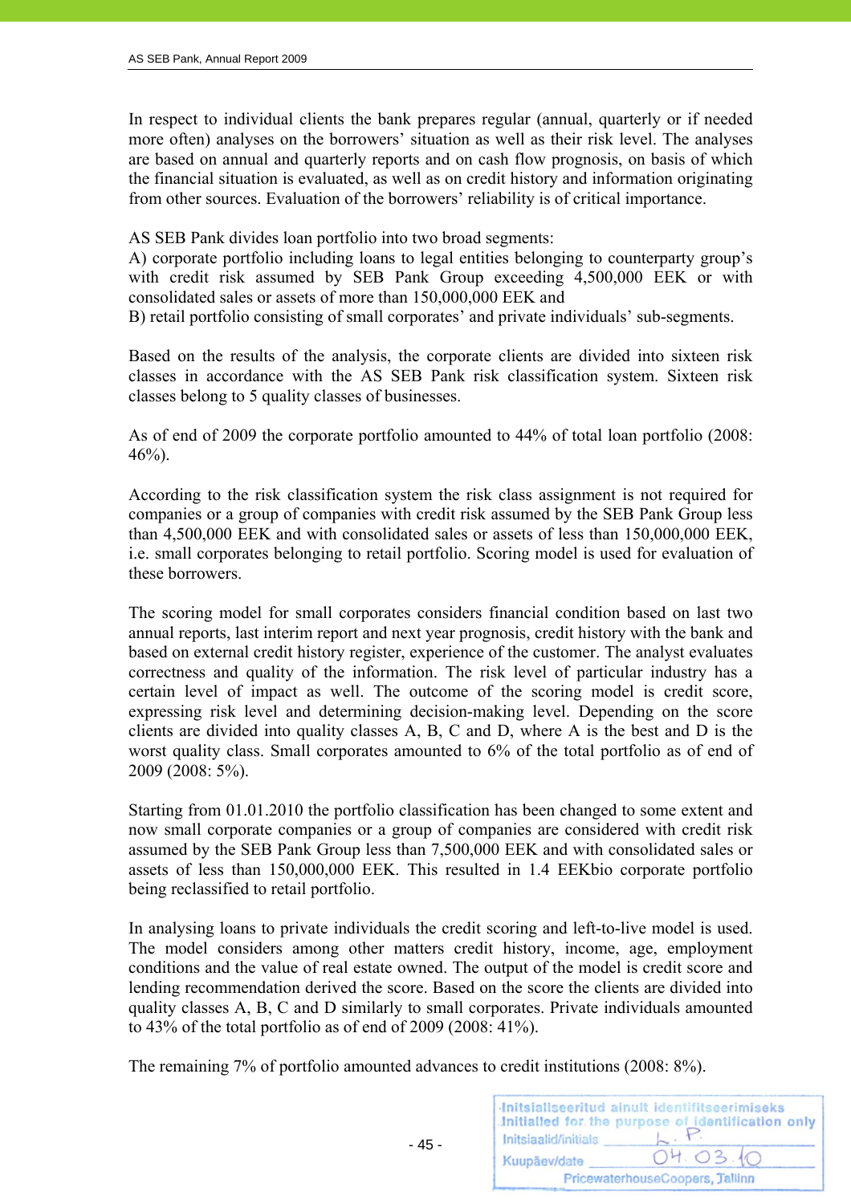In respect to individual clients the bank prepares regular (annual, quarterly or if needed more often) analyses on the borrowers' situation as well as their risk level. The analyses are based on annual and quarterly reports and on cash flow prognosis, on basis of which the financial situation is evaluated, as well as on credit history and information originating from other sources. Evaluation of the borrowers' reliability is of critical importance.

AS SEB Pank divides loan portfolio into two broad segments:
A) corporate portfolio including loans to legal entities belonging to counterparty group's with credit risk assumed by SEB Pank Group exceeding 4,500,000 EEK or with consolidated sales or assets of more than 150,000,000 EEK and
B) retail portfolio consisting of small corporates' and private individuals' sub-segments.

Based on the results of the analysis, the corporate clients are divided into sixteen risk classes in accordance with the AS SEB Pank risk classification system. Sixteen risk classes belong to 5 quality classes of businesses.

As of end of 2009 the corporate portfolio amounted to 44% of total loan portfolio (2008: 46%).

According to the risk classification system the risk class assignment is not required for companies or a group of companies with credit risk assumed by the SEB Pank Group less than 4,500,000 EEK and with consolidated sales or assets of less than 150,000,000 EEK, i.e. small corporates belonging to retail portfolio. Scoring model is used for evaluation of these borrowers.

The scoring model for small corporates considers financial condition based on last two annual reports, last interim report and next year prognosis, credit history with the bank and based on external credit history register, experience of the customer. The analyst evaluates correctness and quality of the information. The risk level of particular industry has a certain level of impact as well. The outcome of the scoring model is credit score, expressing risk level and determining decision-making level. Depending on the score clients are divided into quality classes A, B, C and D, where A is the best and D is the worst quality class. Small corporates amounted to 6% of the total portfolio as of end of 2009 (2008: 5%).

Starting from 01.01.2010 the portfolio classification has been changed to some extent and now small corporate companies or a group of companies are considered with credit risk assumed by the SEB Pank Group less than 7,500,000 EEK and with consolidated sales or assets of less than 150,000,000 EEK. This resulted in 1.4 EEKbio corporate portfolio being reclassified to retail portfolio.

In analysing loans to private individuals the credit scoring and left-to-live model is used. The model considers among other matters credit history, income, age, employment conditions and the value of real estate owned. The output of the model is credit score and lending recommendation derived the score. Based on the score the clients are divided into quality classes A, B, C and D similarly to small corporates. Private individuals amounted to 43% of the total portfolio as of end of 2009 (2008: 41%).

The remaining 7% of portfolio amounted advances to credit institutions (2008: 8%).

Initsialiseeritud ainult identifitseerimiseks
Initialled for the purpose of identification only
Initsiaalid/initials L.P.
Kuupäev/date 04.03.10
PricewaterhouseCoopers, Tallinn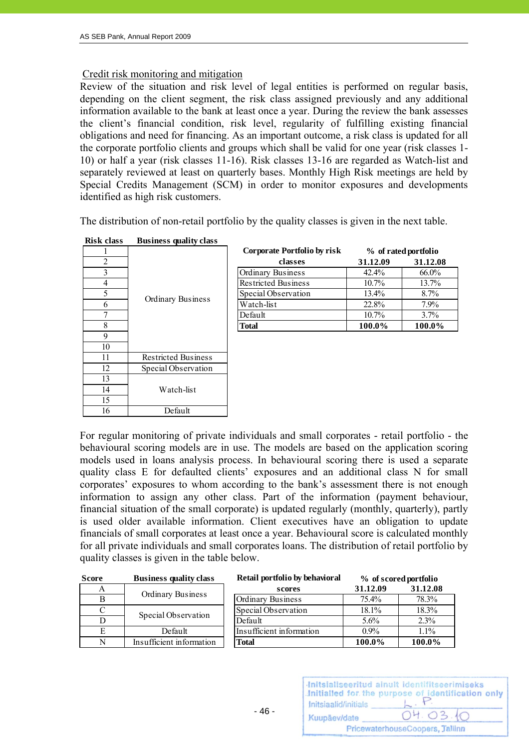Credit risk monitoring and mitigation

Review of the situation and risk level of legal entities is performed on regular basis, depending on the client segment, the risk class assigned previously and any additional information available to the bank at least once a year. During the review the bank assesses the client's financial condition, risk level, regularity of fulfilling existing financial obligations and need for financing. As an important outcome, a risk class is updated for all the corporate portfolio clients and groups which shall be valid for one year (risk classes 1-10) or half a year (risk classes 11-16). Risk classes 13-16 are regarded as Watch-list and separately reviewed at least on quarterly bases. Monthly High Risk meetings are held by Special Credits Management (SCM) in order to monitor exposures and developments identified as high risk customers.

The distribution of non-retail portfolio by the quality classes is given in the next table.

| Risk class | Business quality class |
|---|---|
| 1 | Ordinary Business |
| 2 | Ordinary Business |
| 3 | Ordinary Business |
| 4 | Ordinary Business |
| 5 | Ordinary Business |
| 6 | Ordinary Business |
| 7 | Ordinary Business |
| 8 | Ordinary Business |
| 9 | Ordinary Business |
| 10 | Ordinary Business |
| 11 | Restricted Business |
| 12 | Special Observation |
| 13 | Watch-list |
| 14 | Watch-list |
| 15 | Watch-list |
| 16 | Default |

| Corporate Portfolio by risk classes | % of rated portfolio | |
|---|---|---|
| | 31.12.09 | 31.12.08 |
| Ordinary Business | 42.4% | 66.0% |
| Restricted Business | 10.7% | 13.7% |
| Special Observation | 13.4% | 8.7% |
| Watch-list | 22.8% | 7.9% |
| Default | 10.7% | 3.7% |
| **Total** | **100.0%** | **100.0%** |

For regular monitoring of private individuals and small corporates - retail portfolio - the behavioural scoring models are in use. The models are based on the application scoring models used in loans analysis process. In behavioural scoring there is used a separate quality class E for defaulted clients' exposures and an additional class N for small corporates' exposures to whom according to the bank's assessment there is not enough information to assign any other class. Part of the information (payment behaviour, financial situation of the small corporate) is updated regularly (monthly, quarterly), partly is used older available information. Client executives have an obligation to update financials of small corporates at least once a year. Behavioural score is calculated monthly for all private individuals and small corporates loans. The distribution of retail portfolio by quality classes is given in the table below.

| Score | Business quality class |
|---|---|
| A | Ordinary Business |
| B | Ordinary Business |
| C | Special Observation |
| D | Special Observation |
| E | Default |
| N | Insufficient information |

| Retail portfolio by behavioral scores | % of scored portfolio | |
|---|---|---|
| | 31.12.09 | 31.12.08 |
| Ordinary Business | 75.4% | 78.3% |
| Special Observation | 18.1% | 18.3% |
| Default | 5.6% | 2.3% |
| Insufficient information | 0.9% | 1.1% |
| **Total** | **100.0%** | **100.0%** |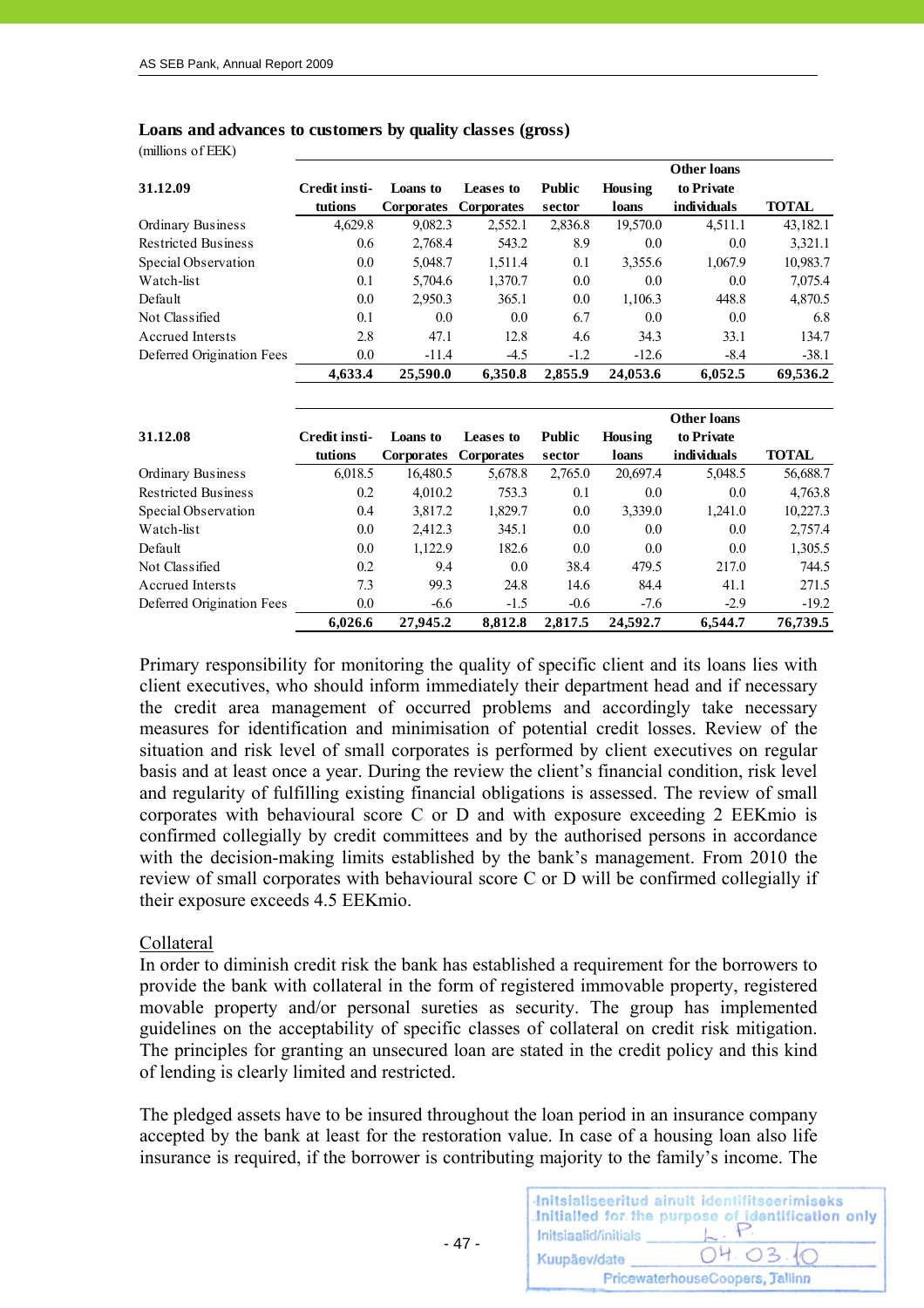**Loans and advances to customers by quality classes (gross)**

(millions of EEK)

| 31.12.09 | Credit institutions | Loans to Corporates | Leases to Corporates | Public sector | Housing loans | Other loans to Private individuals | TOTAL |
|---|---|---|---|---|---|---|---|
| Ordinary Business | 4,629.8 | 9,082.3 | 2,552.1 | 2,836.8 | 19,570.0 | 4,511.1 | 43,182.1 |
| Restricted Business | 0.6 | 2,768.4 | 543.2 | 8.9 | 0.0 | 0.0 | 3,321.1 |
| Special Observation | 0.0 | 5,048.7 | 1,511.4 | 0.1 | 3,355.6 | 1,067.9 | 10,983.7 |
| Watch-list | 0.1 | 5,704.6 | 1,370.7 | 0.0 | 0.0 | 0.0 | 7,075.4 |
| Default | 0.0 | 2,950.3 | 365.1 | 0.0 | 1,106.3 | 448.8 | 4,870.5 |
| Not Classified | 0.1 | 0.0 | 0.0 | 6.7 | 0.0 | 0.0 | 6.8 |
| Accrued Intersts | 2.8 | 47.1 | 12.8 | 4.6 | 34.3 | 33.1 | 134.7 |
| Deferred Origination Fees | 0.0 | -11.4 | -4.5 | -1.2 | -12.6 | -8.4 | -38.1 |
| | **4,633.4** | **25,590.0** | **6,350.8** | **2,855.9** | **24,053.6** | **6,052.5** | **69,536.2** |

| 31.12.08 | Credit institutions | Loans to Corporates | Leases to Corporates | Public sector | Housing loans | Other loans to Private individuals | TOTAL |
|---|---|---|---|---|---|---|---|
| Ordinary Business | 6,018.5 | 16,480.5 | 5,678.8 | 2,765.0 | 20,697.4 | 5,048.5 | 56,688.7 |
| Restricted Business | 0.2 | 4,010.2 | 753.3 | 0.1 | 0.0 | 0.0 | 4,763.8 |
| Special Observation | 0.4 | 3,817.2 | 1,829.7 | 0.0 | 3,339.0 | 1,241.0 | 10,227.3 |
| Watch-list | 0.0 | 2,412.3 | 345.1 | 0.0 | 0.0 | 0.0 | 2,757.4 |
| Default | 0.0 | 1,122.9 | 182.6 | 0.0 | 0.0 | 0.0 | 1,305.5 |
| Not Classified | 0.2 | 9.4 | 0.0 | 38.4 | 479.5 | 217.0 | 744.5 |
| Accrued Intersts | 7.3 | 99.3 | 24.8 | 14.6 | 84.4 | 41.1 | 271.5 |
| Deferred Origination Fees | 0.0 | -6.6 | -1.5 | -0.6 | -7.6 | -2.9 | -19.2 |
| | **6,026.6** | **27,945.2** | **8,812.8** | **2,817.5** | **24,592.7** | **6,544.7** | **76,739.5** |

Primary responsibility for monitoring the quality of specific client and its loans lies with client executives, who should inform immediately their department head and if necessary the credit area management of occurred problems and accordingly take necessary measures for identification and minimisation of potential credit losses. Review of the situation and risk level of small corporates is performed by client executives on regular basis and at least once a year. During the review the client's financial condition, risk level and regularity of fulfilling existing financial obligations is assessed. The review of small corporates with behavioural score C or D and with exposure exceeding 2 EEKmio is confirmed collegially by credit committees and by the authorised persons in accordance with the decision-making limits established by the bank's management. From 2010 the review of small corporates with behavioural score C or D will be confirmed collegially if their exposure exceeds 4.5 EEKmio.

## Collateral

In order to diminish credit risk the bank has established a requirement for the borrowers to provide the bank with collateral in the form of registered immovable property, registered movable property and/or personal sureties as security. The group has implemented guidelines on the acceptability of specific classes of collateral on credit risk mitigation. The principles for granting an unsecured loan are stated in the credit policy and this kind of lending is clearly limited and restricted.

The pledged assets have to be insured throughout the loan period in an insurance company accepted by the bank at least for the restoration value. In case of a housing loan also life insurance is required, if the borrower is contributing majority to the family's income. The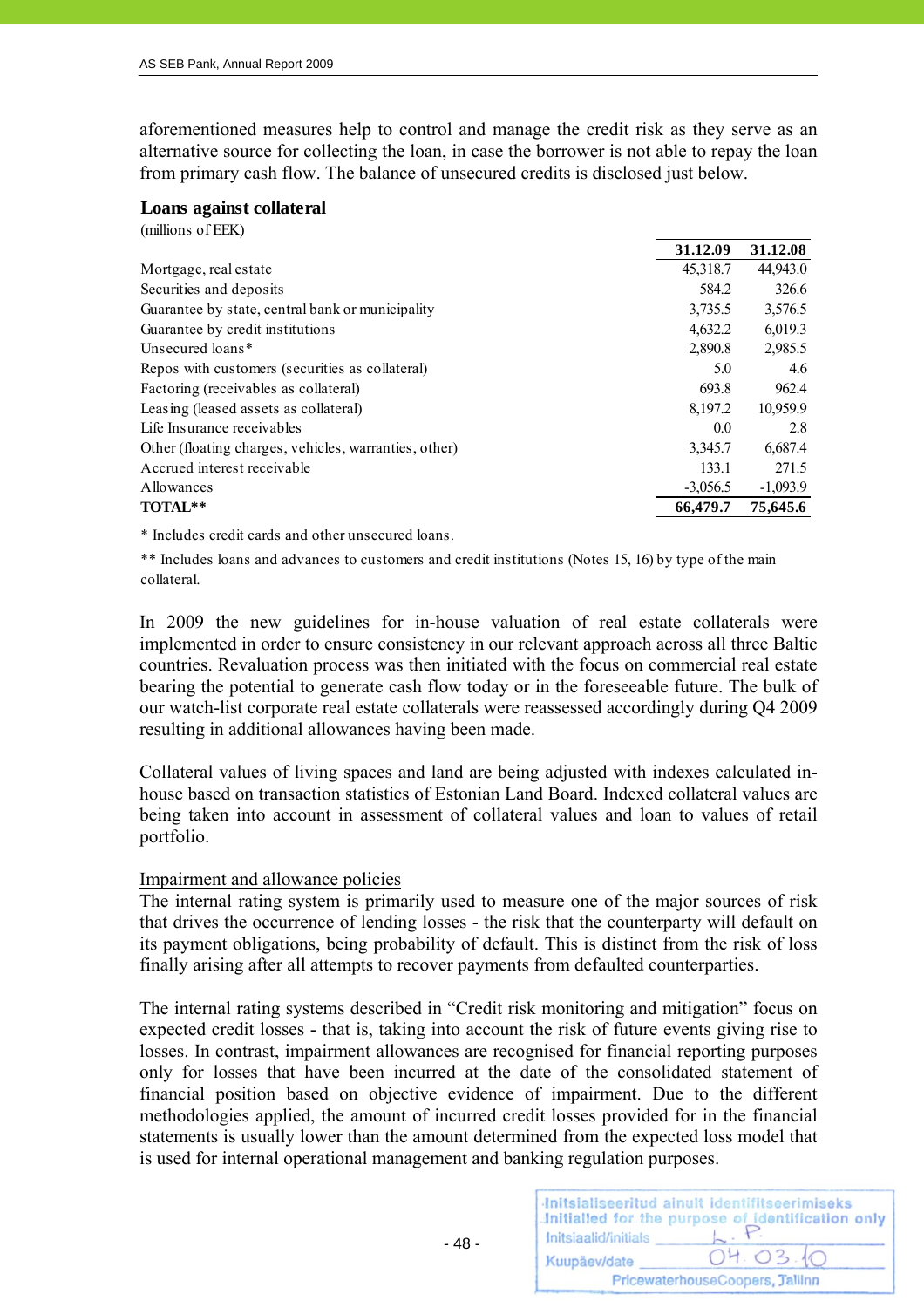aforementioned measures help to control and manage the credit risk as they serve as an alternative source for collecting the loan, in case the borrower is not able to repay the loan from primary cash flow. The balance of unsecured credits is disclosed just below.

**Loans against collateral**

(millions of EEK)

| | 31.12.09 | 31.12.08 |
|---|---|---|
| Mortgage, real estate | 45,318.7 | 44,943.0 |
| Securities and deposits | 584.2 | 326.6 |
| Guarantee by state, central bank or municipality | 3,735.5 | 3,576.5 |
| Guarantee by credit institutions | 4,632.2 | 6,019.3 |
| Unsecured loans* | 2,890.8 | 2,985.5 |
| Repos with customers (securities as collateral) | 5.0 | 4.6 |
| Factoring (receivables as collateral) | 693.8 | 962.4 |
| Leasing (leased assets as collateral) | 8,197.2 | 10,959.9 |
| Life Insurance receivables | 0.0 | 2.8 |
| Other (floating charges, vehicles, warranties, other) | 3,345.7 | 6,687.4 |
| Accrued interest receivable | 133.1 | 271.5 |
| Allowances | -3,056.5 | -1,093.9 |
| **TOTAL**** | **66,479.7** | **75,645.6** |

* Includes credit cards and other unsecured loans.

** Includes loans and advances to customers and credit institutions (Notes 15, 16) by type of the main collateral.

In 2009 the new guidelines for in-house valuation of real estate collaterals were implemented in order to ensure consistency in our relevant approach across all three Baltic countries. Revaluation process was then initiated with the focus on commercial real estate bearing the potential to generate cash flow today or in the foreseeable future. The bulk of our watch-list corporate real estate collaterals were reassessed accordingly during Q4 2009 resulting in additional allowances having been made.

Collateral values of living spaces and land are being adjusted with indexes calculated in-house based on transaction statistics of Estonian Land Board. Indexed collateral values are being taken into account in assessment of collateral values and loan to values of retail portfolio.

Impairment and allowance policies

The internal rating system is primarily used to measure one of the major sources of risk that drives the occurrence of lending losses - the risk that the counterparty will default on its payment obligations, being probability of default. This is distinct from the risk of loss finally arising after all attempts to recover payments from defaulted counterparties.

The internal rating systems described in “Credit risk monitoring and mitigation” focus on expected credit losses - that is, taking into account the risk of future events giving rise to losses. In contrast, impairment allowances are recognised for financial reporting purposes only for losses that have been incurred at the date of the consolidated statement of financial position based on objective evidence of impairment. Due to the different methodologies applied, the amount of incurred credit losses provided for in the financial statements is usually lower than the amount determined from the expected loss model that is used for internal operational management and banking regulation purposes.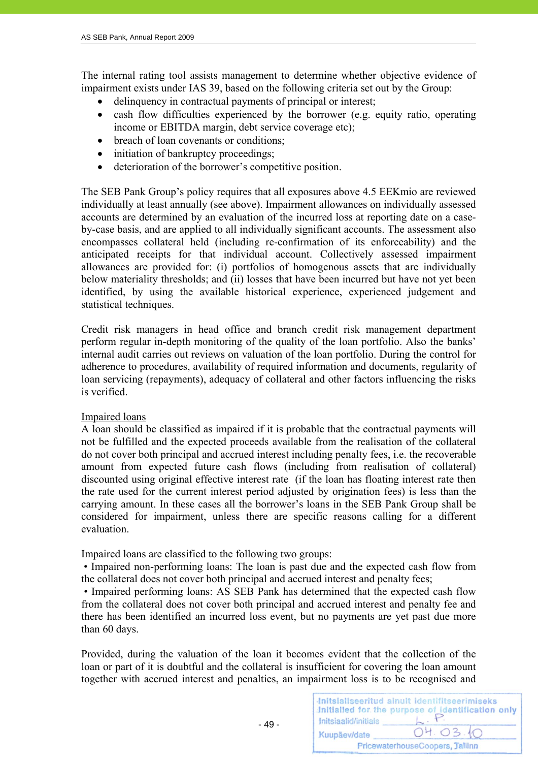The internal rating tool assists management to determine whether objective evidence of impairment exists under IAS 39, based on the following criteria set out by the Group:

- delinquency in contractual payments of principal or interest;
- cash flow difficulties experienced by the borrower (e.g. equity ratio, operating income or EBITDA margin, debt service coverage etc);
- breach of loan covenants or conditions;
- initiation of bankruptcy proceedings;
- deterioration of the borrower's competitive position.

The SEB Pank Group's policy requires that all exposures above 4.5 EEKmio are reviewed individually at least annually (see above). Impairment allowances on individually assessed accounts are determined by an evaluation of the incurred loss at reporting date on a case-by-case basis, and are applied to all individually significant accounts. The assessment also encompasses collateral held (including re-confirmation of its enforceability) and the anticipated receipts for that individual account. Collectively assessed impairment allowances are provided for: (i) portfolios of homogenous assets that are individually below materiality thresholds; and (ii) losses that have been incurred but have not yet been identified, by using the available historical experience, experienced judgement and statistical techniques.

Credit risk managers in head office and branch credit risk management department perform regular in-depth monitoring of the quality of the loan portfolio. Also the banks' internal audit carries out reviews on valuation of the loan portfolio. During the control for adherence to procedures, availability of required information and documents, regularity of loan servicing (repayments), adequacy of collateral and other factors influencing the risks is verified.

Impaired loans

A loan should be classified as impaired if it is probable that the contractual payments will not be fulfilled and the expected proceeds available from the realisation of the collateral do not cover both principal and accrued interest including penalty fees, i.e. the recoverable amount from expected future cash flows (including from realisation of collateral) discounted using original effective interest rate (if the loan has floating interest rate then the rate used for the current interest period adjusted by origination fees) is less than the carrying amount. In these cases all the borrower's loans in the SEB Pank Group shall be considered for impairment, unless there are specific reasons calling for a different evaluation.

Impaired loans are classified to the following two groups:

• Impaired non-performing loans: The loan is past due and the expected cash flow from the collateral does not cover both principal and accrued interest and penalty fees;

• Impaired performing loans: AS SEB Pank has determined that the expected cash flow from the collateral does not cover both principal and accrued interest and penalty fee and there has been identified an incurred loss event, but no payments are yet past due more than 60 days.

Provided, during the valuation of the loan it becomes evident that the collection of the loan or part of it is doubtful and the collateral is insufficient for covering the loan amount together with accrued interest and penalties, an impairment loss is to be recognised and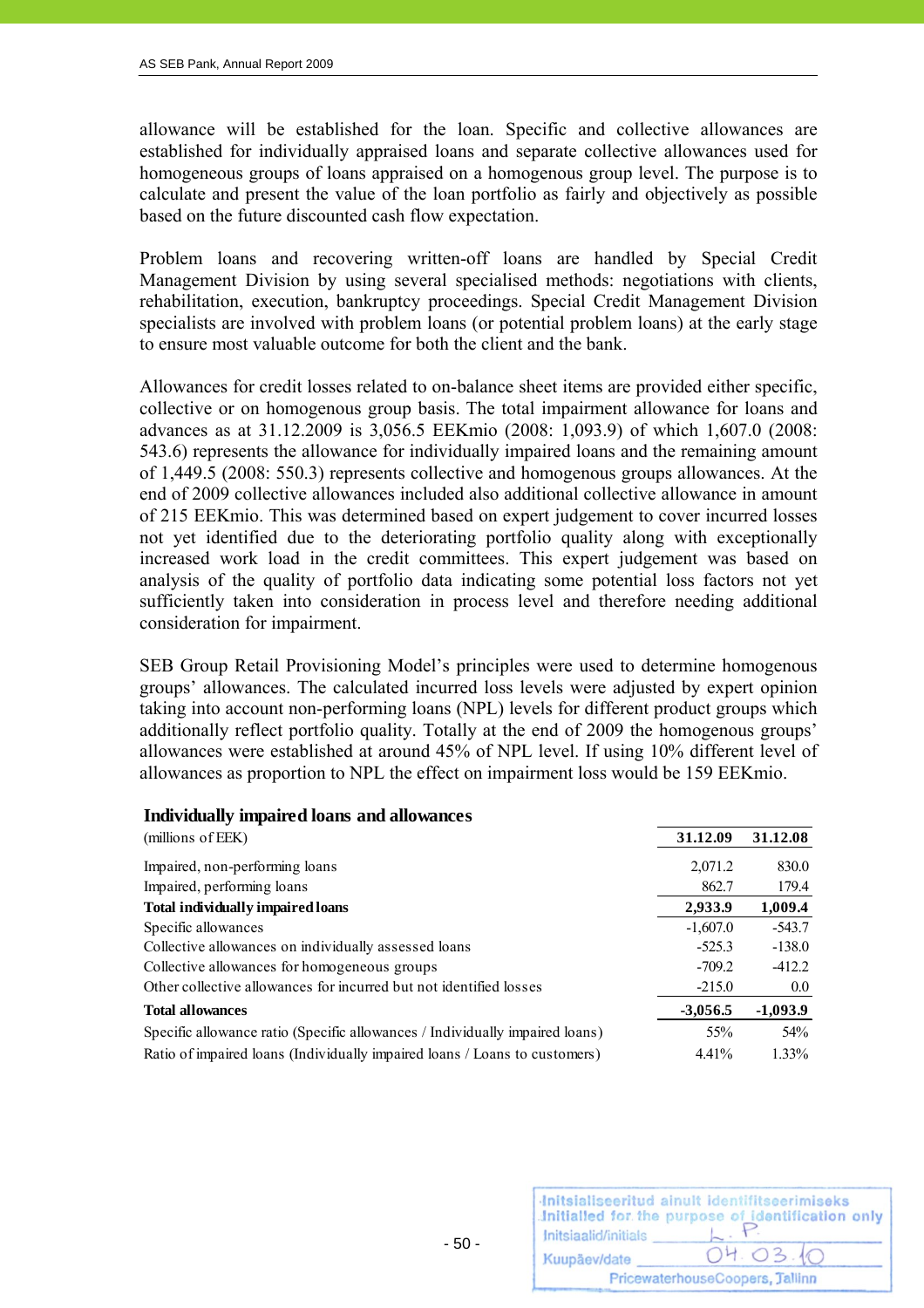allowance will be established for the loan. Specific and collective allowances are established for individually appraised loans and separate collective allowances used for homogeneous groups of loans appraised on a homogenous group level. The purpose is to calculate and present the value of the loan portfolio as fairly and objectively as possible based on the future discounted cash flow expectation.

Problem loans and recovering written-off loans are handled by Special Credit Management Division by using several specialised methods: negotiations with clients, rehabilitation, execution, bankruptcy proceedings. Special Credit Management Division specialists are involved with problem loans (or potential problem loans) at the early stage to ensure most valuable outcome for both the client and the bank.

Allowances for credit losses related to on-balance sheet items are provided either specific, collective or on homogenous group basis. The total impairment allowance for loans and advances as at 31.12.2009 is 3,056.5 EEKmio (2008: 1,093.9) of which 1,607.0 (2008: 543.6) represents the allowance for individually impaired loans and the remaining amount of 1,449.5 (2008: 550.3) represents collective and homogenous groups allowances. At the end of 2009 collective allowances included also additional collective allowance in amount of 215 EEKmio. This was determined based on expert judgement to cover incurred losses not yet identified due to the deteriorating portfolio quality along with exceptionally increased work load in the credit committees. This expert judgement was based on analysis of the quality of portfolio data indicating some potential loss factors not yet sufficiently taken into consideration in process level and therefore needing additional consideration for impairment.

SEB Group Retail Provisioning Model's principles were used to determine homogenous groups' allowances. The calculated incurred loss levels were adjusted by expert opinion taking into account non-performing loans (NPL) levels for different product groups which additionally reflect portfolio quality. Totally at the end of 2009 the homogenous groups' allowances were established at around 45% of NPL level. If using 10% different level of allowances as proportion to NPL the effect on impairment loss would be 159 EEKmio.

**Individually impaired loans and allowances**

| (millions of EEK) | 31.12.09 | 31.12.08 |
|---|---|---|
| Impaired, non-performing loans | 2,071.2 | 830.0 |
| Impaired, performing loans | 862.7 | 179.4 |
| **Total individually impaired loans** | **2,933.9** | **1,009.4** |
| Specific allowances | -1,607.0 | -543.7 |
| Collective allowances on individually assessed loans | -525.3 | -138.0 |
| Collective allowances for homogeneous groups | -709.2 | -412.2 |
| Other collective allowances for incurred but not identified losses | -215.0 | 0.0 |
| **Total allowances** | **-3,056.5** | **-1,093.9** |
| Specific allowance ratio (Specific allowances / Individually impaired loans) | 55% | 54% |
| Ratio of impaired loans (Individually impaired loans / Loans to customers) | 4.41% | 1.33% |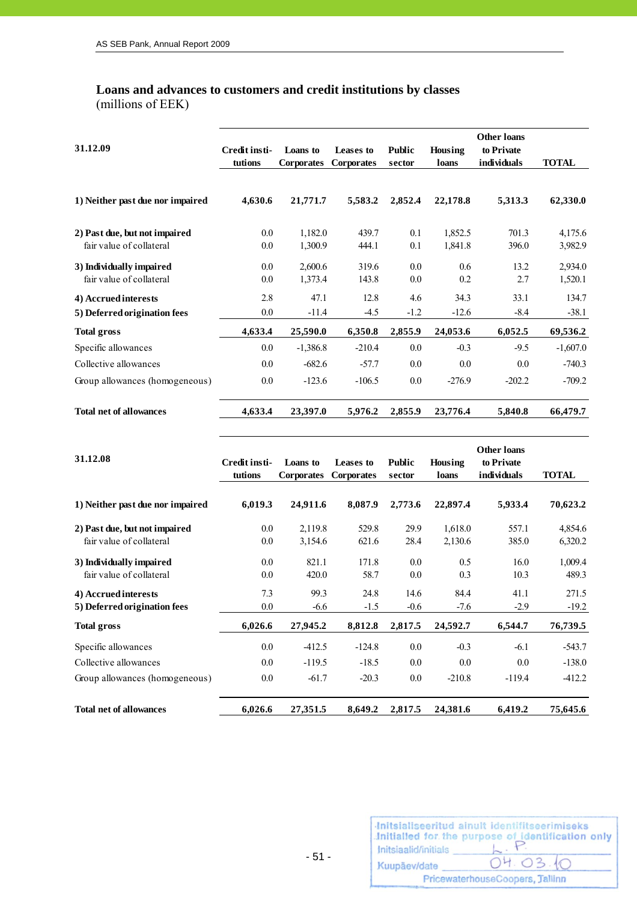## Loans and advances to customers and credit institutions by classes

(millions of EEK)

| 31.12.09 | Credit institutions | Loans to Corporates | Leases to Corporates | Public sector | Housing loans | Other loans to Private individuals | TOTAL |
|---|---|---|---|---|---|---|---|
| **1) Neither past due nor impaired** | **4,630.6** | **21,771.7** | **5,583.2** | **2,852.4** | **22,178.8** | **5,313.3** | **62,330.0** |
| **2) Past due, but not impaired** | 0.0 | 1,182.0 | 439.7 | 0.1 | 1,852.5 | 701.3 | 4,175.6 |
| fair value of collateral | 0.0 | 1,300.9 | 444.1 | 0.1 | 1,841.8 | 396.0 | 3,982.9 |
| **3) Individually impaired** | 0.0 | 2,600.6 | 319.6 | 0.0 | 0.6 | 13.2 | 2,934.0 |
| fair value of collateral | 0.0 | 1,373.4 | 143.8 | 0.0 | 0.2 | 2.7 | 1,520.1 |
| **4) Accrued interests** | 2.8 | 47.1 | 12.8 | 4.6 | 34.3 | 33.1 | 134.7 |
| **5) Deferred origination fees** | 0.0 | -11.4 | -4.5 | -1.2 | -12.6 | -8.4 | -38.1 |
| **Total gross** | **4,633.4** | **25,590.0** | **6,350.8** | **2,855.9** | **24,053.6** | **6,052.5** | **69,536.2** |
| Specific allowances | 0.0 | -1,386.8 | -210.4 | 0.0 | -0.3 | -9.5 | -1,607.0 |
| Collective allowances | 0.0 | -682.6 | -57.7 | 0.0 | 0.0 | 0.0 | -740.3 |
| Group allowances (homogeneous) | 0.0 | -123.6 | -106.5 | 0.0 | -276.9 | -202.2 | -709.2 |
| **Total net of allowances** | **4,633.4** | **23,397.0** | **5,976.2** | **2,855.9** | **23,776.4** | **5,840.8** | **66,479.7** |

| 31.12.08 | Credit institutions | Loans to Corporates | Leases to Corporates | Public sector | Housing loans | Other loans to Private individuals | TOTAL |
|---|---|---|---|---|---|---|---|
| **1) Neither past due nor impaired** | **6,019.3** | **24,911.6** | **8,087.9** | **2,773.6** | **22,897.4** | **5,933.4** | **70,623.2** |
| **2) Past due, but not impaired** | 0.0 | 2,119.8 | 529.8 | 29.9 | 1,618.0 | 557.1 | 4,854.6 |
| fair value of collateral | 0.0 | 3,154.6 | 621.6 | 28.4 | 2,130.6 | 385.0 | 6,320.2 |
| **3) Individually impaired** | 0.0 | 821.1 | 171.8 | 0.0 | 0.5 | 16.0 | 1,009.4 |
| fair value of collateral | 0.0 | 420.0 | 58.7 | 0.0 | 0.3 | 10.3 | 489.3 |
| **4) Accrued interests** | 7.3 | 99.3 | 24.8 | 14.6 | 84.4 | 41.1 | 271.5 |
| **5) Deferred origination fees** | 0.0 | -6.6 | -1.5 | -0.6 | -7.6 | -2.9 | -19.2 |
| **Total gross** | **6,026.6** | **27,945.2** | **8,812.8** | **2,817.5** | **24,592.7** | **6,544.7** | **76,739.5** |
| Specific allowances | 0.0 | -412.5 | -124.8 | 0.0 | -0.3 | -6.1 | -543.7 |
| Collective allowances | 0.0 | -119.5 | -18.5 | 0.0 | 0.0 | 0.0 | -138.0 |
| Group allowances (homogeneous) | 0.0 | -61.7 | -20.3 | 0.0 | -210.8 | -119.4 | -412.2 |
| **Total net of allowances** | **6,026.6** | **27,351.5** | **8,649.2** | **2,817.5** | **24,381.6** | **6,419.2** | **75,645.6** |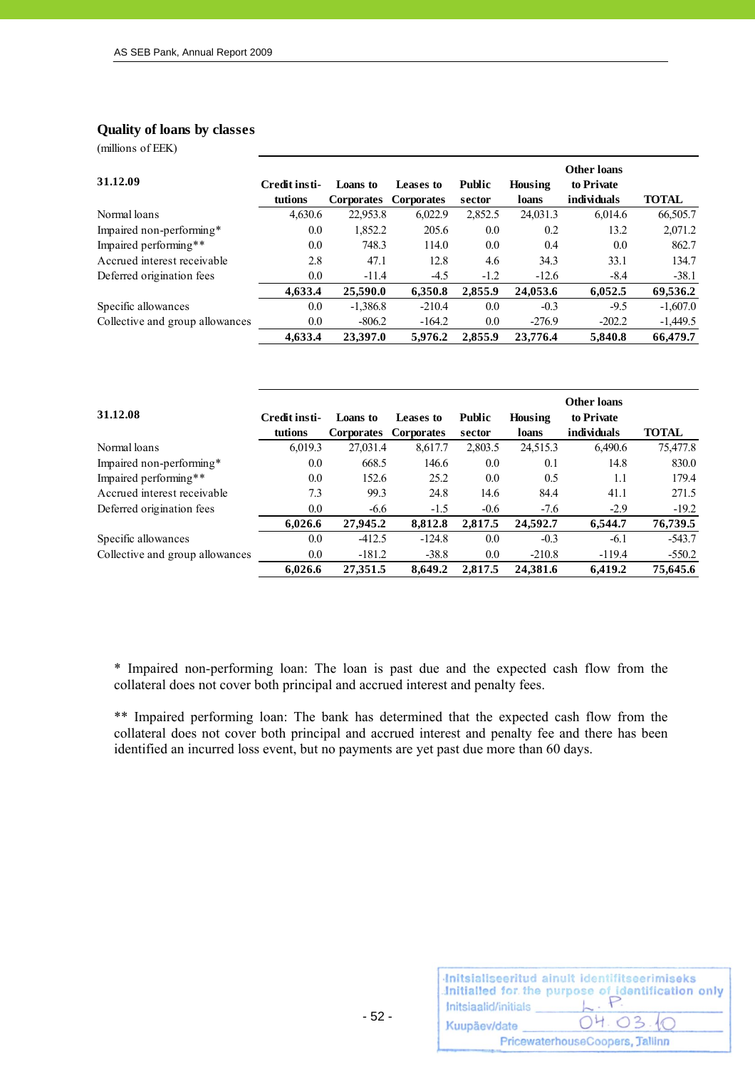## Quality of loans by classes

(millions of EEK)

| 31.12.09 | Credit institutions | Loans to Corporates | Leases to Corporates | Public sector | Housing loans | Other loans to Private individuals | TOTAL |
|---|---|---|---|---|---|---|---|
| Normal loans | 4,630.6 | 22,953.8 | 6,022.9 | 2,852.5 | 24,031.3 | 6,014.6 | 66,505.7 |
| Impaired non-performing* | 0.0 | 1,852.2 | 205.6 | 0.0 | 0.2 | 13.2 | 2,071.2 |
| Impaired performing** | 0.0 | 748.3 | 114.0 | 0.0 | 0.4 | 0.0 | 862.7 |
| Accrued interest receivable | 2.8 | 47.1 | 12.8 | 4.6 | 34.3 | 33.1 | 134.7 |
| Deferred origination fees | 0.0 | -11.4 | -4.5 | -1.2 | -12.6 | -8.4 | -38.1 |
| | **4,633.4** | **25,590.0** | **6,350.8** | **2,855.9** | **24,053.6** | **6,052.5** | **69,536.2** |
| Specific allowances | 0.0 | -1,386.8 | -210.4 | 0.0 | -0.3 | -9.5 | -1,607.0 |
| Collective and group allowances | 0.0 | -806.2 | -164.2 | 0.0 | -276.9 | -202.2 | -1,449.5 |
| | **4,633.4** | **23,397.0** | **5,976.2** | **2,855.9** | **23,776.4** | **5,840.8** | **66,479.7** |

| 31.12.08 | Credit institutions | Loans to Corporates | Leases to Corporates | Public sector | Housing loans | Other loans to Private individuals | TOTAL |
|---|---|---|---|---|---|---|---|
| Normal loans | 6,019.3 | 27,031.4 | 8,617.7 | 2,803.5 | 24,515.3 | 6,490.6 | 75,477.8 |
| Impaired non-performing* | 0.0 | 668.5 | 146.6 | 0.0 | 0.1 | 14.8 | 830.0 |
| Impaired performing** | 0.0 | 152.6 | 25.2 | 0.0 | 0.5 | 1.1 | 179.4 |
| Accrued interest receivable | 7.3 | 99.3 | 24.8 | 14.6 | 84.4 | 41.1 | 271.5 |
| Deferred origination fees | 0.0 | -6.6 | -1.5 | -0.6 | -7.6 | -2.9 | -19.2 |
| | **6,026.6** | **27,945.2** | **8,812.8** | **2,817.5** | **24,592.7** | **6,544.7** | **76,739.5** |
| Specific allowances | 0.0 | -412.5 | -124.8 | 0.0 | -0.3 | -6.1 | -543.7 |
| Collective and group allowances | 0.0 | -181.2 | -38.8 | 0.0 | -210.8 | -119.4 | -550.2 |
| | **6,026.6** | **27,351.5** | **8,649.2** | **2,817.5** | **24,381.6** | **6,419.2** | **75,645.6** |

* Impaired non-performing loan: The loan is past due and the expected cash flow from the collateral does not cover both principal and accrued interest and penalty fees.

** Impaired performing loan: The bank has determined that the expected cash flow from the collateral does not cover both principal and accrued interest and penalty fee and there has been identified an incurred loss event, but no payments are yet past due more than 60 days.

Initsialiseeritud ainult identifitseerimiseks
Initialled for the purpose of identification only
Initsiaalid/initials L. P.
Kuupäev/date 04.03.10
PricewaterhouseCoopers, Tallinn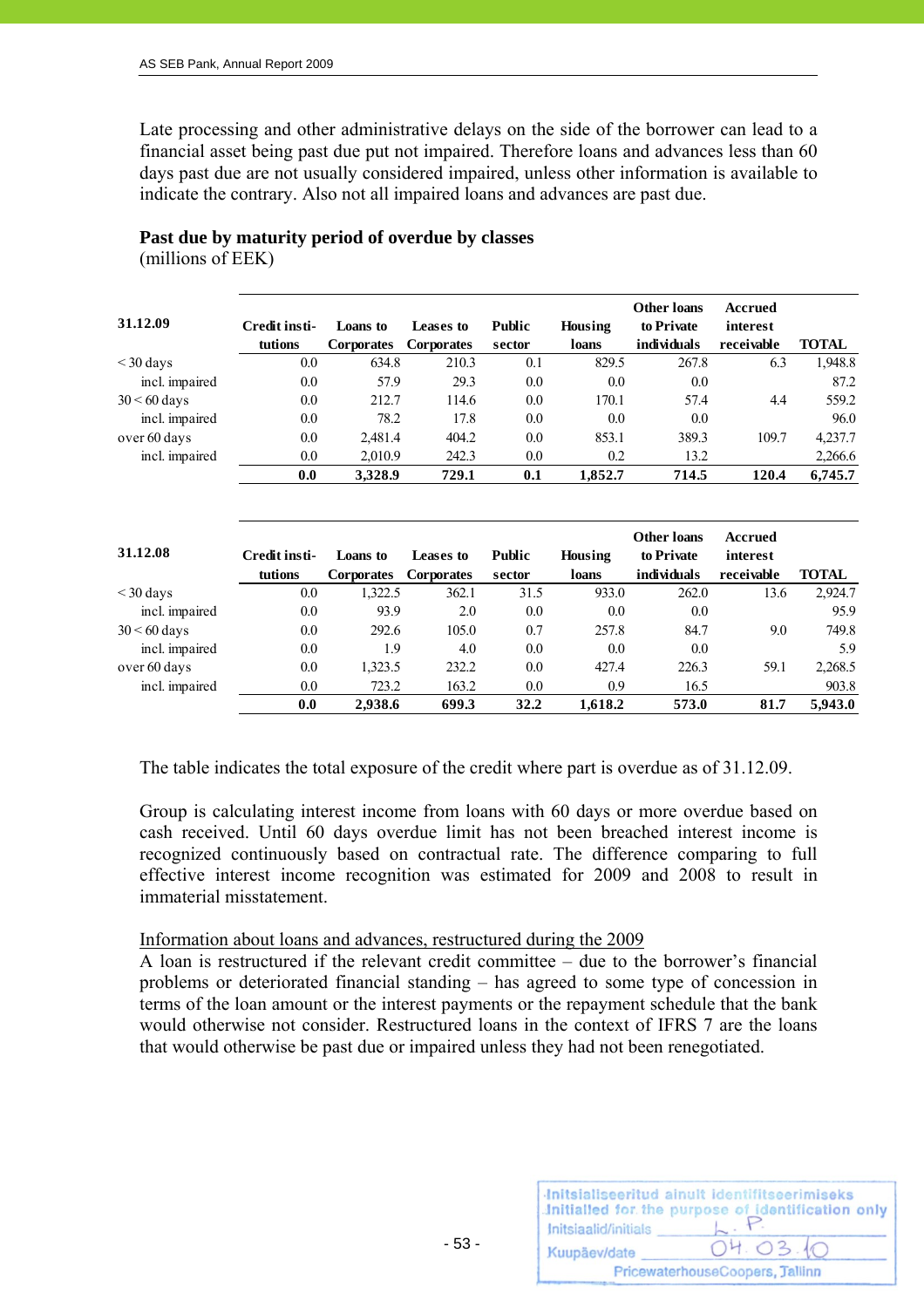Late processing and other administrative delays on the side of the borrower can lead to a financial asset being past due put not impaired. Therefore loans and advances less than 60 days past due are not usually considered impaired, unless other information is available to indicate the contrary. Also not all impaired loans and advances are past due.

**Past due by maturity period of overdue by classes**
(millions of EEK)

| 31.12.09 | Credit institutions | Loans to Corporates | Leases to Corporates | Public sector | Housing loans | Other loans to Private individuals | Accrued interest receivable | TOTAL |
|---|---|---|---|---|---|---|---|---|
| < 30 days | 0.0 | 634.8 | 210.3 | 0.1 | 829.5 | 267.8 | 6.3 | 1,948.8 |
| incl. impaired | 0.0 | 57.9 | 29.3 | 0.0 | 0.0 | 0.0 | | 87.2 |
| 30 < 60 days | 0.0 | 212.7 | 114.6 | 0.0 | 170.1 | 57.4 | 4.4 | 559.2 |
| incl. impaired | 0.0 | 78.2 | 17.8 | 0.0 | 0.0 | 0.0 | | 96.0 |
| over 60 days | 0.0 | 2,481.4 | 404.2 | 0.0 | 853.1 | 389.3 | 109.7 | 4,237.7 |
| incl. impaired | 0.0 | 2,010.9 | 242.3 | 0.0 | 0.2 | 13.2 | | 2,266.6 |
| | **0.0** | **3,328.9** | **729.1** | **0.1** | **1,852.7** | **714.5** | **120.4** | **6,745.7** |

| 31.12.08 | Credit institutions | Loans to Corporates | Leases to Corporates | Public sector | Housing loans | Other loans to Private individuals | Accrued interest receivable | TOTAL |
|---|---|---|---|---|---|---|---|---|
| < 30 days | 0.0 | 1,322.5 | 362.1 | 31.5 | 933.0 | 262.0 | 13.6 | 2,924.7 |
| incl. impaired | 0.0 | 93.9 | 2.0 | 0.0 | 0.0 | 0.0 | | 95.9 |
| 30 < 60 days | 0.0 | 292.6 | 105.0 | 0.7 | 257.8 | 84.7 | 9.0 | 749.8 |
| incl. impaired | 0.0 | 1.9 | 4.0 | 0.0 | 0.0 | 0.0 | | 5.9 |
| over 60 days | 0.0 | 1,323.5 | 232.2 | 0.0 | 427.4 | 226.3 | 59.1 | 2,268.5 |
| incl. impaired | 0.0 | 723.2 | 163.2 | 0.0 | 0.9 | 16.5 | | 903.8 |
| | **0.0** | **2,938.6** | **699.3** | **32.2** | **1,618.2** | **573.0** | **81.7** | **5,943.0** |

The table indicates the total exposure of the credit where part is overdue as of 31.12.09.

Group is calculating interest income from loans with 60 days or more overdue based on cash received. Until 60 days overdue limit has not been breached interest income is recognized continuously based on contractual rate. The difference comparing to full effective interest income recognition was estimated for 2009 and 2008 to result in immaterial misstatement.

Information about loans and advances, restructured during the 2009

A loan is restructured if the relevant credit committee – due to the borrower's financial problems or deteriorated financial standing – has agreed to some type of concession in terms of the loan amount or the interest payments or the repayment schedule that the bank would otherwise not consider. Restructured loans in the context of IFRS 7 are the loans that would otherwise be past due or impaired unless they had not been renegotiated.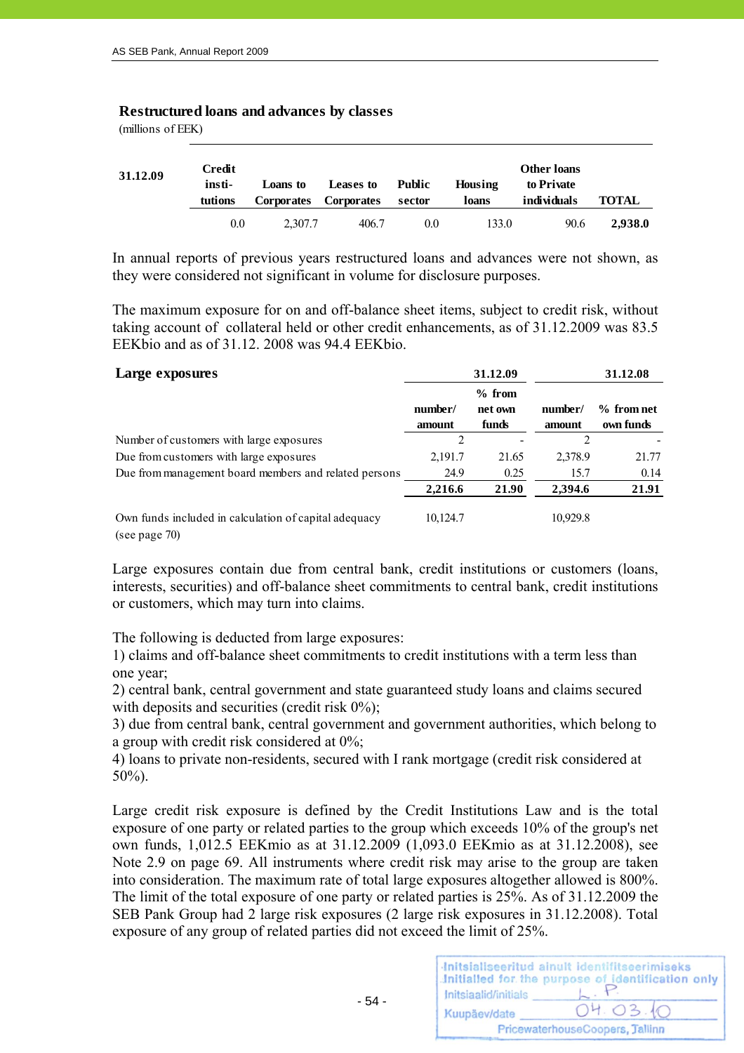### Restructured loans and advances by classes

(millions of EEK)

| 31.12.09 | Credit institutions | Loans to Corporates | Leases to Corporates | Public sector | Housing loans | Other loans to Private individuals | TOTAL |
|---|---|---|---|---|---|---|---|
| | 0.0 | 2,307.7 | 406.7 | 0.0 | 133.0 | 90.6 | **2,938.0** |

In annual reports of previous years restructured loans and advances were not shown, as they were considered not significant in volume for disclosure purposes.

The maximum exposure for on and off-balance sheet items, subject to credit risk, without taking account of collateral held or other credit enhancements, as of 31.12.2009 was 83.5 EEKbio and as of 31.12. 2008 was 94.4 EEKbio.

### Large exposures

| | 31.12.09 | | 31.12.08 | |
|---|---|---|---|---|
| | number/ amount | % from net own funds | number/ amount | % from net own funds |
| Number of customers with large exposures | 2 | - | 2 | - |
| Due from customers with large exposures | 2,191.7 | 21.65 | 2,378.9 | 21.77 |
| Due from management board members and related persons | 24.9 | 0.25 | 15.7 | 0.14 |
| | **2,216.6** | **21.90** | **2,394.6** | **21.91** |
| | | | | |
| Own funds included in calculation of capital adequacy (see page 70) | 10,124.7 | | 10,929.8 | |

Large exposures contain due from central bank, credit institutions or customers (loans, interests, securities) and off-balance sheet commitments to central bank, credit institutions or customers, which may turn into claims.

The following is deducted from large exposures:
1) claims and off-balance sheet commitments to credit institutions with a term less than one year;
2) central bank, central government and state guaranteed study loans and claims secured with deposits and securities (credit risk 0%);
3) due from central bank, central government and government authorities, which belong to a group with credit risk considered at 0%;
4) loans to private non-residents, secured with I rank mortgage (credit risk considered at 50%).

Large credit risk exposure is defined by the Credit Institutions Law and is the total exposure of one party or related parties to the group which exceeds 10% of the group's net own funds, 1,012.5 EEKmio as at 31.12.2009 (1,093.0 EEKmio as at 31.12.2008), see Note 2.9 on page 69. All instruments where credit risk may arise to the group are taken into consideration. The maximum rate of total large exposures altogether allowed is 800%. The limit of the total exposure of one party or related parties is 25%. As of 31.12.2009 the SEB Pank Group had 2 large risk exposures (2 large risk exposures in 31.12.2008). Total exposure of any group of related parties did not exceed the limit of 25%.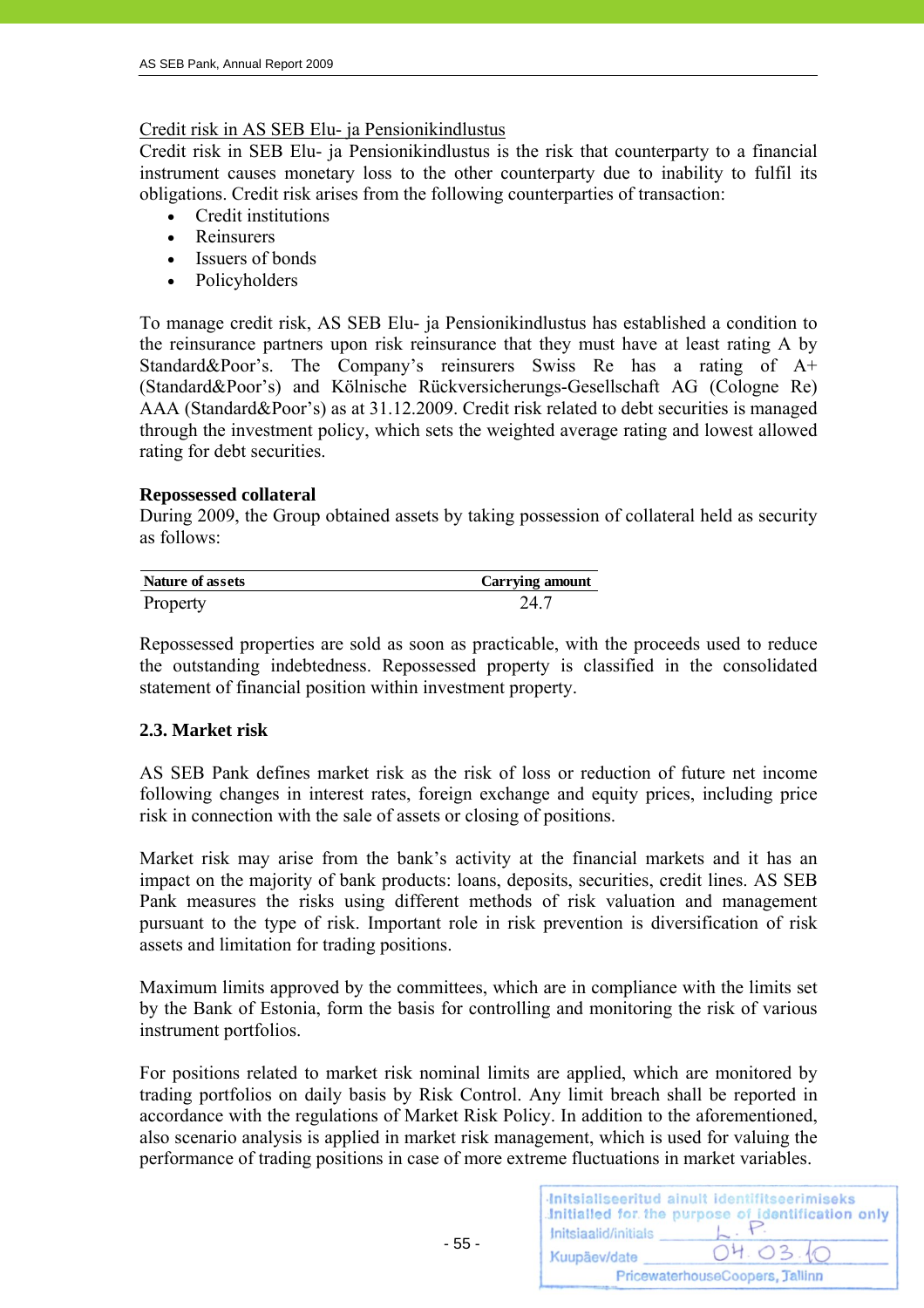Credit risk in AS SEB Elu- ja Pensionikindlustus

Credit risk in SEB Elu- ja Pensionikindlustus is the risk that counterparty to a financial instrument causes monetary loss to the other counterparty due to inability to fulfil its obligations. Credit risk arises from the following counterparties of transaction:

- Credit institutions
- Reinsurers
- Issuers of bonds
- Policyholders

To manage credit risk, AS SEB Elu- ja Pensionikindlustus has established a condition to the reinsurance partners upon risk reinsurance that they must have at least rating A by Standard&Poor's. The Company's reinsurers Swiss Re has a rating of A+ (Standard&Poor's) and Kölnische Rückversicherungs-Gesellschaft AG (Cologne Re) AAA (Standard&Poor's) as at 31.12.2009. Credit risk related to debt securities is managed through the investment policy, which sets the weighted average rating and lowest allowed rating for debt securities.

**Repossessed collateral**

During 2009, the Group obtained assets by taking possession of collateral held as security as follows:

| Nature of assets | Carrying amount |
|---|---|
| Property | 24.7 |

Repossessed properties are sold as soon as practicable, with the proceeds used to reduce the outstanding indebtedness. Repossessed property is classified in the consolidated statement of financial position within investment property.

## 2.3. Market risk

AS SEB Pank defines market risk as the risk of loss or reduction of future net income following changes in interest rates, foreign exchange and equity prices, including price risk in connection with the sale of assets or closing of positions.

Market risk may arise from the bank's activity at the financial markets and it has an impact on the majority of bank products: loans, deposits, securities, credit lines. AS SEB Pank measures the risks using different methods of risk valuation and management pursuant to the type of risk. Important role in risk prevention is diversification of risk assets and limitation for trading positions.

Maximum limits approved by the committees, which are in compliance with the limits set by the Bank of Estonia, form the basis for controlling and monitoring the risk of various instrument portfolios.

For positions related to market risk nominal limits are applied, which are monitored by trading portfolios on daily basis by Risk Control. Any limit breach shall be reported in accordance with the regulations of Market Risk Policy. In addition to the aforementioned, also scenario analysis is applied in market risk management, which is used for valuing the performance of trading positions in case of more extreme fluctuations in market variables.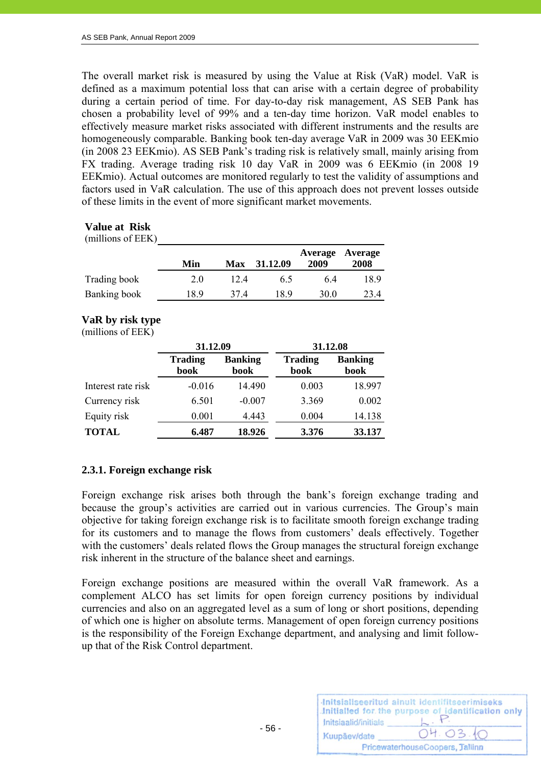The overall market risk is measured by using the Value at Risk (VaR) model. VaR is defined as a maximum potential loss that can arise with a certain degree of probability during a certain period of time. For day-to-day risk management, AS SEB Pank has chosen a probability level of 99% and a ten-day time horizon. VaR model enables to effectively measure market risks associated with different instruments and the results are homogeneously comparable. Banking book ten-day average VaR in 2009 was 30 EEKmio (in 2008 23 EEKmio). AS SEB Pank's trading risk is relatively small, mainly arising from FX trading. Average trading risk 10 day VaR in 2009 was 6 EEKmio (in 2008 19 EEKmio). Actual outcomes are monitored regularly to test the validity of assumptions and factors used in VaR calculation. The use of this approach does not prevent losses outside of these limits in the event of more significant market movements.

**Value at Risk**
(millions of EEK)

| | Min | Max | 31.12.09 | Average 2009 | Average 2008 |
|---|---|---|---|---|---|
| Trading book | 2.0 | 12.4 | 6.5 | 6.4 | 18.9 |
| Banking book | 18.9 | 37.4 | 18.9 | 30.0 | 23.4 |

**VaR by risk type**
(millions of EEK)

| | 31.12.09 | | 31.12.08 | |
|---|---|---|---|---|
| | Trading book | Banking book | Trading book | Banking book |
| Interest rate risk | -0.016 | 14.490 | 0.003 | 18.997 |
| Currency risk | 6.501 | -0.007 | 3.369 | 0.002 |
| Equity risk | 0.001 | 4.443 | 0.004 | 14.138 |
| **TOTAL** | **6.487** | **18.926** | **3.376** | **33.137** |

### 2.3.1. Foreign exchange risk

Foreign exchange risk arises both through the bank's foreign exchange trading and because the group's activities are carried out in various currencies. The Group's main objective for taking foreign exchange risk is to facilitate smooth foreign exchange trading for its customers and to manage the flows from customers' deals effectively. Together with the customers' deals related flows the Group manages the structural foreign exchange risk inherent in the structure of the balance sheet and earnings.

Foreign exchange positions are measured within the overall VaR framework. As a complement ALCO has set limits for open foreign currency positions by individual currencies and also on an aggregated level as a sum of long or short positions, depending of which one is higher on absolute terms. Management of open foreign currency positions is the responsibility of the Foreign Exchange department, and analysing and limit follow-up that of the Risk Control department.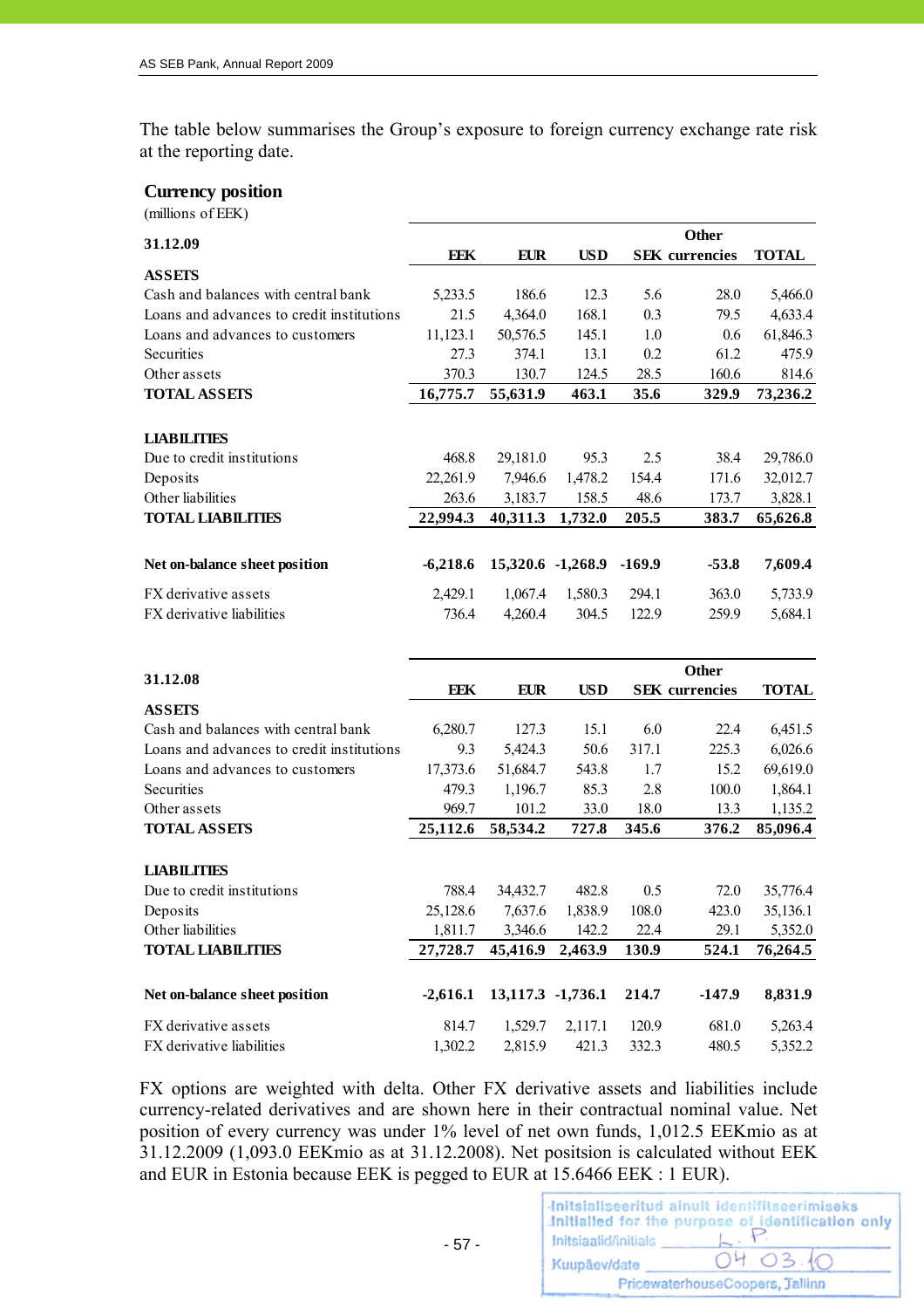The table below summarises the Group's exposure to foreign currency exchange rate risk at the reporting date.

## Currency position

(millions of EEK)

| 31.12.09 | EEK | EUR | USD | SEK | Other currencies | TOTAL |
|---|---|---|---|---|---|---|
| **ASSETS** | | | | | | |
| Cash and balances with central bank | 5,233.5 | 186.6 | 12.3 | 5.6 | 28.0 | 5,466.0 |
| Loans and advances to credit institutions | 21.5 | 4,364.0 | 168.1 | 0.3 | 79.5 | 4,633.4 |
| Loans and advances to customers | 11,123.1 | 50,576.5 | 145.1 | 1.0 | 0.6 | 61,846.3 |
| Securities | 27.3 | 374.1 | 13.1 | 0.2 | 61.2 | 475.9 |
| Other assets | 370.3 | 130.7 | 124.5 | 28.5 | 160.6 | 814.6 |
| **TOTAL ASSETS** | **16,775.7** | **55,631.9** | **463.1** | **35.6** | **329.9** | **73,236.2** |
| **LIABILITIES** | | | | | | |
| Due to credit institutions | 468.8 | 29,181.0 | 95.3 | 2.5 | 38.4 | 29,786.0 |
| Deposits | 22,261.9 | 7,946.6 | 1,478.2 | 154.4 | 171.6 | 32,012.7 |
| Other liabilities | 263.6 | 3,183.7 | 158.5 | 48.6 | 173.7 | 3,828.1 |
| **TOTAL LIABILITIES** | **22,994.3** | **40,311.3** | **1,732.0** | **205.5** | **383.7** | **65,626.8** |
| **Net on-balance sheet position** | **-6,218.6** | **15,320.6** | **-1,268.9** | **-169.9** | **-53.8** | **7,609.4** |
| FX derivative assets | 2,429.1 | 1,067.4 | 1,580.3 | 294.1 | 363.0 | 5,733.9 |
| FX derivative liabilities | 736.4 | 4,260.4 | 304.5 | 122.9 | 259.9 | 5,684.1 |

| 31.12.08 | EEK | EUR | USD | SEK | Other currencies | TOTAL |
|---|---|---|---|---|---|---|
| **ASSETS** | | | | | | |
| Cash and balances with central bank | 6,280.7 | 127.3 | 15.1 | 6.0 | 22.4 | 6,451.5 |
| Loans and advances to credit institutions | 9.3 | 5,424.3 | 50.6 | 317.1 | 225.3 | 6,026.6 |
| Loans and advances to customers | 17,373.6 | 51,684.7 | 543.8 | 1.7 | 15.2 | 69,619.0 |
| Securities | 479.3 | 1,196.7 | 85.3 | 2.8 | 100.0 | 1,864.1 |
| Other assets | 969.7 | 101.2 | 33.0 | 18.0 | 13.3 | 1,135.2 |
| **TOTAL ASSETS** | **25,112.6** | **58,534.2** | **727.8** | **345.6** | **376.2** | **85,096.4** |
| **LIABILITIES** | | | | | | |
| Due to credit institutions | 788.4 | 34,432.7 | 482.8 | 0.5 | 72.0 | 35,776.4 |
| Deposits | 25,128.6 | 7,637.6 | 1,838.9 | 108.0 | 423.0 | 35,136.1 |
| Other liabilities | 1,811.7 | 3,346.6 | 142.2 | 22.4 | 29.1 | 5,352.0 |
| **TOTAL LIABILITIES** | **27,728.7** | **45,416.9** | **2,463.9** | **130.9** | **524.1** | **76,264.5** |
| **Net on-balance sheet position** | **-2,616.1** | **13,117.3** | **-1,736.1** | **214.7** | **-147.9** | **8,831.9** |
| FX derivative assets | 814.7 | 1,529.7 | 2,117.1 | 120.9 | 681.0 | 5,263.4 |
| FX derivative liabilities | 1,302.2 | 2,815.9 | 421.3 | 332.3 | 480.5 | 5,352.2 |

FX options are weighted with delta. Other FX derivative assets and liabilities include currency-related derivatives and are shown here in their contractual nominal value. Net position of every currency was under 1% level of net own funds, 1,012.5 EEKmio as at 31.12.2009 (1,093.0 EEKmio as at 31.12.2008). Net positsion is calculated without EEK and EUR in Estonia because EEK is pegged to EUR at 15.6466 EEK : 1 EUR).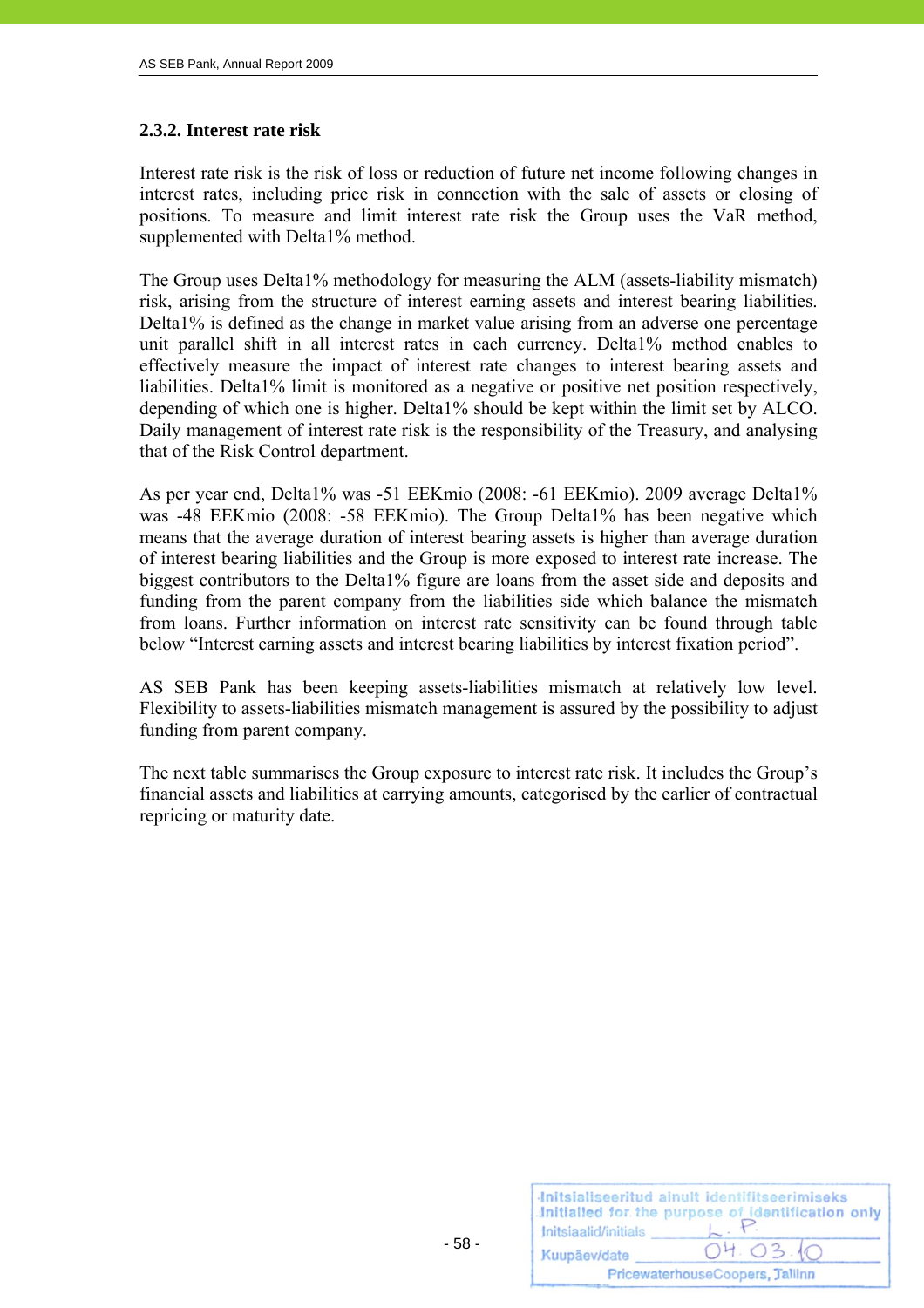### 2.3.2. Interest rate risk

Interest rate risk is the risk of loss or reduction of future net income following changes in interest rates, including price risk in connection with the sale of assets or closing of positions. To measure and limit interest rate risk the Group uses the VaR method, supplemented with Delta1% method.

The Group uses Delta1% methodology for measuring the ALM (assets-liability mismatch) risk, arising from the structure of interest earning assets and interest bearing liabilities. Delta1% is defined as the change in market value arising from an adverse one percentage unit parallel shift in all interest rates in each currency. Delta1% method enables to effectively measure the impact of interest rate changes to interest bearing assets and liabilities. Delta1% limit is monitored as a negative or positive net position respectively, depending of which one is higher. Delta1% should be kept within the limit set by ALCO. Daily management of interest rate risk is the responsibility of the Treasury, and analysing that of the Risk Control department.

As per year end, Delta1% was -51 EEKmio (2008: -61 EEKmio). 2009 average Delta1% was -48 EEKmio (2008: -58 EEKmio). The Group Delta1% has been negative which means that the average duration of interest bearing assets is higher than average duration of interest bearing liabilities and the Group is more exposed to interest rate increase. The biggest contributors to the Delta1% figure are loans from the asset side and deposits and funding from the parent company from the liabilities side which balance the mismatch from loans. Further information on interest rate sensitivity can be found through table below "Interest earning assets and interest bearing liabilities by interest fixation period".

AS SEB Pank has been keeping assets-liabilities mismatch at relatively low level. Flexibility to assets-liabilities mismatch management is assured by the possibility to adjust funding from parent company.

The next table summarises the Group exposure to interest rate risk. It includes the Group's financial assets and liabilities at carrying amounts, categorised by the earlier of contractual repricing or maturity date.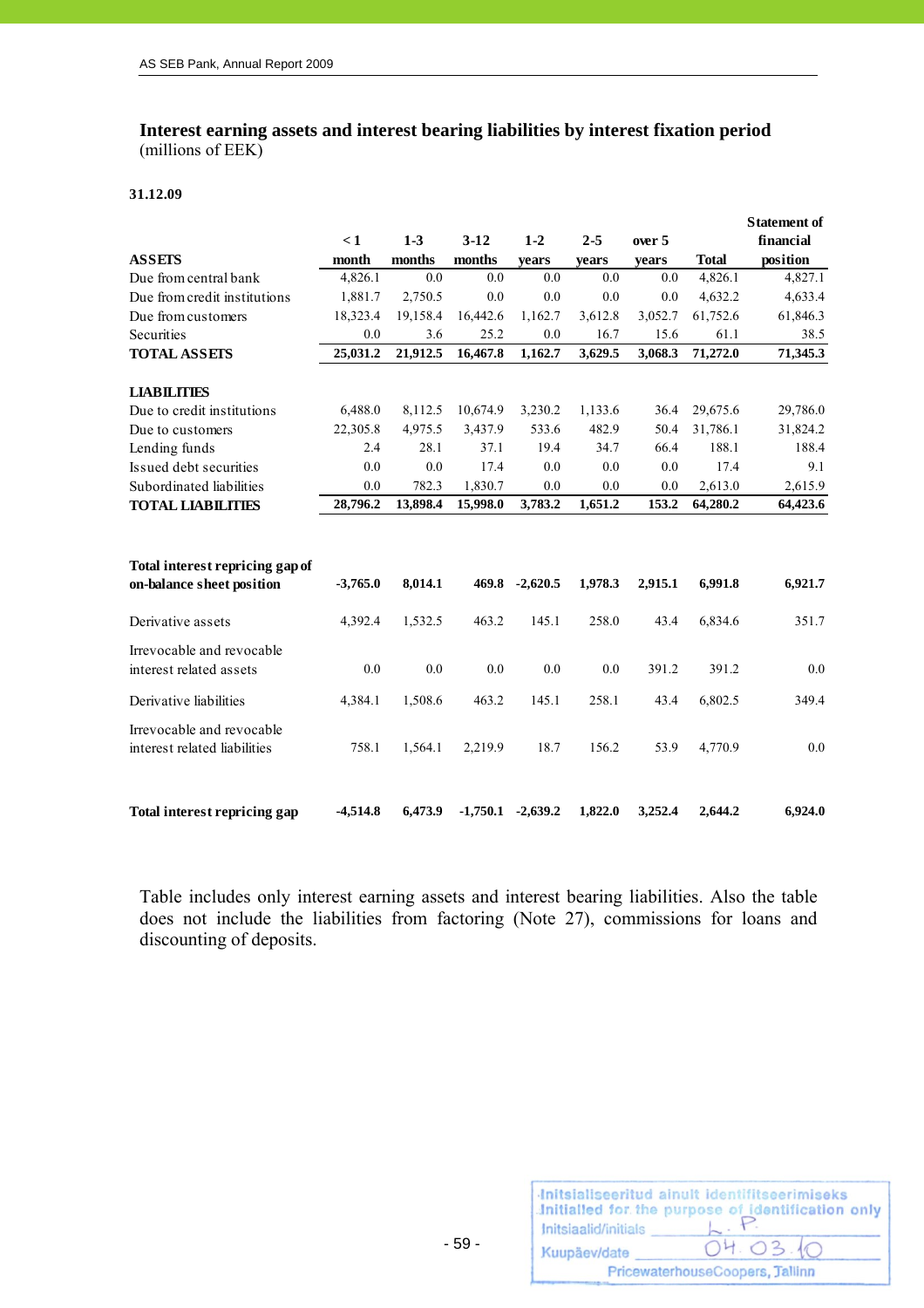## Interest earning assets and interest bearing liabilities by interest fixation period
(millions of EEK)

**31.12.09**

| ASSETS | < 1 month | 1-3 months | 3-12 months | 1-2 years | 2-5 years | over 5 years | Total | Statement of financial position |
|---|---|---|---|---|---|---|---|---|
| Due from central bank | 4,826.1 | 0.0 | 0.0 | 0.0 | 0.0 | 0.0 | 4,826.1 | 4,827.1 |
| Due from credit institutions | 1,881.7 | 2,750.5 | 0.0 | 0.0 | 0.0 | 0.0 | 4,632.2 | 4,633.4 |
| Due from customers | 18,323.4 | 19,158.4 | 16,442.6 | 1,162.7 | 3,612.8 | 3,052.7 | 61,752.6 | 61,846.3 |
| Securities | 0.0 | 3.6 | 25.2 | 0.0 | 16.7 | 15.6 | 61.1 | 38.5 |
| **TOTAL ASSETS** | **25,031.2** | **21,912.5** | **16,467.8** | **1,162.7** | **3,629.5** | **3,068.3** | **71,272.0** | **71,345.3** |
| **LIABILITIES** | | | | | | | | |
| Due to credit institutions | 6,488.0 | 8,112.5 | 10,674.9 | 3,230.2 | 1,133.6 | 36.4 | 29,675.6 | 29,786.0 |
| Due to customers | 22,305.8 | 4,975.5 | 3,437.9 | 533.6 | 482.9 | 50.4 | 31,786.1 | 31,824.2 |
| Lending funds | 2.4 | 28.1 | 37.1 | 19.4 | 34.7 | 66.4 | 188.1 | 188.4 |
| Issued debt securities | 0.0 | 0.0 | 17.4 | 0.0 | 0.0 | 0.0 | 17.4 | 9.1 |
| Subordinated liabilities | 0.0 | 782.3 | 1,830.7 | 0.0 | 0.0 | 0.0 | 2,613.0 | 2,615.9 |
| **TOTAL LIABILITIES** | **28,796.2** | **13,898.4** | **15,998.0** | **3,783.2** | **1,651.2** | **153.2** | **64,280.2** | **64,423.6** |
| **Total interest repricing gap of on-balance sheet position** | **-3,765.0** | **8,014.1** | **469.8** | **-2,620.5** | **1,978.3** | **2,915.1** | **6,991.8** | **6,921.7** |
| Derivative assets | 4,392.4 | 1,532.5 | 463.2 | 145.1 | 258.0 | 43.4 | 6,834.6 | 351.7 |
| Irrevocable and revocable interest related assets | 0.0 | 0.0 | 0.0 | 0.0 | 0.0 | 391.2 | 391.2 | 0.0 |
| Derivative liabilities | 4,384.1 | 1,508.6 | 463.2 | 145.1 | 258.1 | 43.4 | 6,802.5 | 349.4 |
| Irrevocable and revocable interest related liabilities | 758.1 | 1,564.1 | 2,219.9 | 18.7 | 156.2 | 53.9 | 4,770.9 | 0.0 |
| **Total interest repricing gap** | **-4,514.8** | **6,473.9** | **-1,750.1** | **-2,639.2** | **1,822.0** | **3,252.4** | **2,644.2** | **6,924.0** |

Table includes only interest earning assets and interest bearing liabilities. Also the table does not include the liabilities from factoring (Note 27), commissions for loans and discounting of deposits.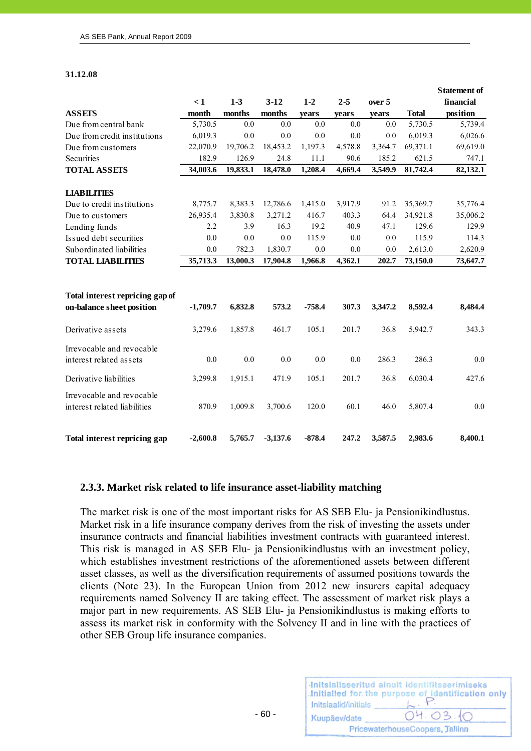**31.12.08**

| ASSETS | < 1 month | 1-3 months | 3-12 months | 1-2 years | 2-5 years | over 5 years | Total | Statement of financial position |
|---|---|---|---|---|---|---|---|---|
| Due from central bank | 5,730.5 | 0.0 | 0.0 | 0.0 | 0.0 | 0.0 | 5,730.5 | 5,739.4 |
| Due from credit institutions | 6,019.3 | 0.0 | 0.0 | 0.0 | 0.0 | 0.0 | 6,019.3 | 6,026.6 |
| Due from customers | 22,070.9 | 19,706.2 | 18,453.2 | 1,197.3 | 4,578.8 | 3,364.7 | 69,371.1 | 69,619.0 |
| Securities | 182.9 | 126.9 | 24.8 | 11.1 | 90.6 | 185.2 | 621.5 | 747.1 |
| **TOTAL ASSETS** | **34,003.6** | **19,833.1** | **18,478.0** | **1,208.4** | **4,669.4** | **3,549.9** | **81,742.4** | **82,132.1** |
| **LIABILITIES** | | | | | | | | |
| Due to credit institutions | 8,775.7 | 8,383.3 | 12,786.6 | 1,415.0 | 3,917.9 | 91.2 | 35,369.7 | 35,776.4 |
| Due to customers | 26,935.4 | 3,830.8 | 3,271.2 | 416.7 | 403.3 | 64.4 | 34,921.8 | 35,006.2 |
| Lending funds | 2.2 | 3.9 | 16.3 | 19.2 | 40.9 | 47.1 | 129.6 | 129.9 |
| Issued debt securities | 0.0 | 0.0 | 0.0 | 115.9 | 0.0 | 0.0 | 115.9 | 114.3 |
| Subordinated liabilities | 0.0 | 782.3 | 1,830.7 | 0.0 | 0.0 | 0.0 | 2,613.0 | 2,620.9 |
| **TOTAL LIABILITIES** | **35,713.3** | **13,000.3** | **17,904.8** | **1,966.8** | **4,362.1** | **202.7** | **73,150.0** | **73,647.7** |
| **Total interest repricing gap of on-balance sheet position** | **-1,709.7** | **6,832.8** | **573.2** | **-758.4** | **307.3** | **3,347.2** | **8,592.4** | **8,484.4** |
| Derivative assets | 3,279.6 | 1,857.8 | 461.7 | 105.1 | 201.7 | 36.8 | 5,942.7 | 343.3 |
| Irrevocable and revocable interest related assets | 0.0 | 0.0 | 0.0 | 0.0 | 0.0 | 286.3 | 286.3 | 0.0 |
| Derivative liabilities | 3,299.8 | 1,915.1 | 471.9 | 105.1 | 201.7 | 36.8 | 6,030.4 | 427.6 |
| Irrevocable and revocable interest related liabilities | 870.9 | 1,009.8 | 3,700.6 | 120.0 | 60.1 | 46.0 | 5,807.4 | 0.0 |
| **Total interest repricing gap** | **-2,600.8** | **5,765.7** | **-3,137.6** | **-878.4** | **247.2** | **3,587.5** | **2,983.6** | **8,400.1** |

### 2.3.3. Market risk related to life insurance asset-liability matching

The market risk is one of the most important risks for AS SEB Elu- ja Pensionikindlustus. Market risk in a life insurance company derives from the risk of investing the assets under insurance contracts and financial liabilities investment contracts with guaranteed interest. This risk is managed in AS SEB Elu- ja Pensionikindlustus with an investment policy, which establishes investment restrictions of the aforementioned assets between different asset classes, as well as the diversification requirements of assumed positions towards the clients (Note 23). In the European Union from 2012 new insurers capital adequacy requirements named Solvency II are taking effect. The assessment of market risk plays a major part in new requirements. AS SEB Elu- ja Pensionikindlustus is making efforts to assess its market risk in conformity with the Solvency II and in line with the practices of other SEB Group life insurance companies.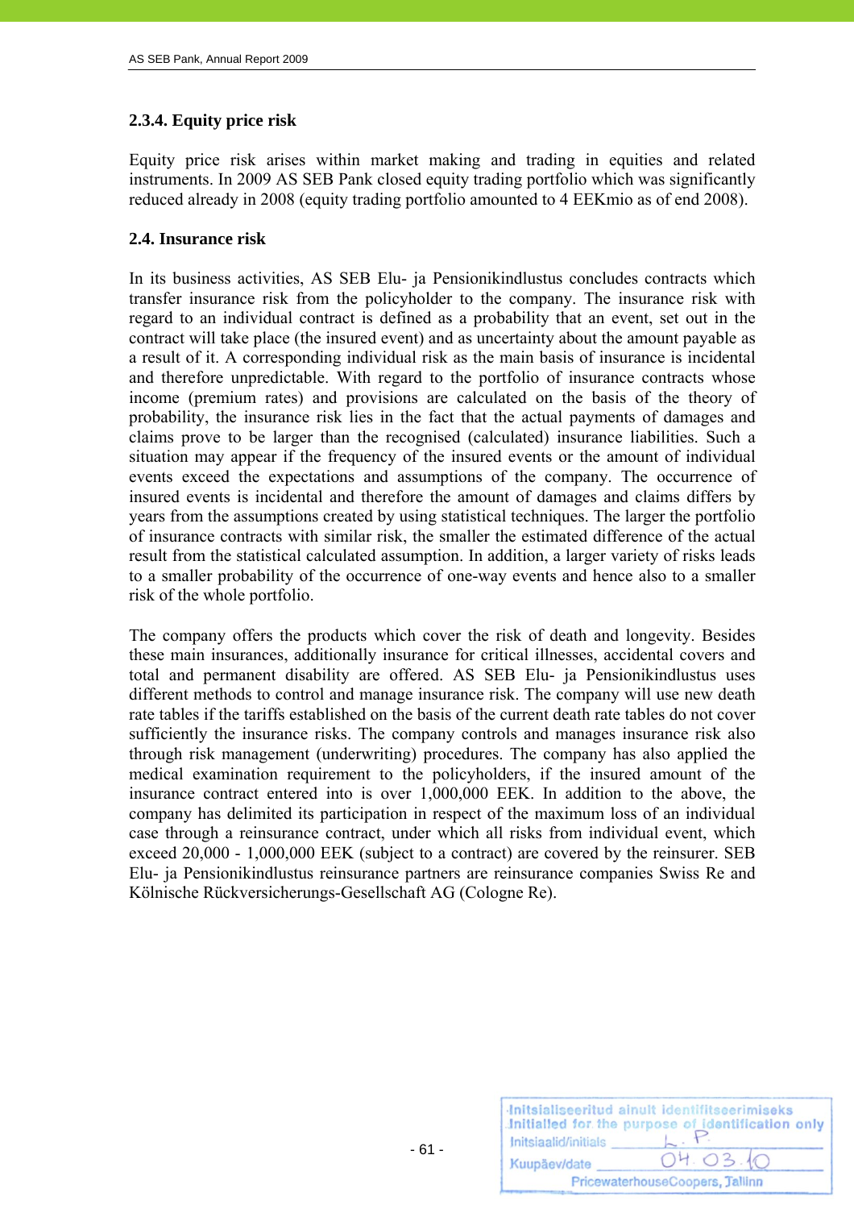### 2.3.4. Equity price risk

Equity price risk arises within market making and trading in equities and related instruments. In 2009 AS SEB Pank closed equity trading portfolio which was significantly reduced already in 2008 (equity trading portfolio amounted to 4 EEKmio as of end 2008).

## 2.4. Insurance risk

In its business activities, AS SEB Elu- ja Pensionikindlustus concludes contracts which transfer insurance risk from the policyholder to the company. The insurance risk with regard to an individual contract is defined as a probability that an event, set out in the contract will take place (the insured event) and as uncertainty about the amount payable as a result of it. A corresponding individual risk as the main basis of insurance is incidental and therefore unpredictable. With regard to the portfolio of insurance contracts whose income (premium rates) and provisions are calculated on the basis of the theory of probability, the insurance risk lies in the fact that the actual payments of damages and claims prove to be larger than the recognised (calculated) insurance liabilities. Such a situation may appear if the frequency of the insured events or the amount of individual events exceed the expectations and assumptions of the company. The occurrence of insured events is incidental and therefore the amount of damages and claims differs by years from the assumptions created by using statistical techniques. The larger the portfolio of insurance contracts with similar risk, the smaller the estimated difference of the actual result from the statistical calculated assumption. In addition, a larger variety of risks leads to a smaller probability of the occurrence of one-way events and hence also to a smaller risk of the whole portfolio.

The company offers the products which cover the risk of death and longevity. Besides these main insurances, additionally insurance for critical illnesses, accidental covers and total and permanent disability are offered. AS SEB Elu- ja Pensionikindlustus uses different methods to control and manage insurance risk. The company will use new death rate tables if the tariffs established on the basis of the current death rate tables do not cover sufficiently the insurance risks. The company controls and manages insurance risk also through risk management (underwriting) procedures. The company has also applied the medical examination requirement to the policyholders, if the insured amount of the insurance contract entered into is over 1,000,000 EEK. In addition to the above, the company has delimited its participation in respect of the maximum loss of an individual case through a reinsurance contract, under which all risks from individual event, which exceed 20,000 - 1,000,000 EEK (subject to a contract) are covered by the reinsurer. SEB Elu- ja Pensionikindlustus reinsurance partners are reinsurance companies Swiss Re and Kölnische Rückversicherungs-Gesellschaft AG (Cologne Re).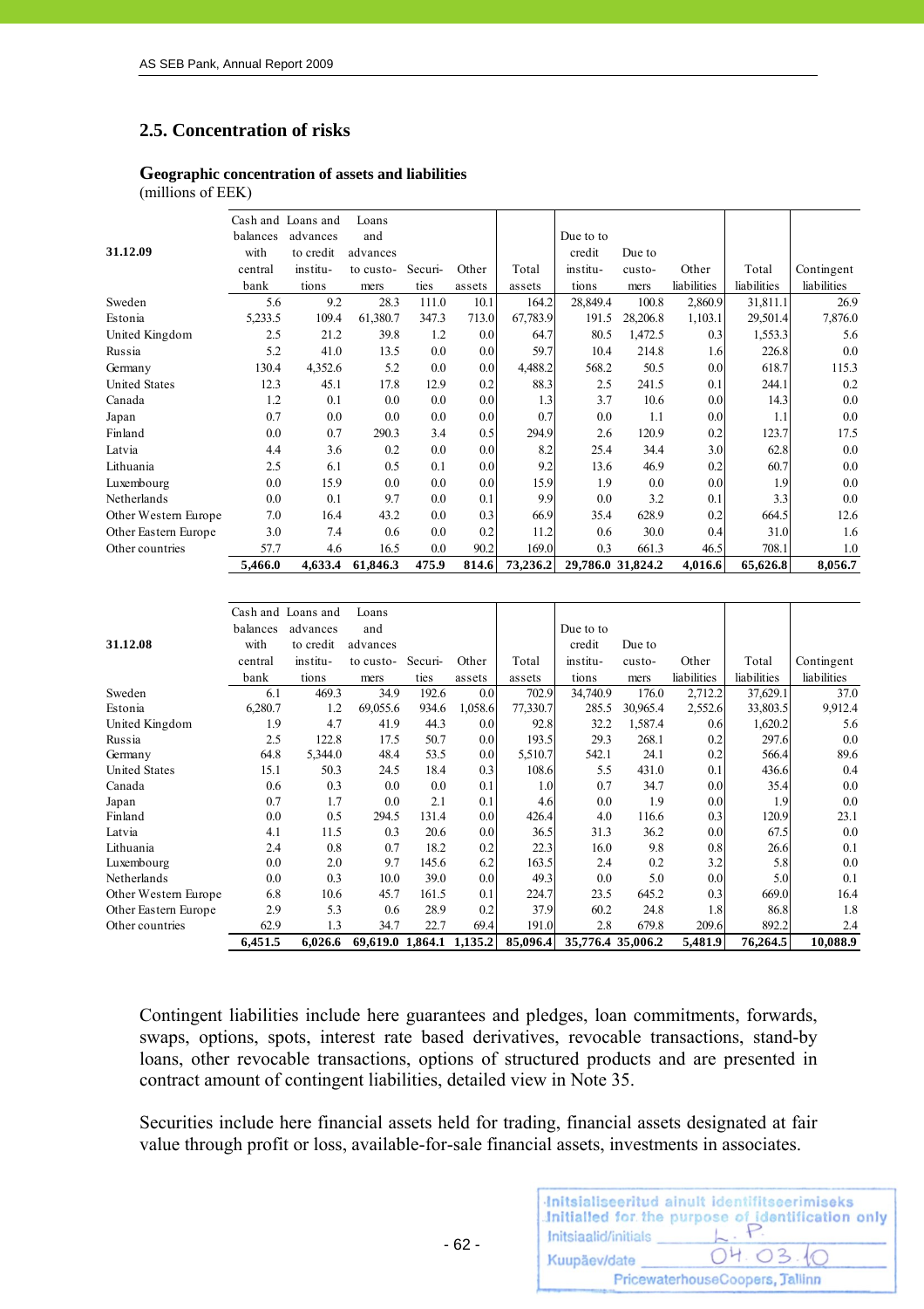## 2.5. Concentration of risks

### Geographic concentration of assets and liabilities

(millions of EEK)

| 31.12.09 | Cash and balances with central bank | Loans and advances to credit institutions | Loans and advances to customers | Securities | Other assets | Total assets | Due to to credit institutions | Due to customers | Other liabilities | Total liabilities | Contingent liabilities |
|---|---|---|---|---|---|---|---|---|---|---|---|
| Sweden | 5.6 | 9.2 | 28.3 | 111.0 | 10.1 | 164.2 | 28,849.4 | 100.8 | 2,860.9 | 31,811.1 | 26.9 |
| Estonia | 5,233.5 | 109.4 | 61,380.7 | 347.3 | 713.0 | 67,783.9 | 191.5 | 28,206.8 | 1,103.1 | 29,501.4 | 7,876.0 |
| United Kingdom | 2.5 | 21.2 | 39.8 | 1.2 | 0.0 | 64.7 | 80.5 | 1,472.5 | 0.3 | 1,553.3 | 5.6 |
| Russia | 5.2 | 41.0 | 13.5 | 0.0 | 0.0 | 59.7 | 10.4 | 214.8 | 1.6 | 226.8 | 0.0 |
| Germany | 130.4 | 4,352.6 | 5.2 | 0.0 | 0.0 | 4,488.2 | 568.2 | 50.5 | 0.0 | 618.7 | 115.3 |
| United States | 12.3 | 45.1 | 17.8 | 12.9 | 0.2 | 88.3 | 2.5 | 241.5 | 0.1 | 244.1 | 0.2 |
| Canada | 1.2 | 0.1 | 0.0 | 0.0 | 0.0 | 1.3 | 3.7 | 10.6 | 0.0 | 14.3 | 0.0 |
| Japan | 0.7 | 0.0 | 0.0 | 0.0 | 0.0 | 0.7 | 0.0 | 1.1 | 0.0 | 1.1 | 0.0 |
| Finland | 0.0 | 0.7 | 290.3 | 3.4 | 0.5 | 294.9 | 2.6 | 120.9 | 0.2 | 123.7 | 17.5 |
| Latvia | 4.4 | 3.6 | 0.2 | 0.0 | 0.0 | 8.2 | 25.4 | 34.4 | 3.0 | 62.8 | 0.0 |
| Lithuania | 2.5 | 6.1 | 0.5 | 0.1 | 0.0 | 9.2 | 13.6 | 46.9 | 0.2 | 60.7 | 0.0 |
| Luxembourg | 0.0 | 15.9 | 0.0 | 0.0 | 0.0 | 15.9 | 1.9 | 0.0 | 0.0 | 1.9 | 0.0 |
| Netherlands | 0.0 | 0.1 | 9.7 | 0.0 | 0.1 | 9.9 | 0.0 | 3.2 | 0.1 | 3.3 | 0.0 |
| Other Western Europe | 7.0 | 16.4 | 43.2 | 0.0 | 0.3 | 66.9 | 35.4 | 628.9 | 0.2 | 664.5 | 12.6 |
| Other Eastern Europe | 3.0 | 7.4 | 0.6 | 0.0 | 0.2 | 11.2 | 0.6 | 30.0 | 0.4 | 31.0 | 1.6 |
| Other countries | 57.7 | 4.6 | 16.5 | 0.0 | 90.2 | 169.0 | 0.3 | 661.3 | 46.5 | 708.1 | 1.0 |
| | **5,466.0** | **4,633.4** | **61,846.3** | **475.9** | **814.6** | **73,236.2** | **29,786.0** | **31,824.2** | **4,016.6** | **65,626.8** | **8,056.7** |

| 31.12.08 | Cash and balances with central bank | Loans and advances to credit institutions | Loans and advances to customers | Securities | Other assets | Total assets | Due to to credit institutions | Due to customers | Other liabilities | Total liabilities | Contingent liabilities |
|---|---|---|---|---|---|---|---|---|---|---|---|
| Sweden | 6.1 | 469.3 | 34.9 | 192.6 | 0.0 | 702.9 | 34,740.9 | 176.0 | 2,712.2 | 37,629.1 | 37.0 |
| Estonia | 6,280.7 | 1.2 | 69,055.6 | 934.6 | 1,058.6 | 77,330.7 | 285.5 | 30,965.4 | 2,552.6 | 33,803.5 | 9,912.4 |
| United Kingdom | 1.9 | 4.7 | 41.9 | 44.3 | 0.0 | 92.8 | 32.2 | 1,587.4 | 0.6 | 1,620.2 | 5.6 |
| Russia | 2.5 | 122.8 | 17.5 | 50.7 | 0.0 | 193.5 | 29.3 | 268.1 | 0.2 | 297.6 | 0.0 |
| Germany | 64.8 | 5,344.0 | 48.4 | 53.5 | 0.0 | 5,510.7 | 542.1 | 24.1 | 0.2 | 566.4 | 89.6 |
| United States | 15.1 | 50.3 | 24.5 | 18.4 | 0.3 | 108.6 | 5.5 | 431.0 | 0.1 | 436.6 | 0.4 |
| Canada | 0.6 | 0.3 | 0.0 | 0.0 | 0.1 | 1.0 | 0.7 | 34.7 | 0.0 | 35.4 | 0.0 |
| Japan | 0.7 | 1.7 | 0.0 | 2.1 | 0.1 | 4.6 | 0.0 | 1.9 | 0.0 | 1.9 | 0.0 |
| Finland | 0.0 | 0.5 | 294.5 | 131.4 | 0.0 | 426.4 | 4.0 | 116.6 | 0.3 | 120.9 | 23.1 |
| Latvia | 4.1 | 11.5 | 0.3 | 20.6 | 0.0 | 36.5 | 31.3 | 36.2 | 0.0 | 67.5 | 0.0 |
| Lithuania | 2.4 | 0.8 | 0.7 | 18.2 | 0.2 | 22.3 | 16.0 | 9.8 | 0.8 | 26.6 | 0.1 |
| Luxembourg | 0.0 | 2.0 | 9.7 | 145.6 | 6.2 | 163.5 | 2.4 | 0.2 | 3.2 | 5.8 | 0.0 |
| Netherlands | 0.0 | 0.3 | 10.0 | 39.0 | 0.0 | 49.3 | 0.0 | 5.0 | 0.0 | 5.0 | 0.1 |
| Other Western Europe | 6.8 | 10.6 | 45.7 | 161.5 | 0.1 | 224.7 | 23.5 | 645.2 | 0.3 | 669.0 | 16.4 |
| Other Eastern Europe | 2.9 | 5.3 | 0.6 | 28.9 | 0.2 | 37.9 | 60.2 | 24.8 | 1.8 | 86.8 | 1.8 |
| Other countries | 62.9 | 1.3 | 34.7 | 22.7 | 69.4 | 191.0 | 2.8 | 679.8 | 209.6 | 892.2 | 2.4 |
| | **6,451.5** | **6,026.6** | **69,619.0** | **1,864.1** | **1,135.2** | **85,096.4** | **35,776.4** | **35,006.2** | **5,481.9** | **76,264.5** | **10,088.9** |

Contingent liabilities include here guarantees and pledges, loan commitments, forwards, swaps, options, spots, interest rate based derivatives, revocable transactions, stand-by loans, other revocable transactions, options of structured products and are presented in contract amount of contingent liabilities, detailed view in Note 35.

Securities include here financial assets held for trading, financial assets designated at fair value through profit or loss, available-for-sale financial assets, investments in associates.

Initsialiseeritud ainult identifitseerimiseks
Initialled for the purpose of identification only
Initsiaalid/initials L. P.
Kuupäev/date 04.03.10
PricewaterhouseCoopers, Tallinn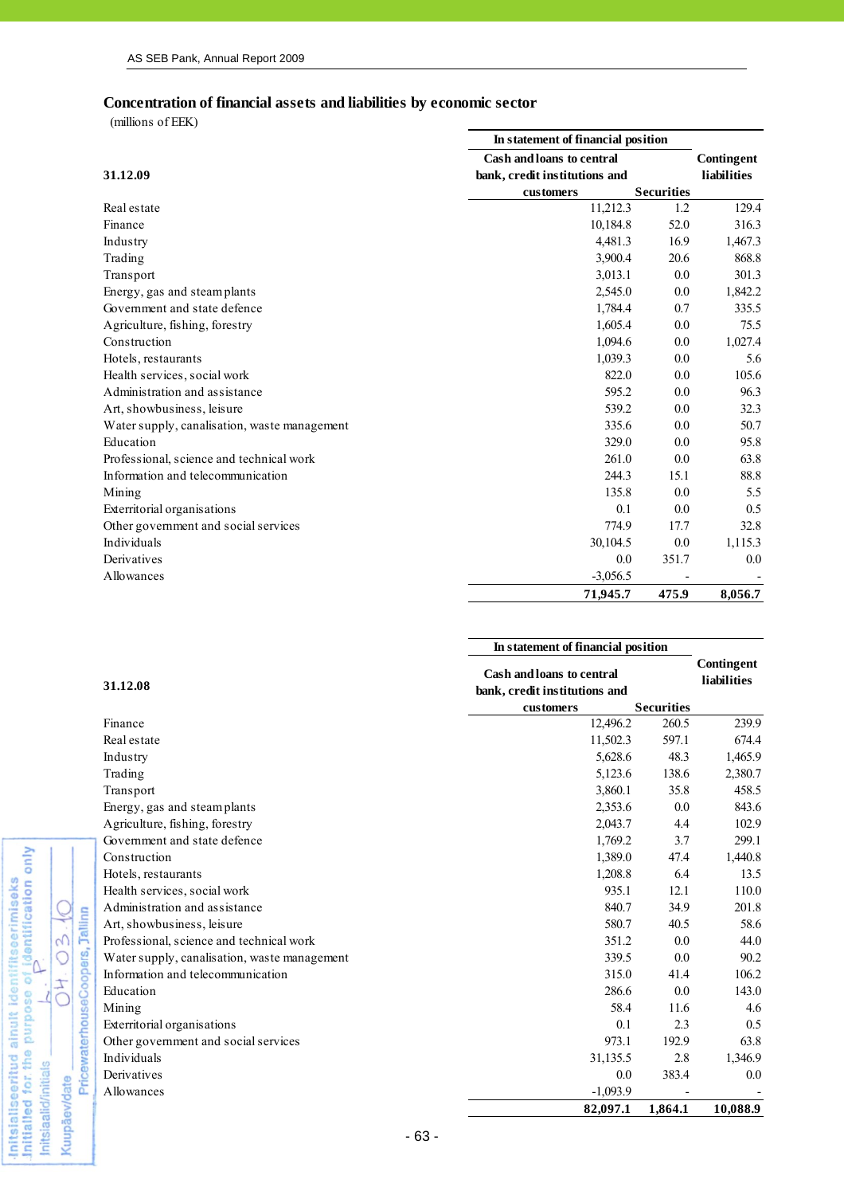## Concentration of financial assets and liabilities by economic sector

(millions of EEK)

| 31.12.09 | In statement of financial position | | Contingent liabilities |
|---|---|---|---|
| | Cash and loans to central bank, credit institutions and customers | Securities | |
| Real estate | 11,212.3 | 1.2 | 129.4 |
| Finance | 10,184.8 | 52.0 | 316.3 |
| Industry | 4,481.3 | 16.9 | 1,467.3 |
| Trading | 3,900.4 | 20.6 | 868.8 |
| Transport | 3,013.1 | 0.0 | 301.3 |
| Energy, gas and steam plants | 2,545.0 | 0.0 | 1,842.2 |
| Government and state defence | 1,784.4 | 0.7 | 335.5 |
| Agriculture, fishing, forestry | 1,605.4 | 0.0 | 75.5 |
| Construction | 1,094.6 | 0.0 | 1,027.4 |
| Hotels, restaurants | 1,039.3 | 0.0 | 5.6 |
| Health services, social work | 822.0 | 0.0 | 105.6 |
| Administration and assistance | 595.2 | 0.0 | 96.3 |
| Art, showbusiness, leisure | 539.2 | 0.0 | 32.3 |
| Water supply, canalisation, waste management | 335.6 | 0.0 | 50.7 |
| Education | 329.0 | 0.0 | 95.8 |
| Professional, science and technical work | 261.0 | 0.0 | 63.8 |
| Information and telecommunication | 244.3 | 15.1 | 88.8 |
| Mining | 135.8 | 0.0 | 5.5 |
| Exterritorial organisations | 0.1 | 0.0 | 0.5 |
| Other government and social services | 774.9 | 17.7 | 32.8 |
| Individuals | 30,104.5 | 0.0 | 1,115.3 |
| Derivatives | 0.0 | 351.7 | 0.0 |
| Allowances | -3,056.5 | - | - |
| | **71,945.7** | **475.9** | **8,056.7** |

| 31.12.08 | In statement of financial position | | Contingent liabilities |
|---|---|---|---|
| | Cash and loans to central bank, credit institutions and customers | Securities | |
| Finance | 12,496.2 | 260.5 | 239.9 |
| Real estate | 11,502.3 | 597.1 | 674.4 |
| Industry | 5,628.6 | 48.3 | 1,465.9 |
| Trading | 5,123.6 | 138.6 | 2,380.7 |
| Transport | 3,860.1 | 35.8 | 458.5 |
| Energy, gas and steam plants | 2,353.6 | 0.0 | 843.6 |
| Agriculture, fishing, forestry | 2,043.7 | 4.4 | 102.9 |
| Government and state defence | 1,769.2 | 3.7 | 299.1 |
| Construction | 1,389.0 | 47.4 | 1,440.8 |
| Hotels, restaurants | 1,208.8 | 6.4 | 13.5 |
| Health services, social work | 935.1 | 12.1 | 110.0 |
| Administration and assistance | 840.7 | 34.9 | 201.8 |
| Art, showbusiness, leisure | 580.7 | 40.5 | 58.6 |
| Professional, science and technical work | 351.2 | 0.0 | 44.0 |
| Water supply, canalisation, waste management | 339.5 | 0.0 | 90.2 |
| Information and telecommunication | 315.0 | 41.4 | 106.2 |
| Education | 286.6 | 0.0 | 143.0 |
| Mining | 58.4 | 11.6 | 4.6 |
| Exterritorial organisations | 0.1 | 2.3 | 0.5 |
| Other government and social services | 973.1 | 192.9 | 63.8 |
| Individuals | 31,135.5 | 2.8 | 1,346.9 |
| Derivatives | 0.0 | 383.4 | 0.0 |
| Allowances | -1,093.9 | - | - |
| | **82,097.1** | **1,864.1** | **10,088.9** |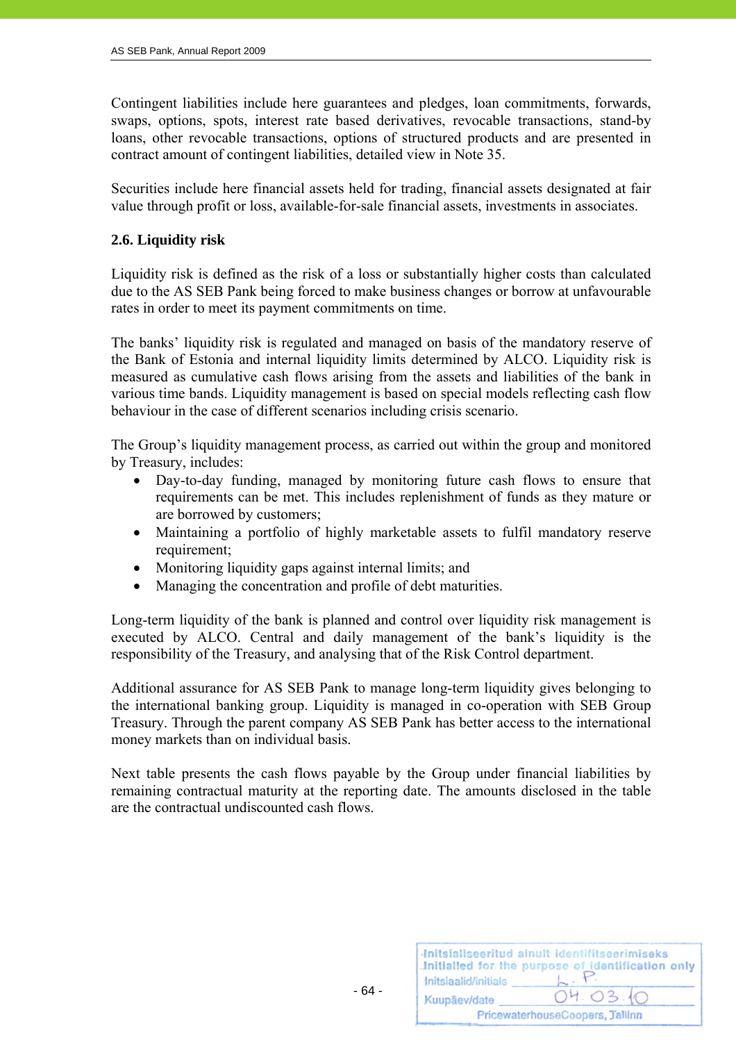Contingent liabilities include here guarantees and pledges, loan commitments, forwards, swaps, options, spots, interest rate based derivatives, revocable transactions, stand-by loans, other revocable transactions, options of structured products and are presented in contract amount of contingent liabilities, detailed view in Note 35.

Securities include here financial assets held for trading, financial assets designated at fair value through profit or loss, available-for-sale financial assets, investments in associates.

### 2.6. Liquidity risk

Liquidity risk is defined as the risk of a loss or substantially higher costs than calculated due to the AS SEB Pank being forced to make business changes or borrow at unfavourable rates in order to meet its payment commitments on time.

The banks' liquidity risk is regulated and managed on basis of the mandatory reserve of the Bank of Estonia and internal liquidity limits determined by ALCO. Liquidity risk is measured as cumulative cash flows arising from the assets and liabilities of the bank in various time bands. Liquidity management is based on special models reflecting cash flow behaviour in the case of different scenarios including crisis scenario.

The Group's liquidity management process, as carried out within the group and monitored by Treasury, includes:

- Day-to-day funding, managed by monitoring future cash flows to ensure that requirements can be met. This includes replenishment of funds as they mature or are borrowed by customers;
- Maintaining a portfolio of highly marketable assets to fulfil mandatory reserve requirement;
- Monitoring liquidity gaps against internal limits; and
- Managing the concentration and profile of debt maturities.

Long-term liquidity of the bank is planned and control over liquidity risk management is executed by ALCO. Central and daily management of the bank's liquidity is the responsibility of the Treasury, and analysing that of the Risk Control department.

Additional assurance for AS SEB Pank to manage long-term liquidity gives belonging to the international banking group. Liquidity is managed in co-operation with SEB Group Treasury. Through the parent company AS SEB Pank has better access to the international money markets than on individual basis.

Next table presents the cash flows payable by the Group under financial liabilities by remaining contractual maturity at the reporting date. The amounts disclosed in the table are the contractual undiscounted cash flows.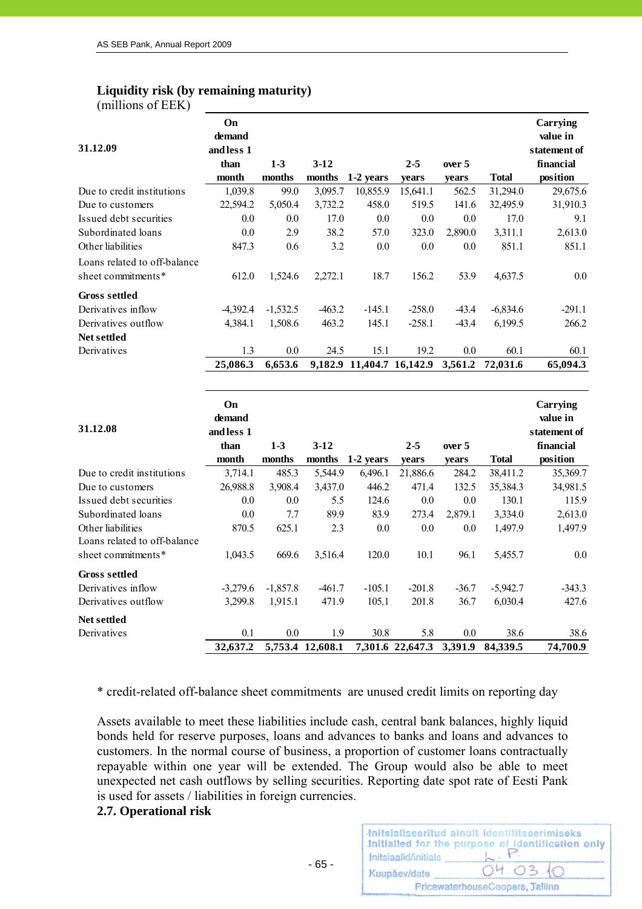## Liquidity risk (by remaining maturity)

(millions of EEK)

| 31.12.09 | On demand and less 1 than month | 1-3 months | 3-12 months | 1-2 years | 2-5 years | over 5 years | Total | Carrying value in statement of financial position |
|---|---|---|---|---|---|---|---|---|
| Due to credit institutions | 1,039.8 | 99.0 | 3,095.7 | 10,855.9 | 15,641.1 | 562.5 | 31,294.0 | 29,675.6 |
| Due to customers | 22,594.2 | 5,050.4 | 3,732.2 | 458.0 | 519.5 | 141.6 | 32,495.9 | 31,910.3 |
| Issued debt securities | 0.0 | 0.0 | 17.0 | 0.0 | 0.0 | 0.0 | 17.0 | 9.1 |
| Subordinated loans | 0.0 | 2.9 | 38.2 | 57.0 | 323.0 | 2,890.0 | 3,311.1 | 2,613.0 |
| Other liabilities | 847.3 | 0.6 | 3.2 | 0.0 | 0.0 | 0.0 | 851.1 | 851.1 |
| Loans related to off-balance sheet commitments* | 612.0 | 1,524.6 | 2,272.1 | 18.7 | 156.2 | 53.9 | 4,637.5 | 0.0 |
| **Gross settled** | | | | | | | | |
| Derivatives inflow | -4,392.4 | -1,532.5 | -463.2 | -145.1 | -258.0 | -43.4 | -6,834.6 | -291.1 |
| Derivatives outflow | 4,384.1 | 1,508.6 | 463.2 | 145.1 | -258.1 | -43.4 | 6,199.5 | 266.2 |
| **Net settled** | | | | | | | | |
| Derivatives | 1.3 | 0.0 | 24.5 | 15.1 | 19.2 | 0.0 | 60.1 | 60.1 |
| | **25,086.3** | **6,653.6** | **9,182.9** | **11,404.7** | **16,142.9** | **3,561.2** | **72,031.6** | **65,094.3** |

| 31.12.08 | On demand and less 1 than month | 1-3 months | 3-12 months | 1-2 years | 2-5 years | over 5 years | Total | Carrying value in statement of financial position |
|---|---|---|---|---|---|---|---|---|
| Due to credit institutions | 3,714.1 | 485.3 | 5,544.9 | 6,496.1 | 21,886.6 | 284.2 | 38,411.2 | 35,369.7 |
| Due to customers | 26,988.8 | 3,908.4 | 3,437.0 | 446.2 | 471.4 | 132.5 | 35,384.3 | 34,981.5 |
| Issued debt securities | 0.0 | 0.0 | 5.5 | 124.6 | 0.0 | 0.0 | 130.1 | 115.9 |
| Subordinated loans | 0.0 | 7.7 | 89.9 | 83.9 | 273.4 | 2,879.1 | 3,334.0 | 2,613.0 |
| Other liabilities | 870.5 | 625.1 | 2.3 | 0.0 | 0.0 | 0.0 | 1,497.9 | 1,497.9 |
| Loans related to off-balance sheet commitments* | 1,043.5 | 669.6 | 3,516.4 | 120.0 | 10.1 | 96.1 | 5,455.7 | 0.0 |
| **Gross settled** | | | | | | | | |
| Derivatives inflow | -3,279.6 | -1,857.8 | -461.7 | -105.1 | -201.8 | -36.7 | -5,942.7 | -343.3 |
| Derivatives outflow | 3,299.8 | 1,915.1 | 471.9 | 105.1 | 201.8 | 36.7 | 6,030.4 | 427.6 |
| **Net settled** | | | | | | | | |
| Derivatives | 0.1 | 0.0 | 1.9 | 30.8 | 5.8 | 0.0 | 38.6 | 38.6 |
| | **32,637.2** | **5,753.4** | **12,608.1** | **7,301.6** | **22,647.3** | **3,391.9** | **84,339.5** | **74,700.9** |

* credit-related off-balance sheet commitments are unused credit limits on reporting day

Assets available to meet these liabilities include cash, central bank balances, highly liquid bonds held for reserve purposes, loans and advances to banks and loans and advances to customers. In the normal course of business, a proportion of customer loans contractually repayable within one year will be extended. The Group would also be able to meet unexpected net cash outflows by selling securities. Reporting date spot rate of Eesti Pank is used for assets / liabilities in foreign currencies.

### 2.7. Operational risk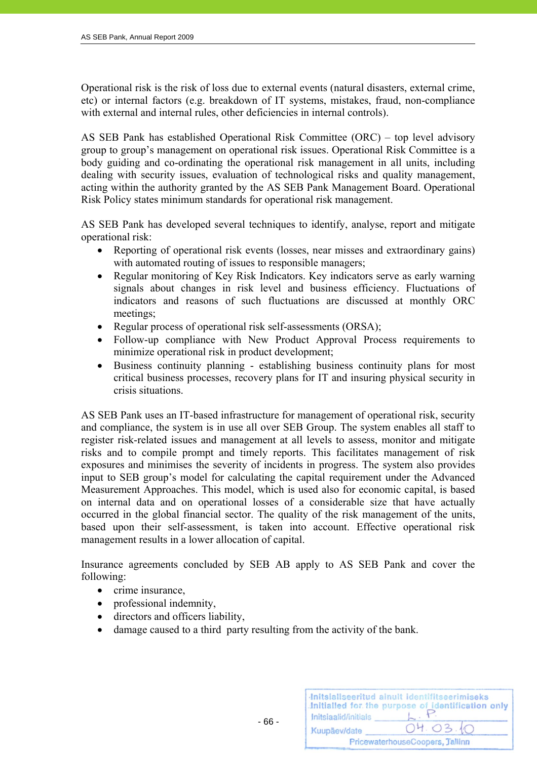Operational risk is the risk of loss due to external events (natural disasters, external crime, etc) or internal factors (e.g. breakdown of IT systems, mistakes, fraud, non-compliance with external and internal rules, other deficiencies in internal controls).

AS SEB Pank has established Operational Risk Committee (ORC) – top level advisory group to group's management on operational risk issues. Operational Risk Committee is a body guiding and co-ordinating the operational risk management in all units, including dealing with security issues, evaluation of technological risks and quality management, acting within the authority granted by the AS SEB Pank Management Board. Operational Risk Policy states minimum standards for operational risk management.

AS SEB Pank has developed several techniques to identify, analyse, report and mitigate operational risk:

- Reporting of operational risk events (losses, near misses and extraordinary gains) with automated routing of issues to responsible managers;
- Regular monitoring of Key Risk Indicators. Key indicators serve as early warning signals about changes in risk level and business efficiency. Fluctuations of indicators and reasons of such fluctuations are discussed at monthly ORC meetings;
- Regular process of operational risk self-assessments (ORSA);
- Follow-up compliance with New Product Approval Process requirements to minimize operational risk in product development;
- Business continuity planning - establishing business continuity plans for most critical business processes, recovery plans for IT and insuring physical security in crisis situations.

AS SEB Pank uses an IT-based infrastructure for management of operational risk, security and compliance, the system is in use all over SEB Group. The system enables all staff to register risk-related issues and management at all levels to assess, monitor and mitigate risks and to compile prompt and timely reports. This facilitates management of risk exposures and minimises the severity of incidents in progress. The system also provides input to SEB group's model for calculating the capital requirement under the Advanced Measurement Approaches. This model, which is used also for economic capital, is based on internal data and on operational losses of a considerable size that have actually occurred in the global financial sector. The quality of the risk management of the units, based upon their self-assessment, is taken into account. Effective operational risk management results in a lower allocation of capital.

Insurance agreements concluded by SEB AB apply to AS SEB Pank and cover the following:

- crime insurance,
- professional indemnity,
- directors and officers liability,
- damage caused to a third party resulting from the activity of the bank.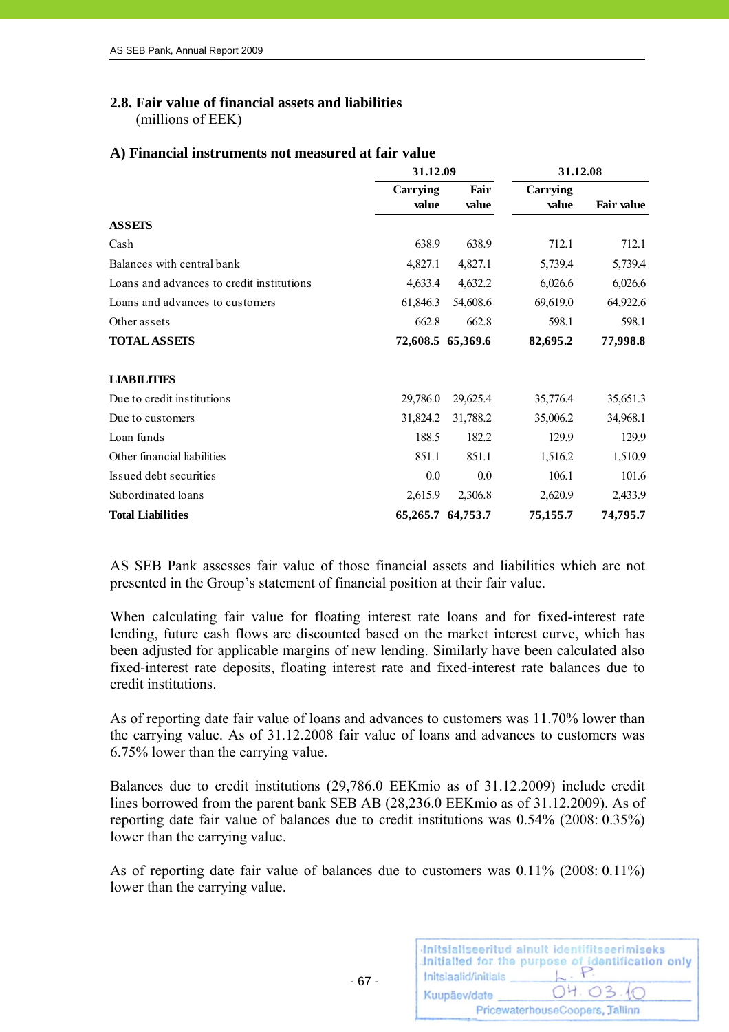## 2.8. Fair value of financial assets and liabilities

(millions of EEK)

### A) Financial instruments not measured at fair value

| | 31.12.09 | | 31.12.08 | |
|---|---|---|---|---|
| | Carrying value | Fair value | Carrying value | Fair value |
| **ASSETS** | | | | |
| Cash | 638.9 | 638.9 | 712.1 | 712.1 |
| Balances with central bank | 4,827.1 | 4,827.1 | 5,739.4 | 5,739.4 |
| Loans and advances to credit institutions | 4,633.4 | 4,632.2 | 6,026.6 | 6,026.6 |
| Loans and advances to customers | 61,846.3 | 54,608.6 | 69,619.0 | 64,922.6 |
| Other assets | 662.8 | 662.8 | 598.1 | 598.1 |
| **TOTAL ASSETS** | **72,608.5** | **65,369.6** | **82,695.2** | **77,998.8** |
| | | | | |
| **LIABILITIES** | | | | |
| Due to credit institutions | 29,786.0 | 29,625.4 | 35,776.4 | 35,651.3 |
| Due to customers | 31,824.2 | 31,788.2 | 35,006.2 | 34,968.1 |
| Loan funds | 188.5 | 182.2 | 129.9 | 129.9 |
| Other financial liabilities | 851.1 | 851.1 | 1,516.2 | 1,510.9 |
| Issued debt securities | 0.0 | 0.0 | 106.1 | 101.6 |
| Subordinated loans | 2,615.9 | 2,306.8 | 2,620.9 | 2,433.9 |
| **Total Liabilities** | **65,265.7** | **64,753.7** | **75,155.7** | **74,795.7** |

AS SEB Pank assesses fair value of those financial assets and liabilities which are not presented in the Group's statement of financial position at their fair value.

When calculating fair value for floating interest rate loans and for fixed-interest rate lending, future cash flows are discounted based on the market interest curve, which has been adjusted for applicable margins of new lending. Similarly have been calculated also fixed-interest rate deposits, floating interest rate and fixed-interest rate balances due to credit institutions.

As of reporting date fair value of loans and advances to customers was 11.70% lower than the carrying value. As of 31.12.2008 fair value of loans and advances to customers was 6.75% lower than the carrying value.

Balances due to credit institutions (29,786.0 EEKmio as of 31.12.2009) include credit lines borrowed from the parent bank SEB AB (28,236.0 EEKmio as of 31.12.2009). As of reporting date fair value of balances due to credit institutions was 0.54% (2008: 0.35%) lower than the carrying value.

As of reporting date fair value of balances due to customers was 0.11% (2008: 0.11%) lower than the carrying value.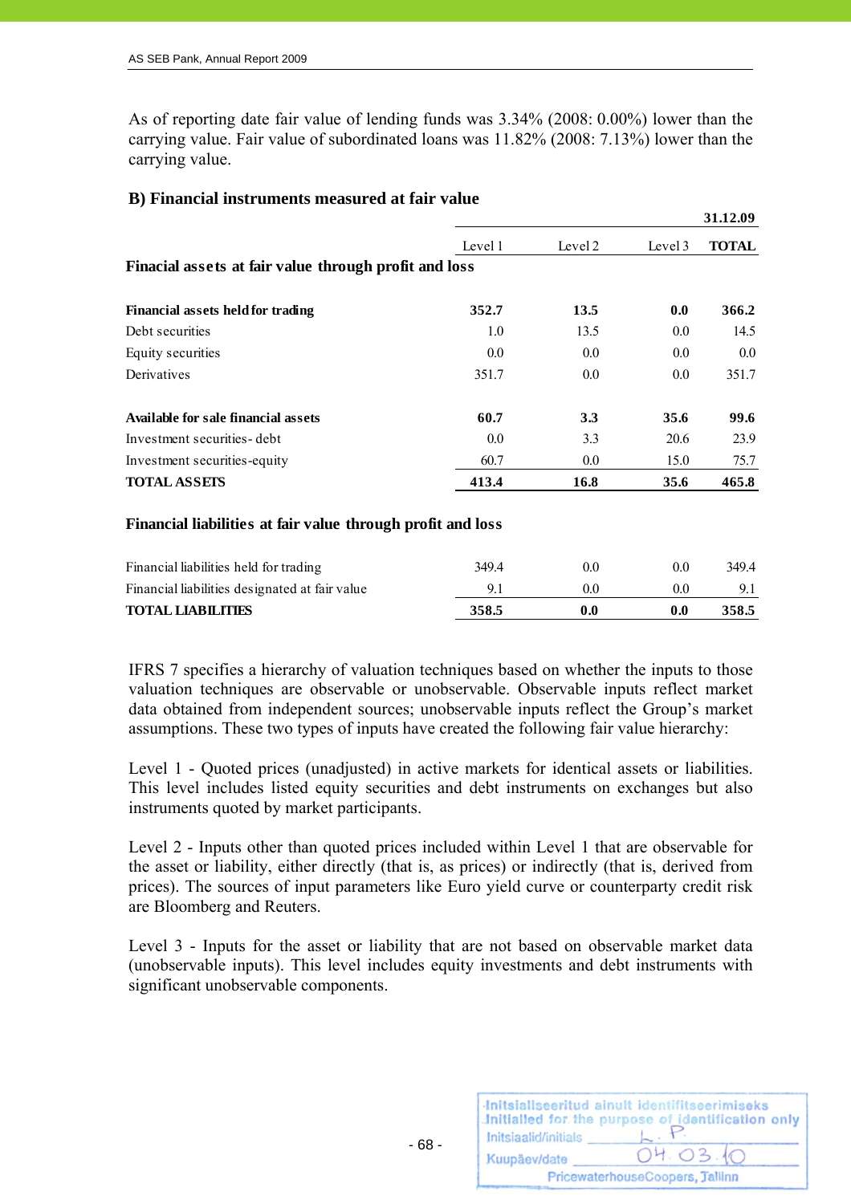As of reporting date fair value of lending funds was 3.34% (2008: 0.00%) lower than the carrying value. Fair value of subordinated loans was 11.82% (2008: 7.13%) lower than the carrying value.

### B) Financial instruments measured at fair value

| | | | | 31.12.09 |
|---|---|---|---|---|
| | Level 1 | Level 2 | Level 3 | **TOTAL** |
| **Finacial assets at fair value through profit and loss** | | | | |
| **Financial assets held for trading** | **352.7** | **13.5** | **0.0** | **366.2** |
| Debt securities | 1.0 | 13.5 | 0.0 | 14.5 |
| Equity securities | 0.0 | 0.0 | 0.0 | 0.0 |
| Derivatives | 351.7 | 0.0 | 0.0 | 351.7 |
| **Available for sale financial assets** | **60.7** | **3.3** | **35.6** | **99.6** |
| Investment securities- debt | 0.0 | 3.3 | 20.6 | 23.9 |
| Investment securities-equity | 60.7 | 0.0 | 15.0 | 75.7 |
| **TOTAL ASSETS** | **413.4** | **16.8** | **35.6** | **465.8** |
| **Financial liabilities at fair value through profit and loss** | | | | |
| Financial liabilities held for trading | 349.4 | 0.0 | 0.0 | 349.4 |
| Financial liabilities designated at fair value | 9.1 | 0.0 | 0.0 | 9.1 |
| **TOTAL LIABILITIES** | **358.5** | **0.0** | **0.0** | **358.5** |

IFRS 7 specifies a hierarchy of valuation techniques based on whether the inputs to those valuation techniques are observable or unobservable. Observable inputs reflect market data obtained from independent sources; unobservable inputs reflect the Group's market assumptions. These two types of inputs have created the following fair value hierarchy:

Level 1 - Quoted prices (unadjusted) in active markets for identical assets or liabilities. This level includes listed equity securities and debt instruments on exchanges but also instruments quoted by market participants.

Level 2 - Inputs other than quoted prices included within Level 1 that are observable for the asset or liability, either directly (that is, as prices) or indirectly (that is, derived from prices). The sources of input parameters like Euro yield curve or counterparty credit risk are Bloomberg and Reuters.

Level 3 - Inputs for the asset or liability that are not based on observable market data (unobservable inputs). This level includes equity investments and debt instruments with significant unobservable components.

Initsialiseeritud ainult identifitseerimiseks
Initialled for the purpose of identification only
Initsiaalid/initials L. P.
Kuupäev/date 04.03.10
PricewaterhouseCoopers, Tallinn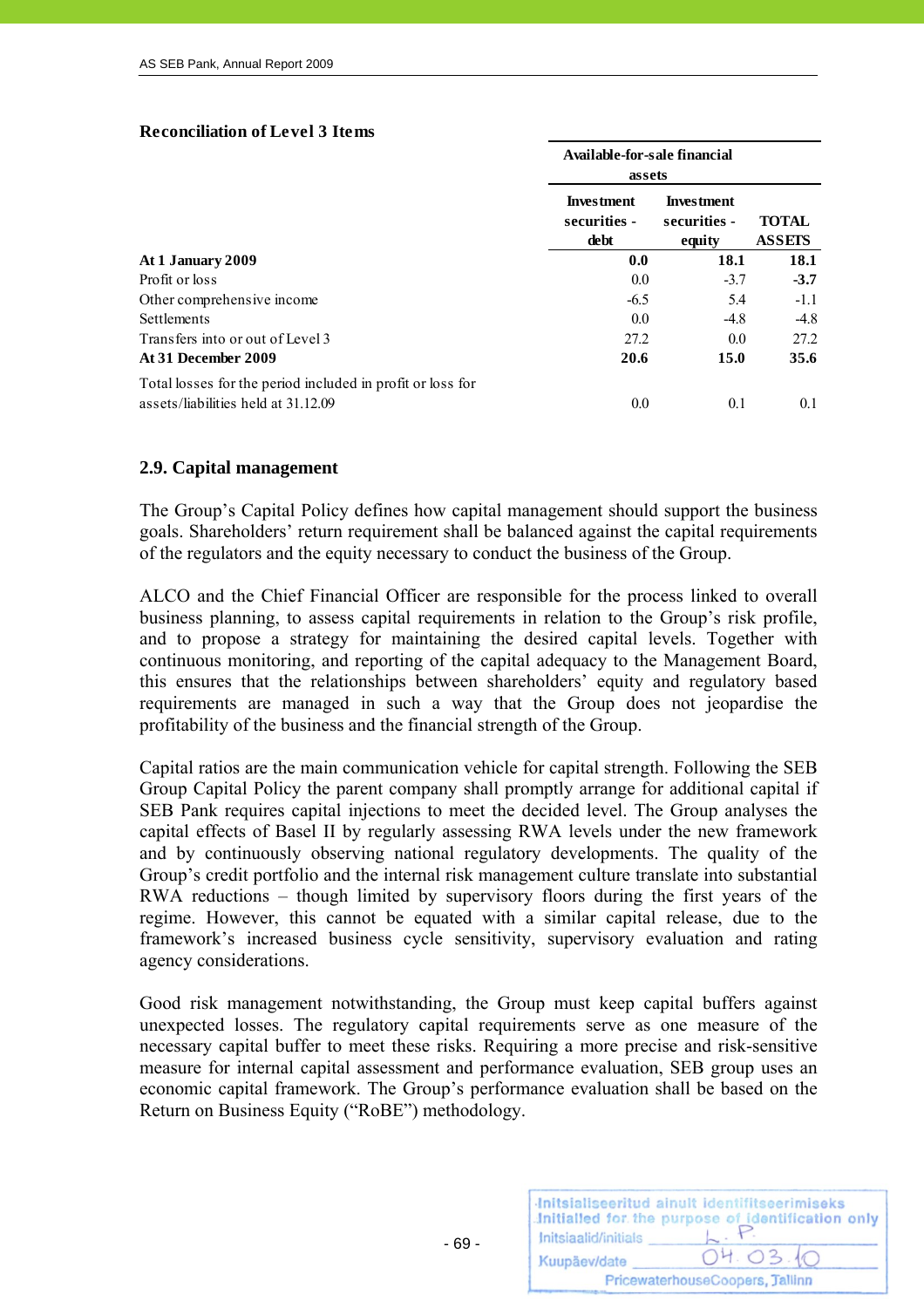**Reconciliation of Level 3 Items**

| | Available-for-sale financial assets | | |
|---|---|---|---|
| | Investment securities - debt | Investment securities - equity | TOTAL ASSETS |
| **At 1 January 2009** | **0.0** | **18.1** | **18.1** |
| Profit or loss | 0.0 | -3.7 | **-3.7** |
| Other comprehensive income | -6.5 | 5.4 | -1.1 |
| Settlements | 0.0 | -4.8 | -4.8 |
| Transfers into or out of Level 3 | 27.2 | 0.0 | 27.2 |
| **At 31 December 2009** | **20.6** | **15.0** | **35.6** |
| Total losses for the period included in profit or loss for assets/liabilities held at 31.12.09 | 0.0 | 0.1 | 0.1 |

## 2.9. Capital management

The Group's Capital Policy defines how capital management should support the business goals. Shareholders' return requirement shall be balanced against the capital requirements of the regulators and the equity necessary to conduct the business of the Group.

ALCO and the Chief Financial Officer are responsible for the process linked to overall business planning, to assess capital requirements in relation to the Group's risk profile, and to propose a strategy for maintaining the desired capital levels. Together with continuous monitoring, and reporting of the capital adequacy to the Management Board, this ensures that the relationships between shareholders' equity and regulatory based requirements are managed in such a way that the Group does not jeopardise the profitability of the business and the financial strength of the Group.

Capital ratios are the main communication vehicle for capital strength. Following the SEB Group Capital Policy the parent company shall promptly arrange for additional capital if SEB Pank requires capital injections to meet the decided level. The Group analyses the capital effects of Basel II by regularly assessing RWA levels under the new framework and by continuously observing national regulatory developments. The quality of the Group's credit portfolio and the internal risk management culture translate into substantial RWA reductions – though limited by supervisory floors during the first years of the regime. However, this cannot be equated with a similar capital release, due to the framework's increased business cycle sensitivity, supervisory evaluation and rating agency considerations.

Good risk management notwithstanding, the Group must keep capital buffers against unexpected losses. The regulatory capital requirements serve as one measure of the necessary capital buffer to meet these risks. Requiring a more precise and risk-sensitive measure for internal capital assessment and performance evaluation, SEB group uses an economic capital framework. The Group's performance evaluation shall be based on the Return on Business Equity ("RoBE") methodology.

Initsialiseeritud ainult identifitseerimiseks
Initialled for the purpose of identification only
Initsiaalid/initials L.P.
Kuupäev/date 04.03.10
PricewaterhouseCoopers, Tallinn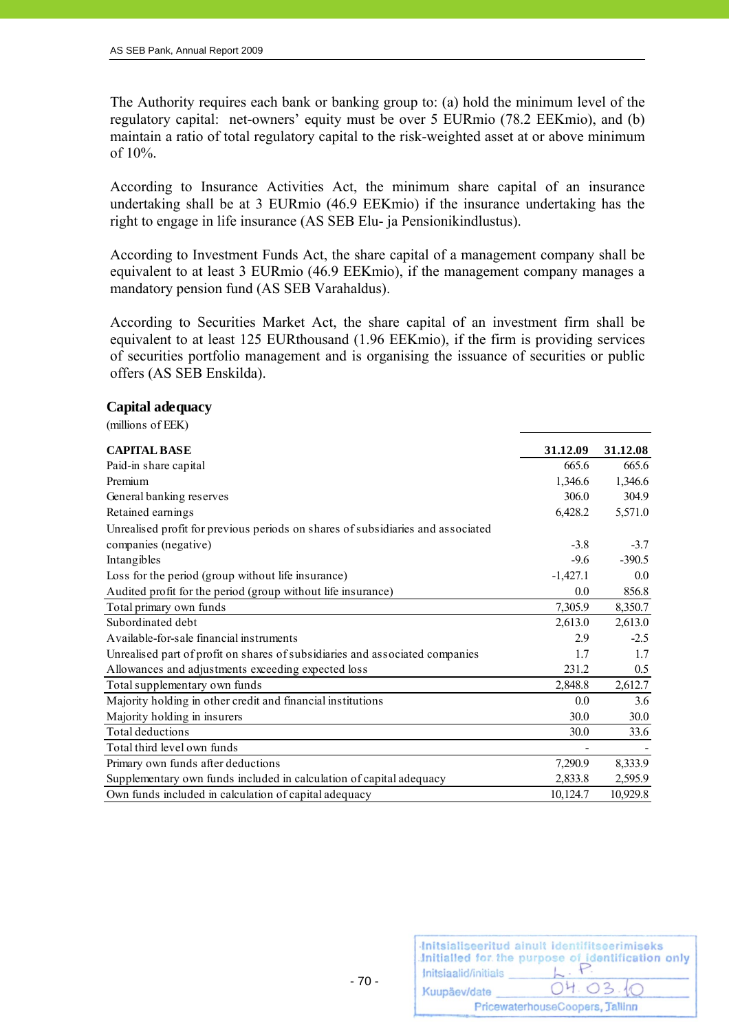The Authority requires each bank or banking group to: (a) hold the minimum level of the regulatory capital: net-owners' equity must be over 5 EURmio (78.2 EEKmio), and (b) maintain a ratio of total regulatory capital to the risk-weighted asset at or above minimum of 10%.

According to Insurance Activities Act, the minimum share capital of an insurance undertaking shall be at 3 EURmio (46.9 EEKmio) if the insurance undertaking has the right to engage in life insurance (AS SEB Elu- ja Pensionikindlustus).

According to Investment Funds Act, the share capital of a management company shall be equivalent to at least 3 EURmio (46.9 EEKmio), if the management company manages a mandatory pension fund (AS SEB Varahaldus).

According to Securities Market Act, the share capital of an investment firm shall be equivalent to at least 125 EURthousand (1.96 EEKmio), if the firm is providing services of securities portfolio management and is organising the issuance of securities or public offers (AS SEB Enskilda).

## Capital adequacy

(millions of EEK)

| CAPITAL BASE | 31.12.09 | 31.12.08 |
|---|---|---|
| Paid-in share capital | 665.6 | 665.6 |
| Premium | 1,346.6 | 1,346.6 |
| General banking reserves | 306.0 | 304.9 |
| Retained earnings | 6,428.2 | 5,571.0 |
| Unrealised profit for previous periods on shares of subsidiaries and associated companies (negative) | -3.8 | -3.7 |
| Intangibles | -9.6 | -390.5 |
| Loss for the period (group without life insurance) | -1,427.1 | 0.0 |
| Audited profit for the period (group without life insurance) | 0.0 | 856.8 |
| Total primary own funds | 7,305.9 | 8,350.7 |
| Subordinated debt | 2,613.0 | 2,613.0 |
| Available-for-sale financial instruments | 2.9 | -2.5 |
| Unrealised part of profit on shares of subsidiaries and associated companies | 1.7 | 1.7 |
| Allowances and adjustments exceeding expected loss | 231.2 | 0.5 |
| Total supplementary own funds | 2,848.8 | 2,612.7 |
| Majority holding in other credit and financial institutions | 0.0 | 3.6 |
| Majority holding in insurers | 30.0 | 30.0 |
| Total deductions | 30.0 | 33.6 |
| Total third level own funds | - | - |
| Primary own funds after deductions | 7,290.9 | 8,333.9 |
| Supplementary own funds included in calculation of capital adequacy | 2,833.8 | 2,595.9 |
| Own funds included in calculation of capital adequacy | 10,124.7 | 10,929.8 |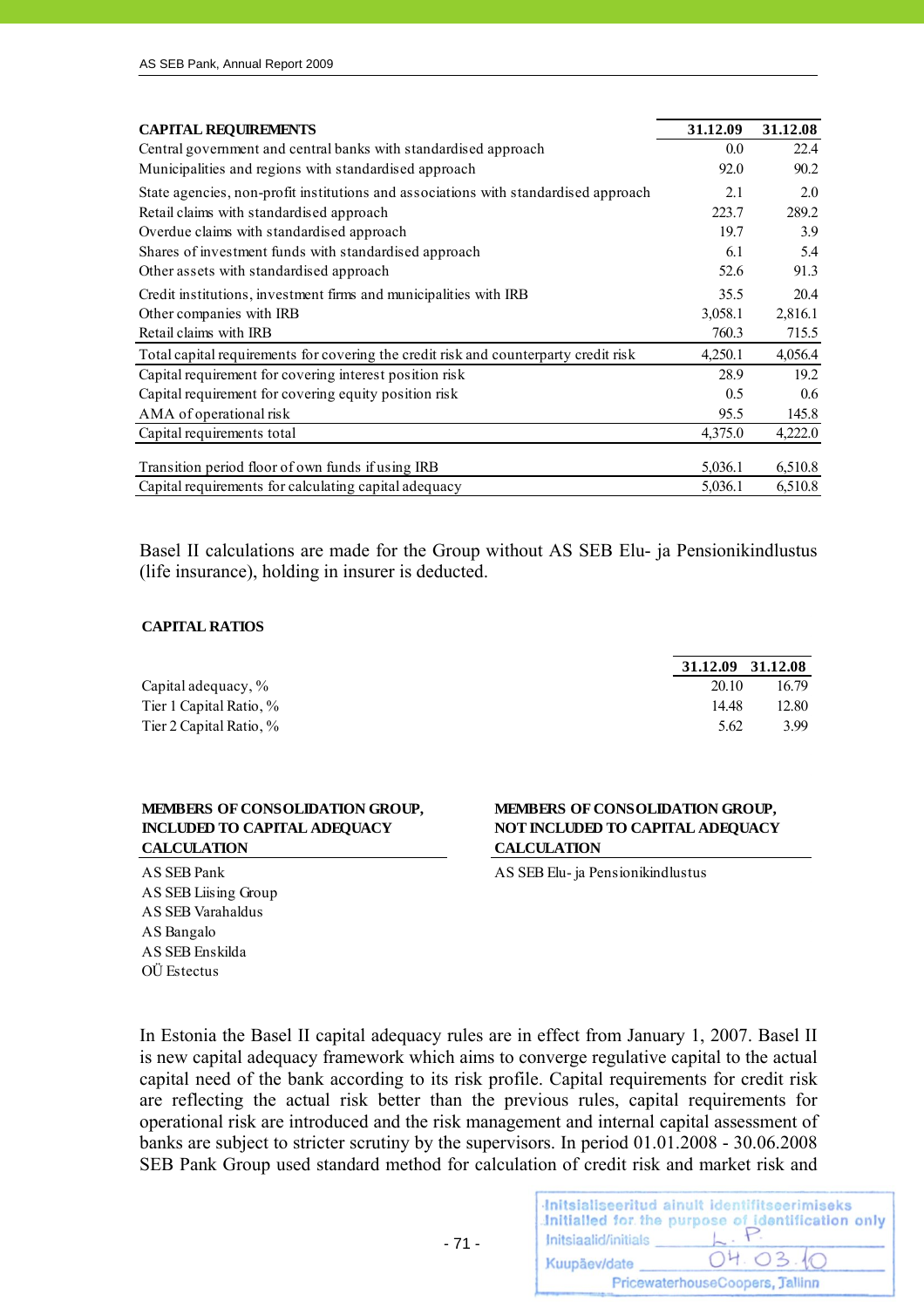| CAPITAL REQUIREMENTS | 31.12.09 | 31.12.08 |
|---|---|---|
| Central government and central banks with standardised approach | 0.0 | 22.4 |
| Municipalities and regions with standardised approach | 92.0 | 90.2 |
| State agencies, non-profit institutions and associations with standardised approach | 2.1 | 2.0 |
| Retail claims with standardised approach | 223.7 | 289.2 |
| Overdue claims with standardised approach | 19.7 | 3.9 |
| Shares of investment funds with standardised approach | 6.1 | 5.4 |
| Other assets with standardised approach | 52.6 | 91.3 |
| Credit institutions, investment firms and municipalities with IRB | 35.5 | 20.4 |
| Other companies with IRB | 3,058.1 | 2,816.1 |
| Retail claims with IRB | 760.3 | 715.5 |
| Total capital requirements for covering the credit risk and counterparty credit risk | 4,250.1 | 4,056.4 |
| Capital requirement for covering interest position risk | 28.9 | 19.2 |
| Capital requirement for covering equity position risk | 0.5 | 0.6 |
| AMA of operational risk | 95.5 | 145.8 |
| Capital requirements total | 4,375.0 | 4,222.0 |
| Transition period floor of own funds if using IRB | 5,036.1 | 6,510.8 |
| Capital requirements for calculating capital adequacy | 5,036.1 | 6,510.8 |

Basel II calculations are made for the Group without AS SEB Elu- ja Pensionikindlustus (life insurance), holding in insurer is deducted.

**CAPITAL RATIOS**

| | 31.12.09 | 31.12.08 |
|---|---|---|
| Capital adequacy, % | 20.10 | 16.79 |
| Tier 1 Capital Ratio, % | 14.48 | 12.80 |
| Tier 2 Capital Ratio, % | 5.62 | 3.99 |

| MEMBERS OF CONSOLIDATION GROUP, INCLUDED TO CAPITAL ADEQUACY CALCULATION | MEMBERS OF CONSOLIDATION GROUP, NOT INCLUDED TO CAPITAL ADEQUACY CALCULATION |
|---|---|
| AS SEB Pank | AS SEB Elu- ja Pensionikindlustus |
| AS SEB Liising Group | |
| AS SEB Varahaldus | |
| AS Bangalo | |
| AS SEB Enskilda | |
| OÜ Estectus | |

In Estonia the Basel II capital adequacy rules are in effect from January 1, 2007. Basel II is new capital adequacy framework which aims to converge regulative capital to the actual capital need of the bank according to its risk profile. Capital requirements for credit risk are reflecting the actual risk better than the previous rules, capital requirements for operational risk are introduced and the risk management and internal capital assessment of banks are subject to stricter scrutiny by the supervisors. In period 01.01.2008 - 30.06.2008 SEB Pank Group used standard method for calculation of credit risk and market risk and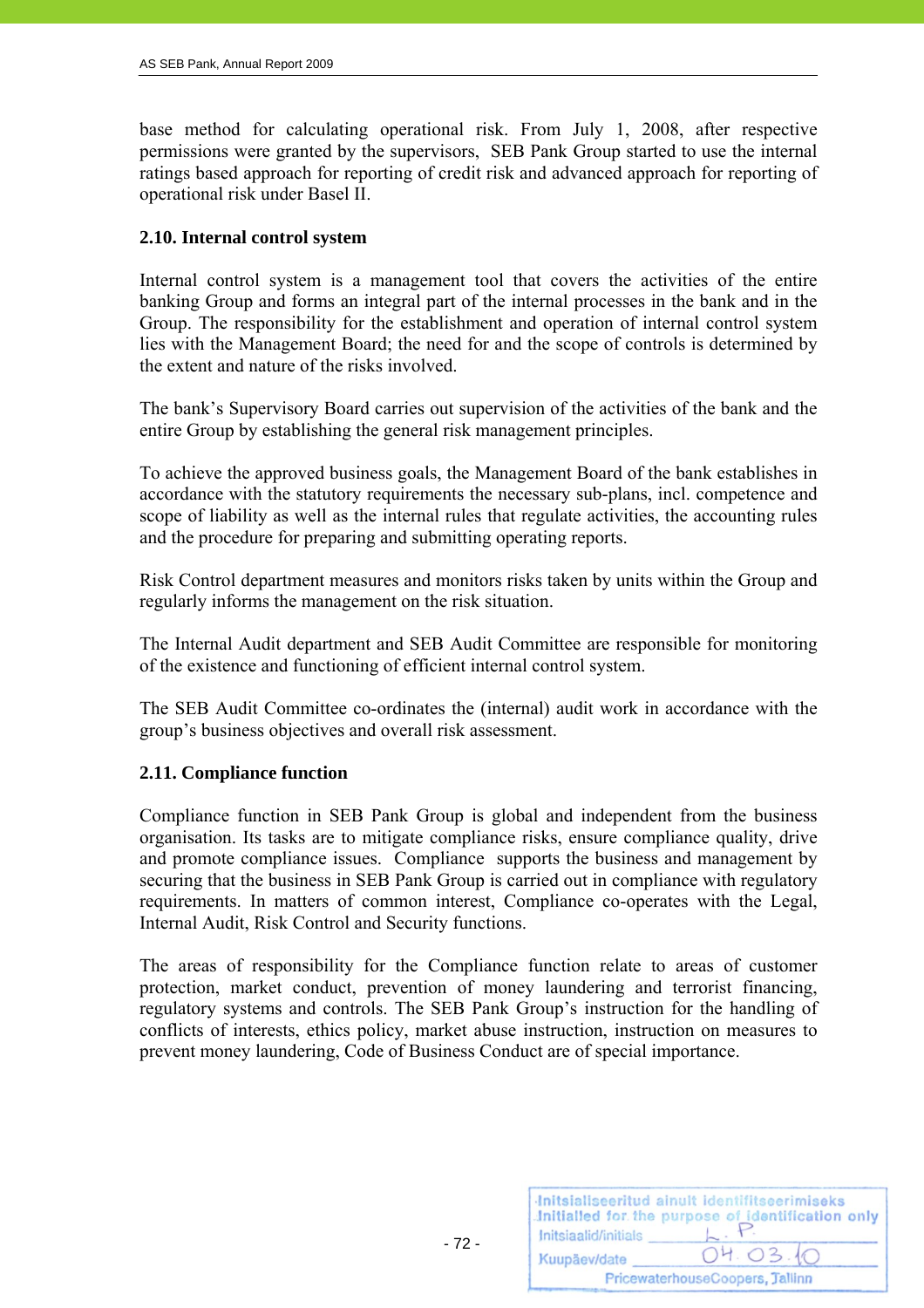base method for calculating operational risk. From July 1, 2008, after respective permissions were granted by the supervisors, SEB Pank Group started to use the internal ratings based approach for reporting of credit risk and advanced approach for reporting of operational risk under Basel II.

### 2.10. Internal control system

Internal control system is a management tool that covers the activities of the entire banking Group and forms an integral part of the internal processes in the bank and in the Group. The responsibility for the establishment and operation of internal control system lies with the Management Board; the need for and the scope of controls is determined by the extent and nature of the risks involved.

The bank's Supervisory Board carries out supervision of the activities of the bank and the entire Group by establishing the general risk management principles.

To achieve the approved business goals, the Management Board of the bank establishes in accordance with the statutory requirements the necessary sub-plans, incl. competence and scope of liability as well as the internal rules that regulate activities, the accounting rules and the procedure for preparing and submitting operating reports.

Risk Control department measures and monitors risks taken by units within the Group and regularly informs the management on the risk situation.

The Internal Audit department and SEB Audit Committee are responsible for monitoring of the existence and functioning of efficient internal control system.

The SEB Audit Committee co-ordinates the (internal) audit work in accordance with the group's business objectives and overall risk assessment.

### 2.11. Compliance function

Compliance function in SEB Pank Group is global and independent from the business organisation. Its tasks are to mitigate compliance risks, ensure compliance quality, drive and promote compliance issues. Compliance supports the business and management by securing that the business in SEB Pank Group is carried out in compliance with regulatory requirements. In matters of common interest, Compliance co-operates with the Legal, Internal Audit, Risk Control and Security functions.

The areas of responsibility for the Compliance function relate to areas of customer protection, market conduct, prevention of money laundering and terrorist financing, regulatory systems and controls. The SEB Pank Group's instruction for the handling of conflicts of interests, ethics policy, market abuse instruction, instruction on measures to prevent money laundering, Code of Business Conduct are of special importance.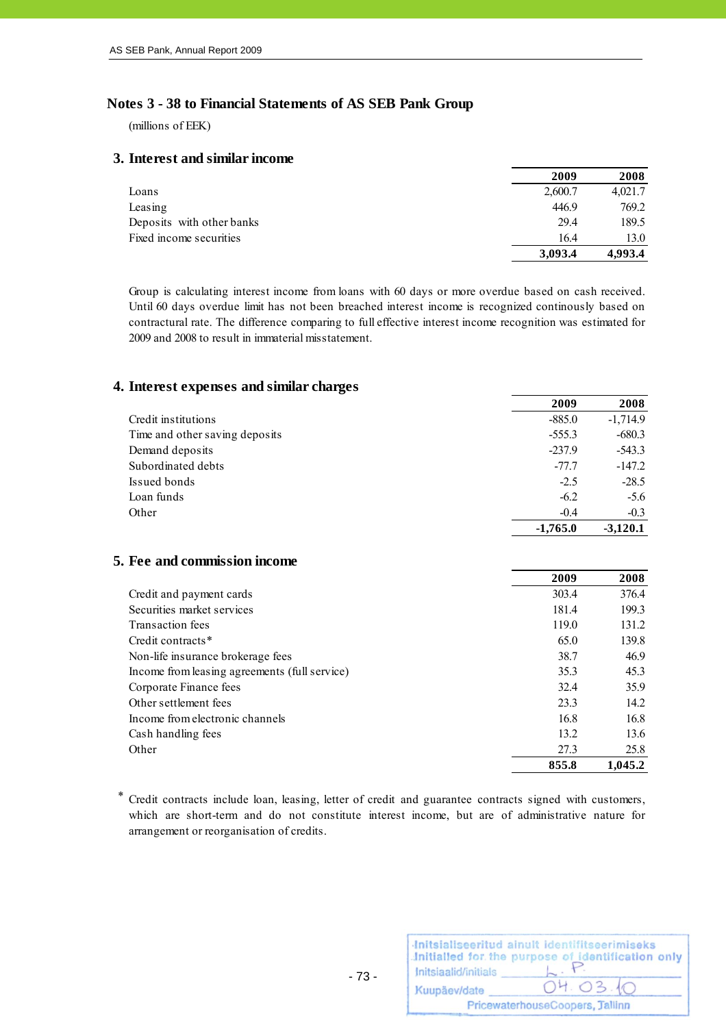# Notes 3 - 38 to Financial Statements of AS SEB Pank Group

(millions of EEK)

## 3. Interest and similar income

| | 2009 | 2008 |
|---|---|---|
| Loans | 2,600.7 | 4,021.7 |
| Leasing | 446.9 | 769.2 |
| Deposits with other banks | 29.4 | 189.5 |
| Fixed income securities | 16.4 | 13.0 |
| | **3,093.4** | **4,993.4** |

Group is calculating interest income from loans with 60 days or more overdue based on cash received. Until 60 days overdue limit has not been breached interest income is recognized continously based on contractural rate. The difference comparing to full effective interest income recognition was estimated for 2009 and 2008 to result in immaterial misstatement.

## 4. Interest expenses and similar charges

| | 2009 | 2008 |
|---|---|---|
| Credit institutions | -885.0 | -1,714.9 |
| Time and other saving deposits | -555.3 | -680.3 |
| Demand deposits | -237.9 | -543.3 |
| Subordinated debts | -77.7 | -147.2 |
| Issued bonds | -2.5 | -28.5 |
| Loan funds | -6.2 | -5.6 |
| Other | -0.4 | -0.3 |
| | **-1,765.0** | **-3,120.1** |

## 5. Fee and commission income

| | 2009 | 2008 |
|---|---|---|
| Credit and payment cards | 303.4 | 376.4 |
| Securities market services | 181.4 | 199.3 |
| Transaction fees | 119.0 | 131.2 |
| Credit contracts* | 65.0 | 139.8 |
| Non-life insurance brokerage fees | 38.7 | 46.9 |
| Income from leasing agreements (full service) | 35.3 | 45.3 |
| Corporate Finance fees | 32.4 | 35.9 |
| Other settlement fees | 23.3 | 14.2 |
| Income from electronic channels | 16.8 | 16.8 |
| Cash handling fees | 13.2 | 13.6 |
| Other | 27.3 | 25.8 |
| | **855.8** | **1,045.2** |

* Credit contracts include loan, leasing, letter of credit and guarantee contracts signed with customers, which are short-term and do not constitute interest income, but are of administrative nature for arrangement or reorganisation of credits.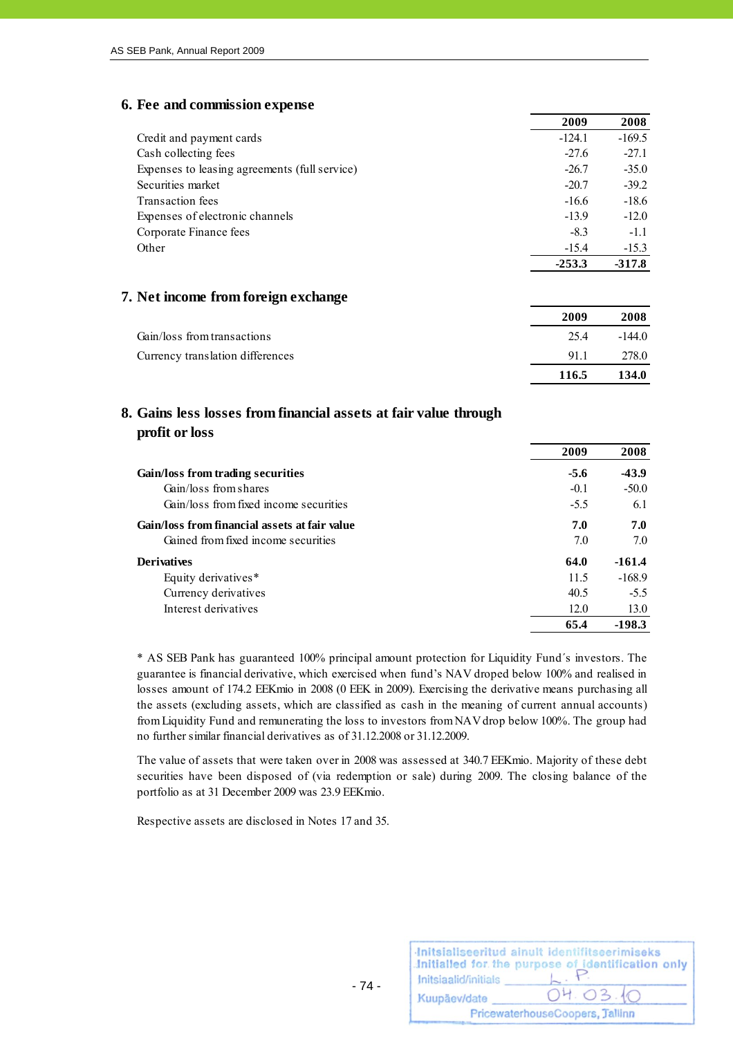## 6. Fee and commission expense

| | 2009 | 2008 |
|---|---|---|
| Credit and payment cards | -124.1 | -169.5 |
| Cash collecting fees | -27.6 | -27.1 |
| Expenses to leasing agreements (full service) | -26.7 | -35.0 |
| Securities market | -20.7 | -39.2 |
| Transaction fees | -16.6 | -18.6 |
| Expenses of electronic channels | -13.9 | -12.0 |
| Corporate Finance fees | -8.3 | -1.1 |
| Other | -15.4 | -15.3 |
| | **-253.3** | **-317.8** |

## 7. Net income from foreign exchange

| | 2009 | 2008 |
|---|---|---|
| Gain/loss from transactions | 25.4 | -144.0 |
| Currency translation differences | 91.1 | 278.0 |
| | **116.5** | **134.0** |

## 8. Gains less losses from financial assets at fair value through profit or loss

| | 2009 | 2008 |
|---|---|---|
| **Gain/loss from trading securities** | **-5.6** | **-43.9** |
| Gain/loss from shares | -0.1 | -50.0 |
| Gain/loss from fixed income securities | -5.5 | 6.1 |
| **Gain/loss from financial assets at fair value** | **7.0** | **7.0** |
| Gained from fixed income securities | 7.0 | 7.0 |
| **Derivatives** | **64.0** | **-161.4** |
| Equity derivatives* | 11.5 | -168.9 |
| Currency derivatives | 40.5 | -5.5 |
| Interest derivatives | 12.0 | 13.0 |
| | **65.4** | **-198.3** |

* AS SEB Pank has guaranteed 100% principal amount protection for Liquidity Fund´s investors. The guarantee is financial derivative, which exercised when fund's NAV droped below 100% and realised in losses amount of 174.2 EEKmio in 2008 (0 EEK in 2009). Exercising the derivative means purchasing all the assets (excluding assets, which are classified as cash in the meaning of current annual accounts) from Liquidity Fund and remunerating the loss to investors from NAV drop below 100%. The group had no further similar financial derivatives as of 31.12.2008 or 31.12.2009.

The value of assets that were taken over in 2008 was assessed at 340.7 EEKmio. Majority of these debt securities have been disposed of (via redemption or sale) during 2009. The closing balance of the portfolio as at 31 December 2009 was 23.9 EEKmio.

Respective assets are disclosed in Notes 17 and 35.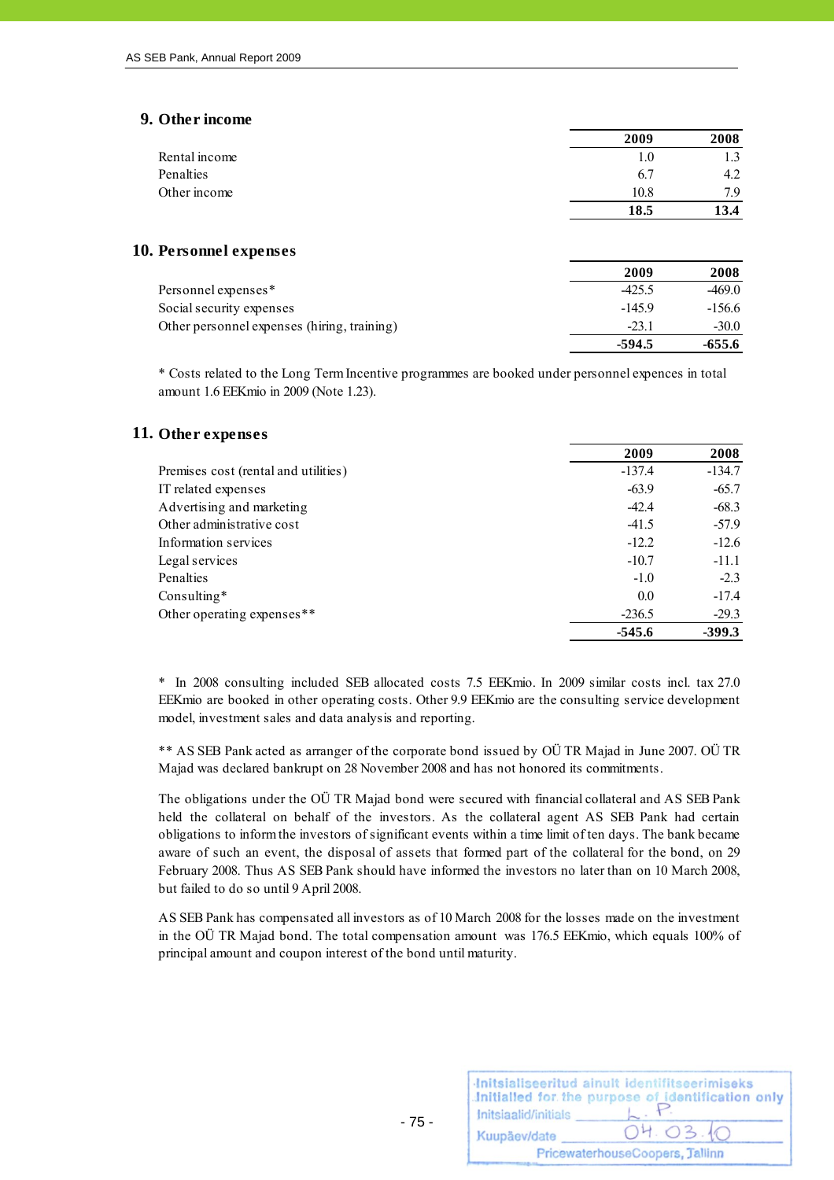## 9. Other income

| | 2009 | 2008 |
|---|---|---|
| Rental income | 1.0 | 1.3 |
| Penalties | 6.7 | 4.2 |
| Other income | 10.8 | 7.9 |
| | **18.5** | **13.4** |

## 10. Personnel expenses

| | 2009 | 2008 |
|---|---|---|
| Personnel expenses* | -425.5 | -469.0 |
| Social security expenses | -145.9 | -156.6 |
| Other personnel expenses (hiring, training) | -23.1 | -30.0 |
| | **-594.5** | **-655.6** |

* Costs related to the Long Term Incentive programmes are booked under personnel expences in total amount 1.6 EEKmio in 2009 (Note 1.23).

## 11. Other expenses

| | 2009 | 2008 |
|---|---|---|
| Premises cost (rental and utilities) | -137.4 | -134.7 |
| IT related expenses | -63.9 | -65.7 |
| Advertising and marketing | -42.4 | -68.3 |
| Other administrative cost | -41.5 | -57.9 |
| Information services | -12.2 | -12.6 |
| Legal services | -10.7 | -11.1 |
| Penalties | -1.0 | -2.3 |
| Consulting* | 0.0 | -17.4 |
| Other operating expenses** | -236.5 | -29.3 |
| | **-545.6** | **-399.3** |

* In 2008 consulting included SEB allocated costs 7.5 EEKmio. In 2009 similar costs incl. tax 27.0 EEKmio are booked in other operating costs. Other 9.9 EEKmio are the consulting service development model, investment sales and data analysis and reporting.

** AS SEB Pank acted as arranger of the corporate bond issued by OÜ TR Majad in June 2007. OÜ TR Majad was declared bankrupt on 28 November 2008 and has not honored its commitments.

The obligations under the OÜ TR Majad bond were secured with financial collateral and AS SEB Pank held the collateral on behalf of the investors. As the collateral agent AS SEB Pank had certain obligations to inform the investors of significant events within a time limit of ten days. The bank became aware of such an event, the disposal of assets that formed part of the collateral for the bond, on 29 February 2008. Thus AS SEB Pank should have informed the investors no later than on 10 March 2008, but failed to do so until 9 April 2008.

AS SEB Pank has compensated all investors as of 10 March 2008 for the losses made on the investment in the OÜ TR Majad bond. The total compensation amount was 176.5 EEKmio, which equals 100% of principal amount and coupon interest of the bond until maturity.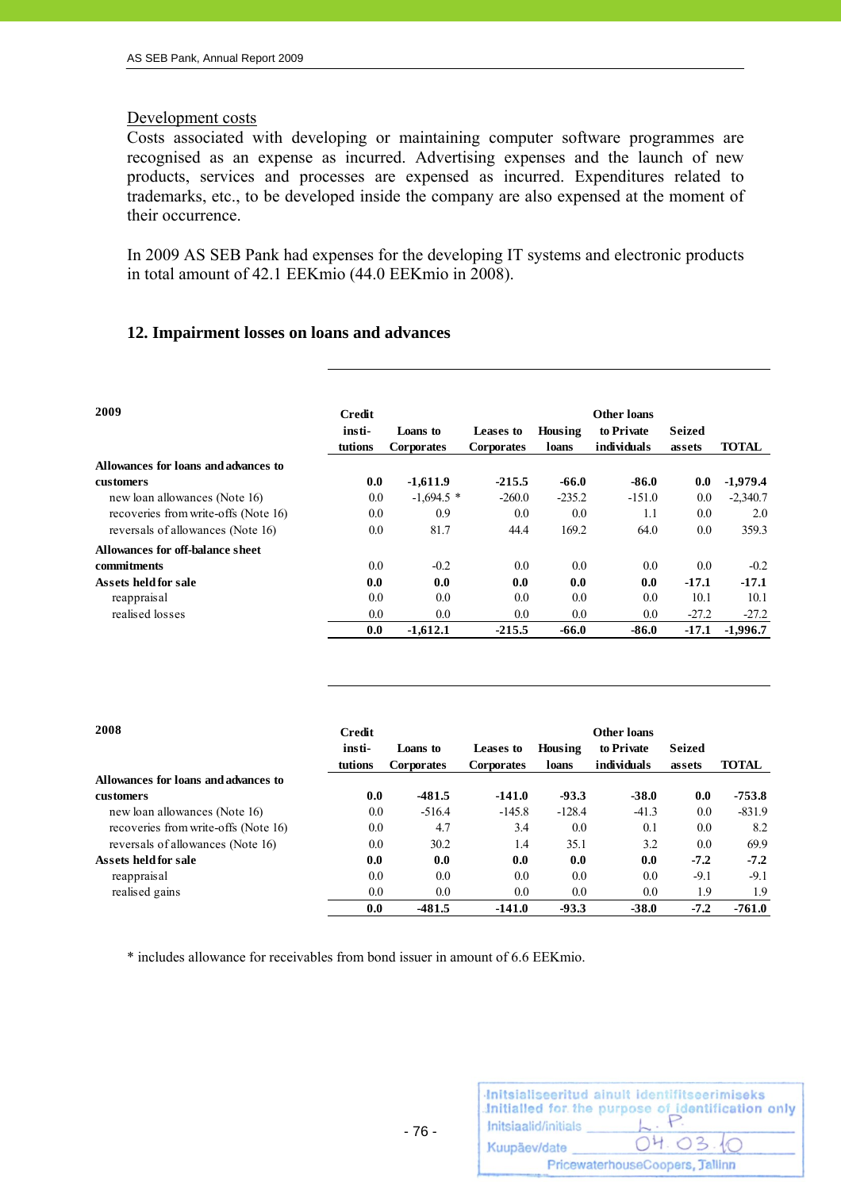Development costs

Costs associated with developing or maintaining computer software programmes are recognised as an expense as incurred. Advertising expenses and the launch of new products, services and processes are expensed as incurred. Expenditures related to trademarks, etc., to be developed inside the company are also expensed at the moment of their occurrence.

In 2009 AS SEB Pank had expenses for the developing IT systems and electronic products in total amount of 42.1 EEKmio (44.0 EEKmio in 2008).

## 12. Impairment losses on loans and advances

| 2009 | Credit institutions | Loans to Corporates | Leases to Corporates | Housing loans | Other loans to Private individuals | Seized assets | TOTAL |
|---|---|---|---|---|---|---|---|
| **Allowances for loans and advances to customers** | **0.0** | **-1,611.9** | **-215.5** | **-66.0** | **-86.0** | **0.0** | **-1,979.4** |
| new loan allowances (Note 16) | 0.0 | -1,694.5 * | -260.0 | -235.2 | -151.0 | 0.0 | -2,340.7 |
| recoveries from write-offs (Note 16) | 0.0 | 0.9 | 0.0 | 0.0 | 1.1 | 0.0 | 2.0 |
| reversals of allowances (Note 16) | 0.0 | 81.7 | 44.4 | 169.2 | 64.0 | 0.0 | 359.3 |
| **Allowances for off-balance sheet commitments** | 0.0 | -0.2 | 0.0 | 0.0 | 0.0 | 0.0 | -0.2 |
| **Assets held for sale** | **0.0** | **0.0** | **0.0** | **0.0** | **0.0** | **-17.1** | **-17.1** |
| reappraisal | 0.0 | 0.0 | 0.0 | 0.0 | 0.0 | 10.1 | 10.1 |
| realised losses | 0.0 | 0.0 | 0.0 | 0.0 | 0.0 | -27.2 | -27.2 |
| | **0.0** | **-1,612.1** | **-215.5** | **-66.0** | **-86.0** | **-17.1** | **-1,996.7** |

| 2008 | Credit institutions | Loans to Corporates | Leases to Corporates | Housing loans | Other loans to Private individuals | Seized assets | TOTAL |
|---|---|---|---|---|---|---|---|
| **Allowances for loans and advances to customers** | **0.0** | **-481.5** | **-141.0** | **-93.3** | **-38.0** | **0.0** | **-753.8** |
| new loan allowances (Note 16) | 0.0 | -516.4 | -145.8 | -128.4 | -41.3 | 0.0 | -831.9 |
| recoveries from write-offs (Note 16) | 0.0 | 4.7 | 3.4 | 0.0 | 0.1 | 0.0 | 8.2 |
| reversals of allowances (Note 16) | 0.0 | 30.2 | 1.4 | 35.1 | 3.2 | 0.0 | 69.9 |
| **Assets held for sale** | **0.0** | **0.0** | **0.0** | **0.0** | **0.0** | **-7.2** | **-7.2** |
| reappraisal | 0.0 | 0.0 | 0.0 | 0.0 | 0.0 | -9.1 | -9.1 |
| realised gains | 0.0 | 0.0 | 0.0 | 0.0 | 0.0 | 1.9 | 1.9 |
| | **0.0** | **-481.5** | **-141.0** | **-93.3** | **-38.0** | **-7.2** | **-761.0** |

* includes allowance for receivables from bond issuer in amount of 6.6 EEKmio.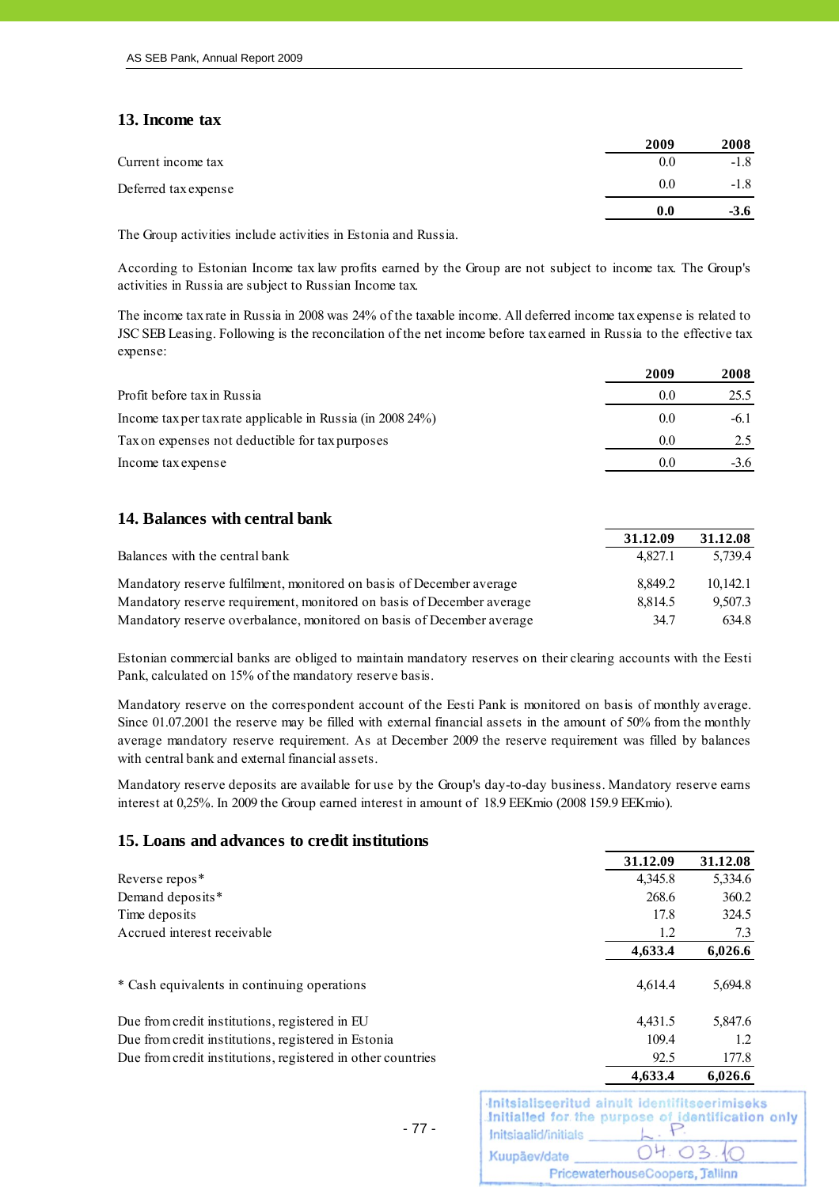## 13. Income tax

| | 2009 | 2008 |
|---|---|---|
| Current income tax | 0.0 | -1.8 |
| Deferred tax expense | 0.0 | -1.8 |
| | **0.0** | **-3.6** |

The Group activities include activities in Estonia and Russia.

According to Estonian Income tax law profits earned by the Group are not subject to income tax. The Group's activities in Russia are subject to Russian Income tax.

The income tax rate in Russia in 2008 was 24% of the taxable income. All deferred income tax expense is related to JSC SEB Leasing. Following is the reconcilation of the net income before tax earned in Russia to the effective tax expense:

| | 2009 | 2008 |
|---|---|---|
| Profit before tax in Russia | 0.0 | 25.5 |
| Income tax per tax rate applicable in Russia (in 2008 24%) | 0.0 | -6.1 |
| Tax on expenses not deductible for tax purposes | 0.0 | 2.5 |
| Income tax expense | 0.0 | -3.6 |

## 14. Balances with central bank

| | 31.12.09 | 31.12.08 |
|---|---|---|
| Balances with the central bank | 4,827.1 | 5,739.4 |
| Mandatory reserve fulfilment, monitored on basis of December average | 8,849.2 | 10,142.1 |
| Mandatory reserve requirement, monitored on basis of December average | 8,814.5 | 9,507.3 |
| Mandatory reserve overbalance, monitored on basis of December average | 34.7 | 634.8 |

Estonian commercial banks are obliged to maintain mandatory reserves on their clearing accounts with the Eesti Pank, calculated on 15% of the mandatory reserve basis.

Mandatory reserve on the correspondent account of the Eesti Pank is monitored on basis of monthly average. Since 01.07.2001 the reserve may be filled with external financial assets in the amount of 50% from the monthly average mandatory reserve requirement. As at December 2009 the reserve requirement was filled by balances with central bank and external financial assets.

Mandatory reserve deposits are available for use by the Group's day-to-day business. Mandatory reserve earns interest at 0,25%. In 2009 the Group earned interest in amount of 18.9 EEKmio (2008 159.9 EEKmio).

## 15. Loans and advances to credit institutions

| | 31.12.09 | 31.12.08 |
|---|---|---|
| Reverse repos* | 4,345.8 | 5,334.6 |
| Demand deposits* | 268.6 | 360.2 |
| Time deposits | 17.8 | 324.5 |
| Accrued interest receivable | 1.2 | 7.3 |
| | **4,633.4** | **6,026.6** |
| * Cash equivalents in continuing operations | 4,614.4 | 5,694.8 |
| Due from credit institutions, registered in EU | 4,431.5 | 5,847.6 |
| Due from credit institutions, registered in Estonia | 109.4 | 1.2 |
| Due from credit institutions, registered in other countries | 92.5 | 177.8 |
| | **4,633.4** | **6,026.6** |

Initsialiseeritud ainult identifitseerimiseks
Initialled for the purpose of identification only
Initsiaalid/initials L.P.
Kuupäev/date 04.03.10
PricewaterhouseCoopers, Tallinn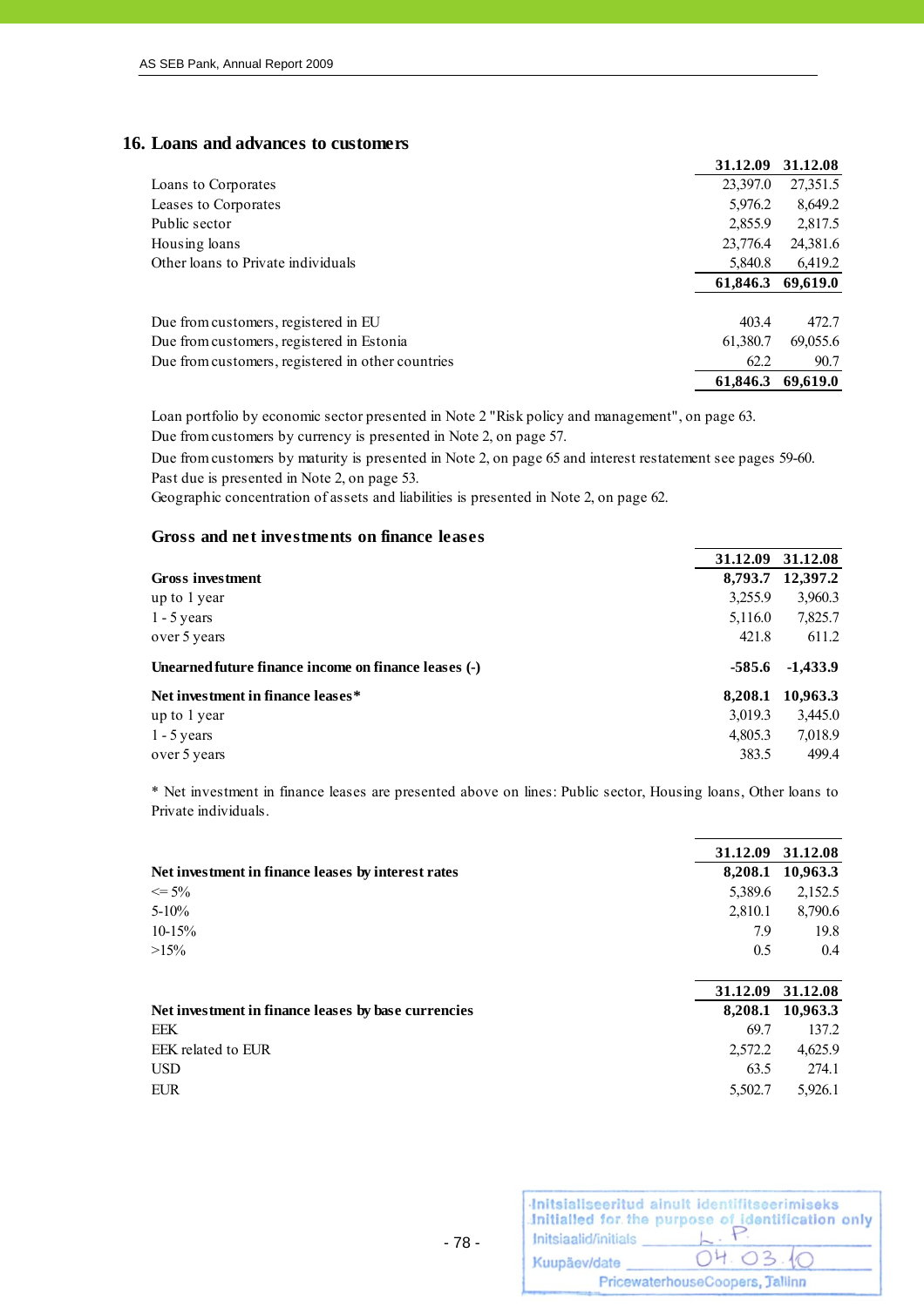## 16. Loans and advances to customers

| | 31.12.09 | 31.12.08 |
|---|---|---|
| Loans to Corporates | 23,397.0 | 27,351.5 |
| Leases to Corporates | 5,976.2 | 8,649.2 |
| Public sector | 2,855.9 | 2,817.5 |
| Housing loans | 23,776.4 | 24,381.6 |
| Other loans to Private individuals | 5,840.8 | 6,419.2 |
| | **61,846.3** | **69,619.0** |
| | | |
| Due from customers, registered in EU | 403.4 | 472.7 |
| Due from customers, registered in Estonia | 61,380.7 | 69,055.6 |
| Due from customers, registered in other countries | 62.2 | 90.7 |
| | **61,846.3** | **69,619.0** |

Loan portfolio by economic sector presented in Note 2 "Risk policy and management", on page 63.
Due from customers by currency is presented in Note 2, on page 57.
Due from customers by maturity is presented in Note 2, on page 65 and interest restatement see pages 59-60.
Past due is presented in Note 2, on page 53.
Geographic concentration of assets and liabilities is presented in Note 2, on page 62.

### Gross and net investments on finance leases

| | 31.12.09 | 31.12.08 |
|---|---|---|
| **Gross investment** | **8,793.7** | **12,397.2** |
| up to 1 year | 3,255.9 | 3,960.3 |
| 1 - 5 years | 5,116.0 | 7,825.7 |
| over 5 years | 421.8 | 611.2 |
| **Unearned future finance income on finance leases (-)** | **-585.6** | **-1,433.9** |
| **Net investment in finance leases*** | **8,208.1** | **10,963.3** |
| up to 1 year | 3,019.3 | 3,445.0 |
| 1 - 5 years | 4,805.3 | 7,018.9 |
| over 5 years | 383.5 | 499.4 |

* Net investment in finance leases are presented above on lines: Public sector, Housing loans, Other loans to Private individuals.

| | 31.12.09 | 31.12.08 |
|---|---|---|
| **Net investment in finance leases by interest rates** | **8,208.1** | **10,963.3** |
| <= 5% | 5,389.6 | 2,152.5 |
| 5-10% | 2,810.1 | 8,790.6 |
| 10-15% | 7.9 | 19.8 |
| >15% | 0.5 | 0.4 |

| | 31.12.09 | 31.12.08 |
|---|---|---|
| **Net investment in finance leases by base currencies** | **8,208.1** | **10,963.3** |
| EEK | 69.7 | 137.2 |
| EEK related to EUR | 2,572.2 | 4,625.9 |
| USD | 63.5 | 274.1 |
| EUR | 5,502.7 | 5,926.1 |

Initsialiseeritud ainult identifitseerimiseks
Initialled for the purpose of identification only
Initsiaalid/initials L.P.
Kuupäev/date 04.03.10
PricewaterhouseCoopers, Tallinn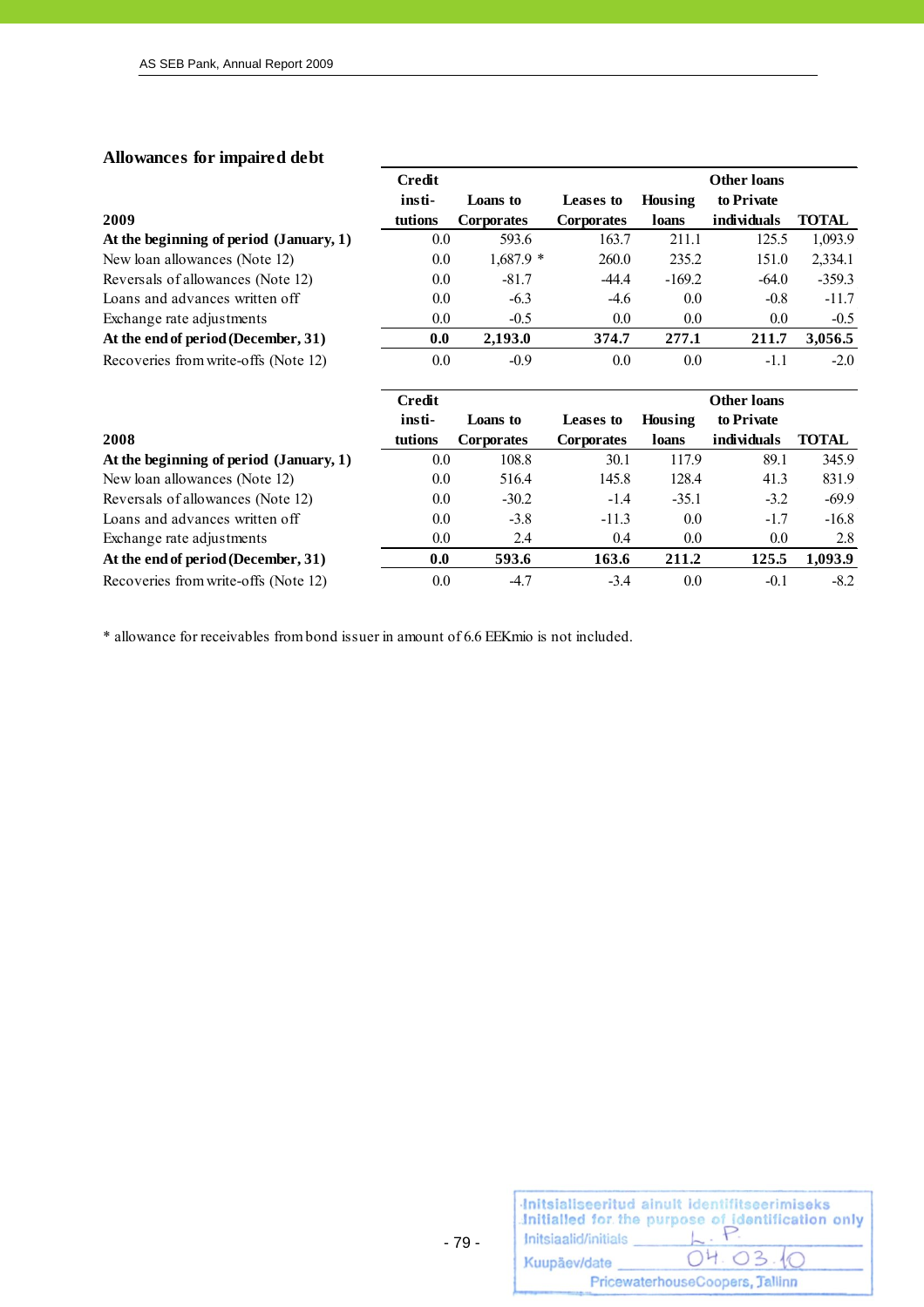## Allowances for impaired debt

| 2009 | Credit insti- tutions | Loans to Corporates | Leases to Corporates | Housing loans | Other loans to Private individuals | TOTAL |
|---|---|---|---|---|---|---|
| **At the beginning of period (January, 1)** | 0.0 | 593.6 | 163.7 | 211.1 | 125.5 | 1,093.9 |
| New loan allowances (Note 12) | 0.0 | 1,687.9 * | 260.0 | 235.2 | 151.0 | 2,334.1 |
| Reversals of allowances (Note 12) | 0.0 | -81.7 | -44.4 | -169.2 | -64.0 | -359.3 |
| Loans and advances written off | 0.0 | -6.3 | -4.6 | 0.0 | -0.8 | -11.7 |
| Exchange rate adjustments | 0.0 | -0.5 | 0.0 | 0.0 | 0.0 | -0.5 |
| **At the end of period (December, 31)** | **0.0** | **2,193.0** | **374.7** | **277.1** | **211.7** | **3,056.5** |
| Recoveries from write-offs (Note 12) | 0.0 | -0.9 | 0.0 | 0.0 | -1.1 | -2.0 |

| 2008 | Credit insti- tutions | Loans to Corporates | Leases to Corporates | Housing loans | Other loans to Private individuals | TOTAL |
|---|---|---|---|---|---|---|
| **At the beginning of period (January, 1)** | 0.0 | 108.8 | 30.1 | 117.9 | 89.1 | 345.9 |
| New loan allowances (Note 12) | 0.0 | 516.4 | 145.8 | 128.4 | 41.3 | 831.9 |
| Reversals of allowances (Note 12) | 0.0 | -30.2 | -1.4 | -35.1 | -3.2 | -69.9 |
| Loans and advances written off | 0.0 | -3.8 | -11.3 | 0.0 | -1.7 | -16.8 |
| Exchange rate adjustments | 0.0 | 2.4 | 0.4 | 0.0 | 0.0 | 2.8 |
| **At the end of period (December, 31)** | **0.0** | **593.6** | **163.6** | **211.2** | **125.5** | **1,093.9** |
| Recoveries from write-offs (Note 12) | 0.0 | -4.7 | -3.4 | 0.0 | -0.1 | -8.2 |

* allowance for receivables from bond issuer in amount of 6.6 EEKmio is not included.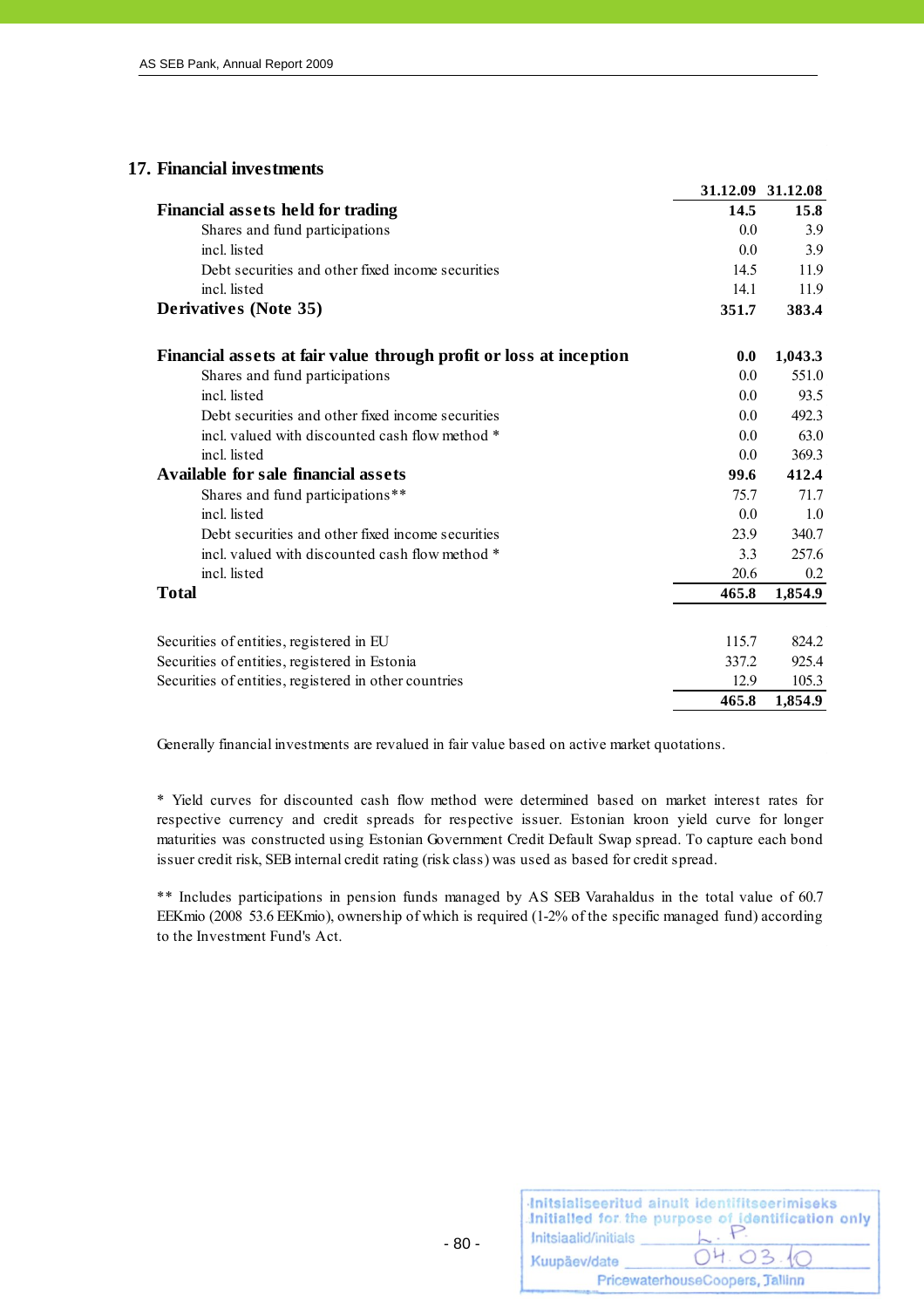## 17. Financial investments

| | 31.12.09 | 31.12.08 |
|---|---|---|
| **Financial assets held for trading** | **14.5** | **15.8** |
| Shares and fund participations | 0.0 | 3.9 |
| incl. listed | 0.0 | 3.9 |
| Debt securities and other fixed income securities | 14.5 | 11.9 |
| incl. listed | 14.1 | 11.9 |
| **Derivatives (Note 35)** | **351.7** | **383.4** |
| | | |
| **Financial assets at fair value through profit or loss at inception** | **0.0** | **1,043.3** |
| Shares and fund participations | 0.0 | 551.0 |
| incl. listed | 0.0 | 93.5 |
| Debt securities and other fixed income securities | 0.0 | 492.3 |
| incl. valued with discounted cash flow method * | 0.0 | 63.0 |
| incl. listed | 0.0 | 369.3 |
| **Available for sale financial assets** | **99.6** | **412.4** |
| Shares and fund participations** | 75.7 | 71.7 |
| incl. listed | 0.0 | 1.0 |
| Debt securities and other fixed income securities | 23.9 | 340.7 |
| incl. valued with discounted cash flow method * | 3.3 | 257.6 |
| incl. listed | 20.6 | 0.2 |
| **Total** | **465.8** | **1,854.9** |

| | | |
|---|---|---|
| Securities of entities, registered in EU | 115.7 | 824.2 |
| Securities of entities, registered in Estonia | 337.2 | 925.4 |
| Securities of entities, registered in other countries | 12.9 | 105.3 |
| | **465.8** | **1,854.9** |

Generally financial investments are revalued in fair value based on active market quotations.

* Yield curves for discounted cash flow method were determined based on market interest rates for respective currency and credit spreads for respective issuer. Estonian kroon yield curve for longer maturities was constructed using Estonian Government Credit Default Swap spread. To capture each bond issuer credit risk, SEB internal credit rating (risk class) was used as based for credit spread.

** Includes participations in pension funds managed by AS SEB Varahaldus in the total value of 60.7 EEKmio (2008 53.6 EEKmio), ownership of which is required (1-2% of the specific managed fund) according to the Investment Fund's Act.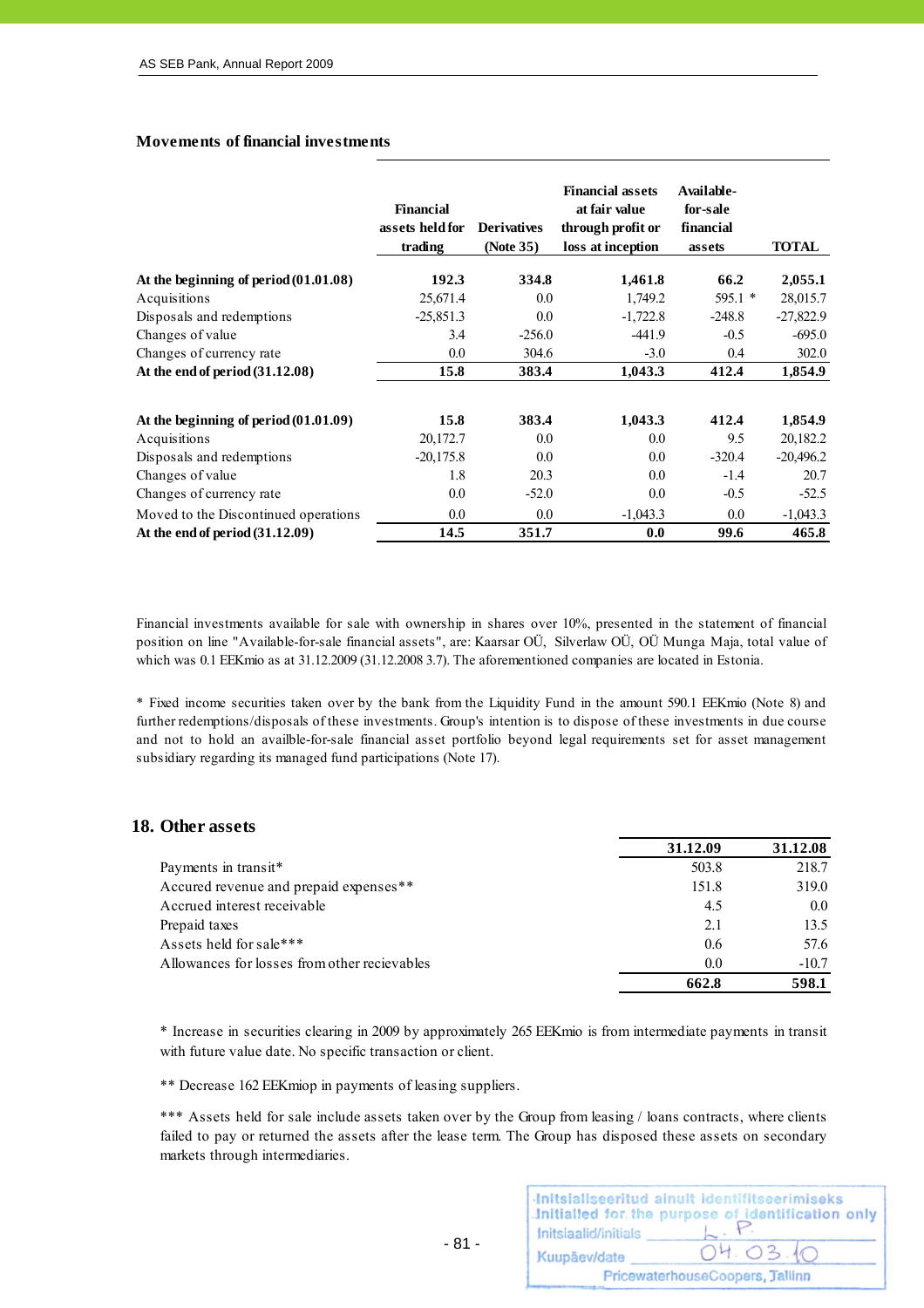### Movements of financial investments

| | Financial assets held for trading | Derivatives (Note 35) | Financial assets at fair value through profit or loss at inception | Available-for-sale financial assets | TOTAL |
|---|---|---|---|---|---|
| **At the beginning of period (01.01.08)** | **192.3** | **334.8** | **1,461.8** | **66.2** | **2,055.1** |
| Acquisitions | 25,671.4 | 0.0 | 1,749.2 | 595.1 * | 28,015.7 |
| Disposals and redemptions | -25,851.3 | 0.0 | -1,722.8 | -248.8 | -27,822.9 |
| Changes of value | 3.4 | -256.0 | -441.9 | -0.5 | -695.0 |
| Changes of currency rate | 0.0 | 304.6 | -3.0 | 0.4 | 302.0 |
| **At the end of period (31.12.08)** | **15.8** | **383.4** | **1,043.3** | **412.4** | **1,854.9** |
| | | | | | |
| **At the beginning of period (01.01.09)** | **15.8** | **383.4** | **1,043.3** | **412.4** | **1,854.9** |
| Acquisitions | 20,172.7 | 0.0 | 0.0 | 9.5 | 20,182.2 |
| Disposals and redemptions | -20,175.8 | 0.0 | 0.0 | -320.4 | -20,496.2 |
| Changes of value | 1.8 | 20.3 | 0.0 | -1.4 | 20.7 |
| Changes of currency rate | 0.0 | -52.0 | 0.0 | -0.5 | -52.5 |
| Moved to the Discontinued operations | 0.0 | 0.0 | -1,043.3 | 0.0 | -1,043.3 |
| **At the end of period (31.12.09)** | **14.5** | **351.7** | **0.0** | **99.6** | **465.8** |

Financial investments available for sale with ownership in shares over 10%, presented in the statement of financial position on line "Available-for-sale financial assets", are: Kaarsar OÜ, Silverlaw OÜ, OÜ Munga Maja, total value of which was 0.1 EEKmio as at 31.12.2009 (31.12.2008 3.7). The aforementioned companies are located in Estonia.

* Fixed income securities taken over by the bank from the Liquidity Fund in the amount 590.1 EEKmio (Note 8) and further redemptions/disposals of these investments. Group's intention is to dispose of these investments in due course and not to hold an availble-for-sale financial asset portfolio beyond legal requirements set for asset management subsidiary regarding its managed fund participations (Note 17).

## 18. Other assets

| | 31.12.09 | 31.12.08 |
|---|---|---|
| Payments in transit* | 503.8 | 218.7 |
| Accured revenue and prepaid expenses** | 151.8 | 319.0 |
| Accrued interest receivable | 4.5 | 0.0 |
| Prepaid taxes | 2.1 | 13.5 |
| Assets held for sale*** | 0.6 | 57.6 |
| Allowances for losses from other recievables | 0.0 | -10.7 |
| | **662.8** | **598.1** |

* Increase in securities clearing in 2009 by approximately 265 EEKmio is from intermediate payments in transit with future value date. No specific transaction or client.

** Decrease 162 EEKmiop in payments of leasing suppliers.

*** Assets held for sale include assets taken over by the Group from leasing / loans contracts, where clients failed to pay or returned the assets after the lease term. The Group has disposed these assets on secondary markets through intermediaries.

Initsialiseeritud ainult identifitseerimiseks
Initialled for the purpose of identification only
Initsiaalid/initials L. P.
Kuupäev/date 04.03.10
PricewaterhouseCoopers, Tallinn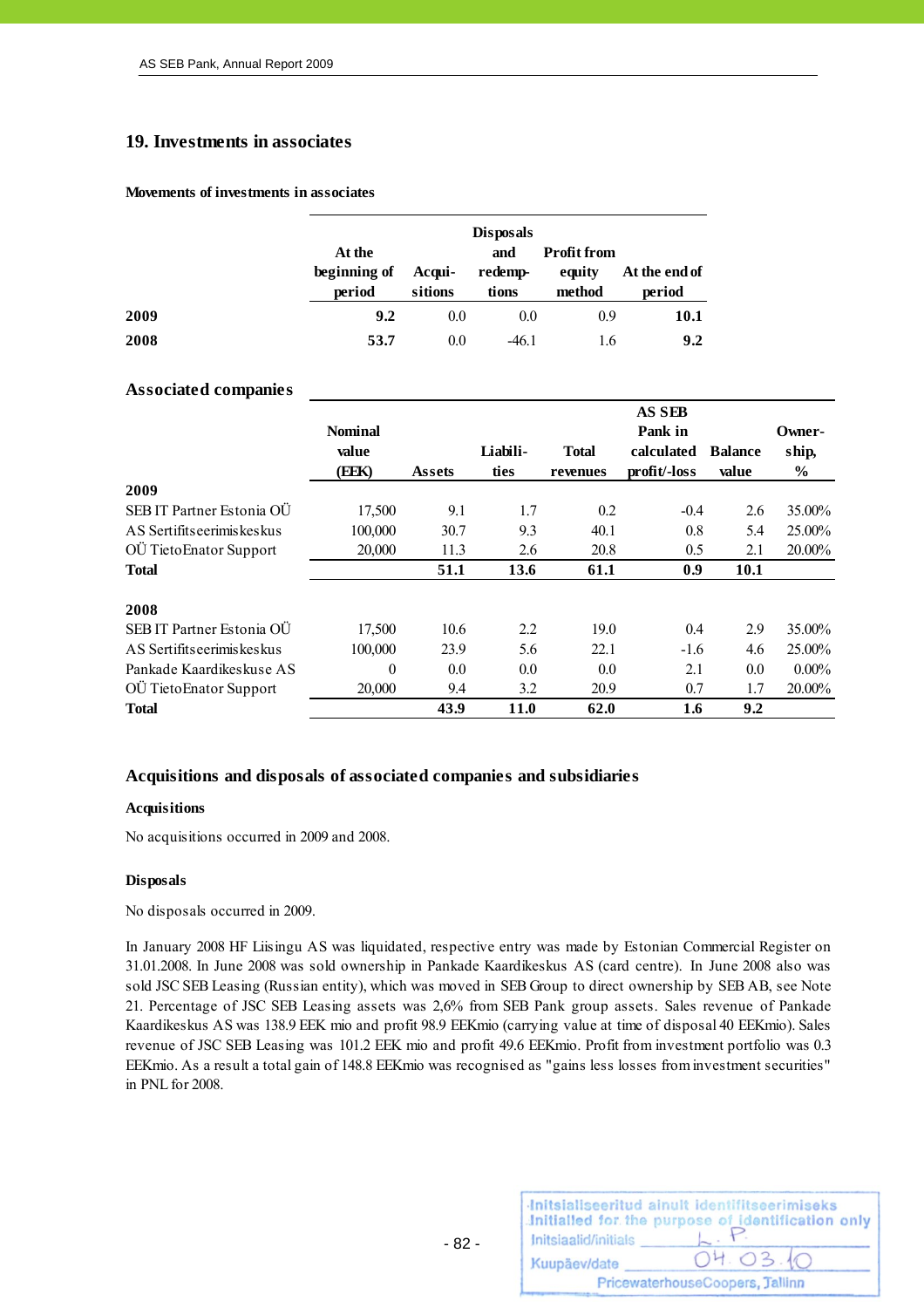## 19. Investments in associates

### Movements of investments in associates

| | At the beginning of period | Acqui-sitions | Disposals and redemp-tions | Profit from equity method | At the end of period |
|---|---|---|---|---|---|
| **2009** | **9.2** | 0.0 | 0.0 | 0.9 | **10.1** |
| **2008** | **53.7** | 0.0 | -46.1 | 1.6 | **9.2** |

### Associated companies

| | Nominal value (EEK) | Assets | Liabili-ties | Total revenues | AS SEB Pank in calculated profit/-loss | Balance value | Owner-ship, % |
|---|---|---|---|---|---|---|---|
| **2009** | | | | | | | |
| SEB IT Partner Estonia OÜ | 17,500 | 9.1 | 1.7 | 0.2 | -0.4 | 2.6 | 35.00% |
| AS Sertifitseerimiskeskus | 100,000 | 30.7 | 9.3 | 40.1 | 0.8 | 5.4 | 25.00% |
| OÜ TietoEnator Support | 20,000 | 11.3 | 2.6 | 20.8 | 0.5 | 2.1 | 20.00% |
| **Total** | | **51.1** | **13.6** | **61.1** | **0.9** | **10.1** | |
| **2008** | | | | | | | |
| SEB IT Partner Estonia OÜ | 17,500 | 10.6 | 2.2 | 19.0 | 0.4 | 2.9 | 35.00% |
| AS Sertifitseerimiskeskus | 100,000 | 23.9 | 5.6 | 22.1 | -1.6 | 4.6 | 25.00% |
| Pankade Kaardikeskuse AS | 0 | 0.0 | 0.0 | 0.0 | 2.1 | 0.0 | 0.00% |
| OÜ TietoEnator Support | 20,000 | 9.4 | 3.2 | 20.9 | 0.7 | 1.7 | 20.00% |
| **Total** | | **43.9** | **11.0** | **62.0** | **1.6** | **9.2** | |

### Acquisitions and disposals of associated companies and subsidiaries

**Acquisitions**

No acquisitions occurred in 2009 and 2008.

**Disposals**

No disposals occurred in 2009.

In January 2008 HF Liisingu AS was liquidated, respective entry was made by Estonian Commercial Register on 31.01.2008. In June 2008 was sold ownership in Pankade Kaardikeskus AS (card centre). In June 2008 also was sold JSC SEB Leasing (Russian entity), which was moved in SEB Group to direct ownership by SEB AB, see Note 21. Percentage of JSC SEB Leasing assets was 2,6% from SEB Pank group assets. Sales revenue of Pankade Kaardikeskus AS was 138.9 EEK mio and profit 98.9 EEKmio (carrying value at time of disposal 40 EEKmio). Sales revenue of JSC SEB Leasing was 101.2 EEK mio and profit 49.6 EEKmio. Profit from investment portfolio was 0.3 EEKmio. As a result a total gain of 148.8 EEKmio was recognised as "gains less losses from investment securities" in PNL for 2008.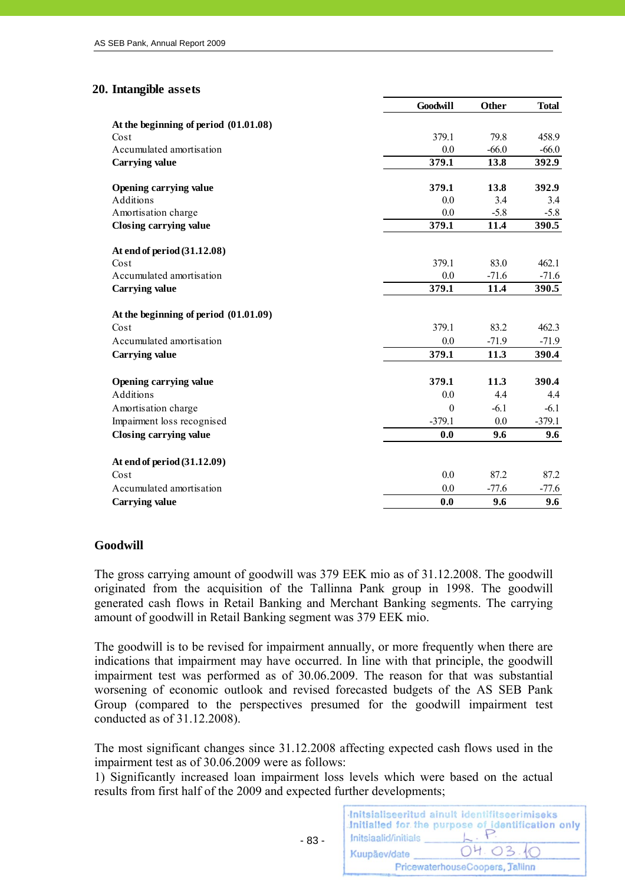## 20. Intangible assets

| | Goodwill | Other | Total |
|---|---|---|---|
| **At the beginning of period (01.01.08)** | | | |
| Cost | 379.1 | 79.8 | 458.9 |
| Accumulated amortisation | 0.0 | -66.0 | -66.0 |
| **Carrying value** | **379.1** | **13.8** | **392.9** |
| | | | |
| **Opening carrying value** | **379.1** | **13.8** | **392.9** |
| Additions | 0.0 | 3.4 | 3.4 |
| Amortisation charge | 0.0 | -5.8 | -5.8 |
| **Closing carrying value** | **379.1** | **11.4** | **390.5** |
| | | | |
| **At end of period (31.12.08)** | | | |
| Cost | 379.1 | 83.0 | 462.1 |
| Accumulated amortisation | 0.0 | -71.6 | -71.6 |
| **Carrying value** | **379.1** | **11.4** | **390.5** |
| | | | |
| **At the beginning of period (01.01.09)** | | | |
| Cost | 379.1 | 83.2 | 462.3 |
| Accumulated amortisation | 0.0 | -71.9 | -71.9 |
| **Carrying value** | **379.1** | **11.3** | **390.4** |
| | | | |
| **Opening carrying value** | **379.1** | **11.3** | **390.4** |
| Additions | 0.0 | 4.4 | 4.4 |
| Amortisation charge | 0 | -6.1 | -6.1 |
| Impairment loss recognised | -379.1 | 0.0 | -379.1 |
| **Closing carrying value** | **0.0** | **9.6** | **9.6** |
| | | | |
| **At end of period (31.12.09)** | | | |
| Cost | 0.0 | 87.2 | 87.2 |
| Accumulated amortisation | 0.0 | -77.6 | -77.6 |
| **Carrying value** | **0.0** | **9.6** | **9.6** |

### Goodwill

The gross carrying amount of goodwill was 379 EEK mio as of 31.12.2008. The goodwill originated from the acquisition of the Tallinna Pank group in 1998. The goodwill generated cash flows in Retail Banking and Merchant Banking segments. The carrying amount of goodwill in Retail Banking segment was 379 EEK mio.

The goodwill is to be revised for impairment annually, or more frequently when there are indications that impairment may have occurred. In line with that principle, the goodwill impairment test was performed as of 30.06.2009. The reason for that was substantial worsening of economic outlook and revised forecasted budgets of the AS SEB Pank Group (compared to the perspectives presumed for the goodwill impairment test conducted as of 31.12.2008).

The most significant changes since 31.12.2008 affecting expected cash flows used in the impairment test as of 30.06.2009 were as follows:
1) Significantly increased loan impairment loss levels which were based on the actual results from first half of the 2009 and expected further developments;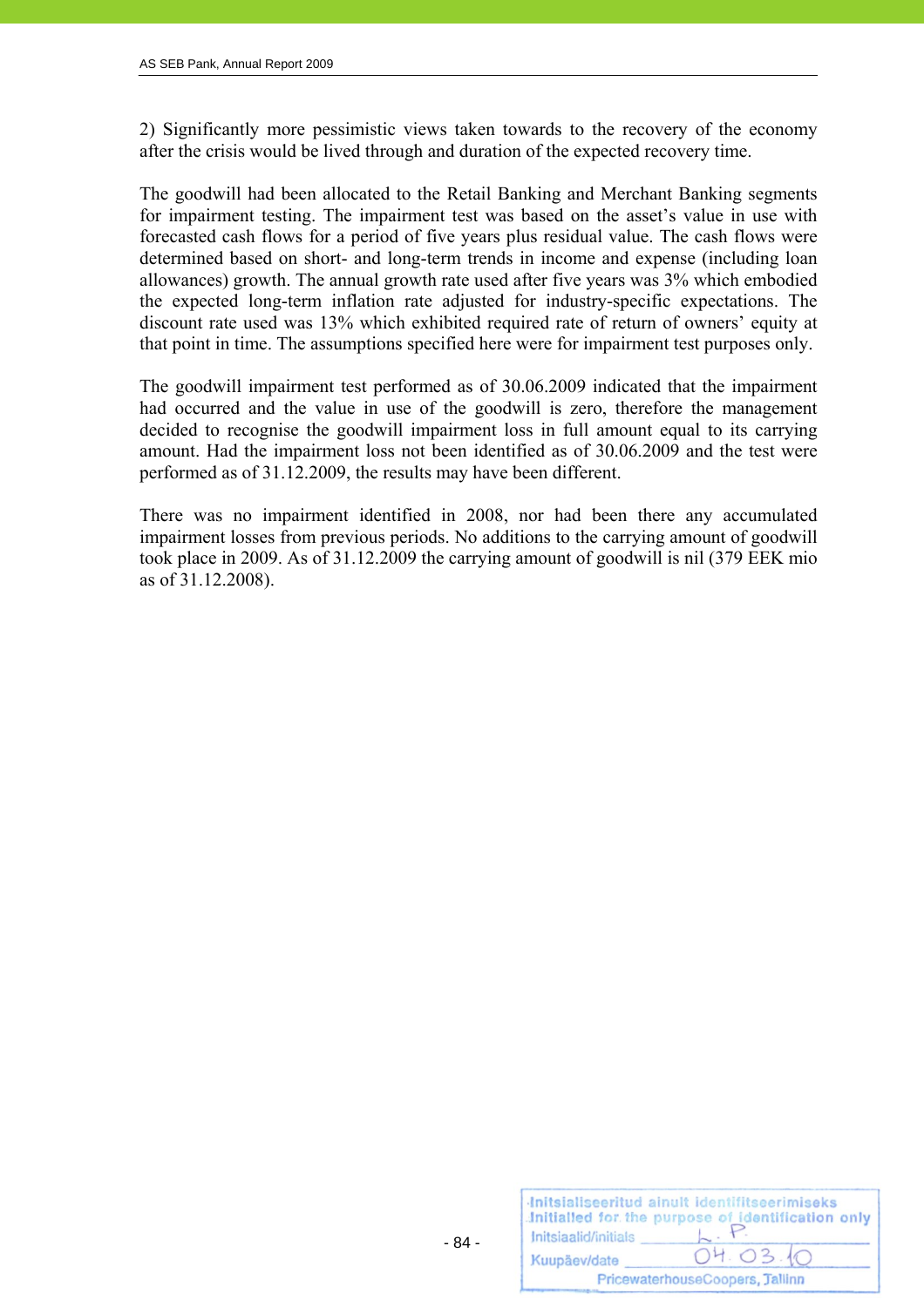2) Significantly more pessimistic views taken towards to the recovery of the economy after the crisis would be lived through and duration of the expected recovery time.

The goodwill had been allocated to the Retail Banking and Merchant Banking segments for impairment testing. The impairment test was based on the asset's value in use with forecasted cash flows for a period of five years plus residual value. The cash flows were determined based on short- and long-term trends in income and expense (including loan allowances) growth. The annual growth rate used after five years was 3% which embodied the expected long-term inflation rate adjusted for industry-specific expectations. The discount rate used was 13% which exhibited required rate of return of owners' equity at that point in time. The assumptions specified here were for impairment test purposes only.

The goodwill impairment test performed as of 30.06.2009 indicated that the impairment had occurred and the value in use of the goodwill is zero, therefore the management decided to recognise the goodwill impairment loss in full amount equal to its carrying amount. Had the impairment loss not been identified as of 30.06.2009 and the test were performed as of 31.12.2009, the results may have been different.

There was no impairment identified in 2008, nor had been there any accumulated impairment losses from previous periods. No additions to the carrying amount of goodwill took place in 2009. As of 31.12.2009 the carrying amount of goodwill is nil (379 EEK mio as of 31.12.2008).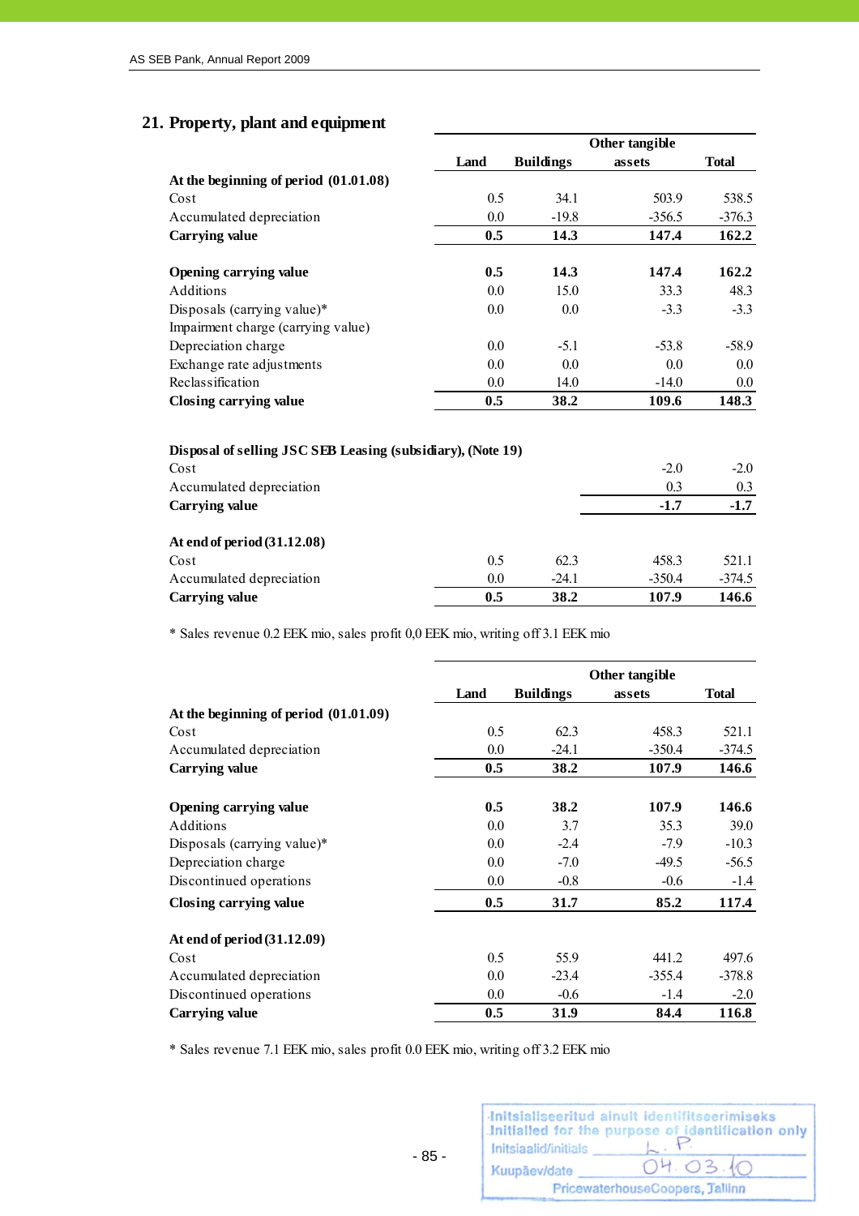## 21. Property, plant and equipment

| | Land | Buildings | Other tangible assets | Total |
|---|---|---|---|---|
| **At the beginning of period (01.01.08)** | | | | |
| Cost | 0.5 | 34.1 | 503.9 | 538.5 |
| Accumulated depreciation | 0.0 | -19.8 | -356.5 | -376.3 |
| **Carrying value** | **0.5** | **14.3** | **147.4** | **162.2** |
| | | | | |
| **Opening carrying value** | **0.5** | **14.3** | **147.4** | **162.2** |
| Additions | 0.0 | 15.0 | 33.3 | 48.3 |
| Disposals (carrying value)* | 0.0 | 0.0 | -3.3 | -3.3 |
| Impairment charge (carrying value) | | | | |
| Depreciation charge | 0.0 | -5.1 | -53.8 | -58.9 |
| Exchange rate adjustments | 0.0 | 0.0 | 0.0 | 0.0 |
| Reclassification | 0.0 | 14.0 | -14.0 | 0.0 |
| **Closing carrying value** | **0.5** | **38.2** | **109.6** | **148.3** |
| | | | | |
| **Disposal of selling JSC SEB Leasing (subsidiary), (Note 19)** | | | | |
| Cost | | | -2.0 | -2.0 |
| Accumulated depreciation | | | 0.3 | 0.3 |
| **Carrying value** | | | **-1.7** | **-1.7** |
| | | | | |
| **At end of period (31.12.08)** | | | | |
| Cost | 0.5 | 62.3 | 458.3 | 521.1 |
| Accumulated depreciation | 0.0 | -24.1 | -350.4 | -374.5 |
| **Carrying value** | **0.5** | **38.2** | **107.9** | **146.6** |

\* Sales revenue 0.2 EEK mio, sales profit 0,0 EEK mio, writing off 3.1 EEK mio

| | Land | Buildings | Other tangible assets | Total |
|---|---|---|---|---|
| **At the beginning of period (01.01.09)** | | | | |
| Cost | 0.5 | 62.3 | 458.3 | 521.1 |
| Accumulated depreciation | 0.0 | -24.1 | -350.4 | -374.5 |
| **Carrying value** | **0.5** | **38.2** | **107.9** | **146.6** |
| | | | | |
| **Opening carrying value** | **0.5** | **38.2** | **107.9** | **146.6** |
| Additions | 0.0 | 3.7 | 35.3 | 39.0 |
| Disposals (carrying value)* | 0.0 | -2.4 | -7.9 | -10.3 |
| Depreciation charge | 0.0 | -7.0 | -49.5 | -56.5 |
| Discontinued operations | 0.0 | -0.8 | -0.6 | -1.4 |
| **Closing carrying value** | **0.5** | **31.7** | **85.2** | **117.4** |
| | | | | |
| **At end of period (31.12.09)** | | | | |
| Cost | 0.5 | 55.9 | 441.2 | 497.6 |
| Accumulated depreciation | 0.0 | -23.4 | -355.4 | -378.8 |
| Discontinued operations | 0.0 | -0.6 | -1.4 | -2.0 |
| **Carrying value** | **0.5** | **31.9** | **84.4** | **116.8** |

\* Sales revenue 7.1 EEK mio, sales profit 0.0 EEK mio, writing off 3.2 EEK mio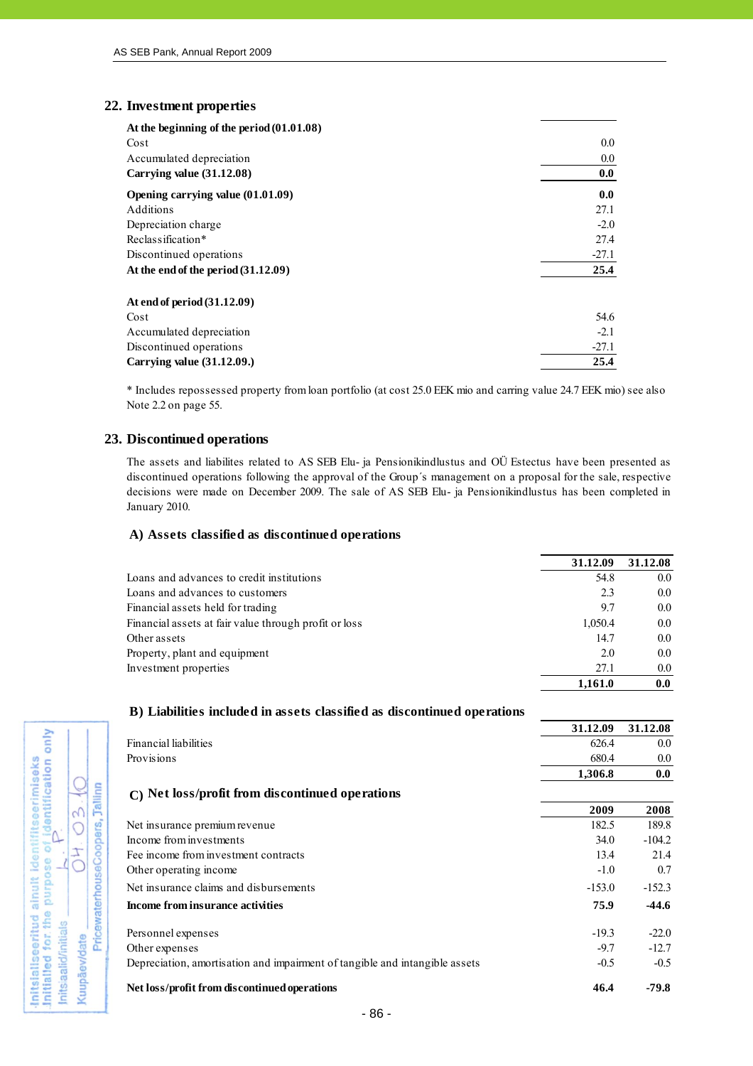## 22. Investment properties

| | |
|---|---|
| **At the beginning of the period (01.01.08)** | |
| Cost | 0.0 |
| Accumulated depreciation | 0.0 |
| **Carrying value (31.12.08)** | **0.0** |
| **Opening carrying value (01.01.09)** | **0.0** |
| Additions | 27.1 |
| Depreciation charge | -2.0 |
| Reclassification* | 27.4 |
| Discontinued operations | -27.1 |
| **At the end of the period (31.12.09)** | **25.4** |
| | |
| **At end of period (31.12.09)** | |
| Cost | 54.6 |
| Accumulated depreciation | -2.1 |
| Discontinued operations | -27.1 |
| **Carrying value (31.12.09.)** | **25.4** |

* Includes repossessed property from loan portfolio (at cost 25.0 EEK mio and carring value 24.7 EEK mio) see also Note 2.2 on page 55.

## 23. Discontinued operations

The assets and liabilites related to AS SEB Elu- ja Pensionikindlustus and OÜ Estectus have been presented as discontinued operations following the approval of the Group´s management on a proposal for the sale, respective decisions were made on December 2009. The sale of AS SEB Elu- ja Pensionikindlustus has been completed in January 2010.

### A) Assets classified as discontinued operations

| | 31.12.09 | 31.12.08 |
|---|---|---|
| Loans and advances to credit institutions | 54.8 | 0.0 |
| Loans and advances to customers | 2.3 | 0.0 |
| Financial assets held for trading | 9.7 | 0.0 |
| Financial assets at fair value through profit or loss | 1,050.4 | 0.0 |
| Other assets | 14.7 | 0.0 |
| Property, plant and equipment | 2.0 | 0.0 |
| Investment properties | 27.1 | 0.0 |
| | **1,161.0** | **0.0** |

### B) Liabilities included in assets classified as discontinued operations

| | 31.12.09 | 31.12.08 |
|---|---|---|
| Financial liabilities | 626.4 | 0.0 |
| Provisions | 680.4 | 0.0 |
| | **1,306.8** | **0.0** |

### C) Net loss/profit from discontinued operations

| | 2009 | 2008 |
|---|---|---|
| Net insurance premium revenue | 182.5 | 189.8 |
| Income from investments | 34.0 | -104.2 |
| Fee income from investment contracts | 13.4 | 21.4 |
| Other operating income | -1.0 | 0.7 |
| Net insurance claims and disbursements | -153.0 | -152.3 |
| **Income from insurance activities** | **75.9** | **-44.6** |
| | | |
| Personnel expenses | -19.3 | -22.0 |
| Other expenses | -9.7 | -12.7 |
| Depreciation, amortisation and impairment of tangible and intangible assets | -0.5 | -0.5 |
| | | |
| **Net loss/profit from discontinued operations** | **46.4** | **-79.8** |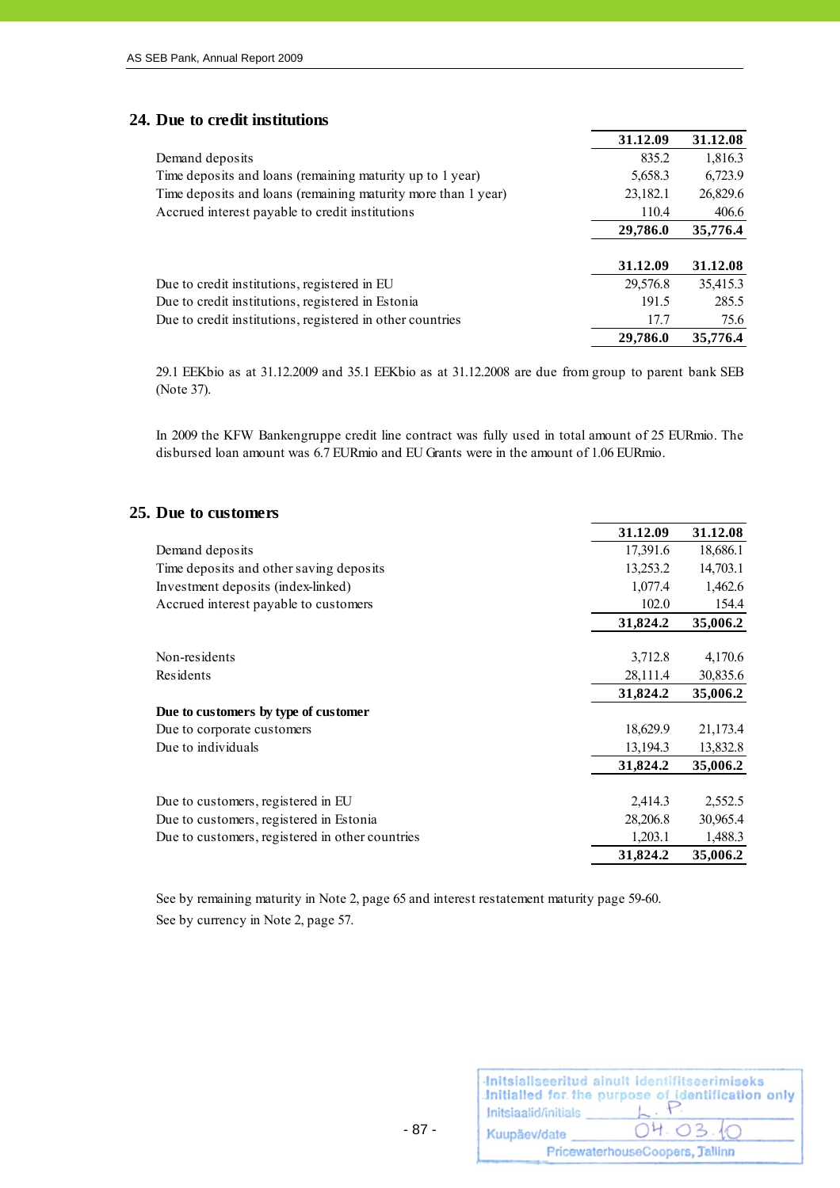## 24. Due to credit institutions

| | 31.12.09 | 31.12.08 |
|---|---|---|
| Demand deposits | 835.2 | 1,816.3 |
| Time deposits and loans (remaining maturity up to 1 year) | 5,658.3 | 6,723.9 |
| Time deposits and loans (remaining maturity more than 1 year) | 23,182.1 | 26,829.6 |
| Accrued interest payable to credit institutions | 110.4 | 406.6 |
| | **29,786.0** | **35,776.4** |

| | 31.12.09 | 31.12.08 |
|---|---|---|
| Due to credit institutions, registered in EU | 29,576.8 | 35,415.3 |
| Due to credit institutions, registered in Estonia | 191.5 | 285.5 |
| Due to credit institutions, registered in other countries | 17.7 | 75.6 |
| | **29,786.0** | **35,776.4** |

29.1 EEKbio as at 31.12.2009 and 35.1 EEKbio as at 31.12.2008 are due from group to parent bank SEB (Note 37).

In 2009 the KFW Bankengruppe credit line contract was fully used in total amount of 25 EURmio. The disbursed loan amount was 6.7 EURmio and EU Grants were in the amount of 1.06 EURmio.

## 25. Due to customers

| | 31.12.09 | 31.12.08 |
|---|---|---|
| Demand deposits | 17,391.6 | 18,686.1 |
| Time deposits and other saving deposits | 13,253.2 | 14,703.1 |
| Investment deposits (index-linked) | 1,077.4 | 1,462.6 |
| Accrued interest payable to customers | 102.0 | 154.4 |
| | **31,824.2** | **35,006.2** |
| | | |
| Non-residents | 3,712.8 | 4,170.6 |
| Residents | 28,111.4 | 30,835.6 |
| | **31,824.2** | **35,006.2** |
| **Due to customers by type of customer** | | |
| Due to corporate customers | 18,629.9 | 21,173.4 |
| Due to individuals | 13,194.3 | 13,832.8 |
| | **31,824.2** | **35,006.2** |
| | | |
| Due to customers, registered in EU | 2,414.3 | 2,552.5 |
| Due to customers, registered in Estonia | 28,206.8 | 30,965.4 |
| Due to customers, registered in other countries | 1,203.1 | 1,488.3 |
| | **31,824.2** | **35,006.2** |

See by remaining maturity in Note 2, page 65 and interest restatement maturity page 59-60.

See by currency in Note 2, page 57.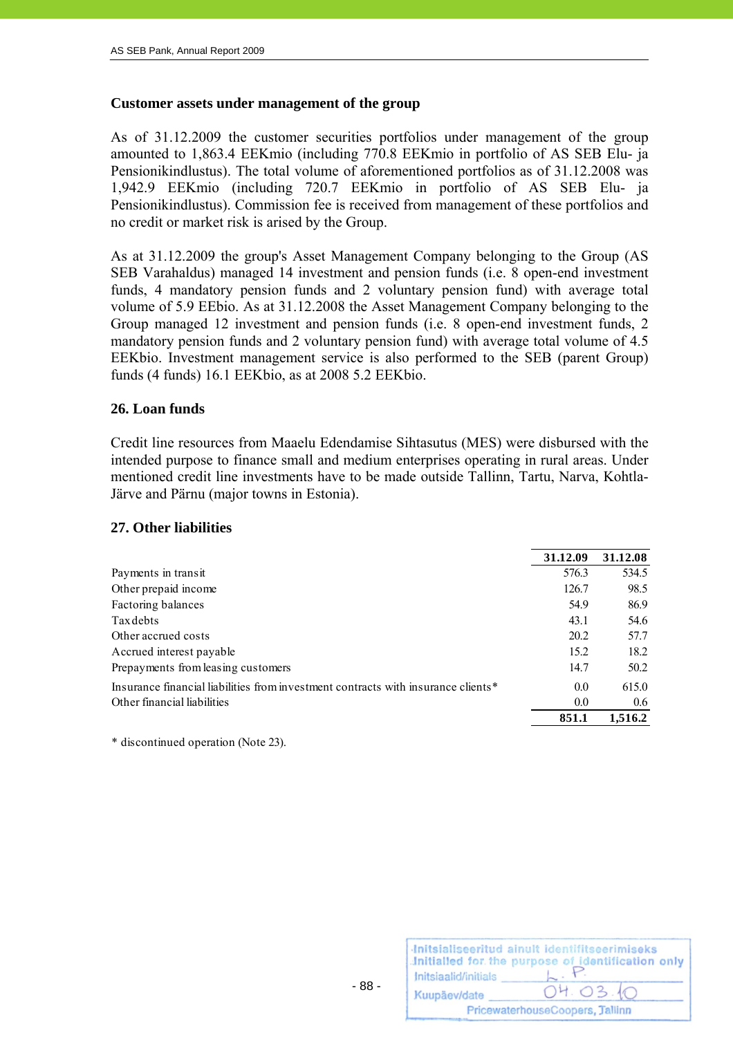### Customer assets under management of the group

As of 31.12.2009 the customer securities portfolios under management of the group amounted to 1,863.4 EEKmio (including 770.8 EEKmio in portfolio of AS SEB Elu- ja Pensionikindlustus). The total volume of aforementioned portfolios as of 31.12.2008 was 1,942.9 EEKmio (including 720.7 EEKmio in portfolio of AS SEB Elu- ja Pensionikindlustus). Commission fee is received from management of these portfolios and no credit or market risk is arised by the Group.

As at 31.12.2009 the group's Asset Management Company belonging to the Group (AS SEB Varahaldus) managed 14 investment and pension funds (i.e. 8 open-end investment funds, 4 mandatory pension funds and 2 voluntary pension fund) with average total volume of 5.9 EEbio. As at 31.12.2008 the Asset Management Company belonging to the Group managed 12 investment and pension funds (i.e. 8 open-end investment funds, 2 mandatory pension funds and 2 voluntary pension fund) with average total volume of 4.5 EEKbio. Investment management service is also performed to the SEB (parent Group) funds (4 funds) 16.1 EEKbio, as at 2008 5.2 EEKbio.

### 26. Loan funds

Credit line resources from Maaelu Edendamise Sihtasutus (MES) were disbursed with the intended purpose to finance small and medium enterprises operating in rural areas. Under mentioned credit line investments have to be made outside Tallinn, Tartu, Narva, Kohtla-Järve and Pärnu (major towns in Estonia).

### 27. Other liabilities

| | 31.12.09 | 31.12.08 |
|---|---|---|
| Payments in transit | 576.3 | 534.5 |
| Other prepaid income | 126.7 | 98.5 |
| Factoring balances | 54.9 | 86.9 |
| Tax debts | 43.1 | 54.6 |
| Other accrued costs | 20.2 | 57.7 |
| Accrued interest payable | 15.2 | 18.2 |
| Prepayments from leasing customers | 14.7 | 50.2 |
| Insurance financial liabilities from investment contracts with insurance clients* | 0.0 | 615.0 |
| Other financial liabilities | 0.0 | 0.6 |
| | **851.1** | **1,516.2** |

* discontinued operation (Note 23).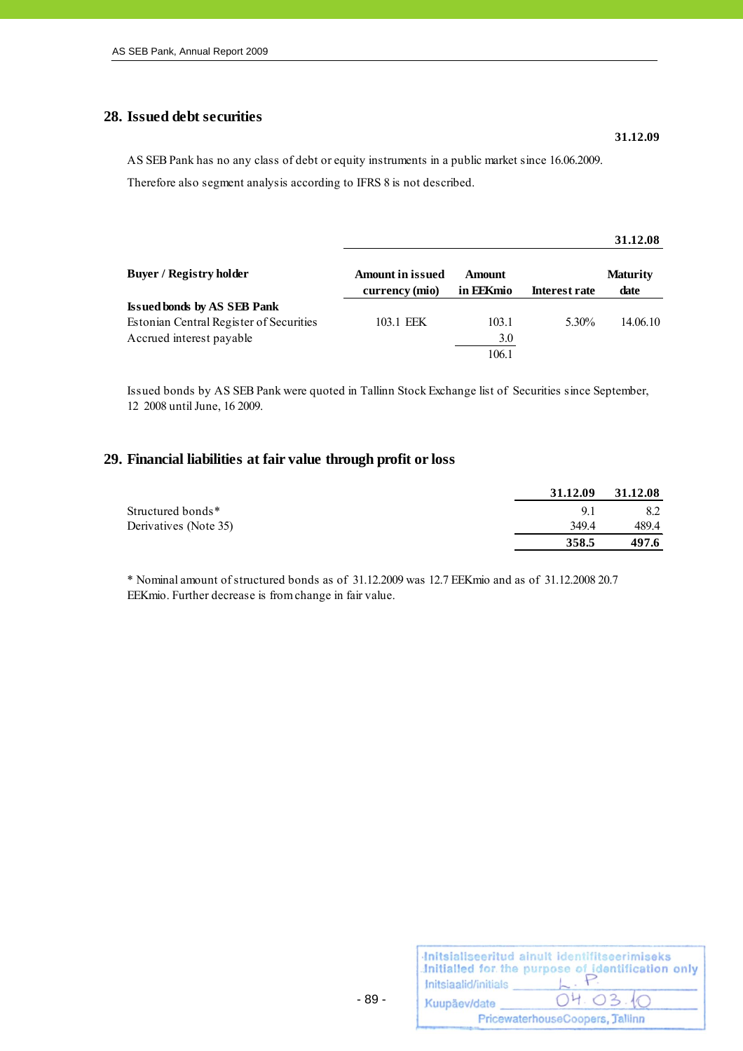## 28. Issued debt securities

**31.12.09**

AS SEB Pank has no any class of debt or equity instruments in a public market since 16.06.2009.

Therefore also segment analysis according to IFRS 8 is not described.

| | | | | **31.12.08** |
|---|---|---|---|---|
| **Buyer / Registry holder** | **Amount in issued currency (mio)** | **Amount in EEKmio** | **Interest rate** | **Maturity date** |
| **Issued bonds by AS SEB Pank** | | | | |
| Estonian Central Register of Securities | 103.1 EEK | 103.1 | 5.30% | 14.06.10 |
| Accrued interest payable | | 3.0 | | |
| | | 106.1 | | |

Issued bonds by AS SEB Pank were quoted in Tallinn Stock Exchange list of Securities since September, 12 2008 until June, 16 2009.

## 29. Financial liabilities at fair value through profit or loss

| | **31.12.09** | **31.12.08** |
|---|---|---|
| Structured bonds* | 9.1 | 8.2 |
| Derivatives (Note 35) | 349.4 | 489.4 |
| | **358.5** | **497.6** |

* Nominal amount of structured bonds as of 31.12.2009 was 12.7 EEKmio and as of 31.12.2008 20.7 EEKmio. Further decrease is from change in fair value.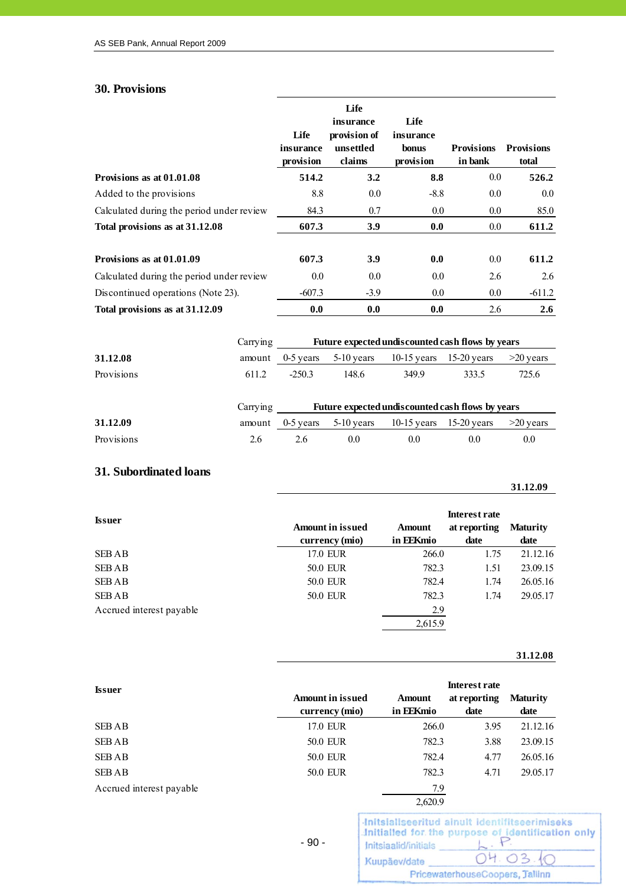## 30. Provisions

| | Life insurance provision | Life insurance provision of unsettled claims | Life insurance bonus provision | Provisions in bank | Provisions total |
|---|---|---|---|---|---|
| **Provisions as at 01.01.08** | **514.2** | **3.2** | **8.8** | 0.0 | **526.2** |
| Added to the provisions | 8.8 | 0.0 | -8.8 | 0.0 | 0.0 |
| Calculated during the period under review | 84.3 | 0.7 | 0.0 | 0.0 | 85.0 |
| **Total provisions as at 31.12.08** | **607.3** | **3.9** | **0.0** | 0.0 | **611.2** |
| | | | | | |
| **Provisions as at 01.01.09** | **607.3** | **3.9** | **0.0** | 0.0 | **611.2** |
| Calculated during the period under review | 0.0 | 0.0 | 0.0 | 2.6 | 2.6 |
| Discontinued operations (Note 23). | -607.3 | -3.9 | 0.0 | 0.0 | -611.2 |
| **Total provisions as at 31.12.09** | **0.0** | **0.0** | **0.0** | 2.6 | **2.6** |

| | Carrying | **Future expected undiscounted cash flows by years** | | | | |
|---|---|---|---|---|---|---|
| **31.12.08** | amount | 0-5 years | 5-10 years | 10-15 years | 15-20 years | >20 years |
| Provisions | 611.2 | -250.3 | 148.6 | 349.9 | 333.5 | 725.6 |

| | Carrying | **Future expected undiscounted cash flows by years** | | | | |
|---|---|---|---|---|---|---|
| **31.12.09** | amount | 0-5 years | 5-10 years | 10-15 years | 15-20 years | >20 years |
| Provisions | 2.6 | 2.6 | 0.0 | 0.0 | 0.0 | 0.0 |

## 31. Subordinated loans

**31.12.09**

| **Issuer** | **Amount in issued currency (mio)** | **Amount in EEKmio** | **Interest rate at reporting date** | **Maturity date** |
|---|---|---|---|---|
| SEB AB | 17.0 EUR | 266.0 | 1.75 | 21.12.16 |
| SEB AB | 50.0 EUR | 782.3 | 1.51 | 23.09.15 |
| SEB AB | 50.0 EUR | 782.4 | 1.74 | 26.05.16 |
| SEB AB | 50.0 EUR | 782.3 | 1.74 | 29.05.17 |
| Accrued interest payable | | 2.9 | | |
| | | 2,615.9 | | |

**31.12.08**

| **Issuer** | **Amount in issued currency (mio)** | **Amount in EEKmio** | **Interest rate at reporting date** | **Maturity date** |
|---|---|---|---|---|
| SEB AB | 17.0 EUR | 266.0 | 3.95 | 21.12.16 |
| SEB AB | 50.0 EUR | 782.3 | 3.88 | 23.09.15 |
| SEB AB | 50.0 EUR | 782.4 | 4.77 | 26.05.16 |
| SEB AB | 50.0 EUR | 782.3 | 4.71 | 29.05.17 |
| Accrued interest payable | | 7.9 | | |
| | | 2,620.9 | | |

Initsialiseeritud ainult identifitseerimiseks
Initialled for the purpose of identification only
Initsiaalid/initials L. P.
Kuupäev/date 04.03.10
PricewaterhouseCoopers, Tallinn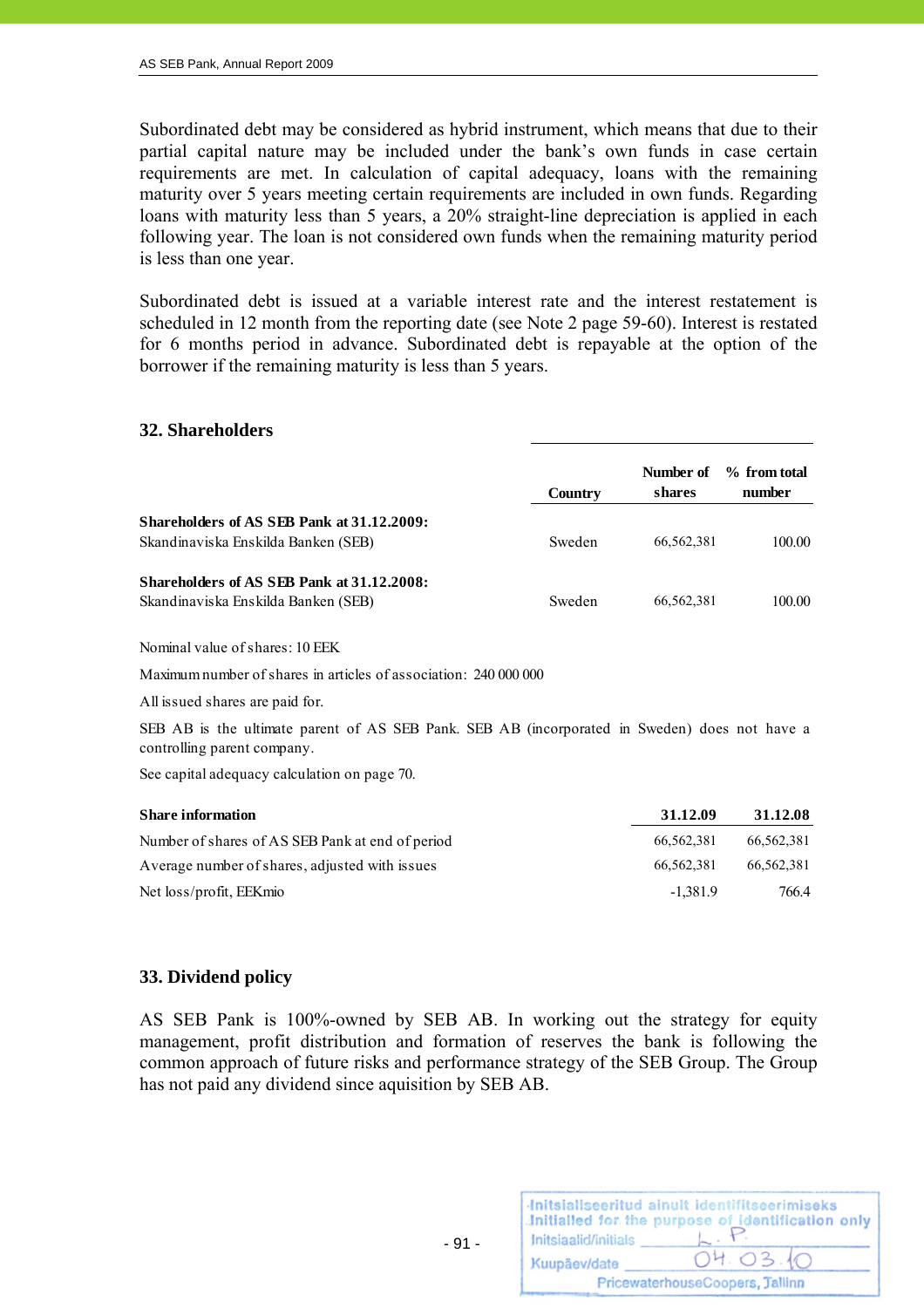Subordinated debt may be considered as hybrid instrument, which means that due to their partial capital nature may be included under the bank's own funds in case certain requirements are met. In calculation of capital adequacy, loans with the remaining maturity over 5 years meeting certain requirements are included in own funds. Regarding loans with maturity less than 5 years, a 20% straight-line depreciation is applied in each following year. The loan is not considered own funds when the remaining maturity period is less than one year.

Subordinated debt is issued at a variable interest rate and the interest restatement is scheduled in 12 month from the reporting date (see Note 2 page 59-60). Interest is restated for 6 months period in advance. Subordinated debt is repayable at the option of the borrower if the remaining maturity is less than 5 years.

## 32. Shareholders

| | Country | Number of shares | % from total number |
|---|---|---|---|
| **Shareholders of AS SEB Pank at 31.12.2009:** | | | |
| Skandinaviska Enskilda Banken (SEB) | Sweden | 66,562,381 | 100.00 |
| **Shareholders of AS SEB Pank at 31.12.2008:** | | | |
| Skandinaviska Enskilda Banken (SEB) | Sweden | 66,562,381 | 100.00 |

Nominal value of shares: 10 EEK

Maximum number of shares in articles of association: 240 000 000

All issued shares are paid for.

SEB AB is the ultimate parent of AS SEB Pank. SEB AB (incorporated in Sweden) does not have a controlling parent company.

See capital adequacy calculation on page 70.

| **Share information** | **31.12.09** | **31.12.08** |
|---|---|---|
| Number of shares of AS SEB Pank at end of period | 66,562,381 | 66,562,381 |
| Average number of shares, adjusted with issues | 66,562,381 | 66,562,381 |
| Net loss/profit, EEKmio | -1,381.9 | 766.4 |

## 33. Dividend policy

AS SEB Pank is 100%-owned by SEB AB. In working out the strategy for equity management, profit distribution and formation of reserves the bank is following the common approach of future risks and performance strategy of the SEB Group. The Group has not paid any dividend since aquisition by SEB AB.

Initsialiseeritud ainult identifitseerimiseks
Initialled for the purpose of identification only
Initsiaalid/initials L. P.
Kuupäev/date 04.03.10
PricewaterhouseCoopers, Tallinn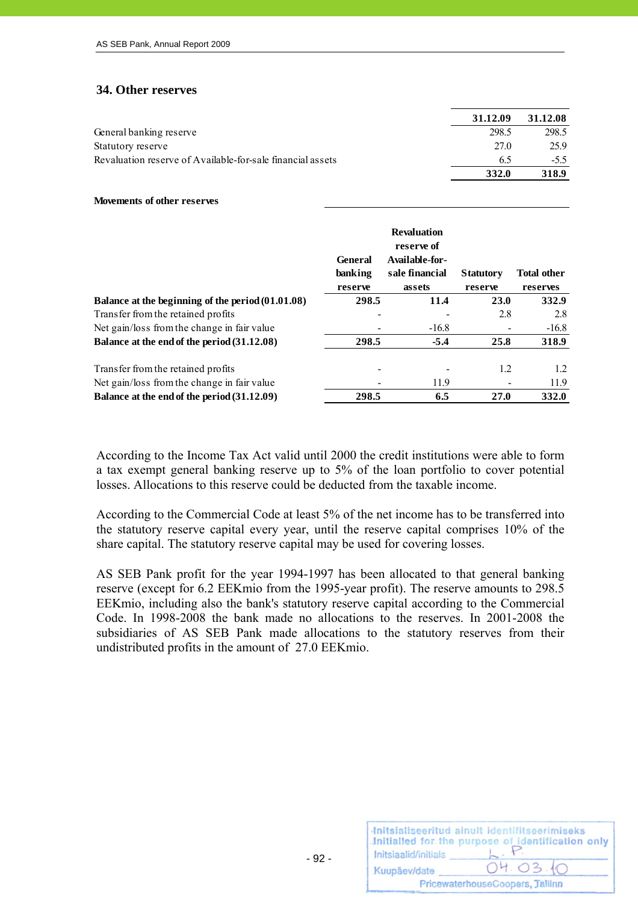## 34. Other reserves

| | 31.12.09 | 31.12.08 |
|---|---|---|
| General banking reserve | 298.5 | 298.5 |
| Statutory reserve | 27.0 | 25.9 |
| Revaluation reserve of Available-for-sale financial assets | 6.5 | -5.5 |
| | **332.0** | **318.9** |

**Movements of other reserves**

| | General banking reserve | Revaluation reserve of Available-for-sale financial assets | Statutory reserve | Total other reserves |
|---|---|---|---|---|
| **Balance at the beginning of the period (01.01.08)** | **298.5** | **11.4** | **23.0** | **332.9** |
| Transfer from the retained profits | - | - | 2.8 | 2.8 |
| Net gain/loss from the change in fair value | - | -16.8 | - | -16.8 |
| **Balance at the end of the period (31.12.08)** | **298.5** | **-5.4** | **25.8** | **318.9** |
| | | | | |
| Transfer from the retained profits | - | - | 1.2 | 1.2 |
| Net gain/loss from the change in fair value | - | 11.9 | - | 11.9 |
| **Balance at the end of the period (31.12.09)** | **298.5** | **6.5** | **27.0** | **332.0** |

According to the Income Tax Act valid until 2000 the credit institutions were able to form a tax exempt general banking reserve up to 5% of the loan portfolio to cover potential losses. Allocations to this reserve could be deducted from the taxable income.

According to the Commercial Code at least 5% of the net income has to be transferred into the statutory reserve capital every year, until the reserve capital comprises 10% of the share capital. The statutory reserve capital may be used for covering losses.

AS SEB Pank profit for the year 1994-1997 has been allocated to that general banking reserve (except for 6.2 EEKmio from the 1995-year profit). The reserve amounts to 298.5 EEKmio, including also the bank's statutory reserve capital according to the Commercial Code. In 1998-2008 the bank made no allocations to the reserves. In 2001-2008 the subsidiaries of AS SEB Pank made allocations to the statutory reserves from their undistributed profits in the amount of 27.0 EEKmio.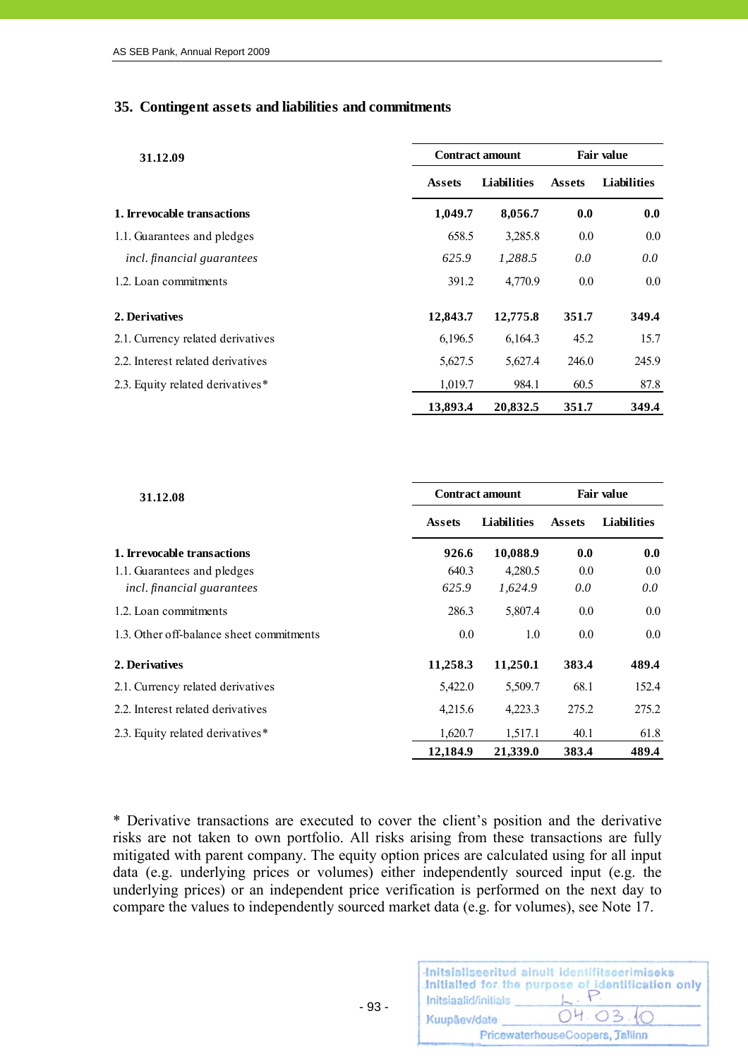## 35. Contingent assets and liabilities and commitments

| 31.12.09 | Contract amount | | Fair value | |
|---|---|---|---|---|
| | Assets | Liabilities | Assets | Liabilities |
| **1. Irrevocable transactions** | **1,049.7** | **8,056.7** | **0.0** | **0.0** |
| 1.1. Guarantees and pledges | 658.5 | 3,285.8 | 0.0 | 0.0 |
| *incl. financial guarantees* | *625.9* | *1,288.5* | *0.0* | *0.0* |
| 1.2. Loan commitments | 391.2 | 4,770.9 | 0.0 | 0.0 |
| **2. Derivatives** | **12,843.7** | **12,775.8** | **351.7** | **349.4** |
| 2.1. Currency related derivatives | 6,196.5 | 6,164.3 | 45.2 | 15.7 |
| 2.2. Interest related derivatives | 5,627.5 | 5,627.4 | 246.0 | 245.9 |
| 2.3. Equity related derivatives* | 1,019.7 | 984.1 | 60.5 | 87.8 |
| | **13,893.4** | **20,832.5** | **351.7** | **349.4** |

| 31.12.08 | Contract amount | | Fair value | |
|---|---|---|---|---|
| | Assets | Liabilities | Assets | Liabilities |
| **1. Irrevocable transactions** | **926.6** | **10,088.9** | **0.0** | **0.0** |
| 1.1. Guarantees and pledges | 640.3 | 4,280.5 | 0.0 | 0.0 |
| *incl. financial guarantees* | *625.9* | *1,624.9* | *0.0* | *0.0* |
| 1.2. Loan commitments | 286.3 | 5,807.4 | 0.0 | 0.0 |
| 1.3. Other off-balance sheet commitments | 0.0 | 1.0 | 0.0 | 0.0 |
| **2. Derivatives** | **11,258.3** | **11,250.1** | **383.4** | **489.4** |
| 2.1. Currency related derivatives | 5,422.0 | 5,509.7 | 68.1 | 152.4 |
| 2.2. Interest related derivatives | 4,215.6 | 4,223.3 | 275.2 | 275.2 |
| 2.3. Equity related derivatives* | 1,620.7 | 1,517.1 | 40.1 | 61.8 |
| | **12,184.9** | **21,339.0** | **383.4** | **489.4** |

* Derivative transactions are executed to cover the client's position and the derivative risks are not taken to own portfolio. All risks arising from these transactions are fully mitigated with parent company. The equity option prices are calculated using for all input data (e.g. underlying prices or volumes) either independently sourced input (e.g. the underlying prices) or an independent price verification is performed on the next day to compare the values to independently sourced market data (e.g. for volumes), see Note 17.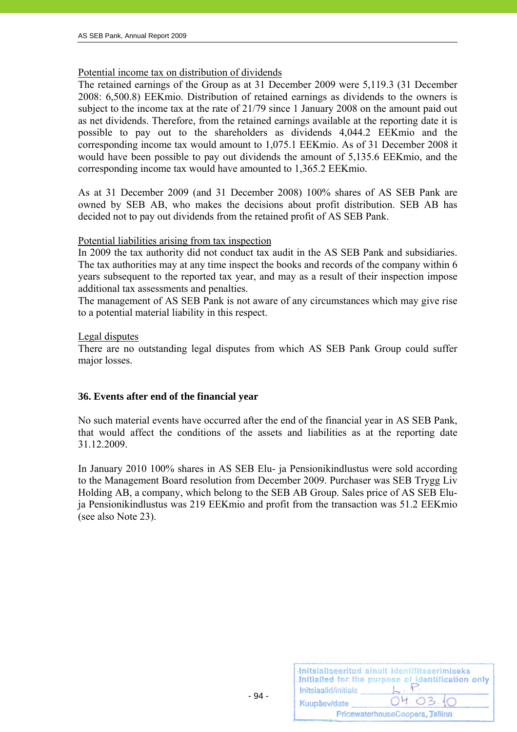Potential income tax on distribution of dividends

The retained earnings of the Group as at 31 December 2009 were 5,119.3 (31 December 2008: 6,500.8) EEKmio. Distribution of retained earnings as dividends to the owners is subject to the income tax at the rate of 21/79 since 1 January 2008 on the amount paid out as net dividends. Therefore, from the retained earnings available at the reporting date it is possible to pay out to the shareholders as dividends 4,044.2 EEKmio and the corresponding income tax would amount to 1,075.1 EEKmio. As of 31 December 2008 it would have been possible to pay out dividends the amount of 5,135.6 EEKmio, and the corresponding income tax would have amounted to 1,365.2 EEKmio.

As at 31 December 2009 (and 31 December 2008) 100% shares of AS SEB Pank are owned by SEB AB, who makes the decisions about profit distribution. SEB AB has decided not to pay out dividends from the retained profit of AS SEB Pank.

Potential liabilities arising from tax inspection

In 2009 the tax authority did not conduct tax audit in the AS SEB Pank and subsidiaries. The tax authorities may at any time inspect the books and records of the company within 6 years subsequent to the reported tax year, and may as a result of their inspection impose additional tax assessments and penalties.

The management of AS SEB Pank is not aware of any circumstances which may give rise to a potential material liability in this respect.

Legal disputes

There are no outstanding legal disputes from which AS SEB Pank Group could suffer major losses.

## 36. Events after end of the financial year

No such material events have occurred after the end of the financial year in AS SEB Pank, that would affect the conditions of the assets and liabilities as at the reporting date 31.12.2009.

In January 2010 100% shares in AS SEB Elu- ja Pensionikindlustus were sold according to the Management Board resolution from December 2009. Purchaser was SEB Trygg Liv Holding AB, a company, which belong to the SEB AB Group. Sales price of AS SEB Elu-ja Pensionikindlustus was 219 EEKmio and profit from the transaction was 51.2 EEKmio (see also Note 23).

Initsialiseeritud ainult identifitseerimiseks
Initialled for the purpose of identification only
Initsiaalid/initials L. P.
Kuupäev/date 04.03.10
PricewaterhouseCoopers, Tallinn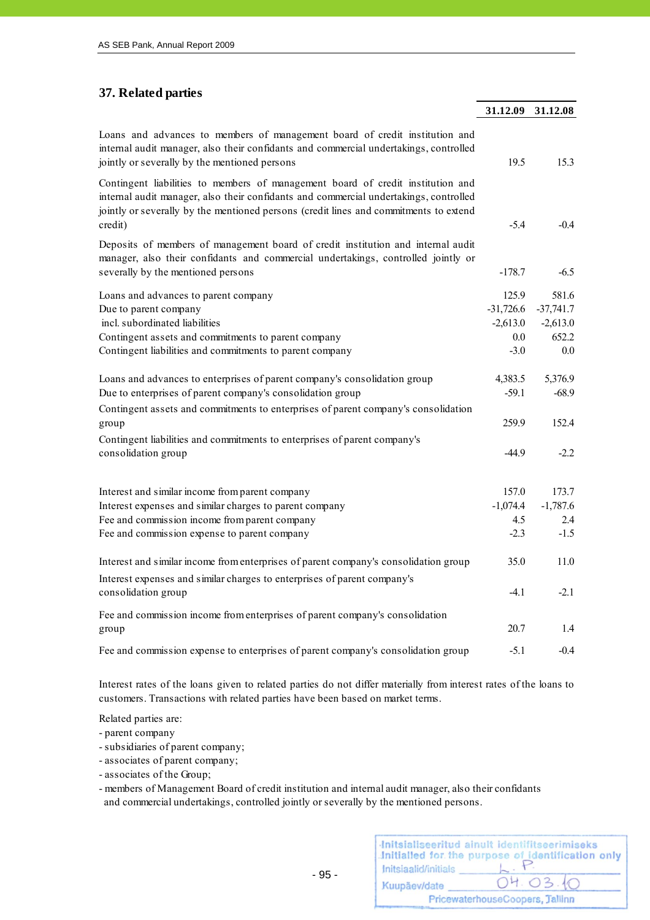## 37. Related parties

| | 31.12.09 | 31.12.08 |
|---|---|---|
| Loans and advances to members of management board of credit institution and internal audit manager, also their confidants and commercial undertakings, controlled jointly or severally by the mentioned persons | 19.5 | 15.3 |
| Contingent liabilities to members of management board of credit institution and internal audit manager, also their confidants and commercial undertakings, controlled jointly or severally by the mentioned persons (credit lines and commitments to extend credit) | -5.4 | -0.4 |
| Deposits of members of management board of credit institution and internal audit manager, also their confidants and commercial undertakings, controlled jointly or severally by the mentioned persons | -178.7 | -6.5 |
| Loans and advances to parent company | 125.9 | 581.6 |
| Due to parent company | -31,726.6 | -37,741.7 |
| incl. subordinated liabilities | -2,613.0 | -2,613.0 |
| Contingent assets and commitments to parent company | 0.0 | 652.2 |
| Contingent liabilities and commitments to parent company | -3.0 | 0.0 |
| Loans and advances to enterprises of parent company's consolidation group | 4,383.5 | 5,376.9 |
| Due to enterprises of parent company's consolidation group | -59.1 | -68.9 |
| Contingent assets and commitments to enterprises of parent company's consolidation group | 259.9 | 152.4 |
| Contingent liabilities and commitments to enterprises of parent company's consolidation group | -44.9 | -2.2 |
| Interest and similar income from parent company | 157.0 | 173.7 |
| Interest expenses and similar charges to parent company | -1,074.4 | -1,787.6 |
| Fee and commission income from parent company | 4.5 | 2.4 |
| Fee and commission expense to parent company | -2.3 | -1.5 |
| Interest and similar income from enterprises of parent company's consolidation group | 35.0 | 11.0 |
| Interest expenses and similar charges to enterprises of parent company's consolidation group | -4.1 | -2.1 |
| Fee and commission income from enterprises of parent company's consolidation group | 20.7 | 1.4 |
| Fee and commission expense to enterprises of parent company's consolidation group | -5.1 | -0.4 |

Interest rates of the loans given to related parties do not differ materially from interest rates of the loans to customers. Transactions with related parties have been based on market terms.

Related parties are:
- parent company
- subsidiaries of parent company;
- associates of parent company;
- associates of the Group;
- members of Management Board of credit institution and internal audit manager, also their confidants and commercial undertakings, controlled jointly or severally by the mentioned persons.

Initsialiseeritud ainult identifitseerimiseks
Initialled for the purpose of identification only
Initsiaalid/initials L. P.
Kuupäev/date 04.03.10
PricewaterhouseCoopers, Tallinn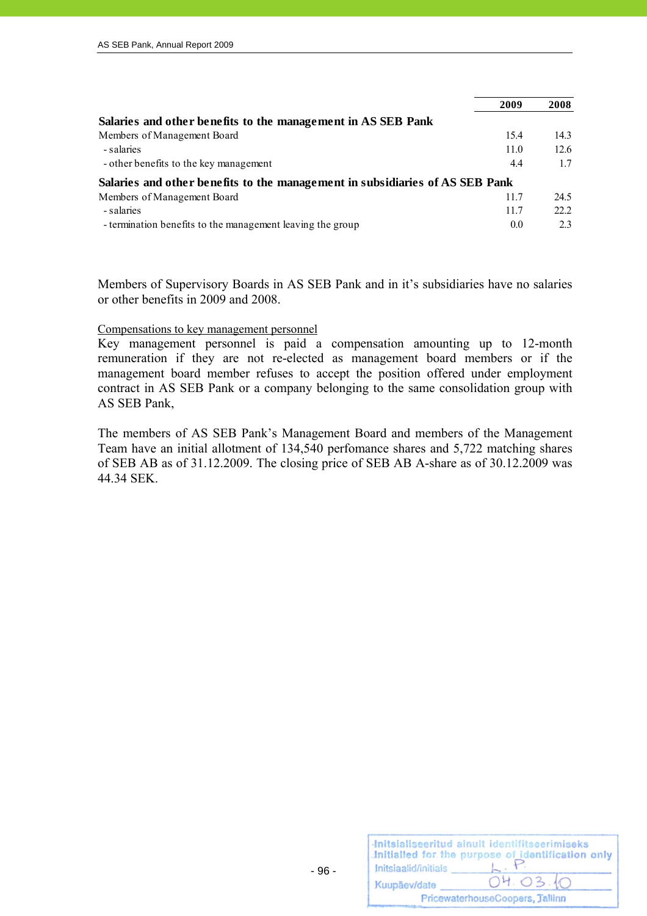| | 2009 | 2008 |
|---|---|---|
| **Salaries and other benefits to the management in AS SEB Pank** | | |
| Members of Management Board | 15.4 | 14.3 |
| - salaries | 11.0 | 12.6 |
| - other benefits to the key management | 4.4 | 1.7 |
| **Salaries and other benefits to the management in subsidiaries of AS SEB Pank** | | |
| Members of Management Board | 11.7 | 24.5 |
| - salaries | 11.7 | 22.2 |
| - termination benefits to the management leaving the group | 0.0 | 2.3 |

Members of Supervisory Boards in AS SEB Pank and in it's subsidiaries have no salaries or other benefits in 2009 and 2008.

Compensations to key management personnel

Key management personnel is paid a compensation amounting up to 12-month remuneration if they are not re-elected as management board members or if the management board member refuses to accept the position offered under employment contract in AS SEB Pank or a company belonging to the same consolidation group with AS SEB Pank,

The members of AS SEB Pank's Management Board and members of the Management Team have an initial allotment of 134,540 perfomance shares and 5,722 matching shares of SEB AB as of 31.12.2009. The closing price of SEB AB A-share as of 30.12.2009 was 44.34 SEK.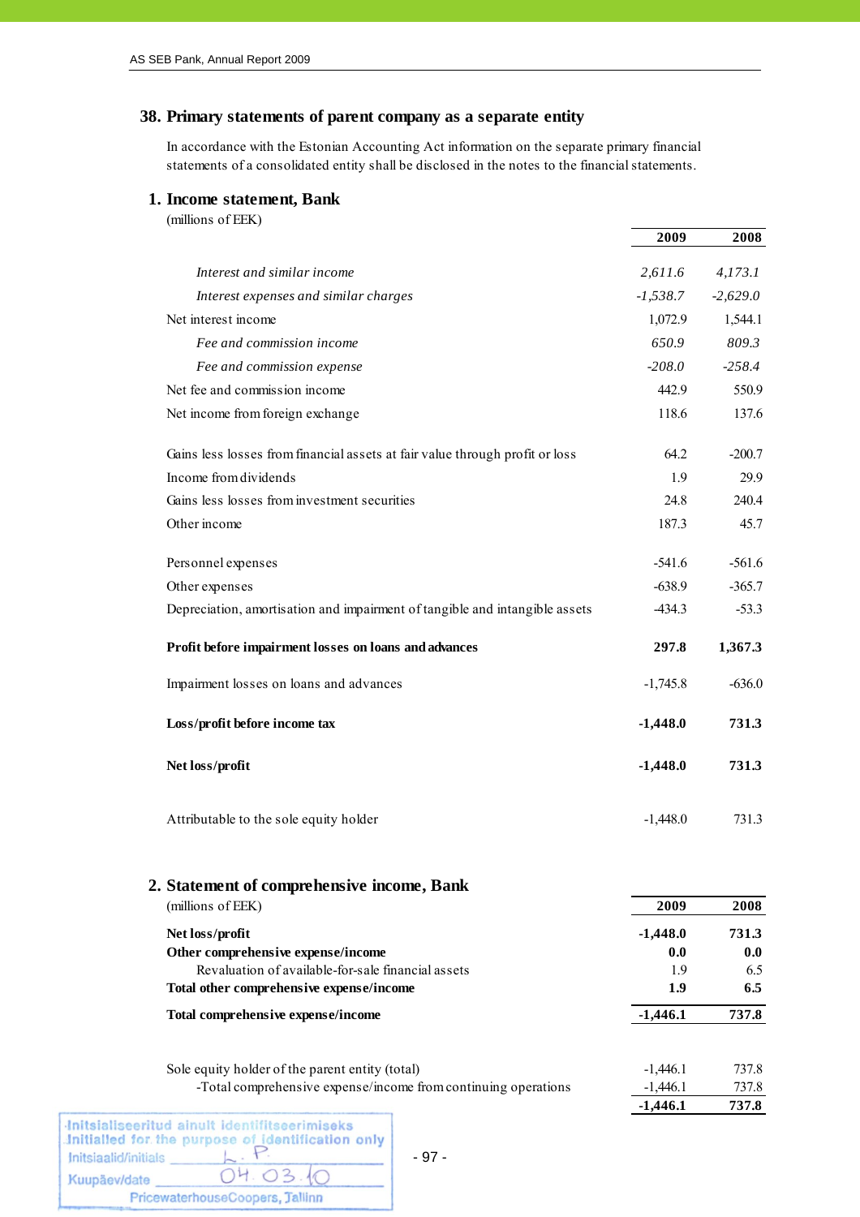## 38. Primary statements of parent company as a separate entity

In accordance with the Estonian Accounting Act information on the separate primary financial statements of a consolidated entity shall be disclosed in the notes to the financial statements.

### 1. Income statement, Bank

(millions of EEK)

| | 2009 | 2008 |
|---|---|---|
| *Interest and similar income* | *2,611.6* | *4,173.1* |
| *Interest expenses and similar charges* | *-1,538.7* | *-2,629.0* |
| Net interest income | 1,072.9 | 1,544.1 |
| *Fee and commission income* | *650.9* | *809.3* |
| *Fee and commission expense* | *-208.0* | *-258.4* |
| Net fee and commission income | 442.9 | 550.9 |
| Net income from foreign exchange | 118.6 | 137.6 |
| Gains less losses from financial assets at fair value through profit or loss | 64.2 | -200.7 |
| Income from dividends | 1.9 | 29.9 |
| Gains less losses from investment securities | 24.8 | 240.4 |
| Other income | 187.3 | 45.7 |
| Personnel expenses | -541.6 | -561.6 |
| Other expenses | -638.9 | -365.7 |
| Depreciation, amortisation and impairment of tangible and intangible assets | -434.3 | -53.3 |
| **Profit before impairment losses on loans and advances** | **297.8** | **1,367.3** |
| Impairment losses on loans and advances | -1,745.8 | -636.0 |
| **Loss/profit before income tax** | **-1,448.0** | **731.3** |
| **Net loss/profit** | **-1,448.0** | **731.3** |
| Attributable to the sole equity holder | -1,448.0 | 731.3 |

### 2. Statement of comprehensive income, Bank

(millions of EEK)

| | 2009 | 2008 |
|---|---|---|
| **Net loss/profit** | **-1,448.0** | **731.3** |
| **Other comprehensive expense/income** | **0.0** | **0.0** |
| Revaluation of available-for-sale financial assets | 1.9 | 6.5 |
| **Total other comprehensive expense/income** | **1.9** | **6.5** |
| **Total comprehensive expense/income** | **-1,446.1** | **737.8** |
| Sole equity holder of the parent entity (total) | -1,446.1 | 737.8 |
| -Total comprehensive expense/income from continuing operations | -1,446.1 | 737.8 |
| | **-1,446.1** | **737.8** |

Initsialiseeritud ainult identifitseerimiseks
Initialled for the purpose of identification only
Initsiaalid/initials L.P.
Kuupäev/date 04.03.10
PricewaterhouseCoopers, Tallinn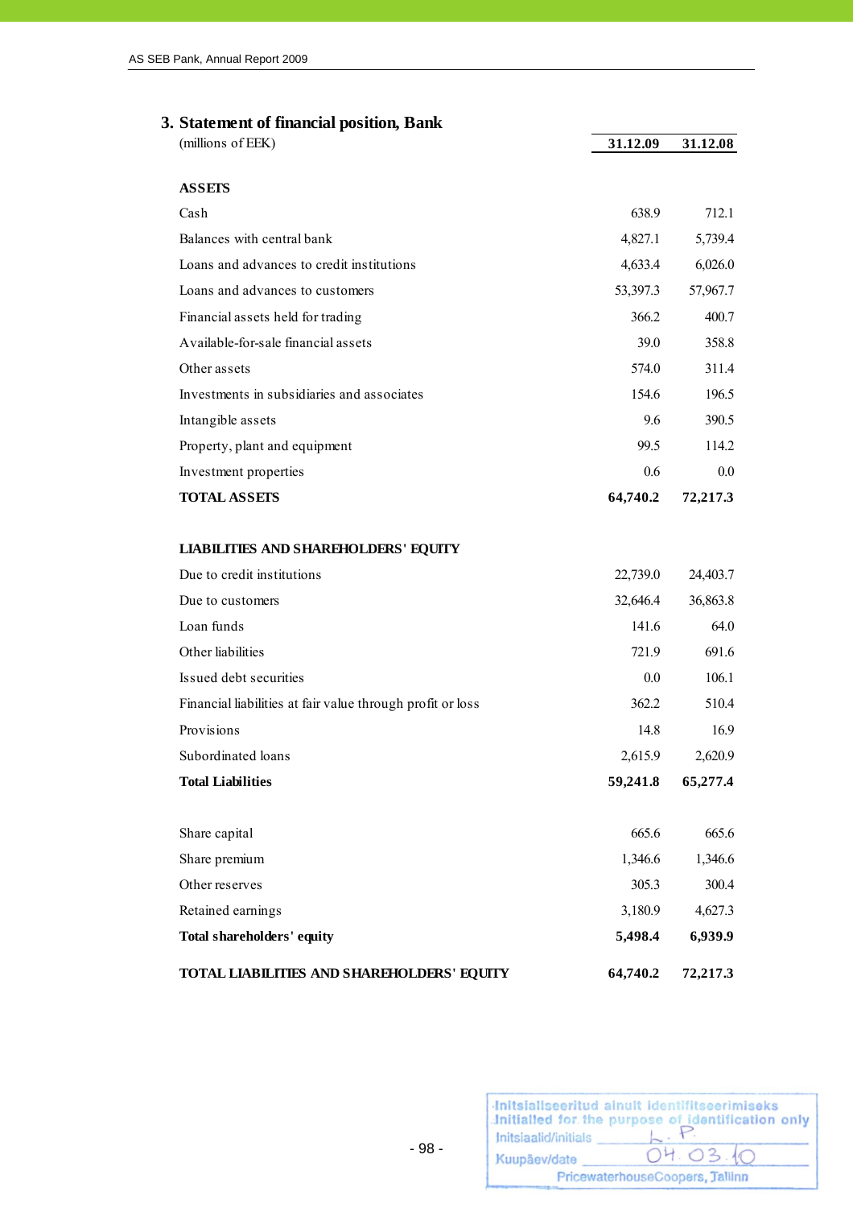## 3. Statement of financial position, Bank

| (millions of EEK) | 31.12.09 | 31.12.08 |
|---|---|---|
| **ASSETS** | | |
| Cash | 638.9 | 712.1 |
| Balances with central bank | 4,827.1 | 5,739.4 |
| Loans and advances to credit institutions | 4,633.4 | 6,026.0 |
| Loans and advances to customers | 53,397.3 | 57,967.7 |
| Financial assets held for trading | 366.2 | 400.7 |
| Available-for-sale financial assets | 39.0 | 358.8 |
| Other assets | 574.0 | 311.4 |
| Investments in subsidiaries and associates | 154.6 | 196.5 |
| Intangible assets | 9.6 | 390.5 |
| Property, plant and equipment | 99.5 | 114.2 |
| Investment properties | 0.6 | 0.0 |
| **TOTAL ASSETS** | **64,740.2** | **72,217.3** |
| | | |
| **LIABILITIES AND SHAREHOLDERS' EQUITY** | | |
| Due to credit institutions | 22,739.0 | 24,403.7 |
| Due to customers | 32,646.4 | 36,863.8 |
| Loan funds | 141.6 | 64.0 |
| Other liabilities | 721.9 | 691.6 |
| Issued debt securities | 0.0 | 106.1 |
| Financial liabilities at fair value through profit or loss | 362.2 | 510.4 |
| Provisions | 14.8 | 16.9 |
| Subordinated loans | 2,615.9 | 2,620.9 |
| **Total Liabilities** | **59,241.8** | **65,277.4** |
| | | |
| Share capital | 665.6 | 665.6 |
| Share premium | 1,346.6 | 1,346.6 |
| Other reserves | 305.3 | 300.4 |
| Retained earnings | 3,180.9 | 4,627.3 |
| **Total shareholders' equity** | **5,498.4** | **6,939.9** |
| | | |
| **TOTAL LIABILITIES AND SHAREHOLDERS' EQUITY** | **64,740.2** | **72,217.3** |

Initsialiseeritud ainult identifitseerimiseks
Initialled for the purpose of identification only
Initsiaalid/initials L. P.
Kuupäev/date 04.03.10
PricewaterhouseCoopers, Tallinn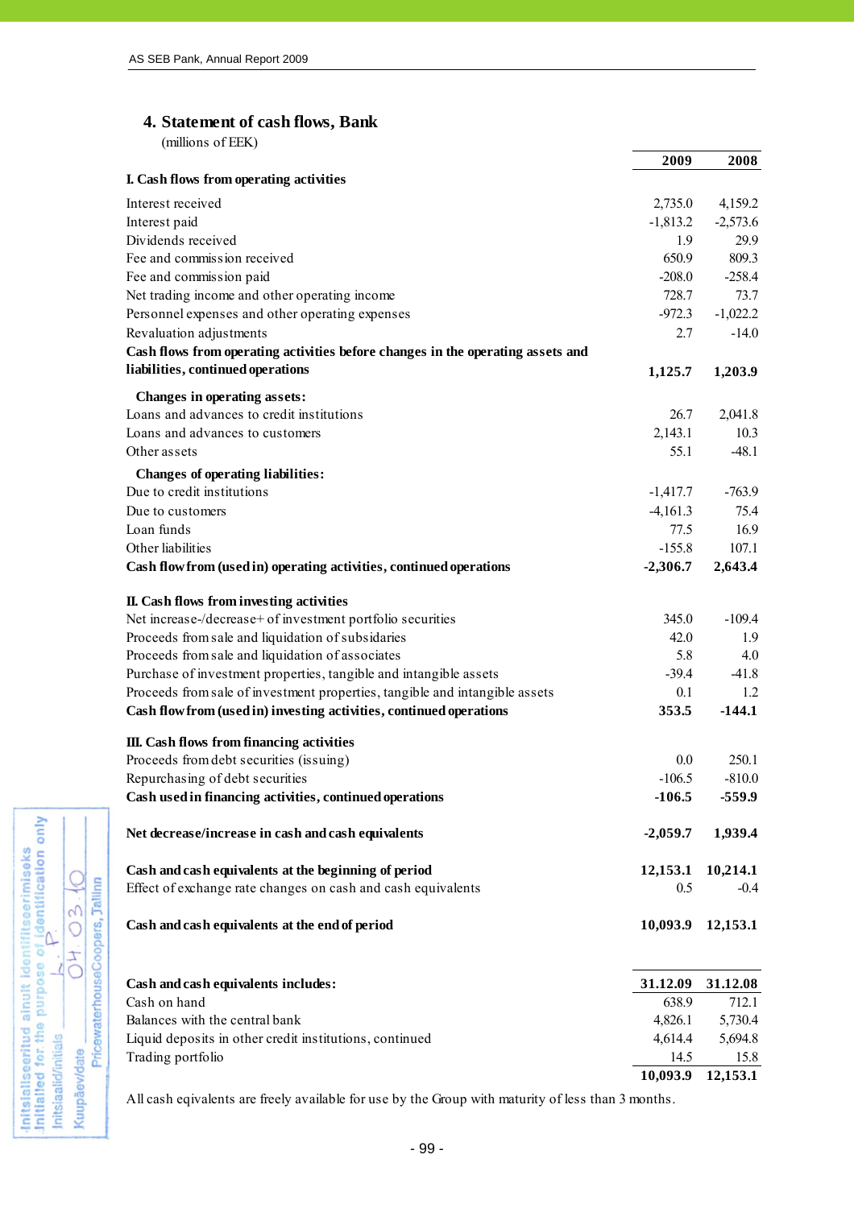## 4. Statement of cash flows, Bank

(millions of EEK)

| | 2009 | 2008 |
|---|---|---|
| **I. Cash flows from operating activities** | | |
| Interest received | 2,735.0 | 4,159.2 |
| Interest paid | -1,813.2 | -2,573.6 |
| Dividends received | 1.9 | 29.9 |
| Fee and commission received | 650.9 | 809.3 |
| Fee and commission paid | -208.0 | -258.4 |
| Net trading income and other operating income | 728.7 | 73.7 |
| Personnel expenses and other operating expenses | -972.3 | -1,022.2 |
| Revaluation adjustments | 2.7 | -14.0 |
| **Cash flows from operating activities before changes in the operating assets and liabilities, continued operations** | **1,125.7** | **1,203.9** |
| **Changes in operating assets:** | | |
| Loans and advances to credit institutions | 26.7 | 2,041.8 |
| Loans and advances to customers | 2,143.1 | 10.3 |
| Other assets | 55.1 | -48.1 |
| **Changes of operating liabilities:** | | |
| Due to credit institutions | -1,417.7 | -763.9 |
| Due to customers | -4,161.3 | 75.4 |
| Loan funds | 77.5 | 16.9 |
| Other liabilities | -155.8 | 107.1 |
| **Cash flow from (used in) operating activities, continued operations** | **-2,306.7** | **2,643.4** |
| **II. Cash flows from investing activities** | | |
| Net increase-/decrease+ of investment portfolio securities | 345.0 | -109.4 |
| Proceeds from sale and liquidation of subsidaries | 42.0 | 1.9 |
| Proceeds from sale and liquidation of associates | 5.8 | 4.0 |
| Purchase of investment properties, tangible and intangible assets | -39.4 | -41.8 |
| Proceeds from sale of investment properties, tangible and intangible assets | 0.1 | 1.2 |
| **Cash flow from (used in) investing activities, continued operations** | **353.5** | **-144.1** |
| **III. Cash flows from financing activities** | | |
| Proceeds from debt securities (issuing) | 0.0 | 250.1 |
| Repurchasing of debt securities | -106.5 | -810.0 |
| **Cash used in financing activities, continued operations** | **-106.5** | **-559.9** |
| **Net decrease/increase in cash and cash equivalents** | **-2,059.7** | **1,939.4** |
| **Cash and cash equivalents at the beginning of period** | **12,153.1** | **10,214.1** |
| Effect of exchange rate changes on cash and cash equivalents | 0.5 | -0.4 |
| **Cash and cash equivalents at the end of period** | **10,093.9** | **12,153.1** |

| **Cash and cash equivalents includes:** | **31.12.09** | **31.12.08** |
|---|---|---|
| Cash on hand | 638.9 | 712.1 |
| Balances with the central bank | 4,826.1 | 5,730.4 |
| Liquid deposits in other credit institutions, continued | 4,614.4 | 5,694.8 |
| Trading portfolio | 14.5 | 15.8 |
| | **10,093.9** | **12,153.1** |

All cash eqivalents are freely available for use by the Group with maturity of less than 3 months.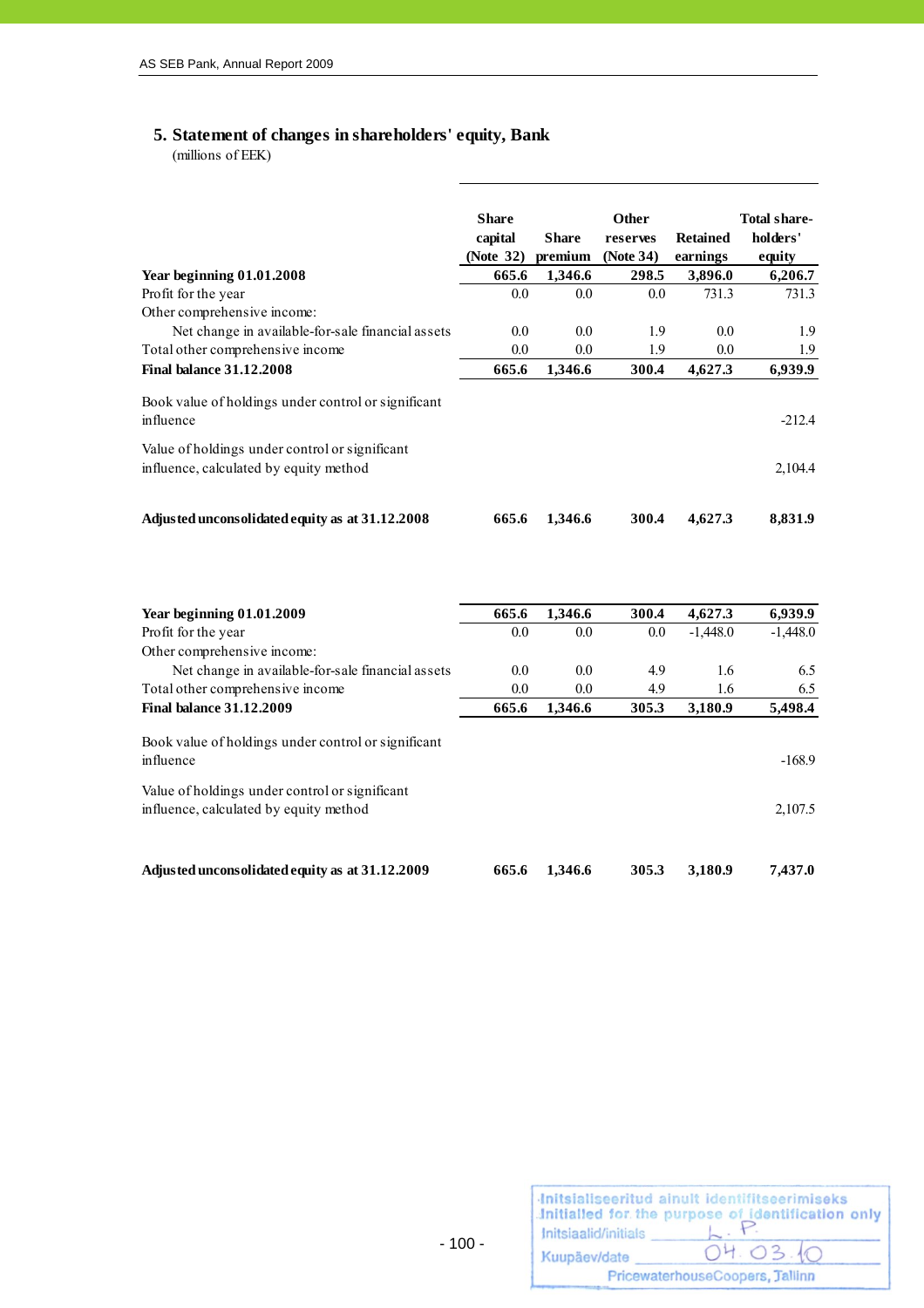## 5. Statement of changes in shareholders' equity, Bank

(millions of EEK)

| | Share capital (Note 32) | Share premium | Other reserves (Note 34) | Retained earnings | Total share-holders' equity |
|---|---|---|---|---|---|
| **Year beginning 01.01.2008** | **665.6** | **1,346.6** | **298.5** | **3,896.0** | **6,206.7** |
| Profit for the year | 0.0 | 0.0 | 0.0 | 731.3 | 731.3 |
| Other comprehensive income: | | | | | |
| Net change in available-for-sale financial assets | 0.0 | 0.0 | 1.9 | 0.0 | 1.9 |
| Total other comprehensive income | 0.0 | 0.0 | 1.9 | 0.0 | 1.9 |
| **Final balance 31.12.2008** | **665.6** | **1,346.6** | **300.4** | **4,627.3** | **6,939.9** |
| Book value of holdings under control or significant influence | | | | | -212.4 |
| Value of holdings under control or significant influence, calculated by equity method | | | | | 2,104.4 |
| **Adjusted unconsolidated equity as at 31.12.2008** | **665.6** | **1,346.6** | **300.4** | **4,627.3** | **8,831.9** |
| | | | | | |
| **Year beginning 01.01.2009** | **665.6** | **1,346.6** | **300.4** | **4,627.3** | **6,939.9** |
| Profit for the year | 0.0 | 0.0 | 0.0 | -1,448.0 | -1,448.0 |
| Other comprehensive income: | | | | | |
| Net change in available-for-sale financial assets | 0.0 | 0.0 | 4.9 | 1.6 | 6.5 |
| Total other comprehensive income | 0.0 | 0.0 | 4.9 | 1.6 | 6.5 |
| **Final balance 31.12.2009** | **665.6** | **1,346.6** | **305.3** | **3,180.9** | **5,498.4** |
| Book value of holdings under control or significant influence | | | | | -168.9 |
| Value of holdings under control or significant influence, calculated by equity method | | | | | 2,107.5 |
| **Adjusted unconsolidated equity as at 31.12.2009** | **665.6** | **1,346.6** | **305.3** | **3,180.9** | **7,437.0** |

Initsialiseeritud ainult identifitseerimiseks
Initialled for the purpose of identification only
Initsiaalid/initials L.P.
Kuupäev/date 04.03.10
PricewaterhouseCoopers, Tallinn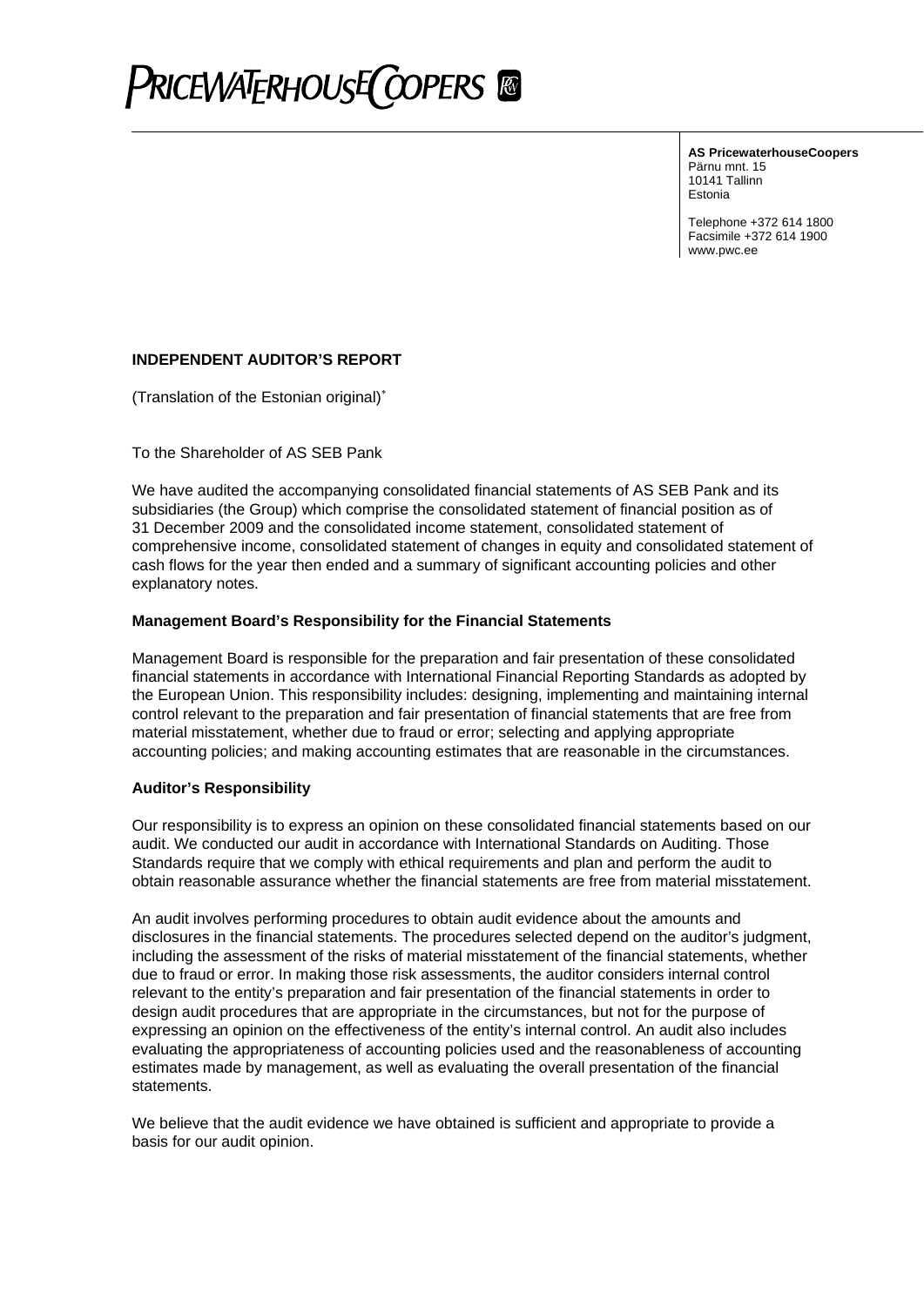PRICEWATERHOUSECOOPERS

**AS PricewaterhouseCoopers**
Pärnu mnt. 15
10141 Tallinn
Estonia

Telephone +372 614 1800
Facsimile +372 614 1900
www.pwc.ee

**INDEPENDENT AUDITOR'S REPORT**

(Translation of the Estonian original)*

To the Shareholder of AS SEB Pank

We have audited the accompanying consolidated financial statements of AS SEB Pank and its subsidiaries (the Group) which comprise the consolidated statement of financial position as of 31 December 2009 and the consolidated income statement, consolidated statement of comprehensive income, consolidated statement of changes in equity and consolidated statement of cash flows for the year then ended and a summary of significant accounting policies and other explanatory notes.

**Management Board's Responsibility for the Financial Statements**

Management Board is responsible for the preparation and fair presentation of these consolidated financial statements in accordance with International Financial Reporting Standards as adopted by the European Union. This responsibility includes: designing, implementing and maintaining internal control relevant to the preparation and fair presentation of financial statements that are free from material misstatement, whether due to fraud or error; selecting and applying appropriate accounting policies; and making accounting estimates that are reasonable in the circumstances.

**Auditor's Responsibility**

Our responsibility is to express an opinion on these consolidated financial statements based on our audit. We conducted our audit in accordance with International Standards on Auditing. Those Standards require that we comply with ethical requirements and plan and perform the audit to obtain reasonable assurance whether the financial statements are free from material misstatement.

An audit involves performing procedures to obtain audit evidence about the amounts and disclosures in the financial statements. The procedures selected depend on the auditor's judgment, including the assessment of the risks of material misstatement of the financial statements, whether due to fraud or error. In making those risk assessments, the auditor considers internal control relevant to the entity's preparation and fair presentation of the financial statements in order to design audit procedures that are appropriate in the circumstances, but not for the purpose of expressing an opinion on the effectiveness of the entity's internal control. An audit also includes evaluating the appropriateness of accounting policies used and the reasonableness of accounting estimates made by management, as well as evaluating the overall presentation of the financial statements.

We believe that the audit evidence we have obtained is sufficient and appropriate to provide a basis for our audit opinion.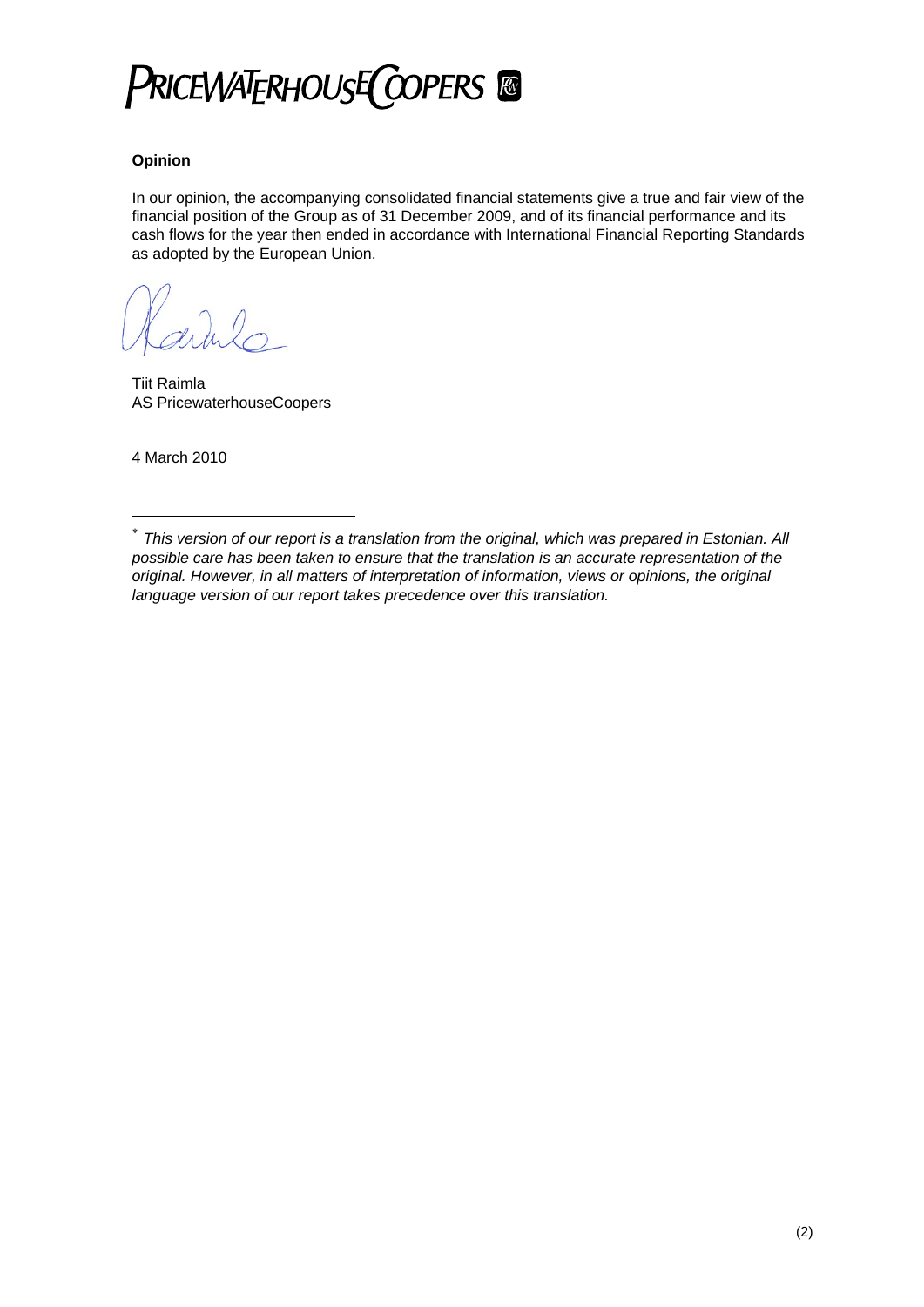PRICEWATERHOUSECOOPERS

**Opinion**

In our opinion, the accompanying consolidated financial statements give a true and fair view of the financial position of the Group as of 31 December 2009, and of its financial performance and its cash flows for the year then ended in accordance with International Financial Reporting Standards as adopted by the European Union.

Tiit Raimla
AS PricewaterhouseCoopers

4 March 2010

---

* *This version of our report is a translation from the original, which was prepared in Estonian. All possible care has been taken to ensure that the translation is an accurate representation of the original. However, in all matters of interpretation of information, views or opinions, the original language version of our report takes precedence over this translation.*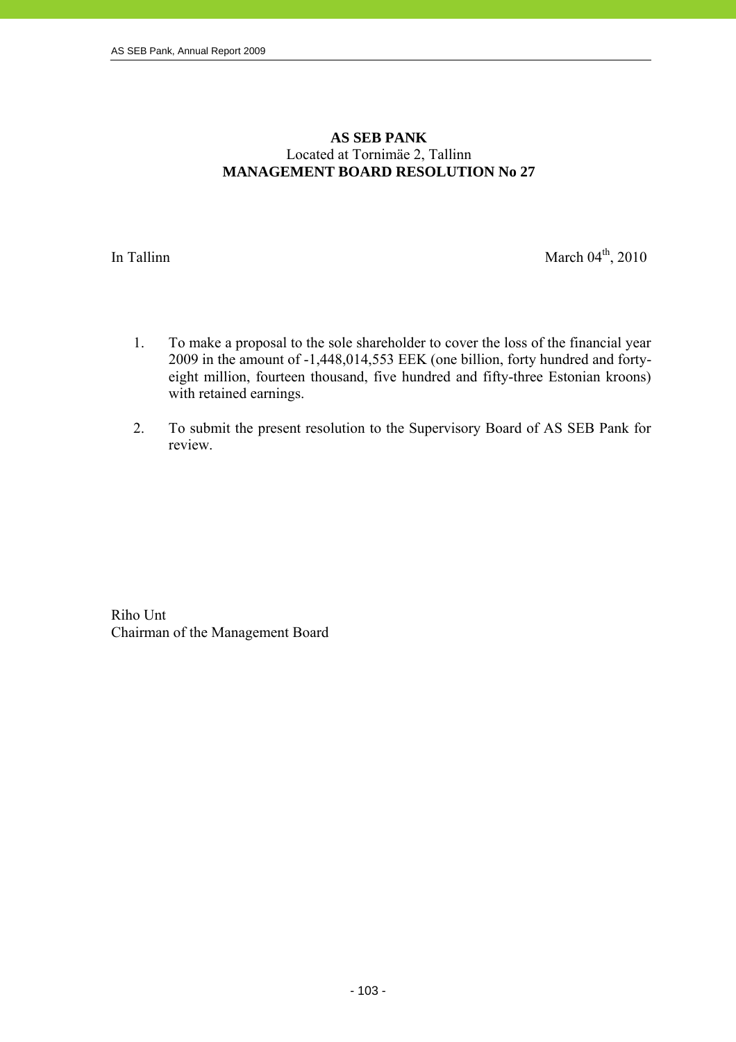**AS SEB PANK**
Located at Tornimäe 2, Tallinn
**MANAGEMENT BOARD RESOLUTION No 27**

In Tallinn March 04th, 2010

1. To make a proposal to the sole shareholder to cover the loss of the financial year 2009 in the amount of -1,448,014,553 EEK (one billion, forty hundred and forty-eight million, fourteen thousand, five hundred and fifty-three Estonian kroons) with retained earnings.

2. To submit the present resolution to the Supervisory Board of AS SEB Pank for review.

Riho Unt
Chairman of the Management Board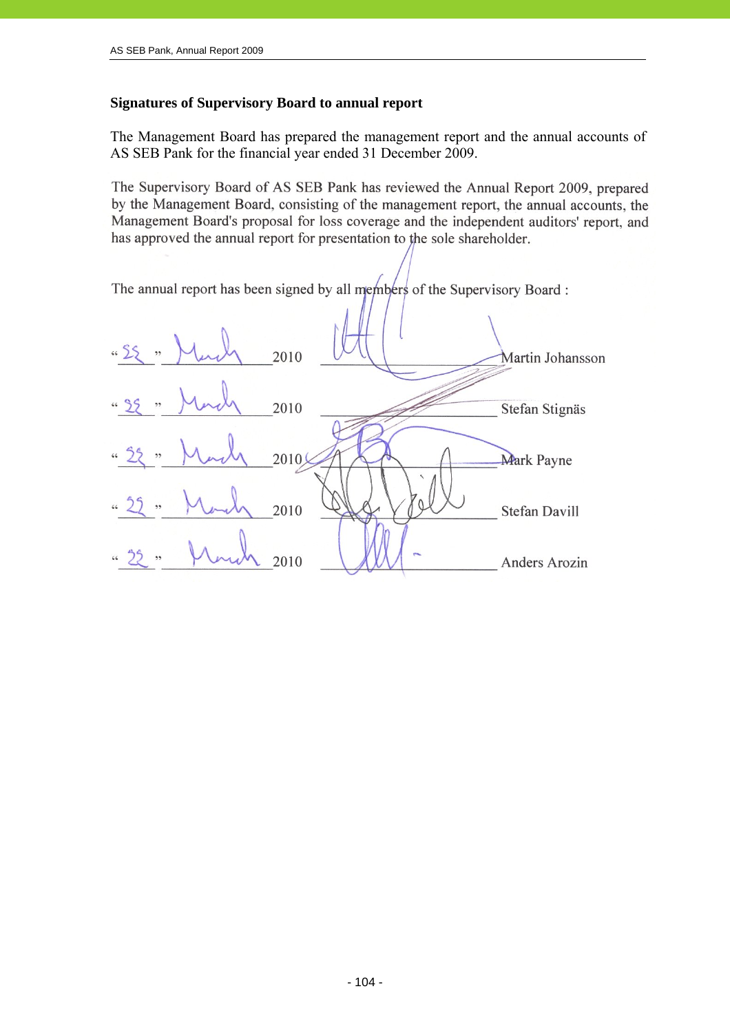**Signatures of Supervisory Board to annual report**

The Management Board has prepared the management report and the annual accounts of AS SEB Pank for the financial year ended 31 December 2009.

The Supervisory Board of AS SEB Pank has reviewed the Annual Report 2009, prepared by the Management Board, consisting of the management report, the annual accounts, the Management Board's proposal for loss coverage and the independent auditors' report, and has approved the annual report for presentation to the sole shareholder.

The annual report has been signed by all members of the Supervisory Board :

| | | |
|---|---|---|
| "22" March 2010 | | Martin Johansson |
| "22" March 2010 | | Stefan Stignäs |
| "22" March 2010 | | Mark Payne |
| "22" March 2010 | | Stefan Davill |
| "22" March 2010 | | Anders Arozin |